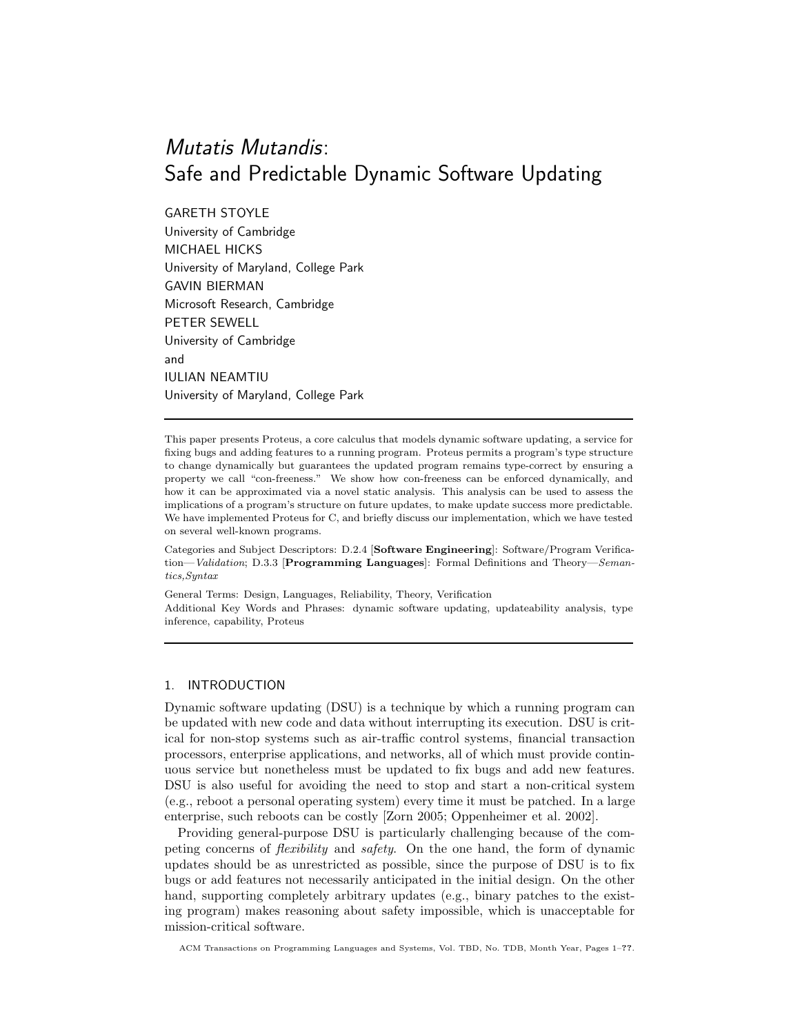# *Mutatis Mutandis*: Safe and Predictable Dynamic Software Updating

GARETH STOYLE
University of Cambridge
MICHAEL HICKS
University of Maryland, College Park
GAVIN BIERMAN
Microsoft Research, Cambridge
PETER SEWELL
University of Cambridge
and
IULIAN NEAMTIU
University of Maryland, College Park

---

This paper presents Proteus, a core calculus that models dynamic software updating, a service for fixing bugs and adding features to a running program. Proteus permits a program's type structure to change dynamically but guarantees the updated program remains type-correct by ensuring a property we call "con-freeness." We show how con-freeness can be enforced dynamically, and how it can be approximated via a novel static analysis. This analysis can be used to assess the implications of a program's structure on future updates, to make update success more predictable. We have implemented Proteus for C, and briefly discuss our implementation, which we have tested on several well-known programs.

Categories and Subject Descriptors: D.2.4 [**Software Engineering**]: Software/Program Verification—*Validation*; D.3.3 [**Programming Languages**]: Formal Definitions and Theory—*Semantics,Syntax*

General Terms: Design, Languages, Reliability, Theory, Verification

Additional Key Words and Phrases: dynamic software updating, updateability analysis, type inference, capability, Proteus

---

## 1. INTRODUCTION

Dynamic software updating (DSU) is a technique by which a running program can be updated with new code and data without interrupting its execution. DSU is critical for non-stop systems such as air-traffic control systems, financial transaction processors, enterprise applications, and networks, all of which must provide continuous service but nonetheless must be updated to fix bugs and add new features. DSU is also useful for avoiding the need to stop and start a non-critical system (e.g., reboot a personal operating system) every time it must be patched. In a large enterprise, such reboots can be costly [Zorn 2005; Oppenheimer et al. 2002].

Providing general-purpose DSU is particularly challenging because of the competing concerns of *flexibility* and *safety*. On the one hand, the form of dynamic updates should be as unrestricted as possible, since the purpose of DSU is to fix bugs or add features not necessarily anticipated in the initial design. On the other hand, supporting completely arbitrary updates (e.g., binary patches to the existing program) makes reasoning about safety impossible, which is unacceptable for mission-critical software.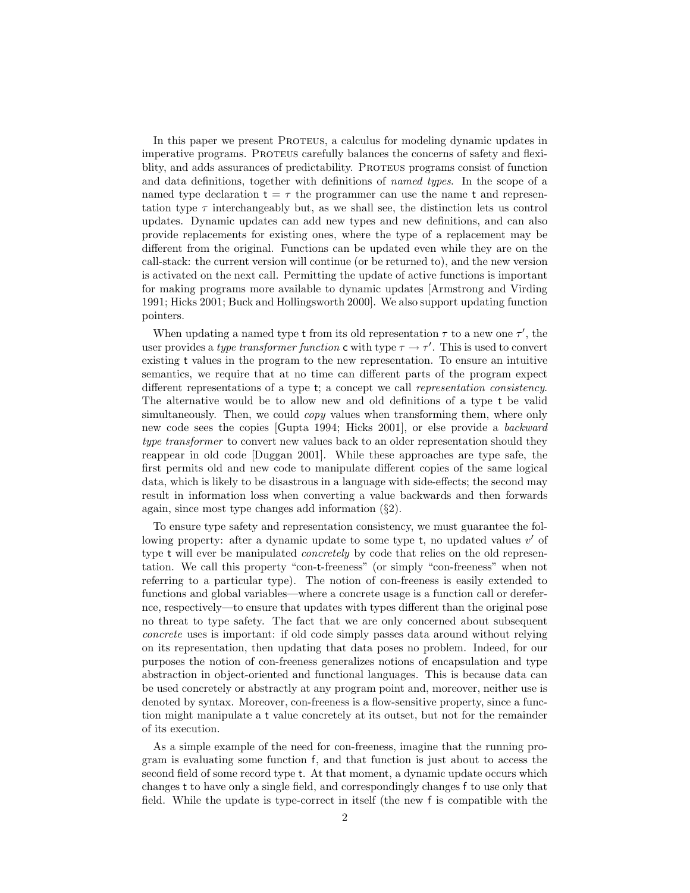In this paper we present Proteus, a calculus for modeling dynamic updates in imperative programs. Proteus carefully balances the concerns of safety and flexiblity, and adds assurances of predictability. Proteus programs consist of function and data definitions, together with definitions of *named types*. In the scope of a named type declaration $\mathsf{t} = \tau$ the programmer can use the name $\mathsf{t}$ and representation type $\tau$ interchangeably but, as we shall see, the distinction lets us control updates. Dynamic updates can add new types and new definitions, and can also provide replacements for existing ones, where the type of a replacement may be different from the original. Functions can be updated even while they are on the call-stack: the current version will continue (or be returned to), and the new version is activated on the next call. Permitting the update of active functions is important for making programs more available to dynamic updates [Armstrong and Virding 1991; Hicks 2001; Buck and Hollingsworth 2000]. We also support updating function pointers.

When updating a named type $\mathsf{t}$ from its old representation $\tau$ to a new one $\tau'$, the user provides a *type transformer function* $\mathsf{c}$ with type $\tau \rightarrow \tau'$. This is used to convert existing $\mathsf{t}$ values in the program to the new representation. To ensure an intuitive semantics, we require that at no time can different parts of the program expect different representations of a type $\mathsf{t}$; a concept we call *representation consistency*. The alternative would be to allow new and old definitions of a type $\mathsf{t}$ be valid simultaneously. Then, we could *copy* values when transforming them, where only new code sees the copies [Gupta 1994; Hicks 2001], or else provide a *backward type transformer* to convert new values back to an older representation should they reappear in old code [Duggan 2001]. While these approaches are type safe, the first permits old and new code to manipulate different copies of the same logical data, which is likely to be disastrous in a language with side-effects; the second may result in information loss when converting a value backwards and then forwards again, since most type changes add information (§2).

To ensure type safety and representation consistency, we must guarantee the following property: after a dynamic update to some type $\mathsf{t}$, no updated values $v'$ of type $\mathsf{t}$ will ever be manipulated *concretely* by code that relies on the old representation. We call this property "con-t-freeness" (or simply "con-freeness" when not referring to a particular type). The notion of con-freeness is easily extended to functions and global variables—where a concrete usage is a function call or derefernce, respectively—to ensure that updates with types different than the original pose no threat to type safety. The fact that we are only concerned about subsequent *concrete* uses is important: if old code simply passes data around without relying on its representation, then updating that data poses no problem. Indeed, for our purposes the notion of con-freeness generalizes notions of encapsulation and type abstraction in object-oriented and functional languages. This is because data can be used concretely or abstractly at any program point and, moreover, neither use is denoted by syntax. Moreover, con-freeness is a flow-sensitive property, since a function might manipulate a $\mathsf{t}$ value concretely at its outset, but not for the remainder of its execution.

As a simple example of the need for con-freeness, imagine that the running program is evaluating some function $\mathsf{f}$, and that function is just about to access the second field of some record type $\mathsf{t}$. At that moment, a dynamic update occurs which changes $\mathsf{t}$ to have only a single field, and correspondingly changes $\mathsf{f}$ to use only that field. While the update is type-correct in itself (the new $\mathsf{f}$ is compatible with the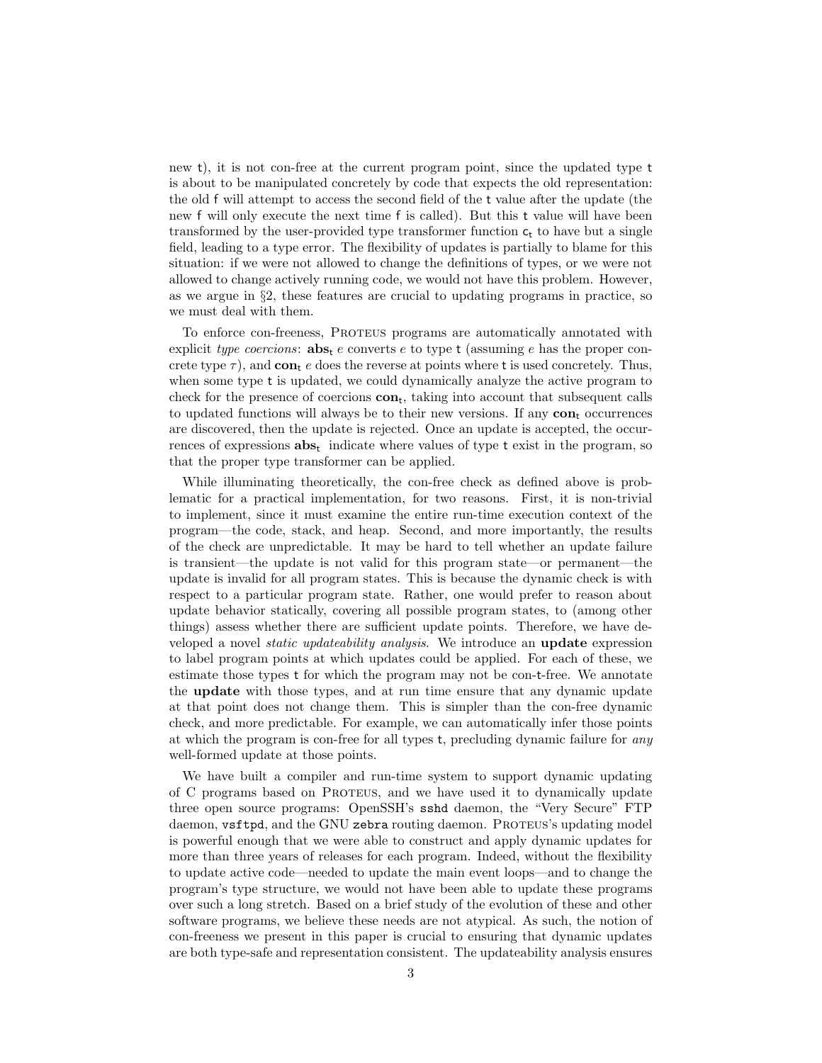new t), it is not con-free at the current program point, since the updated type t is about to be manipulated concretely by code that expects the old representation: the old f will attempt to access the second field of the t value after the update (the new f will only execute the next time f is called). But this t value will have been transformed by the user-provided type transformer function $c_t$ to have but a single field, leading to a type error. The flexibility of updates is partially to blame for this situation: if we were not allowed to change the definitions of types, or we were not allowed to change actively running code, we would not have this problem. However, as we argue in §2, these features are crucial to updating programs in practice, so we must deal with them.

To enforce con-freeness, PROTEUS programs are automatically annotated with explicit *type coercions*: $\mathbf{abs}_t\ e$ converts $e$ to type t (assuming $e$ has the proper concrete type $\tau$), and $\mathbf{con}_t\ e$ does the reverse at points where t is used concretely. Thus, when some type t is updated, we could dynamically analyze the active program to check for the presence of coercions $\mathbf{con}_t$, taking into account that subsequent calls to updated functions will always be to their new versions. If any $\mathbf{con}_t$ occurrences are discovered, then the update is rejected. Once an update is accepted, the occurrences of expressions $\mathbf{abs}_t$ indicate where values of type t exist in the program, so that the proper type transformer can be applied.

While illuminating theoretically, the con-free check as defined above is problematic for a practical implementation, for two reasons. First, it is non-trivial to implement, since it must examine the entire run-time execution context of the program—the code, stack, and heap. Second, and more importantly, the results of the check are unpredictable. It may be hard to tell whether an update failure is transient—the update is not valid for this program state—or permanent—the update is invalid for all program states. This is because the dynamic check is with respect to a particular program state. Rather, one would prefer to reason about update behavior statically, covering all possible program states, to (among other things) assess whether there are sufficient update points. Therefore, we have developed a novel *static updateability analysis*. We introduce an **update** expression to label program points at which updates could be applied. For each of these, we estimate those types t for which the program may not be con-t-free. We annotate the **update** with those types, and at run time ensure that any dynamic update at that point does not change them. This is simpler than the con-free dynamic check, and more predictable. For example, we can automatically infer those points at which the program is con-free for all types t, precluding dynamic failure for *any* well-formed update at those points.

We have built a compiler and run-time system to support dynamic updating of C programs based on PROTEUS, and we have used it to dynamically update three open source programs: OpenSSH's `sshd` daemon, the "Very Secure" FTP daemon, `vsftpd`, and the GNU `zebra` routing daemon. PROTEUS's updating model is powerful enough that we were able to construct and apply dynamic updates for more than three years of releases for each program. Indeed, without the flexibility to update active code—needed to update the main event loops—and to change the program's type structure, we would not have been able to update these programs over such a long stretch. Based on a brief study of the evolution of these and other software programs, we believe these needs are not atypical. As such, the notion of con-freeness we present in this paper is crucial to ensuring that dynamic updates are both type-safe and representation consistent. The updateability analysis ensures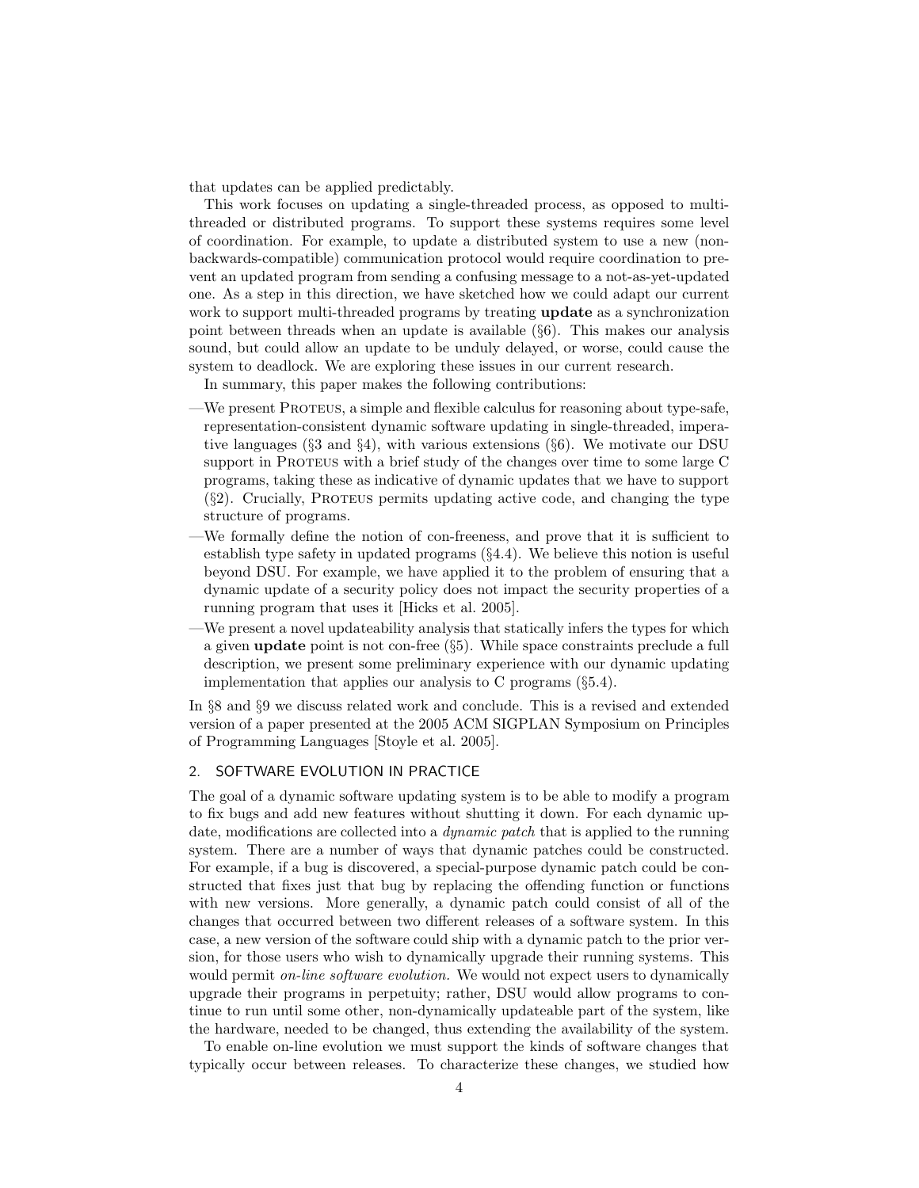that updates can be applied predictably.

This work focuses on updating a single-threaded process, as opposed to multi-threaded or distributed programs. To support these systems requires some level of coordination. For example, to update a distributed system to use a new (non-backwards-compatible) communication protocol would require coordination to prevent an updated program from sending a confusing message to a not-as-yet-updated one. As a step in this direction, we have sketched how we could adapt our current work to support multi-threaded programs by treating **update** as a synchronization point between threads when an update is available (§6). This makes our analysis sound, but could allow an update to be unduly delayed, or worse, could cause the system to deadlock. We are exploring these issues in our current research.

In summary, this paper makes the following contributions:

—We present Proteus, a simple and flexible calculus for reasoning about type-safe, representation-consistent dynamic software updating in single-threaded, imperative languages (§3 and §4), with various extensions (§6). We motivate our DSU support in Proteus with a brief study of the changes over time to some large C programs, taking these as indicative of dynamic updates that we have to support (§2). Crucially, Proteus permits updating active code, and changing the type structure of programs.

—We formally define the notion of con-freeness, and prove that it is sufficient to establish type safety in updated programs (§4.4). We believe this notion is useful beyond DSU. For example, we have applied it to the problem of ensuring that a dynamic update of a security policy does not impact the security properties of a running program that uses it [Hicks et al. 2005].

—We present a novel updateability analysis that statically infers the types for which a given **update** point is not con-free (§5). While space constraints preclude a full description, we present some preliminary experience with our dynamic updating implementation that applies our analysis to C programs (§5.4).

In §8 and §9 we discuss related work and conclude. This is a revised and extended version of a paper presented at the 2005 ACM SIGPLAN Symposium on Principles of Programming Languages [Stoyle et al. 2005].

## 2. SOFTWARE EVOLUTION IN PRACTICE

The goal of a dynamic software updating system is to be able to modify a program to fix bugs and add new features without shutting it down. For each dynamic update, modifications are collected into a *dynamic patch* that is applied to the running system. There are a number of ways that dynamic patches could be constructed. For example, if a bug is discovered, a special-purpose dynamic patch could be constructed that fixes just that bug by replacing the offending function or functions with new versions. More generally, a dynamic patch could consist of all of the changes that occurred between two different releases of a software system. In this case, a new version of the software could ship with a dynamic patch to the prior version, for those users who wish to dynamically upgrade their running systems. This would permit *on-line software evolution.* We would not expect users to dynamically upgrade their programs in perpetuity; rather, DSU would allow programs to continue to run until some other, non-dynamically updateable part of the system, like the hardware, needed to be changed, thus extending the availability of the system.

To enable on-line evolution we must support the kinds of software changes that typically occur between releases. To characterize these changes, we studied how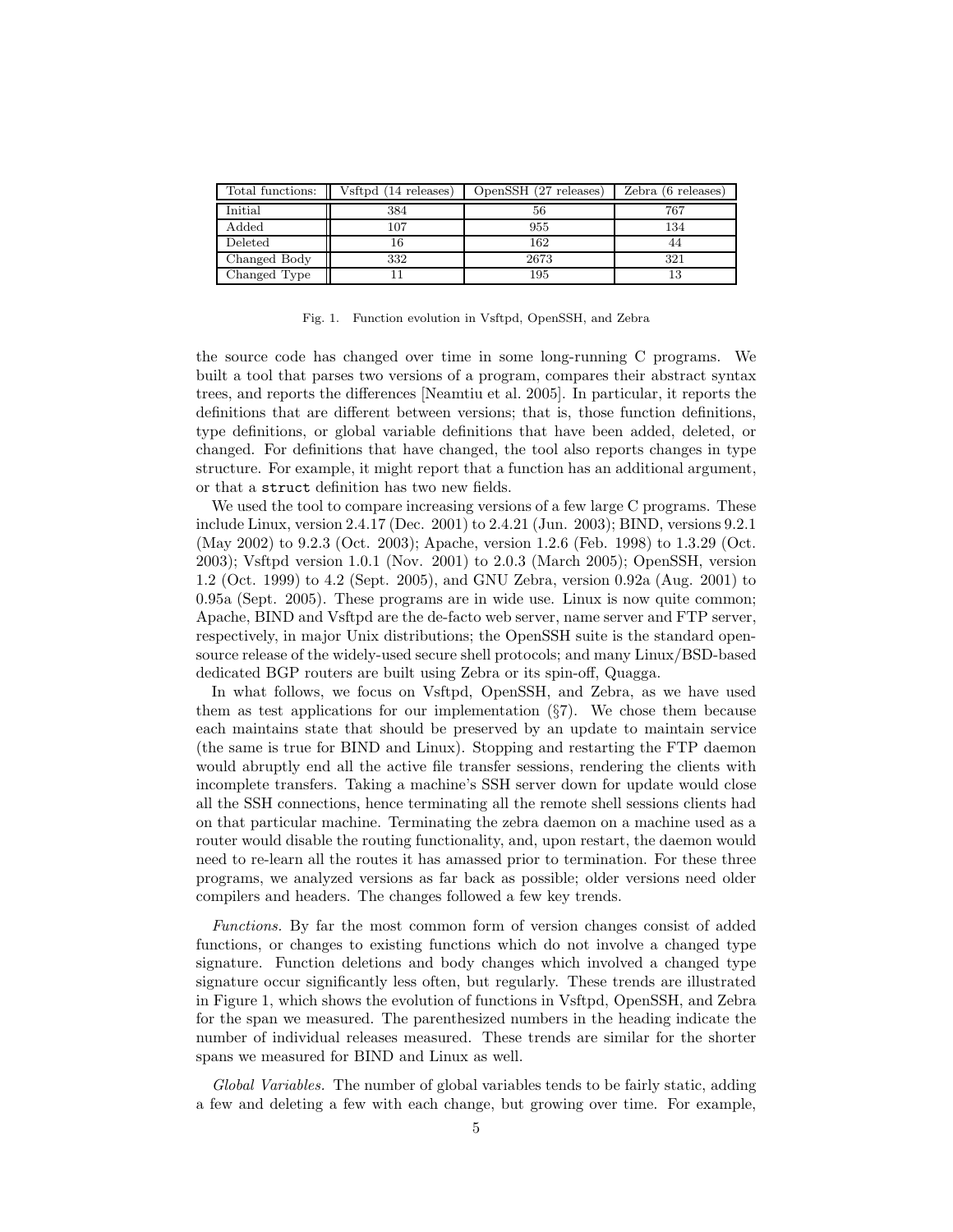| Total functions: | Vsftpd (14 releases) | OpenSSH (27 releases) | Zebra (6 releases) |
|---|---|---|---|
| Initial | 384 | 56 | 767 |
| Added | 107 | 955 | 134 |
| Deleted | 16 | 162 | 44 |
| Changed Body | 332 | 2673 | 321 |
| Changed Type | 11 | 195 | 13 |

Fig. 1. Function evolution in Vsftpd, OpenSSH, and Zebra

the source code has changed over time in some long-running C programs. We built a tool that parses two versions of a program, compares their abstract syntax trees, and reports the differences [Neamtiu et al. 2005]. In particular, it reports the definitions that are different between versions; that is, those function definitions, type definitions, or global variable definitions that have been added, deleted, or changed. For definitions that have changed, the tool also reports changes in type structure. For example, it might report that a function has an additional argument, or that a `struct` definition has two new fields.

We used the tool to compare increasing versions of a few large C programs. These include Linux, version 2.4.17 (Dec. 2001) to 2.4.21 (Jun. 2003); BIND, versions 9.2.1 (May 2002) to 9.2.3 (Oct. 2003); Apache, version 1.2.6 (Feb. 1998) to 1.3.29 (Oct. 2003); Vsftpd version 1.0.1 (Nov. 2001) to 2.0.3 (March 2005); OpenSSH, version 1.2 (Oct. 1999) to 4.2 (Sept. 2005), and GNU Zebra, version 0.92a (Aug. 2001) to 0.95a (Sept. 2005). These programs are in wide use. Linux is now quite common; Apache, BIND and Vsftpd are the de-facto web server, name server and FTP server, respectively, in major Unix distributions; the OpenSSH suite is the standard open-source release of the widely-used secure shell protocols; and many Linux/BSD-based dedicated BGP routers are built using Zebra or its spin-off, Quagga.

In what follows, we focus on Vsftpd, OpenSSH, and Zebra, as we have used them as test applications for our implementation (§7). We chose them because each maintains state that should be preserved by an update to maintain service (the same is true for BIND and Linux). Stopping and restarting the FTP daemon would abruptly end all the active file transfer sessions, rendering the clients with incomplete transfers. Taking a machine's SSH server down for update would close all the SSH connections, hence terminating all the remote shell sessions clients had on that particular machine. Terminating the zebra daemon on a machine used as a router would disable the routing functionality, and, upon restart, the daemon would need to re-learn all the routes it has amassed prior to termination. For these three programs, we analyzed versions as far back as possible; older versions need older compilers and headers. The changes followed a few key trends.

*Functions.* By far the most common form of version changes consist of added functions, or changes to existing functions which do not involve a changed type signature. Function deletions and body changes which involved a changed type signature occur significantly less often, but regularly. These trends are illustrated in Figure 1, which shows the evolution of functions in Vsftpd, OpenSSH, and Zebra for the span we measured. The parenthesized numbers in the heading indicate the number of individual releases measured. These trends are similar for the shorter spans we measured for BIND and Linux as well.

*Global Variables.* The number of global variables tends to be fairly static, adding a few and deleting a few with each change, but growing over time. For example,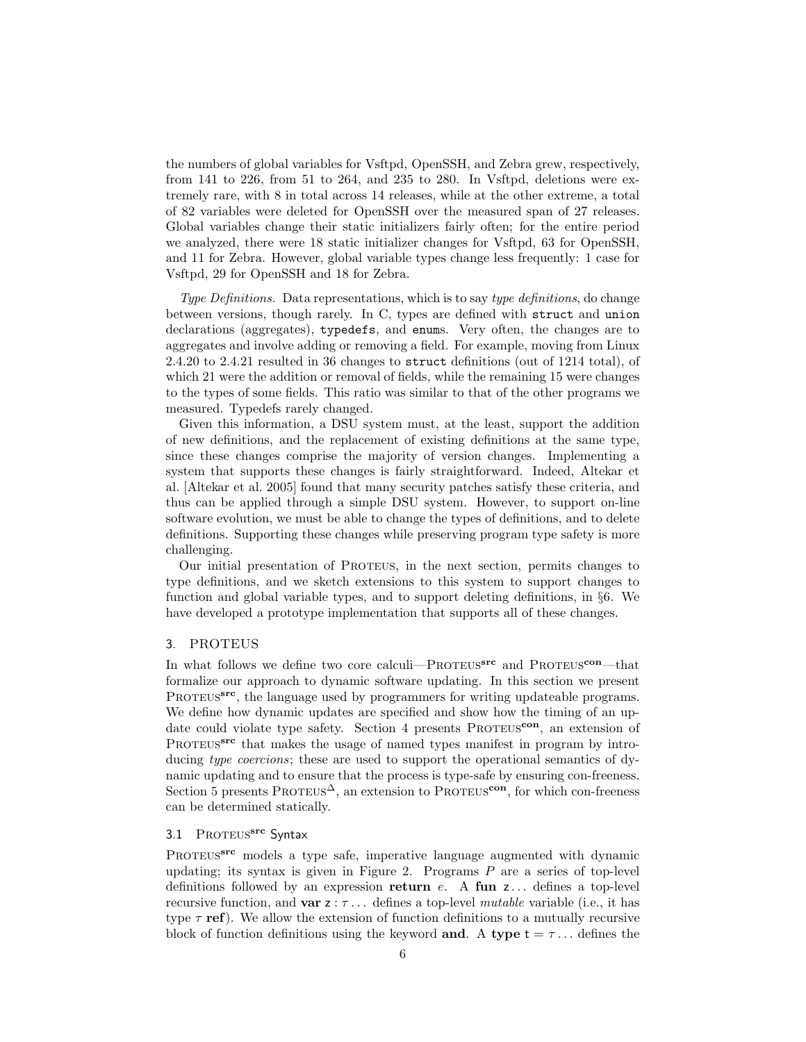the numbers of global variables for Vsftpd, OpenSSH, and Zebra grew, respectively, from 141 to 226, from 51 to 264, and 235 to 280. In Vsftpd, deletions were extremely rare, with 8 in total across 14 releases, while at the other extreme, a total of 82 variables were deleted for OpenSSH over the measured span of 27 releases. Global variables change their static initializers fairly often; for the entire period we analyzed, there were 18 static initializer changes for Vsftpd, 63 for OpenSSH, and 11 for Zebra. However, global variable types change less frequently: 1 case for Vsftpd, 29 for OpenSSH and 18 for Zebra.

*Type Definitions.* Data representations, which is to say *type definitions*, do change between versions, though rarely. In C, types are defined with `struct` and `union` declarations (aggregates), `typedef`s, and `enum`s. Very often, the changes are to aggregates and involve adding or removing a field. For example, moving from Linux 2.4.20 to 2.4.21 resulted in 36 changes to `struct` definitions (out of 1214 total), of which 21 were the addition or removal of fields, while the remaining 15 were changes to the types of some fields. This ratio was similar to that of the other programs we measured. Typedefs rarely changed.

Given this information, a DSU system must, at the least, support the addition of new definitions, and the replacement of existing definitions at the same type, since these changes comprise the majority of version changes. Implementing a system that supports these changes is fairly straightforward. Indeed, Altekar et al. [Altekar et al. 2005] found that many security patches satisfy these criteria, and thus can be applied through a simple DSU system. However, to support on-line software evolution, we must be able to change the types of definitions, and to delete definitions. Supporting these changes while preserving program type safety is more challenging.

Our initial presentation of Proteus, in the next section, permits changes to type definitions, and we sketch extensions to this system to support changes to function and global variable types, and to support deleting definitions, in §6. We have developed a prototype implementation that supports all of these changes.

## 3. PROTEUS

In what follows we define two core calculi—Proteus$^{\mathbf{src}}$ and Proteus$^{\mathbf{con}}$—that formalize our approach to dynamic software updating. In this section we present Proteus$^{\mathbf{src}}$, the language used by programmers for writing updateable programs. We define how dynamic updates are specified and show how the timing of an update could violate type safety. Section 4 presents Proteus$^{\mathbf{con}}$, an extension of Proteus$^{\mathbf{src}}$ that makes the usage of named types manifest in program by introducing *type coercions*; these are used to support the operational semantics of dynamic updating and to ensure that the process is type-safe by ensuring con-freeness. Section 5 presents Proteus$^{\Delta}$, an extension to Proteus$^{\mathbf{con}}$, for which con-freeness can be determined statically.

### 3.1 Proteus$^{\mathbf{src}}$ Syntax

Proteus$^{\mathbf{src}}$ models a type safe, imperative language augmented with dynamic updating; its syntax is given in Figure 2. Programs $P$ are a series of top-level definitions followed by an expression **return** $e$. A **fun** $\mathsf{z}\ldots$ defines a top-level recursive function, and **var** $\mathsf{z} : \tau \ldots$ defines a top-level *mutable* variable (i.e., it has type $\tau$ **ref**). We allow the extension of function definitions to a mutually recursive block of function definitions using the keyword **and**. A **type** $\mathsf{t} = \tau \ldots$ defines the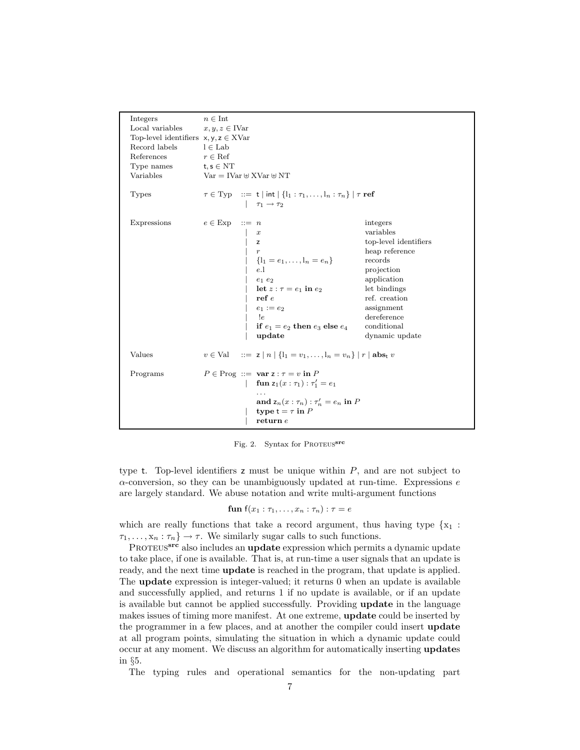| | |
|---|---|
| Integers | $n \in \text{Int}$ |
| Local variables | $x, y, z \in \text{IVar}$ |
| Top-level identifiers | $\mathsf{x}, \mathsf{y}, \mathsf{z} \in \text{XVar}$ |
| Record labels | $\mathrm{l} \in \text{Lab}$ |
| References | $r \in \text{Ref}$ |
| Type names | $\mathsf{t}, \mathsf{s} \in \text{NT}$ |
| Variables | $\text{Var} = \text{IVar} \uplus \text{XVar} \uplus \text{NT}$ |

Types

$$\tau \in \text{Typ} ::= \mathsf{t} \mid \mathsf{int} \mid \{\mathrm{l}_1 : \tau_1, \ldots, \mathrm{l}_n : \tau_n\} \mid \tau\ \mathbf{ref} \mid \tau_1 \to \tau_2$$

Expressions

| | | |
|---|---|---|
| $e \in \text{Exp} ::=$ | $n$ | integers |
| $\mid$ | $x$ | variables |
| $\mid$ | $\mathsf{z}$ | top-level identifiers |
| $\mid$ | $r$ | heap reference |
| $\mid$ | $\{\mathrm{l}_1 = e_1, \ldots, \mathrm{l}_n = e_n\}$ | records |
| $\mid$ | $e.\mathrm{l}$ | projection |
| $\mid$ | $e_1\ e_2$ | application |
| $\mid$ | $\mathbf{let}\ z : \tau = e_1\ \mathbf{in}\ e_2$ | let bindings |
| $\mid$ | $\mathbf{ref}\ e$ | ref. creation |
| $\mid$ | $e_1 := e_2$ | assignment |
| $\mid$ | $!e$ | dereference |
| $\mid$ | $\mathbf{if}\ e_1 = e_2\ \mathbf{then}\ e_3\ \mathbf{else}\ e_4$ | conditional |
| $\mid$ | $\mathbf{update}$ | dynamic update |

Values

$$v \in \text{Val} ::= \mathsf{z} \mid n \mid \{\mathrm{l}_1 = v_1, \ldots, \mathrm{l}_n = v_n\} \mid r \mid \mathbf{abs}_{\mathsf{t}}\ v$$

Programs

$$\begin{array}{rl} P \in \text{Prog} ::= & \mathbf{var}\ \mathsf{z} : \tau = v\ \mathbf{in}\ P \\ \mid & \mathbf{fun}\ \mathsf{z}_1(x : \tau_1) : \tau_1' = e_1 \\ & \ldots \\ & \mathbf{and}\ \mathsf{z}_n(x : \tau_n) : \tau_n' = e_n\ \mathbf{in}\ P \\ \mid & \mathbf{type}\ \mathsf{t} = \tau\ \mathbf{in}\ P \\ \mid & \mathbf{return}\ e \end{array}$$

Fig. 2. Syntax for PROTEUS$^{\mathbf{src}}$

type $\mathsf{t}$. Top-level identifiers $\mathsf{z}$ must be unique within $P$, and are not subject to $\alpha$-conversion, so they can be unambiguously updated at run-time. Expressions $e$ are largely standard. We abuse notation and write multi-argument functions

$$\mathbf{fun}\ \mathsf{f}(x_1 : \tau_1, \ldots, x_n : \tau_n) : \tau = e$$

which are really functions that take a record argument, thus having type $\{\mathrm{x}_1 : \tau_1, \ldots, \mathrm{x}_n : \tau_n\} \to \tau$. We similarly sugar calls to such functions.

PROTEUS$^{\mathbf{src}}$ also includes an **update** expression which permits a dynamic update to take place, if one is available. That is, at run-time a user signals that an update is ready, and the next time **update** is reached in the program, that update is applied. The **update** expression is integer-valued; it returns 0 when an update is available and successfully applied, and returns 1 if no update is available, or if an update is available but cannot be applied successfully. Providing **update** in the language makes issues of timing more manifest. At one extreme, **update** could be inserted by the programmer in a few places, and at another the compiler could insert **update** at all program points, simulating the situation in which a dynamic update could occur at any moment. We discuss an algorithm for automatically inserting **update**s in §5.

The typing rules and operational semantics for the non-updating part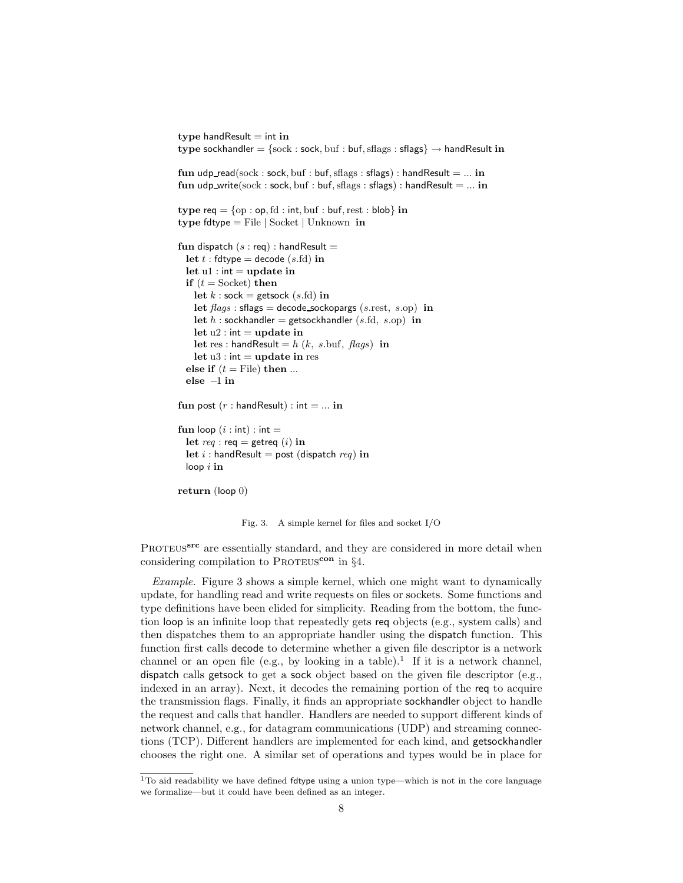```
type handResult = int in
type sockhandler = {sock : sock, buf : buf, sflags : sflags} → handResult in

fun udp_read(sock : sock, buf : buf, sflags : sflags) : handResult = ... in
fun udp_write(sock : sock, buf : buf, sflags : sflags) : handResult = ... in

type req = {op : op, fd : int, buf : buf, rest : blob} in
type fdtype = File | Socket | Unknown in

fun dispatch (s : req) : handResult =
  let t : fdtype = decode (s.fd) in
  let u1 : int = update in
  if (t = Socket) then
    let k : sock = getsock (s.fd) in
    let flags : sflags = decode_sockopargs (s.rest, s.op) in
    let h : sockhandler = getsockhandler (s.fd, s.op) in
    let u2 : int = update in
    let res : handResult = h (k, s.buf, flags) in
    let u3 : int = update in res
  else if (t = File) then ...
  else −1 in

fun post (r : handResult) : int = ... in

fun loop (i : int) : int =
  let req : req = getreq (i) in
  let i : handResult = post (dispatch req) in
  loop i in

return (loop 0)
```

Fig. 3. A simple kernel for files and socket I/O

Proteus$^{\mathbf{src}}$ are essentially standard, and they are considered in more detail when considering compilation to Proteus$^{\mathbf{con}}$ in §4.

*Example.* Figure 3 shows a simple kernel, which one might want to dynamically update, for handling read and write requests on files or sockets. Some functions and type definitions have been elided for simplicity. Reading from the bottom, the function loop is an infinite loop that repeatedly gets req objects (e.g., system calls) and then dispatches them to an appropriate handler using the dispatch function. This function first calls decode to determine whether a given file descriptor is a network channel or an open file (e.g., by looking in a table).[1] If it is a network channel, dispatch calls getsock to get a sock object based on the given file descriptor (e.g., indexed in an array). Next, it decodes the remaining portion of the req to acquire the transmission flags. Finally, it finds an appropriate sockhandler object to handle the request and calls that handler. Handlers are needed to support different kinds of network channel, e.g., for datagram communications (UDP) and streaming connections (TCP). Different handlers are implemented for each kind, and getsockhandler chooses the right one. A similar set of operations and types would be in place for

[1] To aid readability we have defined fdtype using a union type—which is not in the core language we formalize—but it could have been defined as an integer.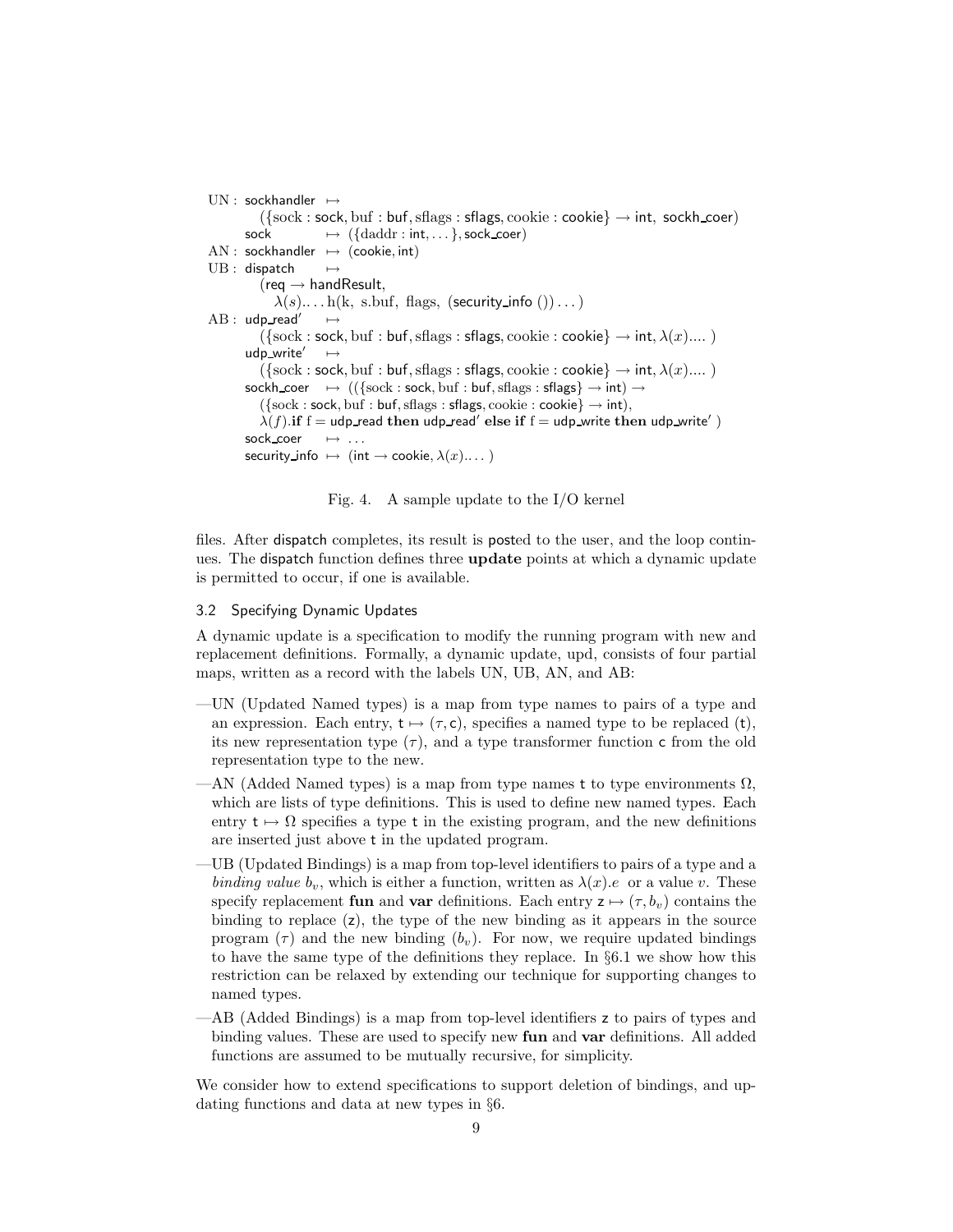$$
\begin{array}{lll}
\mathrm{UN}: & \mathsf{sockhandler} & \mapsto \\
& \multicolumn{2}{l}{\quad (\{\mathrm{sock} : \mathsf{sock}, \mathrm{buf} : \mathsf{buf}, \mathrm{sflags} : \mathsf{sflags}, \mathrm{cookie} : \mathsf{cookie}\} \rightarrow \mathsf{int},\ \mathsf{sockh\_coer})} \\
& \mathsf{sock} & \mapsto (\{\mathrm{daddr} : \mathsf{int}, \dots\}, \mathsf{sock\_coer}) \\
\mathrm{AN}: & \mathsf{sockhandler} & \mapsto (\mathsf{cookie}, \mathsf{int}) \\
\mathrm{UB}: & \mathsf{dispatch} & \mapsto \\
& \multicolumn{2}{l}{\quad (\mathsf{req} \rightarrow \mathsf{handResult},} \\
& \multicolumn{2}{l}{\qquad \lambda(s)\dots \mathrm{h}(\mathrm{k},\ \mathrm{s.buf},\ \mathrm{flags},\ (\mathsf{security\_info}\ ())\dots)} \\
\mathrm{AB}: & \mathsf{udp\_read}' & \mapsto \\
& \multicolumn{2}{l}{\quad (\{\mathrm{sock} : \mathsf{sock}, \mathrm{buf} : \mathsf{buf}, \mathrm{sflags} : \mathsf{sflags}, \mathrm{cookie} : \mathsf{cookie}\} \rightarrow \mathsf{int}, \lambda(x)\dots.\ )} \\
& \mathsf{udp\_write}' & \mapsto \\
& \multicolumn{2}{l}{\quad (\{\mathrm{sock} : \mathsf{sock}, \mathrm{buf} : \mathsf{buf}, \mathrm{sflags} : \mathsf{sflags}, \mathrm{cookie} : \mathsf{cookie}\} \rightarrow \mathsf{int}, \lambda(x)\dots.\ )} \\
& \mathsf{sockh\_coer} & \mapsto ((\{\mathrm{sock} : \mathsf{sock}, \mathrm{buf} : \mathsf{buf}, \mathrm{sflags} : \mathsf{sflags}\} \rightarrow \mathsf{int}) \rightarrow \\
& \multicolumn{2}{l}{\quad (\{\mathrm{sock} : \mathsf{sock}, \mathrm{buf} : \mathsf{buf}, \mathrm{sflags} : \mathsf{sflags}, \mathrm{cookie} : \mathsf{cookie}\} \rightarrow \mathsf{int}),} \\
& \multicolumn{2}{l}{\quad \lambda(f).\mathbf{if}\ \mathrm{f} = \mathsf{udp\_read}\ \mathbf{then}\ \mathsf{udp\_read}'\ \mathbf{else\ if}\ \mathrm{f} = \mathsf{udp\_write}\ \mathbf{then}\ \mathsf{udp\_write}'\ )} \\
& \mathsf{sock\_coer} & \mapsto \dots \\
& \mathsf{security\_info} & \mapsto (\mathsf{int} \rightarrow \mathsf{cookie}, \lambda(x)\dots)
\end{array}
$$

Fig. 4. A sample update to the I/O kernel

files. After dispatch completes, its result is posted to the user, and the loop continues. The dispatch function defines three **update** points at which a dynamic update is permitted to occur, if one is available.

### 3.2 Specifying Dynamic Updates

A dynamic update is a specification to modify the running program with new and replacement definitions. Formally, a dynamic update, upd, consists of four partial maps, written as a record with the labels UN, UB, AN, and AB:

- —UN (Updated Named types) is a map from type names to pairs of a type and an expression. Each entry, $\mathsf{t} \mapsto (\tau, \mathsf{c})$, specifies a named type to be replaced ($\mathsf{t}$), its new representation type ($\tau$), and a type transformer function $\mathsf{c}$ from the old representation type to the new.
- —AN (Added Named types) is a map from type names $\mathsf{t}$ to type environments $\Omega$, which are lists of type definitions. This is used to define new named types. Each entry $\mathsf{t} \mapsto \Omega$ specifies a type $\mathsf{t}$ in the existing program, and the new definitions are inserted just above $\mathsf{t}$ in the updated program.
- —UB (Updated Bindings) is a map from top-level identifiers to pairs of a type and a *binding value* $b_v$, which is either a function, written as $\lambda(x).e$ or a value $v$. These specify replacement **fun** and **var** definitions. Each entry $\mathsf{z} \mapsto (\tau, b_v)$ contains the binding to replace ($\mathsf{z}$), the type of the new binding as it appears in the source program ($\tau$) and the new binding ($b_v$). For now, we require updated bindings to have the same type of the definitions they replace. In §6.1 we show how this restriction can be relaxed by extending our technique for supporting changes to named types.
- —AB (Added Bindings) is a map from top-level identifiers $\mathsf{z}$ to pairs of types and binding values. These are used to specify new **fun** and **var** definitions. All added functions are assumed to be mutually recursive, for simplicity.

We consider how to extend specifications to support deletion of bindings, and updating functions and data at new types in §6.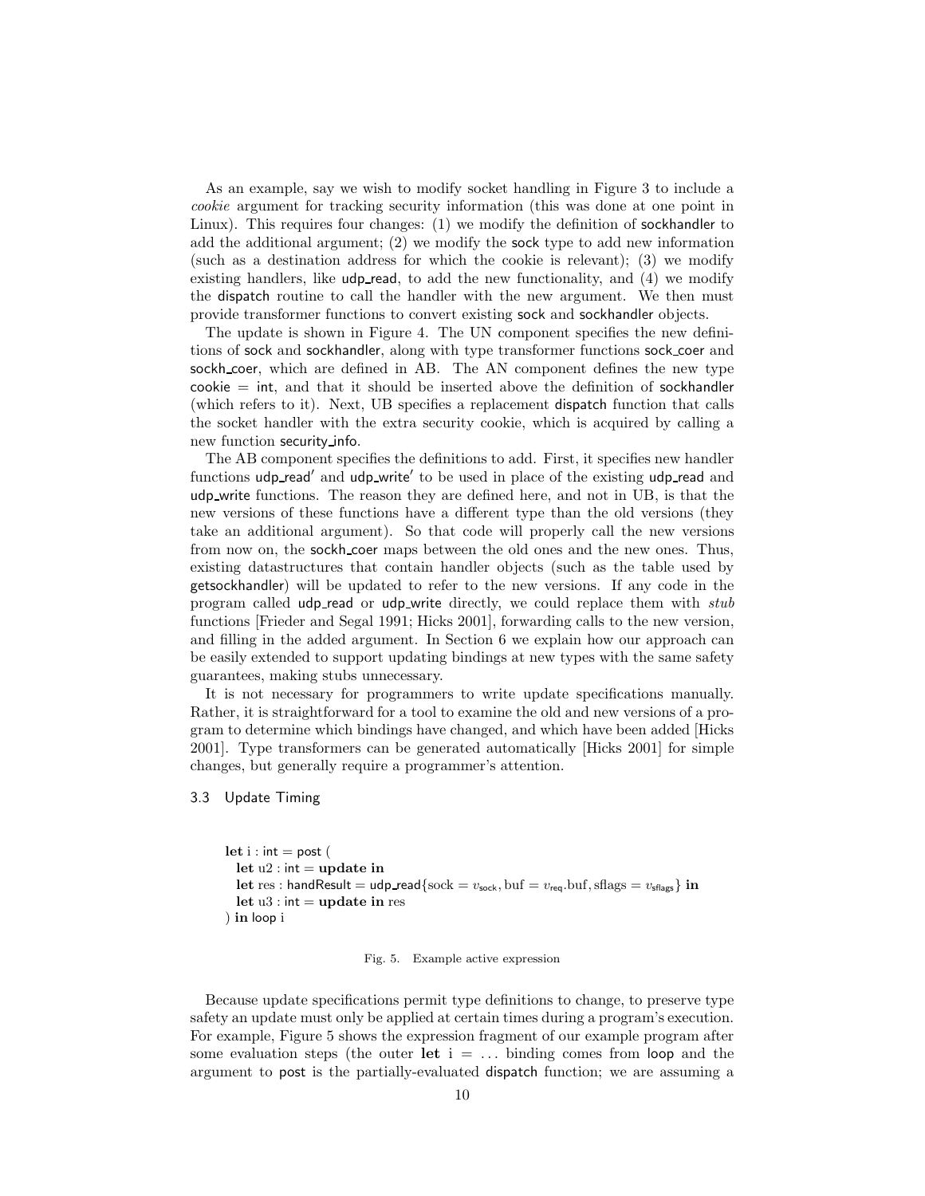As an example, say we wish to modify socket handling in Figure 3 to include a *cookie* argument for tracking security information (this was done at one point in Linux). This requires four changes: (1) we modify the definition of sockhandler to add the additional argument; (2) we modify the sock type to add new information (such as a destination address for which the cookie is relevant); (3) we modify existing handlers, like udp_read, to add the new functionality, and (4) we modify the dispatch routine to call the handler with the new argument. We then must provide transformer functions to convert existing sock and sockhandler objects.

The update is shown in Figure 4. The UN component specifies the new definitions of sock and sockhandler, along with type transformer functions sock_coer and sockh_coer, which are defined in AB. The AN component defines the new type cookie = int, and that it should be inserted above the definition of sockhandler (which refers to it). Next, UB specifies a replacement dispatch function that calls the socket handler with the extra security cookie, which is acquired by calling a new function security_info.

The AB component specifies the definitions to add. First, it specifies new handler functions udp_read′ and udp_write′ to be used in place of the existing udp_read and udp_write functions. The reason they are defined here, and not in UB, is that the new versions of these functions have a different type than the old versions (they take an additional argument). So that code will properly call the new versions from now on, the sockh_coer maps between the old ones and the new ones. Thus, existing datastructures that contain handler objects (such as the table used by getsockhandler) will be updated to refer to the new versions. If any code in the program called udp_read or udp_write directly, we could replace them with *stub* functions [Frieder and Segal 1991; Hicks 2001], forwarding calls to the new version, and filling in the added argument. In Section 6 we explain how our approach can be easily extended to support updating bindings at new types with the same safety guarantees, making stubs unnecessary.

It is not necessary for programmers to write update specifications manually. Rather, it is straightforward for a tool to examine the old and new versions of a program to determine which bindings have changed, and which have been added [Hicks 2001]. Type transformers can be generated automatically [Hicks 2001] for simple changes, but generally require a programmer's attention.

### 3.3 Update Timing

$$
\begin{array}{l}
\textbf{let } \mathrm{i} : \mathsf{int} = \mathsf{post}\ ( \\
\quad \textbf{let } \mathrm{u2} : \mathsf{int} = \textbf{update in} \\
\quad \textbf{let } \mathrm{res} : \mathsf{handResult} = \mathsf{udp\_read}\{\mathrm{sock} = v_{\mathsf{sock}}, \mathrm{buf} = v_{\mathsf{req}}.\mathrm{buf}, \mathrm{sflags} = v_{\mathsf{sflags}}\}\ \textbf{in} \\
\quad \textbf{let } \mathrm{u3} : \mathsf{int} = \textbf{update in } \mathrm{res} \\
)\ \textbf{in } \mathsf{loop}\ \mathrm{i}
\end{array}
$$

Fig. 5. Example active expression

Because update specifications permit type definitions to change, to preserve type safety an update must only be applied at certain times during a program's execution. For example, Figure 5 shows the expression fragment of our example program after some evaluation steps (the outer **let** i = ... binding comes from loop and the argument to post is the partially-evaluated dispatch function; we are assuming a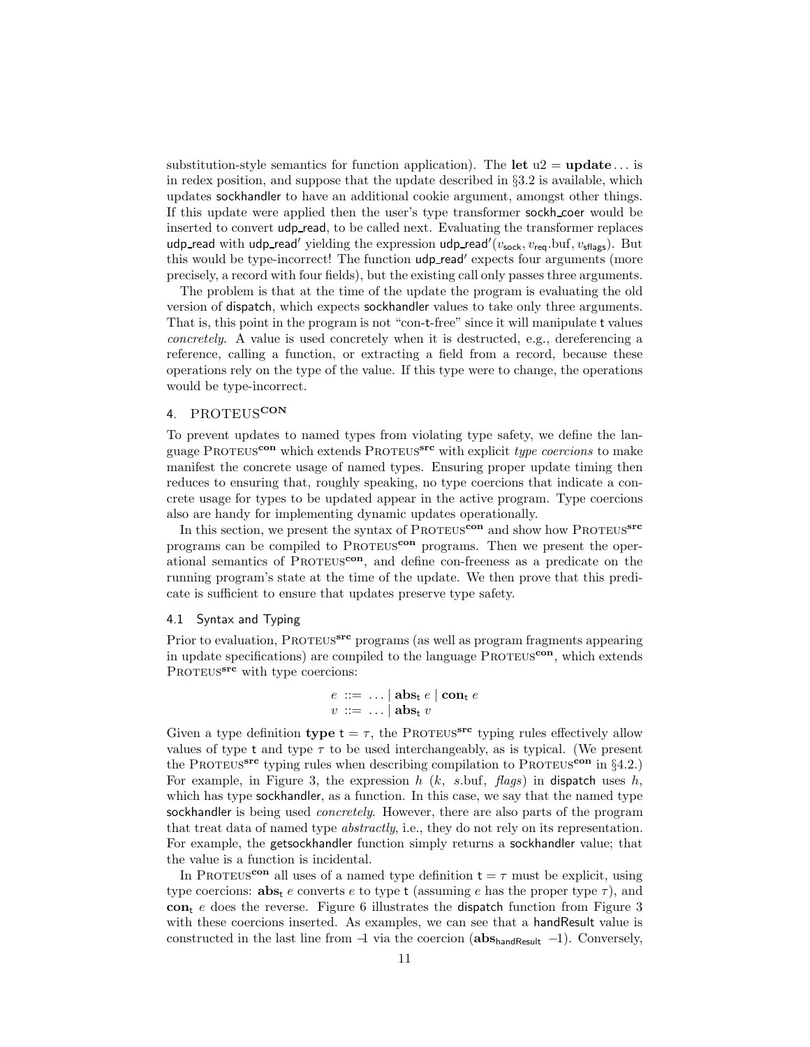substitution-style semantics for function application). The **let** u2 = **update** ... is in redex position, and suppose that the update described in §3.2 is available, which updates sockhandler to have an additional cookie argument, amongst other things. If this update were applied then the user's type transformer sockh_coer would be inserted to convert udp_read, to be called next. Evaluating the transformer replaces udp_read with udp_read′ yielding the expression $\mathsf{udp\_read}'(v_{\mathsf{sock}}, v_{\mathsf{req}}.\mathrm{buf}, v_{\mathsf{sflags}})$. But this would be type-incorrect! The function udp_read′ expects four arguments (more precisely, a record with four fields), but the existing call only passes three arguments.

The problem is that at the time of the update the program is evaluating the old version of dispatch, which expects sockhandler values to take only three arguments. That is, this point in the program is not "con-t-free" since it will manipulate t values *concretely*. A value is used concretely when it is destructed, e.g., dereferencing a reference, calling a function, or extracting a field from a record, because these operations rely on the type of the value. If this type were to change, the operations would be type-incorrect.

## 4. PROTEUS$^{\mathbf{CON}}$

To prevent updates to named types from violating type safety, we define the language Proteus$^{\mathbf{con}}$ which extends Proteus$^{\mathbf{src}}$ with explicit *type coercions* to make manifest the concrete usage of named types. Ensuring proper update timing then reduces to ensuring that, roughly speaking, no type coercions that indicate a concrete usage for types to be updated appear in the active program. Type coercions also are handy for implementing dynamic updates operationally.

In this section, we present the syntax of Proteus$^{\mathbf{con}}$ and show how Proteus$^{\mathbf{src}}$ programs can be compiled to Proteus$^{\mathbf{con}}$ programs. Then we present the operational semantics of Proteus$^{\mathbf{con}}$, and define con-freeness as a predicate on the running program's state at the time of the update. We then prove that this predicate is sufficient to ensure that updates preserve type safety.

### 4.1 Syntax and Typing

Prior to evaluation, Proteus$^{\mathbf{src}}$ programs (as well as program fragments appearing in update specifications) are compiled to the language Proteus$^{\mathbf{con}}$, which extends Proteus$^{\mathbf{src}}$ with type coercions:

$$
\begin{aligned}
e &::= \ \ldots \mid \mathbf{abs}_{\mathsf{t}}\ e \mid \mathbf{con}_{\mathsf{t}}\ e \\
v &::= \ \ldots \mid \mathbf{abs}_{\mathsf{t}}\ v
\end{aligned}
$$

Given a type definition **type** $\mathsf{t} = \tau$, the Proteus$^{\mathbf{src}}$ typing rules effectively allow values of type t and type $\tau$ to be used interchangeably, as is typical. (We present the Proteus$^{\mathbf{src}}$ typing rules when describing compilation to Proteus$^{\mathbf{con}}$ in §4.2.) For example, in Figure 3, the expression $h\ (k,\ s.\mathrm{buf},\ \mathit{flags})$ in dispatch uses $h$, which has type sockhandler, as a function. In this case, we say that the named type sockhandler is being used *concretely*. However, there are also parts of the program that treat data of named type *abstractly*, i.e., they do not rely on its representation. For example, the getsockhandler function simply returns a sockhandler value; that the value is a function is incidental.

In Proteus$^{\mathbf{con}}$ all uses of a named type definition $\mathsf{t} = \tau$ must be explicit, using type coercions: $\mathbf{abs}_{\mathsf{t}}\ e$ converts $e$ to type t (assuming $e$ has the proper type $\tau$), and $\mathbf{con}_{\mathsf{t}}\ e$ does the reverse. Figure 6 illustrates the dispatch function from Figure 3 with these coercions inserted. As examples, we can see that a handResult value is constructed in the last line from $-1$ via the coercion $(\mathbf{abs}_{\mathsf{handResult}}\ -1)$. Conversely,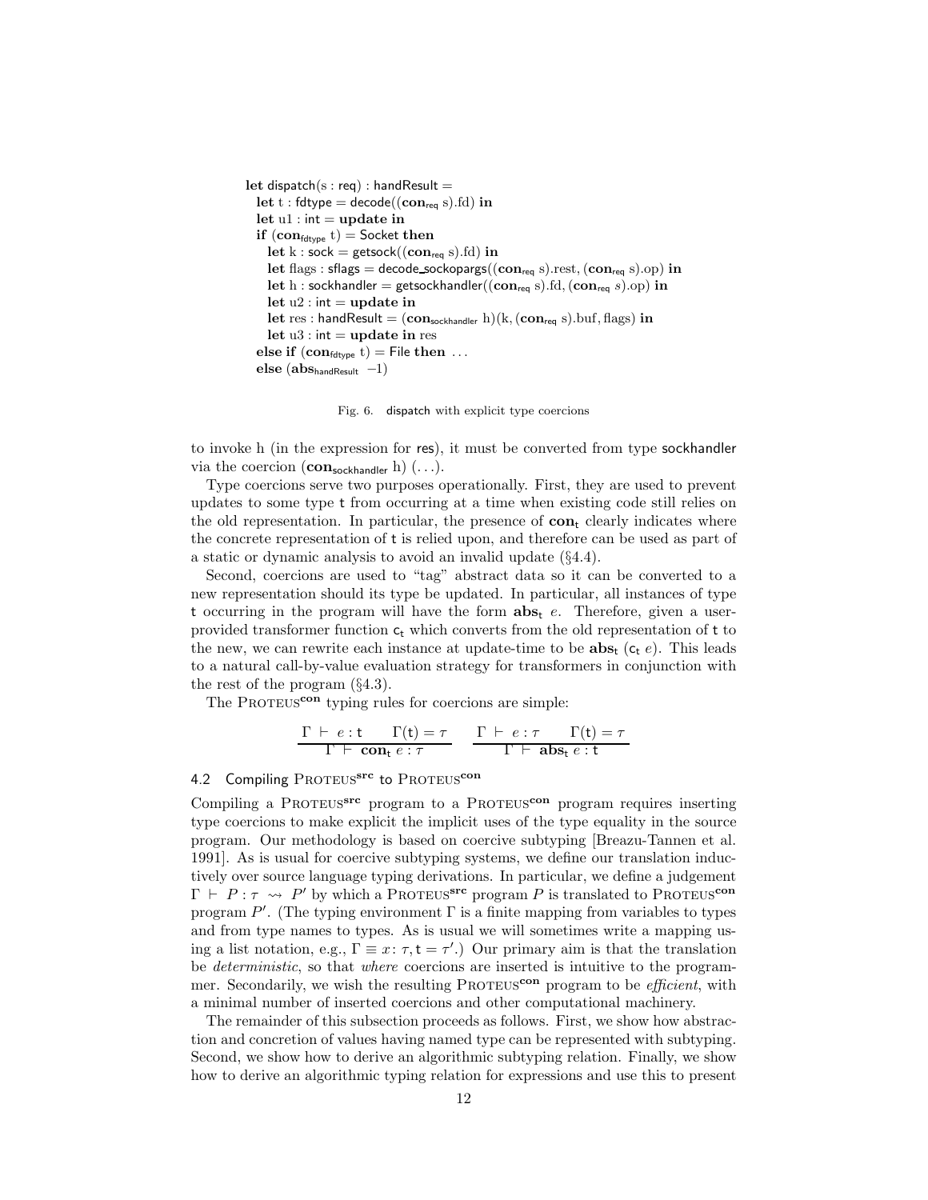```
let dispatch(s : req) : handResult =
  let t : fdtype = decode((con_req s).fd) in
  let u1 : int = update in
  if (con_fdtype t) = Socket then
    let k : sock = getsock((con_req s).fd) in
    let flags : sflags = decode_sockopargs((con_req s).rest, (con_req s).op) in
    let h : sockhandler = getsockhandler((con_req s).fd, (con_req s).op) in
    let u2 : int = update in
    let res : handResult = (con_sockhandler h)(k, (con_req s).buf, flags) in
    let u3 : int = update in res
  else if (con_fdtype t) = File then ...
  else (abs_handResult −1)
```

Fig. 6. dispatch with explicit type coercions

to invoke h (in the expression for res), it must be converted from type sockhandler via the coercion $(\mathbf{con}_{\mathsf{sockhandler}}\ \mathrm{h})\ (\ldots)$.

Type coercions serve two purposes operationally. First, they are used to prevent updates to some type t from occurring at a time when existing code still relies on the old representation. In particular, the presence of $\mathbf{con}_{\mathsf{t}}$ clearly indicates where the concrete representation of t is relied upon, and therefore can be used as part of a static or dynamic analysis to avoid an invalid update (§4.4).

Second, coercions are used to "tag" abstract data so it can be converted to a new representation should its type be updated. In particular, all instances of type t occurring in the program will have the form $\mathbf{abs}_{\mathsf{t}}\ e$. Therefore, given a user-provided transformer function $\mathsf{c}_{\mathsf{t}}$ which converts from the old representation of t to the new, we can rewrite each instance at update-time to be $\mathbf{abs}_{\mathsf{t}}\ (\mathsf{c}_{\mathsf{t}}\ e)$. This leads to a natural call-by-value evaluation strategy for transformers in conjunction with the rest of the program (§4.3).

The Proteus$^{\mathbf{con}}$ typing rules for coercions are simple:

$$\frac{\Gamma \vdash e : \mathsf{t} \qquad \Gamma(\mathsf{t}) = \tau}{\Gamma \vdash \mathbf{con}_{\mathsf{t}}\ e : \tau} \qquad \frac{\Gamma \vdash e : \tau \qquad \Gamma(\mathsf{t}) = \tau}{\Gamma \vdash \mathbf{abs}_{\mathsf{t}}\ e : \mathsf{t}}$$

### 4.2 Compiling Proteus$^{\mathbf{src}}$ to Proteus$^{\mathbf{con}}$

Compiling a Proteus$^{\mathbf{src}}$ program to a Proteus$^{\mathbf{con}}$ program requires inserting type coercions to make explicit the implicit uses of the type equality in the source program. Our methodology is based on coercive subtyping [Breazu-Tannen et al. 1991]. As is usual for coercive subtyping systems, we define our translation inductively over source language typing derivations. In particular, we define a judgement $\Gamma \vdash P : \tau \rightsquigarrow P'$ by which a Proteus$^{\mathbf{src}}$ program $P$ is translated to Proteus$^{\mathbf{con}}$ program $P'$. (The typing environment $\Gamma$ is a finite mapping from variables to types and from type names to types. As is usual we will sometimes write a mapping using a list notation, e.g., $\Gamma \equiv x\colon \tau, \mathsf{t} = \tau'$.) Our primary aim is that the translation be *deterministic*, so that *where* coercions are inserted is intuitive to the programmer. Secondarily, we wish the resulting Proteus$^{\mathbf{con}}$ program to be *efficient*, with a minimal number of inserted coercions and other computational machinery.

The remainder of this subsection proceeds as follows. First, we show how abstraction and concretion of values having named type can be represented with subtyping. Second, we show how to derive an algorithmic subtyping relation. Finally, we show how to derive an algorithmic typing relation for expressions and use this to present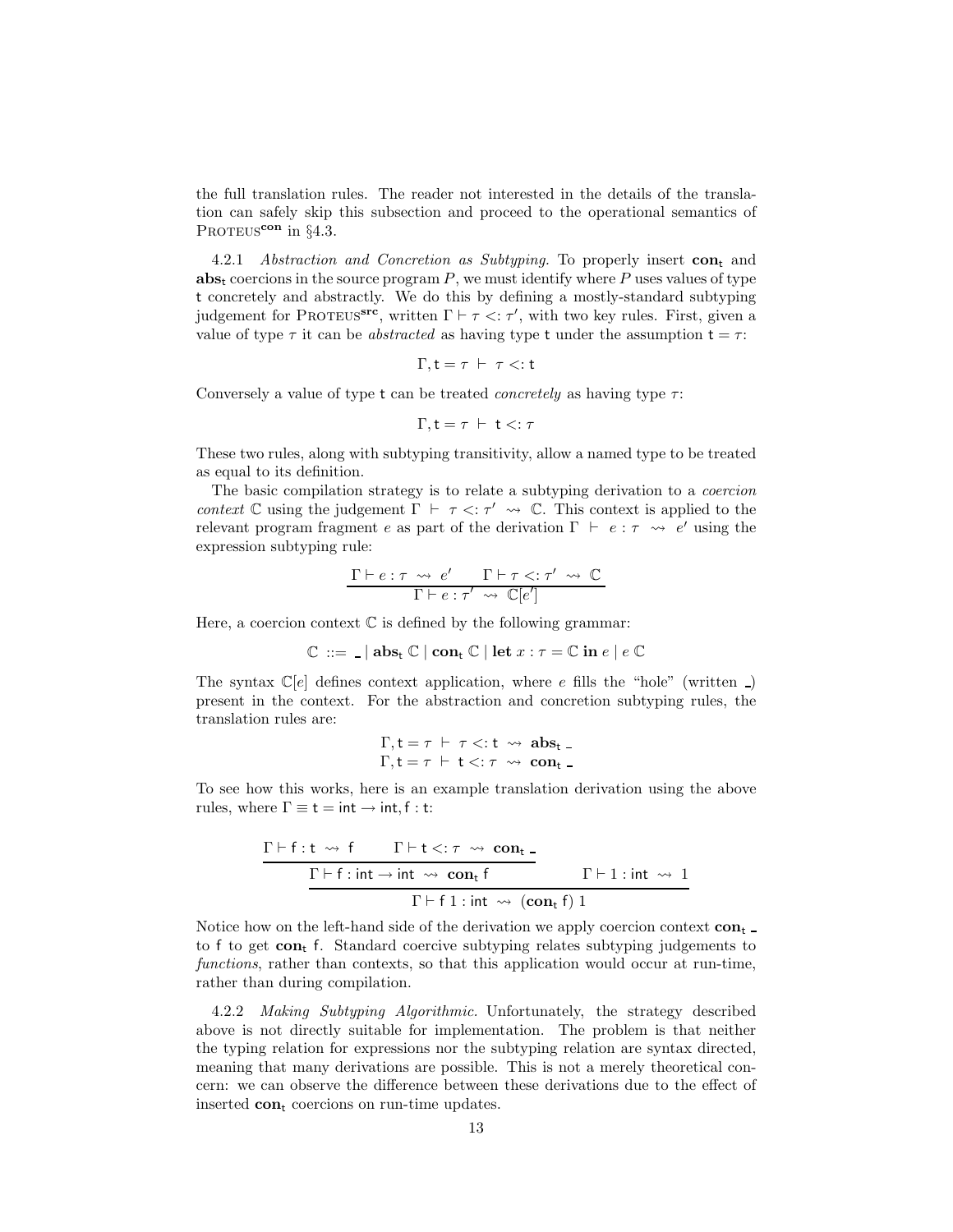the full translation rules. The reader not interested in the details of the translation can safely skip this subsection and proceed to the operational semantics of PROTEUS$^{\mathbf{con}}$ in §4.3.

4.2.1 *Abstraction and Concretion as Subtyping.* To properly insert $\mathbf{con}_\mathsf{t}$ and $\mathbf{abs}_\mathsf{t}$ coercions in the source program $P$, we must identify where $P$ uses values of type $\mathsf{t}$ concretely and abstractly. We do this by defining a mostly-standard subtyping judgement for PROTEUS$^{\mathbf{src}}$, written $\Gamma \vdash \tau <: \tau'$, with two key rules. First, given a value of type $\tau$ it can be *abstracted* as having type $\mathsf{t}$ under the assumption $\mathsf{t} = \tau$:

$$\Gamma, \mathsf{t} = \tau \;\vdash\; \tau <: \mathsf{t}$$

Conversely a value of type $\mathsf{t}$ can be treated *concretely* as having type $\tau$:

$$\Gamma, \mathsf{t} = \tau \;\vdash\; \mathsf{t} <: \tau$$

These two rules, along with subtyping transitivity, allow a named type to be treated as equal to its definition.

The basic compilation strategy is to relate a subtyping derivation to a *coercion context* $\mathbb{C}$ using the judgement $\Gamma \;\vdash\; \tau <: \tau' \;\rightsquigarrow\; \mathbb{C}$. This context is applied to the relevant program fragment $e$ as part of the derivation $\Gamma \;\vdash\; e : \tau \;\rightsquigarrow\; e'$ using the expression subtyping rule:

$$\frac{\Gamma \vdash e : \tau \;\rightsquigarrow\; e' \qquad \Gamma \vdash \tau <: \tau' \;\rightsquigarrow\; \mathbb{C}}{\Gamma \vdash e : \tau' \;\rightsquigarrow\; \mathbb{C}[e']}$$

Here, a coercion context $\mathbb{C}$ is defined by the following grammar:

$$\mathbb{C} \;::=\; \_ \mid \mathbf{abs}_\mathsf{t}\; \mathbb{C} \mid \mathbf{con}_\mathsf{t}\; \mathbb{C} \mid \mathbf{let}\; x : \tau = \mathbb{C}\; \mathbf{in}\; e \mid e\; \mathbb{C}$$

The syntax $\mathbb{C}[e]$ defines context application, where $e$ fills the "hole" (written $\_$) present in the context. For the abstraction and concretion subtyping rules, the translation rules are:

$$\Gamma, \mathsf{t} = \tau \;\vdash\; \tau <: \mathsf{t} \;\rightsquigarrow\; \mathbf{abs}_\mathsf{t}\; \_$$
$$\Gamma, \mathsf{t} = \tau \;\vdash\; \mathsf{t} <: \tau \;\rightsquigarrow\; \mathbf{con}_\mathsf{t}\; \_$$

To see how this works, here is an example translation derivation using the above rules, where $\Gamma \equiv \mathsf{t} = \mathsf{int} \to \mathsf{int}, \mathsf{f} : \mathsf{t}$:

$$\frac{\dfrac{\Gamma \vdash \mathsf{f} : \mathsf{t} \;\rightsquigarrow\; \mathsf{f} \qquad \Gamma \vdash \mathsf{t} <: \tau \;\rightsquigarrow\; \mathbf{con}_\mathsf{t}\; \_}{\Gamma \vdash \mathsf{f} : \mathsf{int} \to \mathsf{int} \;\rightsquigarrow\; \mathbf{con}_\mathsf{t}\; \mathsf{f}} \qquad \Gamma \vdash 1 : \mathsf{int} \;\rightsquigarrow\; 1}{\Gamma \vdash \mathsf{f}\; 1 : \mathsf{int} \;\rightsquigarrow\; (\mathbf{con}_\mathsf{t}\; \mathsf{f})\; 1}$$

Notice how on the left-hand side of the derivation we apply coercion context $\mathbf{con}_\mathsf{t}\; \_$ to $\mathsf{f}$ to get $\mathbf{con}_\mathsf{t}\; \mathsf{f}$. Standard coercive subtyping relates subtyping judgements to *functions*, rather than contexts, so that this application would occur at run-time, rather than during compilation.

4.2.2 *Making Subtyping Algorithmic.* Unfortunately, the strategy described above is not directly suitable for implementation. The problem is that neither the typing relation for expressions nor the subtyping relation are syntax directed, meaning that many derivations are possible. This is not a merely theoretical concern: we can observe the difference between these derivations due to the effect of inserted $\mathbf{con}_\mathsf{t}$ coercions on run-time updates.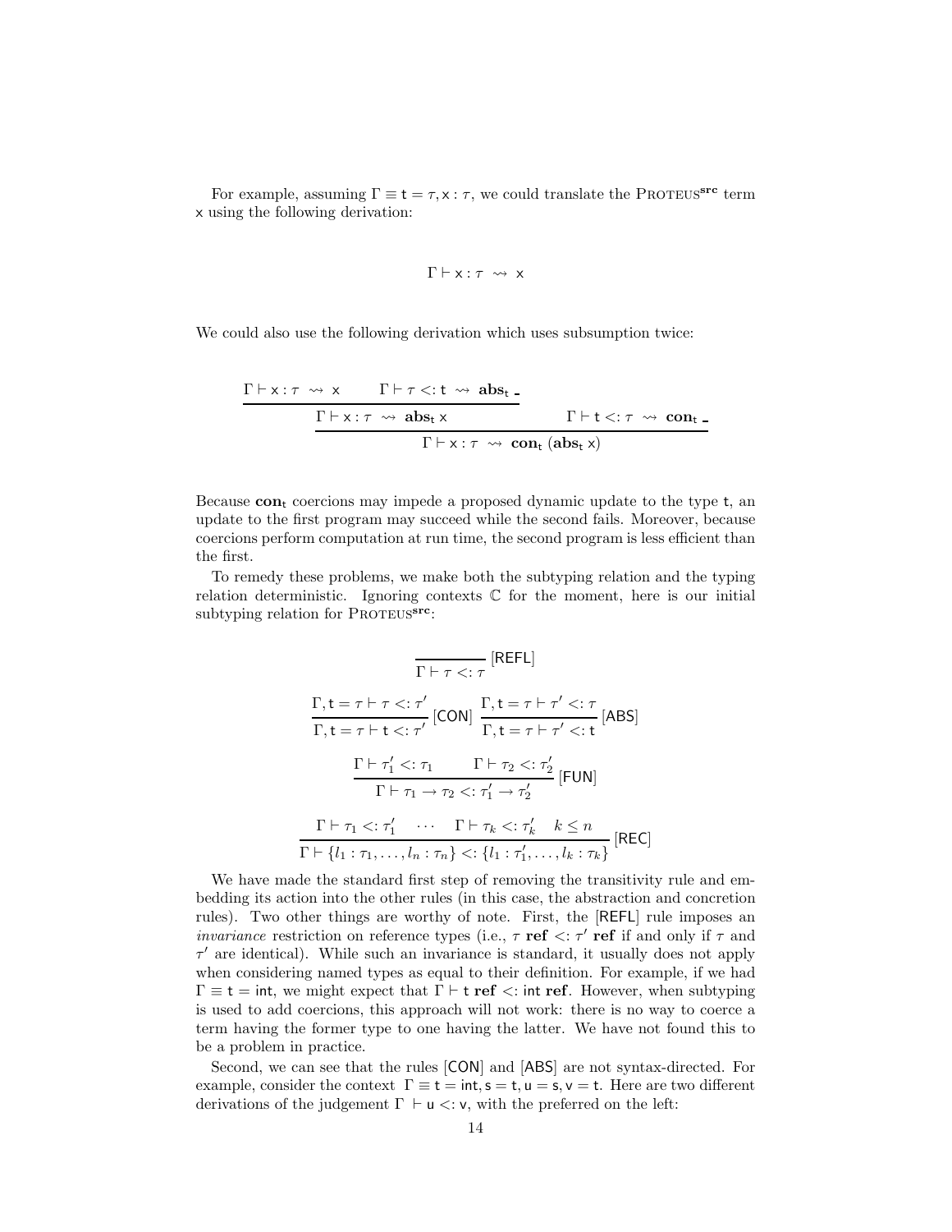For example, assuming $\Gamma \equiv \mathsf{t} = \tau, \mathsf{x} : \tau$, we could translate the PROTEUS$^{\mathbf{src}}$ term $\mathsf{x}$ using the following derivation:

$$\Gamma \vdash \mathsf{x} : \tau \;\rightsquigarrow\; \mathsf{x}$$

We could also use the following derivation which uses subsumption twice:

$$\dfrac{\dfrac{\Gamma \vdash \mathsf{x} : \tau \;\rightsquigarrow\; \mathsf{x} \qquad \Gamma \vdash \tau <: \mathsf{t} \;\rightsquigarrow\; \mathbf{abs}_\mathsf{t}\ \_}{\Gamma \vdash \mathsf{x} : \tau \;\rightsquigarrow\; \mathbf{abs}_\mathsf{t}\ \mathsf{x}} \qquad \Gamma \vdash \mathsf{t} <: \tau \;\rightsquigarrow\; \mathbf{con}_\mathsf{t}\ \_}{\Gamma \vdash \mathsf{x} : \tau \;\rightsquigarrow\; \mathbf{con}_\mathsf{t}\ (\mathbf{abs}_\mathsf{t}\ \mathsf{x})}$$

Because $\mathbf{con}_\mathsf{t}$ coercions may impede a proposed dynamic update to the type $\mathsf{t}$, an update to the first program may succeed while the second fails. Moreover, because coercions perform computation at run time, the second program is less efficient than the first.

To remedy these problems, we make both the subtyping relation and the typing relation deterministic. Ignoring contexts $\mathbb{C}$ for the moment, here is our initial subtyping relation for PROTEUS$^{\mathbf{src}}$:

$$\dfrac{}{\Gamma \vdash \tau <: \tau}\ [\mathsf{REFL}]$$

$$\dfrac{\Gamma, \mathsf{t} = \tau \vdash \tau <: \tau'}{\Gamma, \mathsf{t} = \tau \vdash \mathsf{t} <: \tau'}\ [\mathsf{CON}] \qquad \dfrac{\Gamma, \mathsf{t} = \tau \vdash \tau' <: \tau}{\Gamma, \mathsf{t} = \tau \vdash \tau' <: \mathsf{t}}\ [\mathsf{ABS}]$$

$$\dfrac{\Gamma \vdash \tau_1' <: \tau_1 \qquad \Gamma \vdash \tau_2 <: \tau_2'}{\Gamma \vdash \tau_1 \to \tau_2 <: \tau_1' \to \tau_2'}\ [\mathsf{FUN}]$$

$$\dfrac{\Gamma \vdash \tau_1 <: \tau_1' \quad \cdots \quad \Gamma \vdash \tau_k <: \tau_k' \quad k \leq n}{\Gamma \vdash \{l_1 : \tau_1, \ldots, l_n : \tau_n\} <: \{l_1 : \tau_1', \ldots, l_k : \tau_k\}}\ [\mathsf{REC}]$$

We have made the standard first step of removing the transitivity rule and embedding its action into the other rules (in this case, the abstraction and concretion rules). Two other things are worthy of note. First, the [REFL] rule imposes an *invariance* restriction on reference types (i.e., $\tau\ \mathbf{ref} <: \tau'\ \mathbf{ref}$ if and only if $\tau$ and $\tau'$ are identical). While such an invariance is standard, it usually does not apply when considering named types as equal to their definition. For example, if we had $\Gamma \equiv \mathsf{t} = \mathsf{int}$, we might expect that $\Gamma \vdash \mathsf{t}\ \mathbf{ref} <: \mathsf{int}\ \mathbf{ref}$. However, when subtyping is used to add coercions, this approach will not work: there is no way to coerce a term having the former type to one having the latter. We have not found this to be a problem in practice.

Second, we can see that the rules [CON] and [ABS] are not syntax-directed. For example, consider the context $\Gamma \equiv \mathsf{t} = \mathsf{int}, \mathsf{s} = \mathsf{t}, \mathsf{u} = \mathsf{s}, \mathsf{v} = \mathsf{t}$. Here are two different derivations of the judgement $\Gamma \vdash \mathsf{u} <: \mathsf{v}$, with the preferred on the left: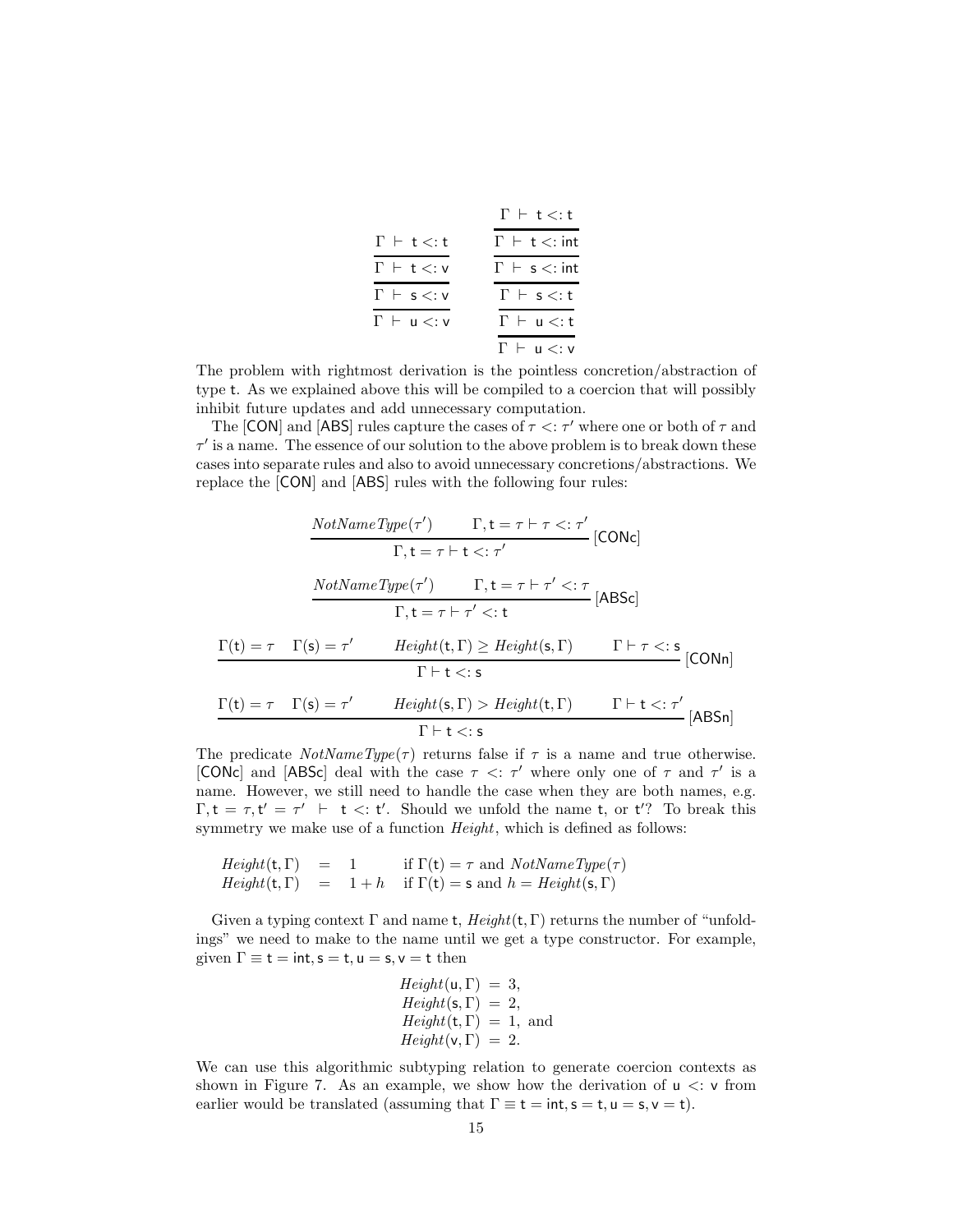$$
\dfrac{\dfrac{\dfrac{\Gamma \vdash \mathsf{t} <: \mathsf{t}}{\Gamma \vdash \mathsf{t} <: \mathsf{v}}}{\Gamma \vdash \mathsf{s} <: \mathsf{v}}}{\Gamma \vdash \mathsf{u} <: \mathsf{v}}
\qquad\qquad
\dfrac{\dfrac{\dfrac{\dfrac{\dfrac{\Gamma \vdash \mathsf{t} <: \mathsf{t}}{\Gamma \vdash \mathsf{t} <: \mathsf{int}}}{\Gamma \vdash \mathsf{s} <: \mathsf{int}}}{\Gamma \vdash \mathsf{s} <: \mathsf{t}}}{\Gamma \vdash \mathsf{u} <: \mathsf{t}}}{\Gamma \vdash \mathsf{u} <: \mathsf{v}}
$$

The problem with rightmost derivation is the pointless concretion/abstraction of type t. As we explained above this will be compiled to a coercion that will possibly inhibit future updates and add unnecessary computation.

The [CON] and [ABS] rules capture the cases of $\tau <: \tau'$ where one or both of $\tau$ and $\tau'$ is a name. The essence of our solution to the above problem is to break down these cases into separate rules and also to avoid unnecessary concretions/abstractions. We replace the [CON] and [ABS] rules with the following four rules:

$$
\dfrac{\mathit{NotNameType}(\tau') \qquad \Gamma, \mathsf{t} = \tau \vdash \tau <: \tau'}{\Gamma, \mathsf{t} = \tau \vdash \mathsf{t} <: \tau'}\ [\mathsf{CONc}]
$$

$$
\dfrac{\mathit{NotNameType}(\tau') \qquad \Gamma, \mathsf{t} = \tau \vdash \tau' <: \tau}{\Gamma, \mathsf{t} = \tau \vdash \tau' <: \mathsf{t}}\ [\mathsf{ABSc}]
$$

$$
\dfrac{\Gamma(\mathsf{t}) = \tau \quad \Gamma(\mathsf{s}) = \tau' \qquad \mathit{Height}(\mathsf{t},\Gamma) \geq \mathit{Height}(\mathsf{s},\Gamma) \qquad \Gamma \vdash \tau <: \mathsf{s}}{\Gamma \vdash \mathsf{t} <: \mathsf{s}}\ [\mathsf{CONn}]
$$

$$
\dfrac{\Gamma(\mathsf{t}) = \tau \quad \Gamma(\mathsf{s}) = \tau' \qquad \mathit{Height}(\mathsf{s},\Gamma) > \mathit{Height}(\mathsf{t},\Gamma) \qquad \Gamma \vdash \mathsf{t} <: \tau'}{\Gamma \vdash \mathsf{t} <: \mathsf{s}}\ [\mathsf{ABSn}]
$$

The predicate $\mathit{NotNameType}(\tau)$ returns false if $\tau$ is a name and true otherwise. [CONc] and [ABSc] deal with the case $\tau <: \tau'$ where only one of $\tau$ and $\tau'$ is a name. However, we still need to handle the case when they are both names, e.g. $\Gamma, \mathsf{t} = \tau, \mathsf{t}' = \tau' \ \vdash\ \mathsf{t} <: \mathsf{t}'$. Should we unfold the name t, or t′? To break this symmetry we make use of a function *Height*, which is defined as follows:

$$
\begin{array}{lcll}
\mathit{Height}(\mathsf{t},\Gamma) & = & 1 & \text{if } \Gamma(\mathsf{t}) = \tau \text{ and } \mathit{NotNameType}(\tau) \\
\mathit{Height}(\mathsf{t},\Gamma) & = & 1 + h & \text{if } \Gamma(\mathsf{t}) = \mathsf{s} \text{ and } h = \mathit{Height}(\mathsf{s},\Gamma)
\end{array}
$$

Given a typing context $\Gamma$ and name t, $\mathit{Height}(\mathsf{t},\Gamma)$ returns the number of "unfoldings" we need to make to the name until we get a type constructor. For example, given $\Gamma \equiv \mathsf{t} = \mathsf{int}, \mathsf{s} = \mathsf{t}, \mathsf{u} = \mathsf{s}, \mathsf{v} = \mathsf{t}$ then

$$
\begin{array}{rcl}
\mathit{Height}(\mathsf{u},\Gamma) & = & 3, \\
\mathit{Height}(\mathsf{s},\Gamma) & = & 2, \\
\mathit{Height}(\mathsf{t},\Gamma) & = & 1, \text{ and} \\
\mathit{Height}(\mathsf{v},\Gamma) & = & 2.
\end{array}
$$

We can use this algorithmic subtyping relation to generate coercion contexts as shown in Figure 7. As an example, we show how the derivation of $\mathsf{u} <: \mathsf{v}$ from earlier would be translated (assuming that $\Gamma \equiv \mathsf{t} = \mathsf{int}, \mathsf{s} = \mathsf{t}, \mathsf{u} = \mathsf{s}, \mathsf{v} = \mathsf{t}$).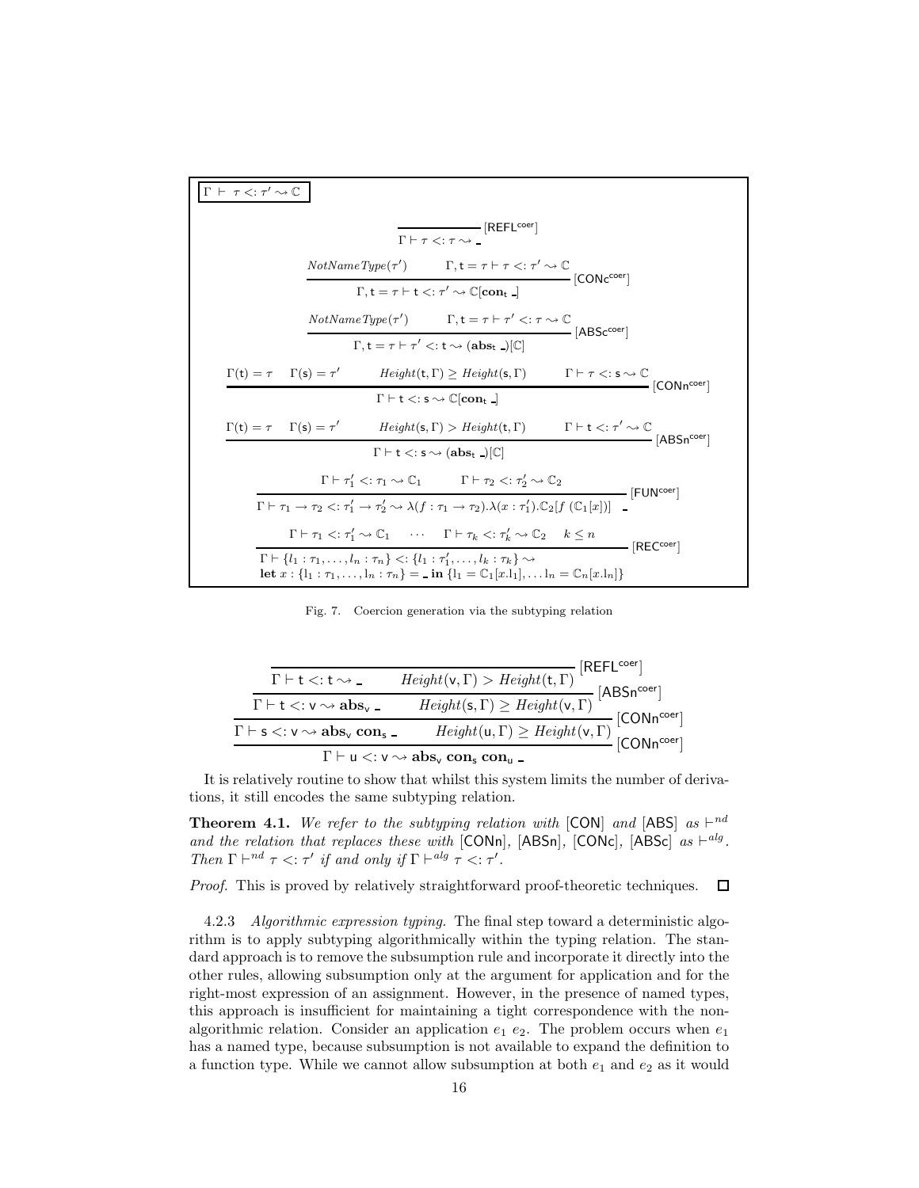$\boxed{\Gamma \vdash \tau <: \tau' \rightsquigarrow \mathbb{C}}$

$$\frac{}{\Gamma \vdash \tau <: \tau \rightsquigarrow \_}\ [\mathsf{REFL}^{\mathsf{coer}}]$$

$$\frac{\mathit{NotNameType}(\tau') \qquad \Gamma, \mathsf{t} = \tau \vdash \tau <: \tau' \rightsquigarrow \mathbb{C}}{\Gamma, \mathsf{t} = \tau \vdash \mathsf{t} <: \tau' \rightsquigarrow \mathbb{C}[\mathbf{con}_{\mathsf{t}}\ \_]}\ [\mathsf{CONc}^{\mathsf{coer}}]$$

$$\frac{\mathit{NotNameType}(\tau') \qquad \Gamma, \mathsf{t} = \tau \vdash \tau' <: \tau \rightsquigarrow \mathbb{C}}{\Gamma, \mathsf{t} = \tau \vdash \tau' <: \mathsf{t} \rightsquigarrow (\mathbf{abs}_{\mathsf{t}}\ \_)[\mathbb{C}]}\ [\mathsf{ABSc}^{\mathsf{coer}}]$$

$$\frac{\Gamma(\mathsf{t}) = \tau \quad \Gamma(\mathsf{s}) = \tau' \qquad \mathit{Height}(\mathsf{t}, \Gamma) \geq \mathit{Height}(\mathsf{s}, \Gamma) \qquad \Gamma \vdash \tau <: \mathsf{s} \rightsquigarrow \mathbb{C}}{\Gamma \vdash \mathsf{t} <: \mathsf{s} \rightsquigarrow \mathbb{C}[\mathbf{con}_{\mathsf{t}}\ \_]}\ [\mathsf{CONn}^{\mathsf{coer}}]$$

$$\frac{\Gamma(\mathsf{t}) = \tau \quad \Gamma(\mathsf{s}) = \tau' \qquad \mathit{Height}(\mathsf{s}, \Gamma) > \mathit{Height}(\mathsf{t}, \Gamma) \qquad \Gamma \vdash \mathsf{t} <: \tau' \rightsquigarrow \mathbb{C}}{\Gamma \vdash \mathsf{t} <: \mathsf{s} \rightsquigarrow (\mathbf{abs}_{\mathsf{t}}\ \_)[\mathbb{C}]}\ [\mathsf{ABSn}^{\mathsf{coer}}]$$

$$\frac{\Gamma \vdash \tau_1' <: \tau_1 \rightsquigarrow \mathbb{C}_1 \qquad \Gamma \vdash \tau_2 <: \tau_2' \rightsquigarrow \mathbb{C}_2}{\Gamma \vdash \tau_1 \rightarrow \tau_2 <: \tau_1' \rightarrow \tau_2' \rightsquigarrow \lambda(f : \tau_1 \rightarrow \tau_2).\lambda(x : \tau_1').\mathbb{C}_2[f\ (\mathbb{C}_1[x])]\ \ \_}\ [\mathsf{FUN}^{\mathsf{coer}}]$$

$$\frac{\Gamma \vdash \tau_1 <: \tau_1' \rightsquigarrow \mathbb{C}_1 \quad \cdots \quad \Gamma \vdash \tau_k <: \tau_k' \rightsquigarrow \mathbb{C}_2 \quad k \leq n}{\begin{array}{l}\Gamma \vdash \{l_1 : \tau_1, \ldots, l_n : \tau_n\} <: \{l_1 : \tau_1', \ldots, l_k : \tau_k\} \rightsquigarrow \\ \mathbf{let}\ x : \{\mathrm{l}_1 : \tau_1, \ldots, \mathrm{l}_n : \tau_n\} = \_\ \mathbf{in}\ \{\mathrm{l}_1 = \mathbb{C}_1[x.\mathrm{l}_1], \ldots \mathrm{l}_n = \mathbb{C}_n[x.\mathrm{l}_n]\}\end{array}}\ [\mathsf{REC}^{\mathsf{coer}}]$$

Fig. 7. Coercion generation via the subtyping relation

$$\cfrac{\cfrac{\cfrac{\cfrac{}{\Gamma \vdash \mathsf{t} <: \mathsf{t} \rightsquigarrow \_}\ [\mathsf{REFL}^{\mathsf{coer}}] \qquad \mathit{Height}(\mathsf{v}, \Gamma) > \mathit{Height}(\mathsf{t}, \Gamma)}{\Gamma \vdash \mathsf{t} <: \mathsf{v} \rightsquigarrow \mathbf{abs}_{\mathsf{v}}\ \_}\ [\mathsf{ABSn}^{\mathsf{coer}}] \qquad \mathit{Height}(\mathsf{s}, \Gamma) \geq \mathit{Height}(\mathsf{v}, \Gamma)}{\Gamma \vdash \mathsf{s} <: \mathsf{v} \rightsquigarrow \mathbf{abs}_{\mathsf{v}}\ \mathbf{con}_{\mathsf{s}}\ \_}\ [\mathsf{CONn}^{\mathsf{coer}}] \qquad \mathit{Height}(\mathsf{u}, \Gamma) \geq \mathit{Height}(\mathsf{v}, \Gamma)}{\Gamma \vdash \mathsf{u} <: \mathsf{v} \rightsquigarrow \mathbf{abs}_{\mathsf{v}}\ \mathbf{con}_{\mathsf{s}}\ \mathbf{con}_{\mathsf{u}}\ \_}\ [\mathsf{CONn}^{\mathsf{coer}}]$$

It is relatively routine to show that whilst this system limits the number of derivations, it still encodes the same subtyping relation.

**Theorem 4.1.** *We refer to the subtyping relation with* [CON] *and* [ABS] *as* $\vdash^{nd}$ *and the relation that replaces these with* [CONn], [ABSn], [CONc], [ABSc] *as* $\vdash^{alg}$. *Then* $\Gamma \vdash^{nd} \tau <: \tau'$ *if and only if* $\Gamma \vdash^{alg} \tau <: \tau'$.

*Proof.* This is proved by relatively straightforward proof-theoretic techniques. $\square$

4.2.3 *Algorithmic expression typing.* The final step toward a deterministic algorithm is to apply subtyping algorithmically within the typing relation. The standard approach is to remove the subsumption rule and incorporate it directly into the other rules, allowing subsumption only at the argument for application and for the right-most expression of an assignment. However, in the presence of named types, this approach is insufficient for maintaining a tight correspondence with the non-algorithmic relation. Consider an application $e_1\ e_2$. The problem occurs when $e_1$ has a named type, because subsumption is not available to expand the definition to a function type. While we cannot allow subsumption at both $e_1$ and $e_2$ as it would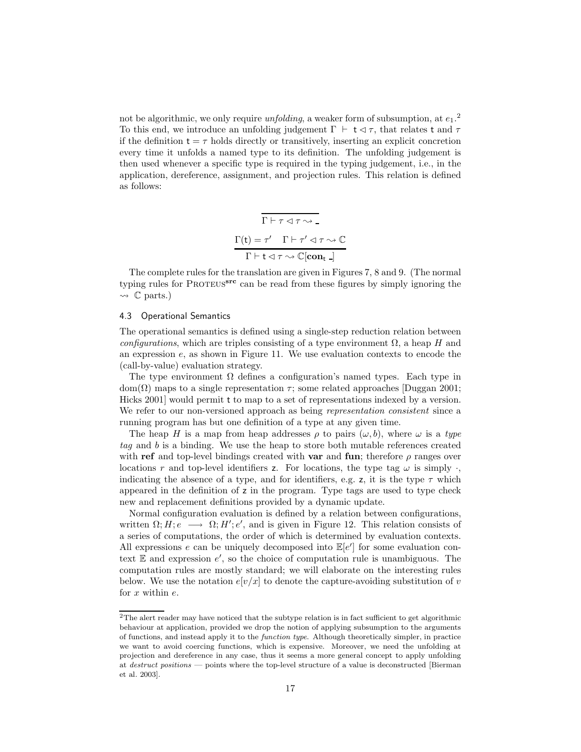not be algorithmic, we only require *unfolding*, a weaker form of subsumption, at $e_1$.[2] To this end, we introduce an unfolding judgement $\Gamma \vdash \mathsf{t} \lhd \tau$, that relates $\mathsf{t}$ and $\tau$ if the definition $\mathsf{t} = \tau$ holds directly or transitively, inserting an explicit concretion every time it unfolds a named type to its definition. The unfolding judgement is then used whenever a specific type is required in the typing judgement, i.e., in the application, dereference, assignment, and projection rules. This relation is defined as follows:

$$\frac{}{\Gamma \vdash \tau \lhd \tau \rightsquigarrow \_}$$

$$\frac{\Gamma(\mathsf{t}) = \tau' \quad \Gamma \vdash \tau' \lhd \tau \rightsquigarrow \mathbb{C}}{\Gamma \vdash \mathsf{t} \lhd \tau \rightsquigarrow \mathbb{C}[\mathbf{con}_{\mathsf{t}}\ \_]}$$

The complete rules for the translation are given in Figures 7, 8 and 9. (The normal typing rules for Proteus$^{\mathbf{src}}$ can be read from these figures by simply ignoring the $\rightsquigarrow\ \mathbb{C}$ parts.)

### 4.3 Operational Semantics

The operational semantics is defined using a single-step reduction relation between *configurations*, which are triples consisting of a type environment $\Omega$, a heap $H$ and an expression $e$, as shown in Figure 11. We use evaluation contexts to encode the (call-by-value) evaluation strategy.

The type environment $\Omega$ defines a configuration's named types. Each type in $\mathrm{dom}(\Omega)$ maps to a single representation $\tau$; some related approaches [Duggan 2001; Hicks 2001] would permit $\mathsf{t}$ to map to a set of representations indexed by a version. We refer to our non-versioned approach as being *representation consistent* since a running program has but one definition of a type at any given time.

The heap $H$ is a map from heap addresses $\rho$ to pairs $(\omega, b)$, where $\omega$ is a *type tag* and $b$ is a binding. We use the heap to store both mutable references created with **ref** and top-level bindings created with **var** and **fun**; therefore $\rho$ ranges over locations $r$ and top-level identifiers $\mathsf{z}$. For locations, the type tag $\omega$ is simply $\cdot$, indicating the absence of a type, and for identifiers, e.g. $\mathsf{z}$, it is the type $\tau$ which appeared in the definition of $\mathsf{z}$ in the program. Type tags are used to type check new and replacement definitions provided by a dynamic update.

Normal configuration evaluation is defined by a relation between configurations, written $\Omega; H; e \longrightarrow \Omega; H'; e'$, and is given in Figure 12. This relation consists of a series of computations, the order of which is determined by evaluation contexts. All expressions $e$ can be uniquely decomposed into $\mathbb{E}[e']$ for some evaluation context $\mathbb{E}$ and expression $e'$, so the choice of computation rule is unambiguous. The computation rules are mostly standard; we will elaborate on the interesting rules below. We use the notation $e[v/x]$ to denote the capture-avoiding substitution of $v$ for $x$ within $e$.

---

[2] The alert reader may have noticed that the subtype relation is in fact sufficient to get algorithmic behaviour at application, provided we drop the notion of applying subsumption to the arguments of functions, and instead apply it to the *function type*. Although theoretically simpler, in practice we want to avoid coercing functions, which is expensive. Moreover, we need the unfolding at projection and dereference in any case, thus it seems a more general concept to apply unfolding at *destruct positions* — points where the top-level structure of a value is deconstructed [Bierman et al. 2003].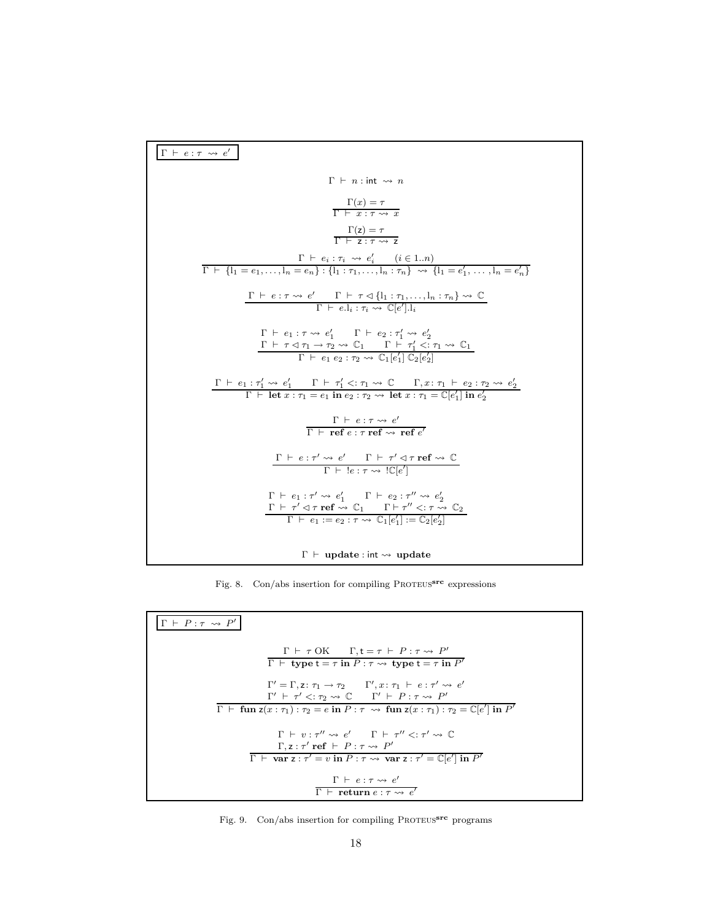$\boxed{\Gamma \vdash e : \tau \rightsquigarrow e'}$

$$\Gamma \vdash n : \mathsf{int} \rightsquigarrow n$$

$$\frac{\Gamma(x) = \tau}{\Gamma \vdash x : \tau \rightsquigarrow x}$$

$$\frac{\Gamma(\mathsf{z}) = \tau}{\Gamma \vdash \mathsf{z} : \tau \rightsquigarrow \mathsf{z}}$$

$$\frac{\Gamma \vdash e_i : \tau_i \rightsquigarrow e'_i \qquad (i \in 1..n)}{\Gamma \vdash \{\mathrm{l}_1 = e_1, \ldots, \mathrm{l}_n = e_n\} : \{\mathrm{l}_1 : \tau_1, \ldots, \mathrm{l}_n : \tau_n\} \rightsquigarrow \{\mathrm{l}_1 = e'_1, \ldots, \mathrm{l}_n = e'_n\}}$$

$$\frac{\Gamma \vdash e : \tau \rightsquigarrow e' \qquad \Gamma \vdash \tau \lhd \{\mathrm{l}_1 : \tau_1, \ldots, \mathrm{l}_n : \tau_n\} \rightsquigarrow \mathbb{C}}{\Gamma \vdash e.\mathrm{l}_i : \tau_i \rightsquigarrow \mathbb{C}[e'].\mathrm{l}_i}$$

$$\frac{\begin{array}{cc}\Gamma \vdash e_1 : \tau \rightsquigarrow e'_1 & \Gamma \vdash e_2 : \tau'_1 \rightsquigarrow e'_2 \\ \Gamma \vdash \tau \lhd \tau_1 \rightarrow \tau_2 \rightsquigarrow \mathbb{C}_1 & \Gamma \vdash \tau'_1 <: \tau_1 \rightsquigarrow \mathbb{C}_1\end{array}}{\Gamma \vdash e_1\ e_2 : \tau_2 \rightsquigarrow \mathbb{C}_1[e'_1]\ \mathbb{C}_2[e'_2]}$$

$$\frac{\Gamma \vdash e_1 : \tau'_1 \rightsquigarrow e'_1 \qquad \Gamma \vdash \tau'_1 <: \tau_1 \rightsquigarrow \mathbb{C} \qquad \Gamma, x : \tau_1 \vdash e_2 : \tau_2 \rightsquigarrow e'_2}{\Gamma \vdash \mathbf{let}\ x : \tau_1 = e_1\ \mathbf{in}\ e_2 : \tau_2 \rightsquigarrow \mathbf{let}\ x : \tau_1 = \mathbb{C}[e'_1]\ \mathbf{in}\ e'_2}$$

$$\frac{\Gamma \vdash e : \tau \rightsquigarrow e'}{\Gamma \vdash \mathbf{ref}\ e : \tau\ \mathbf{ref} \rightsquigarrow \mathbf{ref}\ e'}$$

$$\frac{\Gamma \vdash e : \tau' \rightsquigarrow e' \qquad \Gamma \vdash \tau' \lhd \tau\ \mathbf{ref} \rightsquigarrow \mathbb{C}}{\Gamma \vdash\ !e : \tau \rightsquigarrow\ !\mathbb{C}[e']}$$

$$\frac{\begin{array}{cc}\Gamma \vdash e_1 : \tau' \rightsquigarrow e'_1 & \Gamma \vdash e_2 : \tau'' \rightsquigarrow e'_2 \\ \Gamma \vdash \tau' \lhd \tau\ \mathbf{ref} \rightsquigarrow \mathbb{C}_1 & \Gamma \vdash \tau'' <: \tau \rightsquigarrow \mathbb{C}_2\end{array}}{\Gamma \vdash e_1 := e_2 : \tau \rightsquigarrow \mathbb{C}_1[e'_1] := \mathbb{C}_2[e'_2]}$$

$$\Gamma \vdash \mathbf{update} : \mathsf{int} \rightsquigarrow \mathbf{update}$$

Fig. 8. Con/abs insertion for compiling PROTEUS$^{\mathbf{src}}$ expressions

$\boxed{\Gamma \vdash P : \tau \rightsquigarrow P'}$

$$\frac{\Gamma \vdash \tau\ \mathrm{OK} \qquad \Gamma, \mathsf{t} = \tau \vdash P : \tau \rightsquigarrow P'}{\Gamma \vdash \mathbf{type}\ \mathsf{t} = \tau\ \mathbf{in}\ P : \tau \rightsquigarrow \mathbf{type}\ \mathsf{t} = \tau\ \mathbf{in}\ P'}$$

$$\frac{\begin{array}{cc}\Gamma' = \Gamma, \mathsf{z} : \tau_1 \rightarrow \tau_2 & \Gamma', x : \tau_1 \vdash e : \tau' \rightsquigarrow e' \\ \Gamma' \vdash \tau' <: \tau_2 \rightsquigarrow \mathbb{C} & \Gamma' \vdash P : \tau \rightsquigarrow P'\end{array}}{\Gamma \vdash \mathbf{fun}\ \mathsf{z}(x : \tau_1) : \tau_2 = e\ \mathbf{in}\ P : \tau \rightsquigarrow \mathbf{fun}\ \mathsf{z}(x : \tau_1) : \tau_2 = \mathbb{C}[e']\ \mathbf{in}\ P'}$$

$$\frac{\begin{array}{cc}\Gamma \vdash v : \tau'' \rightsquigarrow e' & \Gamma \vdash \tau'' <: \tau' \rightsquigarrow \mathbb{C} \\ \Gamma, \mathsf{z} : \tau'\ \mathbf{ref} \vdash P : \tau \rightsquigarrow P' & \end{array}}{\Gamma \vdash \mathbf{var}\ \mathsf{z} : \tau' = v\ \mathbf{in}\ P : \tau \rightsquigarrow \mathbf{var}\ \mathsf{z} : \tau' = \mathbb{C}[e']\ \mathbf{in}\ P'}$$

$$\frac{\Gamma \vdash e : \tau \rightsquigarrow e'}{\Gamma \vdash \mathbf{return}\ e : \tau \rightsquigarrow e'}$$

Fig. 9. Con/abs insertion for compiling PROTEUS$^{\mathbf{src}}$ programs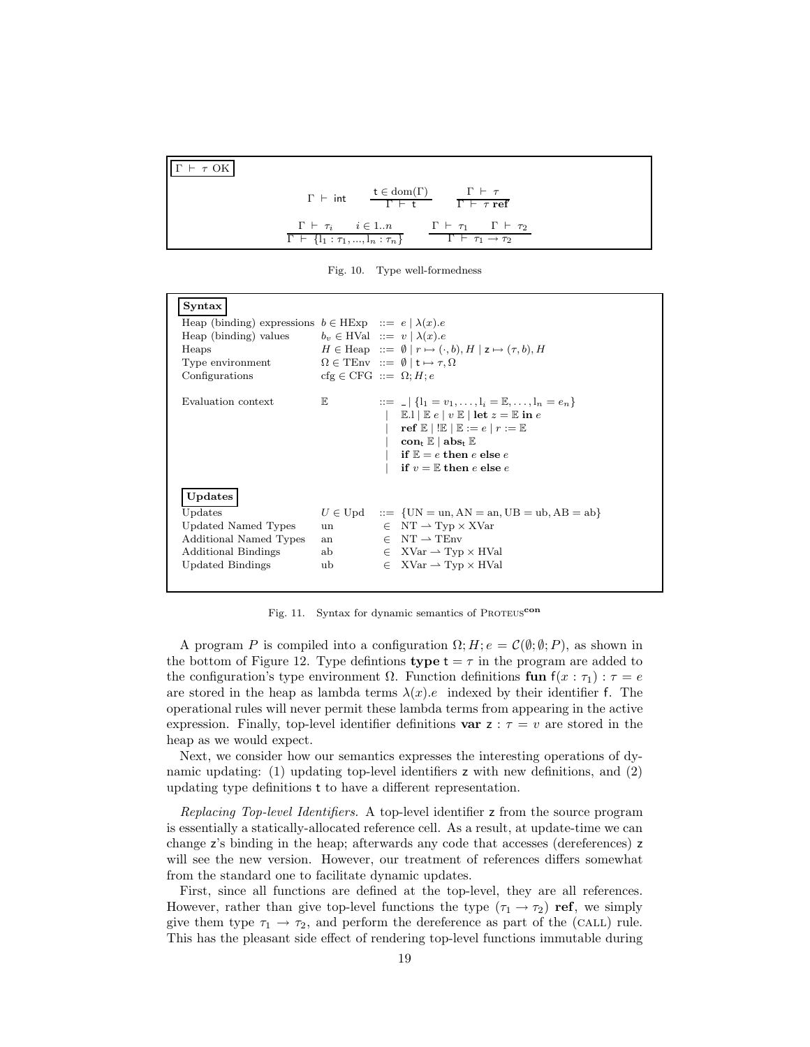$\boxed{\Gamma \vdash \tau \text{ OK}}$

$$\Gamma \vdash \mathsf{int} \qquad \frac{\mathsf{t} \in \mathrm{dom}(\Gamma)}{\Gamma \vdash \mathsf{t}} \qquad \frac{\Gamma \vdash \tau}{\Gamma \vdash \tau\ \mathbf{ref}}$$

$$\frac{\Gamma \vdash \tau_i \qquad i \in 1..n}{\Gamma \vdash \{\mathrm{l}_1 : \tau_1, ..., \mathrm{l}_n : \tau_n\}} \qquad \frac{\Gamma \vdash \tau_1 \qquad \Gamma \vdash \tau_2}{\Gamma \vdash \tau_1 \rightarrow \tau_2}$$

Fig. 10. Type well-formedness

**Syntax**

| | | |
|---|---|---|
| Heap (binding) expressions | $b \in \text{HExp}$ | $::= e \mid \lambda(x).e$ |
| Heap (binding) values | $b_v \in \text{HVal}$ | $::= v \mid \lambda(x).e$ |
| Heaps | $H \in \text{Heap}$ | $::= \emptyset \mid r \mapsto (\cdot, b), H \mid \mathsf{z} \mapsto (\tau, b), H$ |
| Type environment | $\Omega \in \text{TEnv}$ | $::= \emptyset \mid \mathsf{t} \mapsto \tau, \Omega$ |
| Configurations | $\text{cfg} \in \text{CFG}$ | $::= \Omega; H; e$ |

$$\begin{array}{llcl} \text{Evaluation context} & \mathbb{E} & ::= & \_ \mid \{\mathrm{l}_1 = v_1, \ldots, \mathrm{l}_i = \mathbb{E}, \ldots, \mathrm{l}_n = e_n\} \\ & & \mid & \mathbb{E}.\mathrm{l} \mid \mathbb{E}\ e \mid v\ \mathbb{E} \mid \mathbf{let}\ z = \mathbb{E}\ \mathbf{in}\ e \\ & & \mid & \mathbf{ref}\ \mathbb{E} \mid !\mathbb{E} \mid \mathbb{E} := e \mid r := \mathbb{E} \\ & & \mid & \mathbf{con}_\mathsf{t}\ \mathbb{E} \mid \mathbf{abs}_\mathsf{t}\ \mathbb{E} \\ & & \mid & \mathbf{if}\ \mathbb{E} = e\ \mathbf{then}\ e\ \mathbf{else}\ e \\ & & \mid & \mathbf{if}\ v = \mathbb{E}\ \mathbf{then}\ e\ \mathbf{else}\ e \end{array}$$

**Updates**

| | | |
|---|---|---|
| Updates | $U \in \text{Upd}$ | $::= \{\text{UN} = \text{un}, \text{AN} = \text{an}, \text{UB} = \text{ub}, \text{AB} = \text{ab}\}$ |
| Updated Named Types | un | $\in \text{NT} \rightharpoonup \text{Typ} \times \text{XVar}$ |
| Additional Named Types | an | $\in \text{NT} \rightharpoonup \text{TEnv}$ |
| Additional Bindings | ab | $\in \text{XVar} \rightharpoonup \text{Typ} \times \text{HVal}$ |
| Updated Bindings | ub | $\in \text{XVar} \rightharpoonup \text{Typ} \times \text{HVal}$ |

Fig. 11. Syntax for dynamic semantics of Proteus$^{\mathbf{con}}$

A program $P$ is compiled into a configuration $\Omega; H; e = \mathcal{C}(\emptyset; \emptyset; P)$, as shown in the bottom of Figure 12. Type defintions **type** $\mathsf{t} = \tau$ in the program are added to the configuration's type environment $\Omega$. Function definitions **fun** $\mathsf{f}(x : \tau_1) : \tau = e$ are stored in the heap as lambda terms $\lambda(x).e$ indexed by their identifier $\mathsf{f}$. The operational rules will never permit these lambda terms from appearing in the active expression. Finally, top-level identifier definitions **var** $\mathsf{z} : \tau = v$ are stored in the heap as we would expect.

Next, we consider how our semantics expresses the interesting operations of dynamic updating: (1) updating top-level identifiers $\mathsf{z}$ with new definitions, and (2) updating type definitions $\mathsf{t}$ to have a different representation.

*Replacing Top-level Identifiers.* A top-level identifier $\mathsf{z}$ from the source program is essentially a statically-allocated reference cell. As a result, at update-time we can change $\mathsf{z}$'s binding in the heap; afterwards any code that accesses (dereferences) $\mathsf{z}$ will see the new version. However, our treatment of references differs somewhat from the standard one to facilitate dynamic updates.

First, since all functions are defined at the top-level, they are all references. However, rather than give top-level functions the type $(\tau_1 \rightarrow \tau_2)$ **ref**, we simply give them type $\tau_1 \rightarrow \tau_2$, and perform the dereference as part of the (call) rule. This has the pleasant side effect of rendering top-level functions immutable during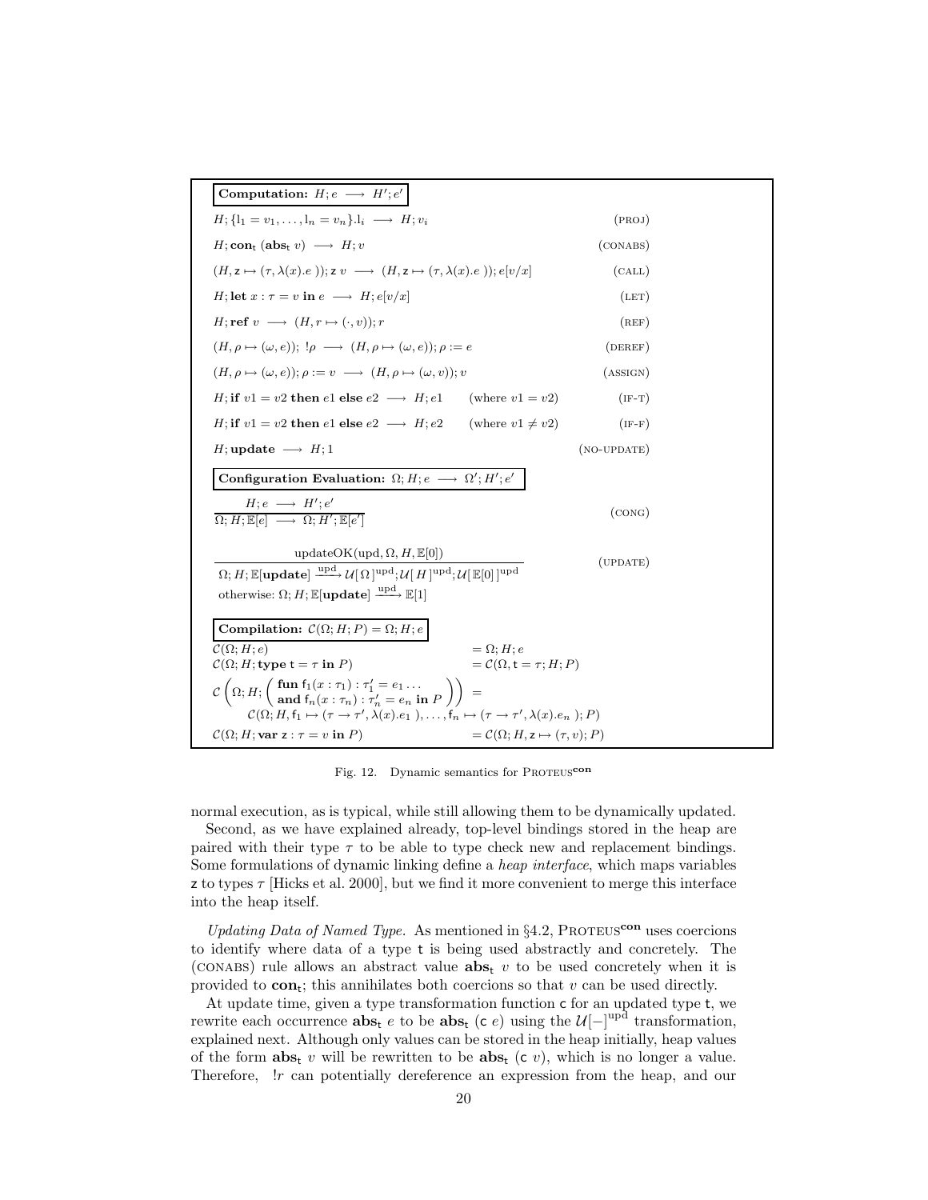**Computation:** $H; e \longrightarrow H'; e'$

$$H; \{l_1 = v_1, \ldots, l_n = v_n\}.l_i \longrightarrow H; v_i \qquad \text{(PROJ)}$$

$$H; \mathbf{con}_{\mathsf{t}}\ (\mathbf{abs}_{\mathsf{t}}\ v) \longrightarrow H; v \qquad \text{(CONABS)}$$

$$(H, \mathsf{z} \mapsto (\tau, \lambda(x).e\ )); \mathsf{z}\ v \longrightarrow (H, \mathsf{z} \mapsto (\tau, \lambda(x).e\ )); e[v/x] \qquad \text{(CALL)}$$

$$H; \mathbf{let}\ x : \tau = v\ \mathbf{in}\ e \longrightarrow H; e[v/x] \qquad \text{(LET)}$$

$$H; \mathbf{ref}\ v \longrightarrow (H, r \mapsto (\cdot, v)); r \qquad \text{(REF)}$$

$$(H, \rho \mapsto (\omega, e));\ !\rho \longrightarrow (H, \rho \mapsto (\omega, e)); \rho := e \qquad \text{(DEREF)}$$

$$(H, \rho \mapsto (\omega, e)); \rho := v \longrightarrow (H, \rho \mapsto (\omega, v)); v \qquad \text{(ASSIGN)}$$

$$H; \mathbf{if}\ v1 = v2\ \mathbf{then}\ e1\ \mathbf{else}\ e2 \longrightarrow H; e1 \quad (\text{where } v1 = v2) \qquad \text{(IF-T)}$$

$$H; \mathbf{if}\ v1 = v2\ \mathbf{then}\ e1\ \mathbf{else}\ e2 \longrightarrow H; e2 \quad (\text{where } v1 \neq v2) \qquad \text{(IF-F)}$$

$$H; \mathbf{update} \longrightarrow H; 1 \qquad \text{(NO-UPDATE)}$$

**Configuration Evaluation:** $\Omega; H; e \longrightarrow \Omega'; H'; e'$

$$\frac{H; e \longrightarrow H'; e'}{\Omega; H; \mathbb{E}[e] \longrightarrow \Omega; H'; \mathbb{E}[e']} \qquad \text{(CONG)}$$

$$\frac{\text{updateOK}(\text{upd}, \Omega, H, \mathbb{E}[0])}{\Omega; H; \mathbb{E}[\mathbf{update}] \xrightarrow{\text{upd}} \mathcal{U}[\,\Omega\,]^{\text{upd}}; \mathcal{U}[\,H\,]^{\text{upd}}; \mathcal{U}[\,\mathbb{E}[0]\,]^{\text{upd}}} \qquad \text{(UPDATE)}$$

otherwise: $\Omega; H; \mathbb{E}[\mathbf{update}] \xrightarrow{\text{upd}} \mathbb{E}[1]$

**Compilation:** $\mathcal{C}(\Omega; H; P) = \Omega; H; e$

$$\mathcal{C}(\Omega; H; e) = \Omega; H; e$$

$$\mathcal{C}(\Omega; H; \mathbf{type}\ \mathsf{t} = \tau\ \mathbf{in}\ P) = \mathcal{C}(\Omega, \mathsf{t} = \tau; H; P)$$

$$\mathcal{C}\left(\Omega; H; \left(\begin{array}{l}\mathbf{fun}\ \mathsf{f}_1(x : \tau_1) : \tau_1' = e_1 \ldots \\ \mathbf{and}\ \mathsf{f}_n(x : \tau_n) : \tau_n' = e_n\ \mathbf{in}\ P\end{array}\right)\right) =$$
$$\mathcal{C}(\Omega; H, \mathsf{f}_1 \mapsto (\tau \to \tau', \lambda(x).e_1\ ), \ldots, \mathsf{f}_n \mapsto (\tau \to \tau', \lambda(x).e_n\ ); P)$$

$$\mathcal{C}(\Omega; H; \mathbf{var}\ \mathsf{z} : \tau = v\ \mathbf{in}\ P) = \mathcal{C}(\Omega; H, \mathsf{z} \mapsto (\tau, v); P)$$

Fig. 12. Dynamic semantics for PROTEUS$^{\mathbf{con}}$

normal execution, as is typical, while still allowing them to be dynamically updated.

Second, as we have explained already, top-level bindings stored in the heap are paired with their type $\tau$ to be able to type check new and replacement bindings. Some formulations of dynamic linking define a *heap interface*, which maps variables $\mathsf{z}$ to types $\tau$ [Hicks et al. 2000], but we find it more convenient to merge this interface into the heap itself.

*Updating Data of Named Type.* As mentioned in §4.2, PROTEUS$^{\mathbf{con}}$ uses coercions to identify where data of a type $\mathsf{t}$ is being used abstractly and concretely. The (CONABS) rule allows an abstract value $\mathbf{abs}_{\mathsf{t}}\ v$ to be used concretely when it is provided to $\mathbf{con}_{\mathsf{t}}$; this annihilates both coercions so that $v$ can be used directly.

At update time, given a type transformation function $\mathsf{c}$ for an updated type $\mathsf{t}$, we rewrite each occurrence $\mathbf{abs}_{\mathsf{t}}\ e$ to be $\mathbf{abs}_{\mathsf{t}}\ (\mathsf{c}\ e)$ using the $\mathcal{U}[-]^{\text{upd}}$ transformation, explained next. Although only values can be stored in the heap initially, heap values of the form $\mathbf{abs}_{\mathsf{t}}\ v$ will be rewritten to be $\mathbf{abs}_{\mathsf{t}}\ (\mathsf{c}\ v)$, which is no longer a value. Therefore, $!r$ can potentially dereference an expression from the heap, and our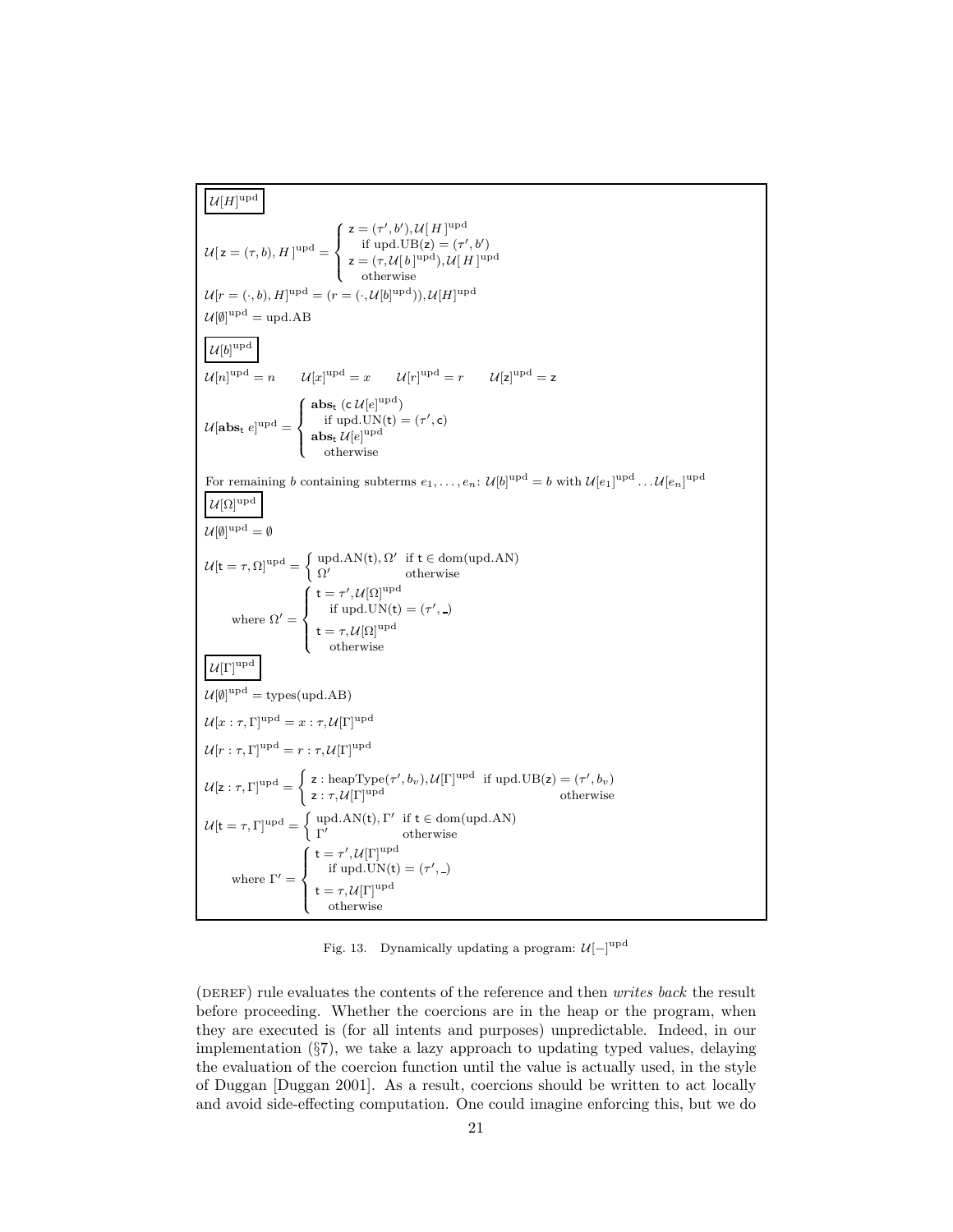$\boxed{\mathcal{U}[H]^{\text{upd}}}$

$$\mathcal{U}[\,\mathsf{z} = (\tau, b), H\,]^{\text{upd}} = \begin{cases} \mathsf{z} = (\tau', b'), \mathcal{U}[\,H\,]^{\text{upd}} \\ \quad \text{if upd.UB}(\mathsf{z}) = (\tau', b') \\ \mathsf{z} = (\tau, \mathcal{U}[\,b\,]^{\text{upd}}), \mathcal{U}[\,H\,]^{\text{upd}} \\ \quad \text{otherwise} \end{cases}$$

$$\mathcal{U}[r = (\cdot, b), H]^{\text{upd}} = (r = (\cdot, \mathcal{U}[b]^{\text{upd}})), \mathcal{U}[H]^{\text{upd}}$$

$$\mathcal{U}[\emptyset]^{\text{upd}} = \text{upd.AB}$$

$\boxed{\mathcal{U}[b]^{\text{upd}}}$

$$\mathcal{U}[n]^{\text{upd}} = n \qquad \mathcal{U}[x]^{\text{upd}} = x \qquad \mathcal{U}[r]^{\text{upd}} = r \qquad \mathcal{U}[\mathsf{z}]^{\text{upd}} = \mathsf{z}$$

$$\mathcal{U}[\mathbf{abs}_{\mathsf{t}}\ e]^{\text{upd}} = \begin{cases} \mathbf{abs}_{\mathsf{t}}\ (\mathsf{c}\ \mathcal{U}[e]^{\text{upd}}) \\ \quad \text{if upd.UN}(\mathsf{t}) = (\tau', \mathsf{c}) \\ \mathbf{abs}_{\mathsf{t}}\ \mathcal{U}[e]^{\text{upd}} \\ \quad \text{otherwise} \end{cases}$$

For remaining $b$ containing subterms $e_1, \ldots, e_n$: $\mathcal{U}[b]^{\text{upd}} = b$ with $\mathcal{U}[e_1]^{\text{upd}} \ldots \mathcal{U}[e_n]^{\text{upd}}$

$\boxed{\mathcal{U}[\Omega]^{\text{upd}}}$

$$\mathcal{U}[\emptyset]^{\text{upd}} = \emptyset$$

$$\mathcal{U}[\mathsf{t} = \tau, \Omega]^{\text{upd}} = \begin{cases} \text{upd.AN}(\mathsf{t}), \Omega' & \text{if } \mathsf{t} \in \text{dom}(\text{upd.AN}) \\ \Omega' & \text{otherwise} \end{cases}$$

$$\text{where } \Omega' = \begin{cases} \mathsf{t} = \tau', \mathcal{U}[\Omega]^{\text{upd}} \\ \quad \text{if upd.UN}(\mathsf{t}) = (\tau', \_) \\ \mathsf{t} = \tau, \mathcal{U}[\Omega]^{\text{upd}} \\ \quad \text{otherwise} \end{cases}$$

$\boxed{\mathcal{U}[\Gamma]^{\text{upd}}}$

$$\mathcal{U}[\emptyset]^{\text{upd}} = \text{types(upd.AB)}$$

$$\mathcal{U}[x : \tau, \Gamma]^{\text{upd}} = x : \tau, \mathcal{U}[\Gamma]^{\text{upd}}$$

$$\mathcal{U}[r : \tau, \Gamma]^{\text{upd}} = r : \tau, \mathcal{U}[\Gamma]^{\text{upd}}$$

$$\mathcal{U}[\mathsf{z} : \tau, \Gamma]^{\text{upd}} = \begin{cases} \mathsf{z} : \text{heapType}(\tau', b_v), \mathcal{U}[\Gamma]^{\text{upd}} & \text{if upd.UB}(\mathsf{z}) = (\tau', b_v) \\ \mathsf{z} : \tau, \mathcal{U}[\Gamma]^{\text{upd}} & \text{otherwise} \end{cases}$$

$$\mathcal{U}[\mathsf{t} = \tau, \Gamma]^{\text{upd}} = \begin{cases} \text{upd.AN}(\mathsf{t}), \Gamma' & \text{if } \mathsf{t} \in \text{dom}(\text{upd.AN}) \\ \Gamma' & \text{otherwise} \end{cases}$$

$$\text{where } \Gamma' = \begin{cases} \mathsf{t} = \tau', \mathcal{U}[\Gamma]^{\text{upd}} \\ \quad \text{if upd.UN}(\mathsf{t}) = (\tau', \_) \\ \mathsf{t} = \tau, \mathcal{U}[\Gamma]^{\text{upd}} \\ \quad \text{otherwise} \end{cases}$$

Fig. 13. Dynamically updating a program: $\mathcal{U}[-]^{\text{upd}}$

(DEREF) rule evaluates the contents of the reference and then *writes back* the result before proceeding. Whether the coercions are in the heap or the program, when they are executed is (for all intents and purposes) unpredictable. Indeed, in our implementation (§7), we take a lazy approach to updating typed values, delaying the evaluation of the coercion function until the value is actually used, in the style of Duggan [Duggan 2001]. As a result, coercions should be written to act locally and avoid side-effecting computation. One could imagine enforcing this, but we do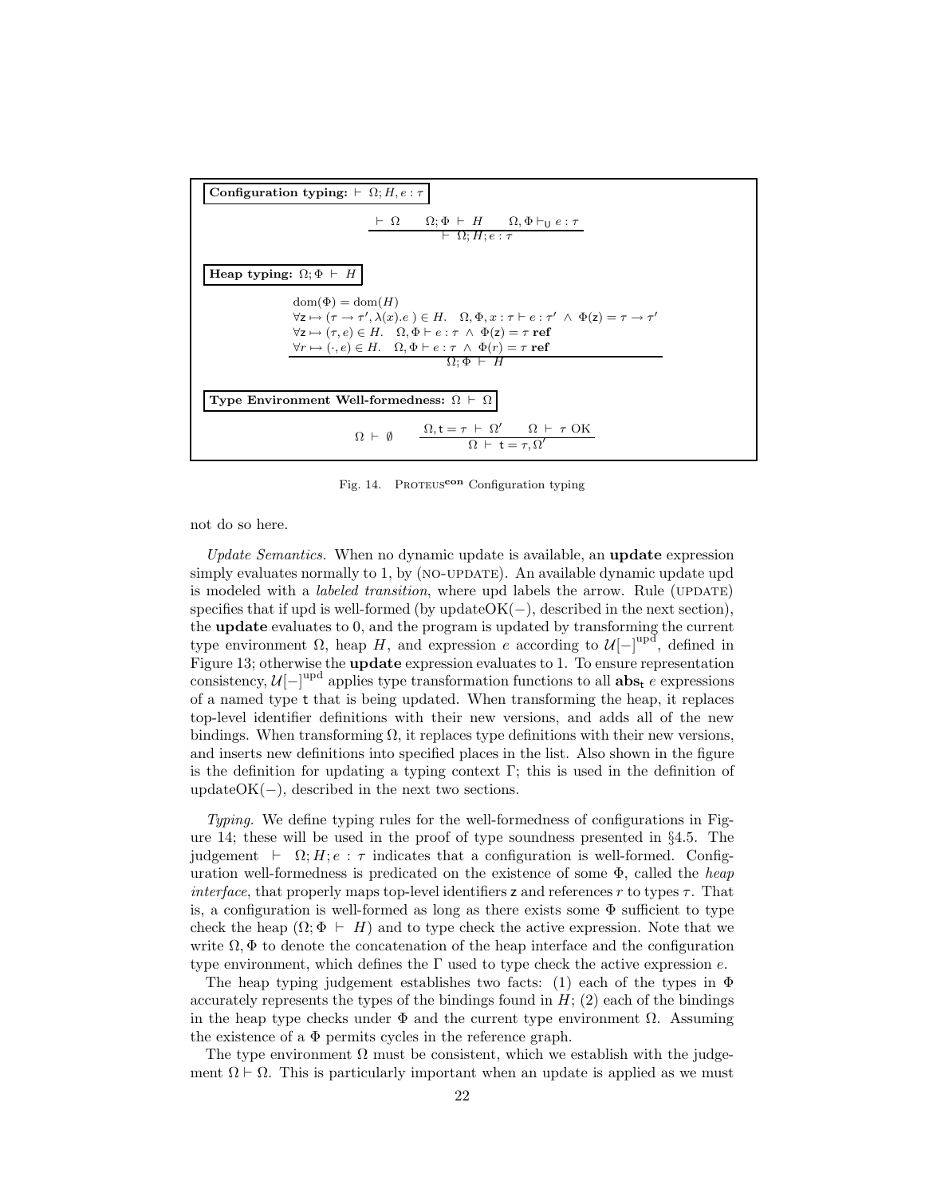**Configuration typing:** $\vdash \Omega; H, e : \tau$

$$\frac{\vdash \Omega \qquad \Omega; \Phi \vdash H \qquad \Omega, \Phi \vdash_{\mathsf{U}} e : \tau}{\vdash \Omega; H; e : \tau}$$

**Heap typing:** $\Omega; \Phi \vdash H$

$$\frac{\begin{array}{l} \mathrm{dom}(\Phi) = \mathrm{dom}(H) \\ \forall \mathsf{z} \mapsto (\tau \to \tau', \lambda(x).e\ ) \in H.\quad \Omega, \Phi, x : \tau \vdash e : \tau' \ \wedge\ \Phi(\mathsf{z}) = \tau \to \tau' \\ \forall \mathsf{z} \mapsto (\tau, e) \in H.\quad \Omega, \Phi \vdash e : \tau \ \wedge\ \Phi(\mathsf{z}) = \tau\ \mathbf{ref} \\ \forall r \mapsto (\cdot, e) \in H.\quad \Omega, \Phi \vdash e : \tau \ \wedge\ \Phi(r) = \tau\ \mathbf{ref} \end{array}}{\Omega; \Phi \vdash H}$$

**Type Environment Well-formedness:** $\Omega \vdash \Omega$

$$\Omega \vdash \emptyset \qquad \frac{\Omega, \mathsf{t} = \tau \vdash \Omega' \qquad \Omega \vdash \tau \text{ OK}}{\Omega \vdash \mathsf{t} = \tau, \Omega'}$$

Fig. 14. Proteus$^{\mathbf{con}}$ Configuration typing

not do so here.

*Update Semantics.* When no dynamic update is available, an **update** expression simply evaluates normally to 1, by (no-update). An available dynamic update upd is modeled with a *labeled transition*, where upd labels the arrow. Rule (update) specifies that if upd is well-formed (by updateOK$(-)$, described in the next section), the **update** evaluates to 0, and the program is updated by transforming the current type environment $\Omega$, heap $H$, and expression $e$ according to $\mathcal{U}[-]^{\mathrm{upd}}$, defined in Figure 13; otherwise the **update** expression evaluates to 1. To ensure representation consistency, $\mathcal{U}[-]^{\mathrm{upd}}$ applies type transformation functions to all $\mathbf{abs}_{\mathsf{t}}\ e$ expressions of a named type $\mathsf{t}$ that is being updated. When transforming the heap, it replaces top-level identifier definitions with their new versions, and adds all of the new bindings. When transforming $\Omega$, it replaces type definitions with their new versions, and inserts new definitions into specified places in the list. Also shown in the figure is the definition for updating a typing context $\Gamma$; this is used in the definition of updateOK$(-)$, described in the next two sections.

*Typing.* We define typing rules for the well-formedness of configurations in Figure 14; these will be used in the proof of type soundness presented in §4.5. The judgement $\vdash \Omega; H; e : \tau$ indicates that a configuration is well-formed. Configuration well-formedness is predicated on the existence of some $\Phi$, called the *heap interface*, that properly maps top-level identifiers $\mathsf{z}$ and references $r$ to types $\tau$. That is, a configuration is well-formed as long as there exists some $\Phi$ sufficient to type check the heap ($\Omega; \Phi \vdash H$) and to type check the active expression. Note that we write $\Omega, \Phi$ to denote the concatenation of the heap interface and the configuration type environment, which defines the $\Gamma$ used to type check the active expression $e$.

The heap typing judgement establishes two facts: (1) each of the types in $\Phi$ accurately represents the types of the bindings found in $H$; (2) each of the bindings in the heap type checks under $\Phi$ and the current type environment $\Omega$. Assuming the existence of a $\Phi$ permits cycles in the reference graph.

The type environment $\Omega$ must be consistent, which we establish with the judgement $\Omega \vdash \Omega$. This is particularly important when an update is applied as we must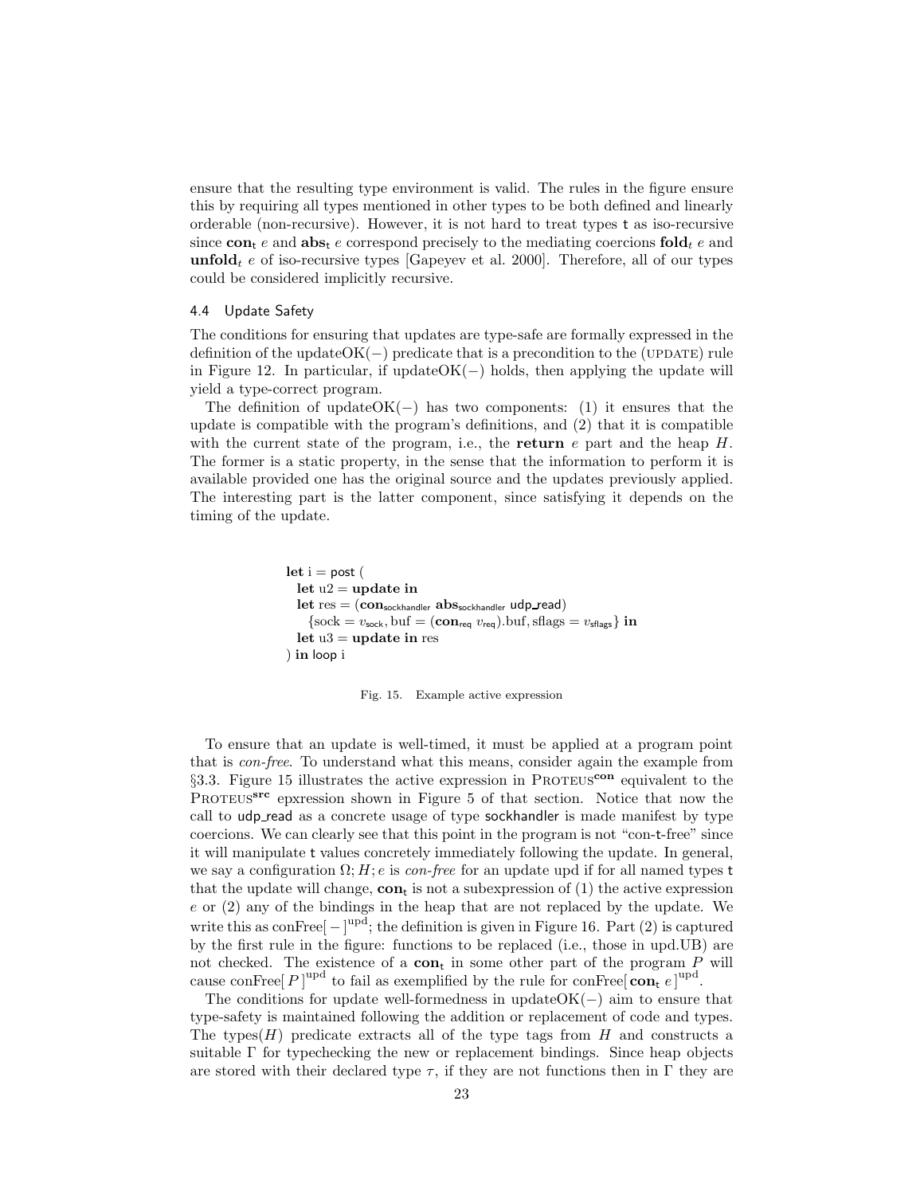ensure that the resulting type environment is valid. The rules in the figure ensure this by requiring all types mentioned in other types to be both defined and linearly orderable (non-recursive). However, it is not hard to treat types t as iso-recursive since $\mathbf{con}_\mathsf{t}\ e$ and $\mathbf{abs}_\mathsf{t}\ e$ correspond precisely to the mediating coercions $\mathbf{fold}_t\ e$ and $\mathbf{unfold}_t\ e$ of iso-recursive types [Gapeyev et al. 2000]. Therefore, all of our types could be considered implicitly recursive.

### 4.4 Update Safety

The conditions for ensuring that updates are type-safe are formally expressed in the definition of the updateOK(−) predicate that is a precondition to the (UPDATE) rule in Figure 12. In particular, if updateOK(−) holds, then applying the update will yield a type-correct program.

The definition of updateOK(−) has two components: (1) it ensures that the update is compatible with the program's definitions, and (2) that it is compatible with the current state of the program, i.e., the **return** $e$ part and the heap $H$. The former is a static property, in the sense that the information to perform it is available provided one has the original source and the updates previously applied. The interesting part is the latter component, since satisfying it depends on the timing of the update.

$$
\begin{array}{l}
\textbf{let } \mathrm{i} = \mathsf{post}\ ( \\
\quad \textbf{let } \mathrm{u2} = \textbf{update in} \\
\quad \textbf{let } \mathrm{res} = (\mathbf{con}_{\mathsf{sockhandler}}\ \mathbf{abs}_{\mathsf{sockhandler}}\ \mathsf{udp\_read}) \\
\qquad \{\mathrm{sock} = v_{\mathsf{sock}}, \mathrm{buf} = (\mathbf{con}_{\mathsf{req}}\ v_{\mathsf{req}}).\mathrm{buf}, \mathrm{sflags} = v_{\mathsf{sflags}}\}\ \textbf{in} \\
\quad \textbf{let } \mathrm{u3} = \textbf{update in}\ \mathrm{res} \\
)\ \textbf{in}\ \mathsf{loop}\ \mathrm{i}
\end{array}
$$

Fig. 15. Example active expression

To ensure that an update is well-timed, it must be applied at a program point that is *con-free*. To understand what this means, consider again the example from §3.3. Figure 15 illustrates the active expression in PROTEUS$^{\mathbf{con}}$ equivalent to the PROTEUS$^{\mathbf{src}}$ epxression shown in Figure 5 of that section. Notice that now the call to udp_read as a concrete usage of type sockhandler is made manifest by type coercions. We can clearly see that this point in the program is not "con-t-free" since it will manipulate t values concretely immediately following the update. In general, we say a configuration $\Omega; H; e$ is *con-free* for an update upd if for all named types t that the update will change, $\mathbf{con}_\mathsf{t}$ is not a subexpression of (1) the active expression $e$ or (2) any of the bindings in the heap that are not replaced by the update. We write this as $\mathrm{conFree}[\,-\,]^{\mathrm{upd}}$; the definition is given in Figure 16. Part (2) is captured by the first rule in the figure: functions to be replaced (i.e., those in upd.UB) are not checked. The existence of a $\mathbf{con}_\mathsf{t}$ in some other part of the program $P$ will cause $\mathrm{conFree}[\,P\,]^{\mathrm{upd}}$ to fail as exemplified by the rule for $\mathrm{conFree}[\,\mathbf{con}_\mathsf{t}\ e\,]^{\mathrm{upd}}$.

The conditions for update well-formedness in updateOK(−) aim to ensure that type-safety is maintained following the addition or replacement of code and types. The types($H$) predicate extracts all of the type tags from $H$ and constructs a suitable $\Gamma$ for typechecking the new or replacement bindings. Since heap objects are stored with their declared type $\tau$, if they are not functions then in $\Gamma$ they are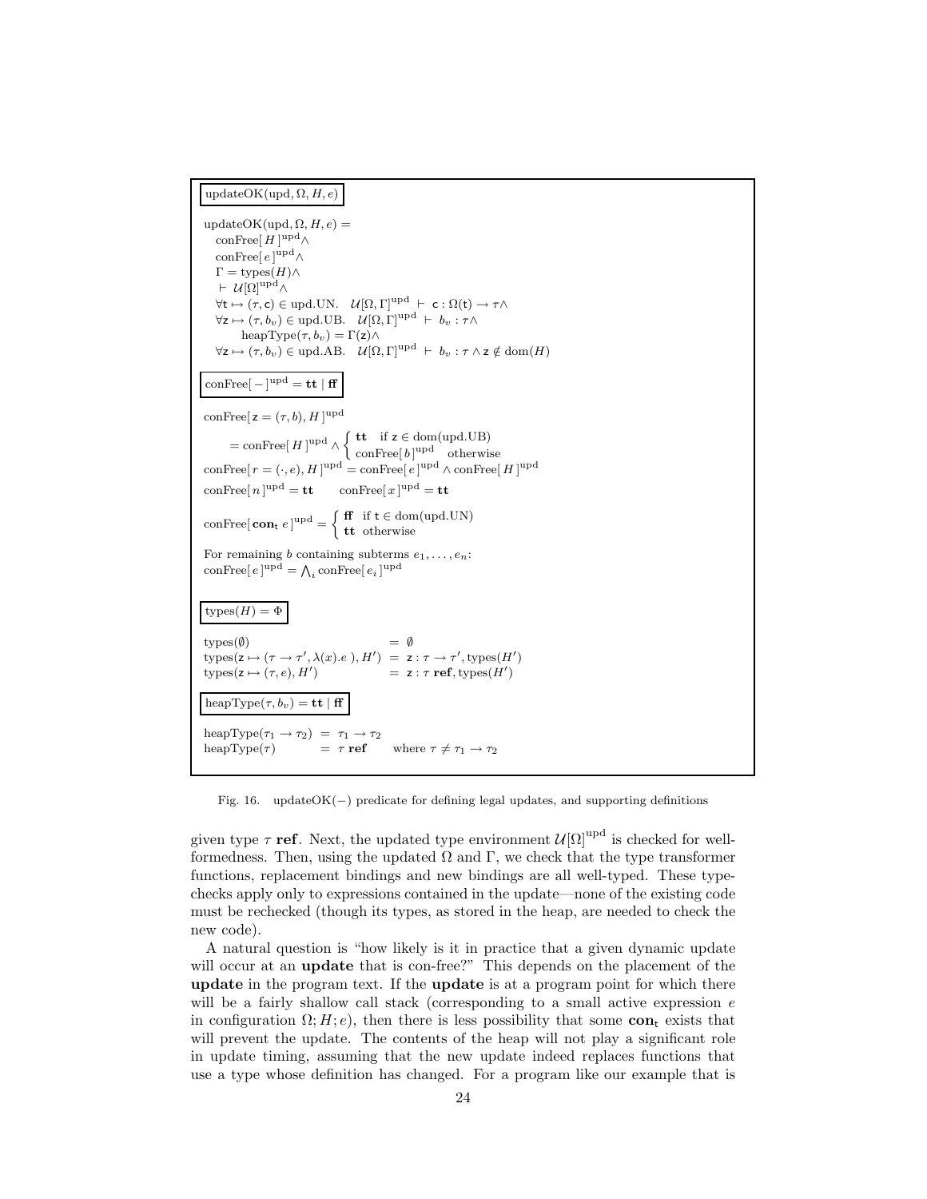$$\boxed{\text{updateOK}(\text{upd}, \Omega, H, e)}$$

$$
\begin{array}{l}
\text{updateOK}(\text{upd}, \Omega, H, e) = \\
\quad \text{conFree}[\,H\,]^{\text{upd}} \wedge \\
\quad \text{conFree}[\,e\,]^{\text{upd}} \wedge \\
\quad \Gamma = \text{types}(H) \wedge \\
\quad \vdash\ \mathcal{U}[\Omega]^{\text{upd}} \wedge \\
\quad \forall \mathsf{t} \mapsto (\tau, \mathsf{c}) \in \text{upd.UN}.\quad \mathcal{U}[\Omega, \Gamma]^{\text{upd}}\ \vdash\ \mathsf{c} : \Omega(\mathsf{t}) \rightarrow \tau \wedge \\
\quad \forall \mathsf{z} \mapsto (\tau, b_v) \in \text{upd.UB}.\quad \mathcal{U}[\Omega, \Gamma]^{\text{upd}}\ \vdash\ b_v : \tau \wedge \\
\qquad\quad \text{heapType}(\tau, b_v) = \Gamma(\mathsf{z}) \wedge \\
\quad \forall \mathsf{z} \mapsto (\tau, b_v) \in \text{upd.AB}.\quad \mathcal{U}[\Omega, \Gamma]^{\text{upd}}\ \vdash\ b_v : \tau \wedge \mathsf{z} \notin \text{dom}(H)
\end{array}
$$

$$\boxed{\text{conFree}[\,-\,]^{\text{upd}} = \mathbf{tt} \mid \mathbf{ff}}$$

$$
\begin{array}{l}
\text{conFree}[\,\mathsf{z} = (\tau, b), H\,]^{\text{upd}} \\
\qquad = \text{conFree}[\,H\,]^{\text{upd}} \wedge \begin{cases} \mathbf{tt} & \text{if } \mathsf{z} \in \text{dom}(\text{upd.UB}) \\ \text{conFree}[\,b\,]^{\text{upd}} & \text{otherwise} \end{cases} \\
\text{conFree}[\,r = (\cdot, e), H\,]^{\text{upd}} = \text{conFree}[\,e\,]^{\text{upd}} \wedge \text{conFree}[\,H\,]^{\text{upd}} \\
\text{conFree}[\,n\,]^{\text{upd}} = \mathbf{tt} \qquad \text{conFree}[\,x\,]^{\text{upd}} = \mathbf{tt} \\
\text{conFree}[\,\mathbf{con}_{\mathsf{t}}\ e\,]^{\text{upd}} = \begin{cases} \mathbf{ff} & \text{if } \mathsf{t} \in \text{dom}(\text{upd.UN}) \\ \mathbf{tt} & \text{otherwise} \end{cases}
\end{array}
$$

For remaining $b$ containing subterms $e_1, \ldots, e_n$:
$\text{conFree}[\,e\,]^{\text{upd}} = \bigwedge_i \text{conFree}[\,e_i\,]^{\text{upd}}$

$$\boxed{\text{types}(H) = \Phi}$$

$$
\begin{array}{lcl}
\text{types}(\emptyset) & = & \emptyset \\
\text{types}(\mathsf{z} \mapsto (\tau \rightarrow \tau', \lambda(x).e\ ), H') & = & \mathsf{z} : \tau \rightarrow \tau', \text{types}(H') \\
\text{types}(\mathsf{z} \mapsto (\tau, e), H') & = & \mathsf{z} : \tau\ \mathbf{ref}, \text{types}(H')
\end{array}
$$

$$\boxed{\text{heapType}(\tau, b_v) = \mathbf{tt} \mid \mathbf{ff}}$$

$$
\begin{array}{lcll}
\text{heapType}(\tau_1 \rightarrow \tau_2) & = & \tau_1 \rightarrow \tau_2 & \\
\text{heapType}(\tau) & = & \tau\ \mathbf{ref} & \quad \text{where } \tau \neq \tau_1 \rightarrow \tau_2
\end{array}
$$

Fig. 16. updateOK(−) predicate for defining legal updates, and supporting definitions

given type $\tau$ **ref**. Next, the updated type environment $\mathcal{U}[\Omega]^{\text{upd}}$ is checked for well-formedness. Then, using the updated $\Omega$ and $\Gamma$, we check that the type transformer functions, replacement bindings and new bindings are all well-typed. These type-checks apply only to expressions contained in the update—none of the existing code must be rechecked (though its types, as stored in the heap, are needed to check the new code).

A natural question is "how likely is it in practice that a given dynamic update will occur at an **update** that is con-free?" This depends on the placement of the **update** in the program text. If the **update** is at a program point for which there will be a fairly shallow call stack (corresponding to a small active expression $e$ in configuration $\Omega; H; e$), then there is less possibility that some $\mathbf{con}_{\mathsf{t}}$ exists that will prevent the update. The contents of the heap will not play a significant role in update timing, assuming that the new update indeed replaces functions that use a type whose definition has changed. For a program like our example that is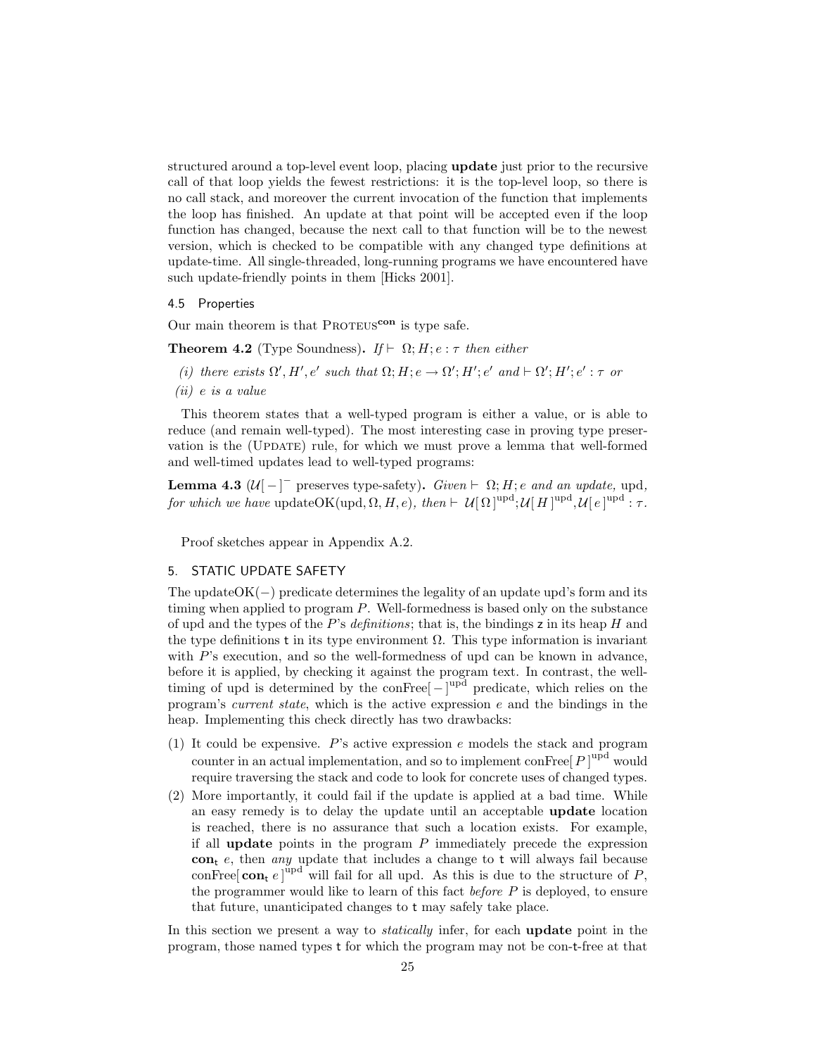structured around a top-level event loop, placing **update** just prior to the recursive call of that loop yields the fewest restrictions: it is the top-level loop, so there is no call stack, and moreover the current invocation of the function that implements the loop has finished. An update at that point will be accepted even if the loop function has changed, because the next call to that function will be to the newest version, which is checked to be compatible with any changed type definitions at update-time. All single-threaded, long-running programs we have encountered have such update-friendly points in them [Hicks 2001].

### 4.5 Properties

Our main theorem is that Proteus$^{\mathbf{con}}$ is type safe.

**Theorem 4.2** (Type Soundness)**.** *If* $\vdash \Omega; H; e : \tau$ *then either*

*(i) there exists* $\Omega', H', e'$ *such that* $\Omega; H; e \rightarrow \Omega'; H'; e'$ *and* $\vdash \Omega'; H'; e' : \tau$ *or*

*(ii)* $e$ *is a value*

This theorem states that a well-typed program is either a value, or is able to reduce (and remain well-typed). The most interesting case in proving type preservation is the (Update) rule, for which we must prove a lemma that well-formed and well-timed updates lead to well-typed programs:

**Lemma 4.3** ($\mathcal{U}[\,-\,]^{-}$ preserves type-safety)**.** *Given* $\vdash \Omega; H; e$ *and an update,* upd*, for which we have* updateOK(upd, $\Omega, H, e$)*, then* $\vdash \mathcal{U}[\,\Omega\,]^{\text{upd}}; \mathcal{U}[\,H\,]^{\text{upd}}, \mathcal{U}[\,e\,]^{\text{upd}} : \tau$*.*

Proof sketches appear in Appendix A.2.

## 5. STATIC UPDATE SAFETY

The updateOK($-$) predicate determines the legality of an update upd's form and its timing when applied to program $P$. Well-formedness is based only on the substance of upd and the types of the $P$'s *definitions*; that is, the bindings z in its heap $H$ and the type definitions t in its type environment $\Omega$. This type information is invariant with $P$'s execution, and so the well-formedness of upd can be known in advance, before it is applied, by checking it against the program text. In contrast, the well-timing of upd is determined by the conFree$[\,-\,]^{\text{upd}}$ predicate, which relies on the program's *current state*, which is the active expression $e$ and the bindings in the heap. Implementing this check directly has two drawbacks:

(1) It could be expensive. $P$'s active expression $e$ models the stack and program counter in an actual implementation, and so to implement conFree$[\,P\,]^{\text{upd}}$ would require traversing the stack and code to look for concrete uses of changed types.

(2) More importantly, it could fail if the update is applied at a bad time. While an easy remedy is to delay the update until an acceptable **update** location is reached, there is no assurance that such a location exists. For example, if all **update** points in the program $P$ immediately precede the expression $\mathbf{con}_{\mathsf{t}}\ e$, then *any* update that includes a change to t will always fail because conFree$[\,\mathbf{con}_{\mathsf{t}}\ e\,]^{\text{upd}}$ will fail for all upd. As this is due to the structure of $P$, the programmer would like to learn of this fact *before* $P$ is deployed, to ensure that future, unanticipated changes to t may safely take place.

In this section we present a way to *statically* infer, for each **update** point in the program, those named types t for which the program may not be con-t-free at that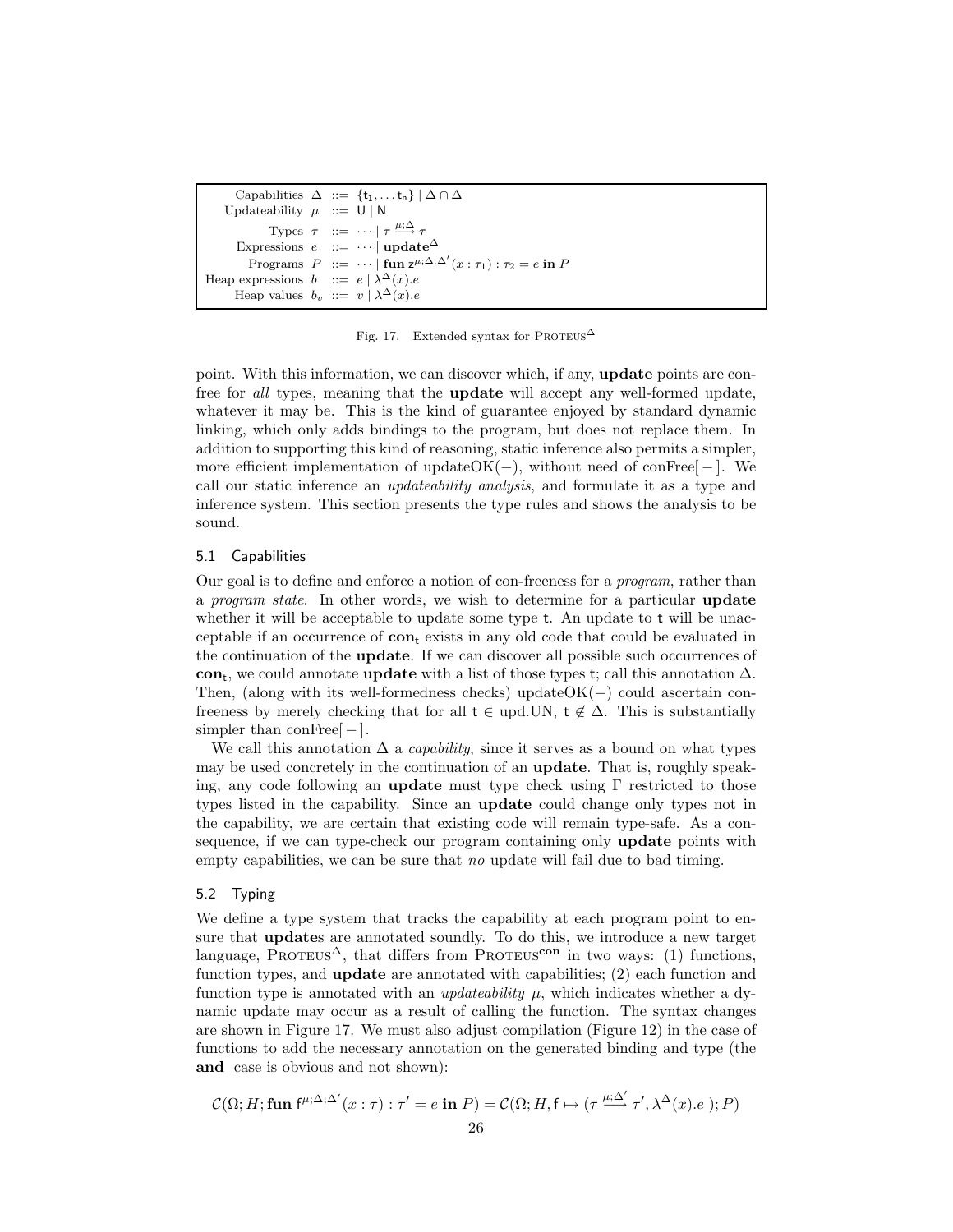$$
\begin{array}{rrcl}
\text{Capabilities} & \Delta & ::= & \{\mathsf{t}_1, \ldots \mathsf{t}_n\} \mid \Delta \cap \Delta \\
\text{Updateability} & \mu & ::= & \mathsf{U} \mid \mathsf{N} \\
\text{Types} & \tau & ::= & \cdots \mid \tau \xrightarrow{\mu;\Delta} \tau \\
\text{Expressions} & e & ::= & \cdots \mid \mathbf{update}^{\Delta} \\
\text{Programs} & P & ::= & \cdots \mid \mathbf{fun}\ \mathsf{z}^{\mu;\Delta;\Delta'}(x:\tau_1):\tau_2 = e\ \mathbf{in}\ P \\
\text{Heap expressions} & b & ::= & e \mid \lambda^{\Delta}(x).e \\
\text{Heap values} & b_v & ::= & v \mid \lambda^{\Delta}(x).e
\end{array}
$$

Fig. 17. Extended syntax for PROTEUS$^{\Delta}$

point. With this information, we can discover which, if any, **update** points are con-free for *all* types, meaning that the **update** will accept any well-formed update, whatever it may be. This is the kind of guarantee enjoyed by standard dynamic linking, which only adds bindings to the program, but does not replace them. In addition to supporting this kind of reasoning, static inference also permits a simpler, more efficient implementation of updateOK(−), without need of conFree[ − ]. We call our static inference an *updateability analysis*, and formulate it as a type and inference system. This section presents the type rules and shows the analysis to be sound.

### 5.1 Capabilities

Our goal is to define and enforce a notion of con-freeness for a *program*, rather than a *program state*. In other words, we wish to determine for a particular **update** whether it will be acceptable to update some type t. An update to t will be unacceptable if an occurrence of $\mathbf{con}_{\mathsf{t}}$ exists in any old code that could be evaluated in the continuation of the **update**. If we can discover all possible such occurrences of $\mathbf{con}_{\mathsf{t}}$, we could annotate **update** with a list of those types t; call this annotation $\Delta$. Then, (along with its well-formedness checks) updateOK(−) could ascertain con-freeness by merely checking that for all $\mathsf{t} \in$ upd.UN, $\mathsf{t} \notin \Delta$. This is substantially simpler than conFree[ − ].

We call this annotation $\Delta$ a *capability*, since it serves as a bound on what types may be used concretely in the continuation of an **update**. That is, roughly speaking, any code following an **update** must type check using $\Gamma$ restricted to those types listed in the capability. Since an **update** could change only types not in the capability, we are certain that existing code will remain type-safe. As a consequence, if we can type-check our program containing only **update** points with empty capabilities, we can be sure that *no* update will fail due to bad timing.

### 5.2 Typing

We define a type system that tracks the capability at each program point to ensure that **update**s are annotated soundly. To do this, we introduce a new target language, PROTEUS$^{\Delta}$, that differs from PROTEUS$^{\mathbf{con}}$ in two ways: (1) functions, function types, and **update** are annotated with capabilities; (2) each function and function type is annotated with an *updateability* $\mu$, which indicates whether a dynamic update may occur as a result of calling the function. The syntax changes are shown in Figure 17. We must also adjust compilation (Figure 12) in the case of functions to add the necessary annotation on the generated binding and type (the **and** case is obvious and not shown):

$$
\mathcal{C}(\Omega; H; \mathbf{fun}\ \mathsf{f}^{\mu;\Delta;\Delta'}(x:\tau):\tau' = e\ \mathbf{in}\ P) = \mathcal{C}(\Omega; H, \mathsf{f} \mapsto (\tau \xrightarrow{\mu;\Delta'} \tau', \lambda^{\Delta}(x).e\ ); P)
$$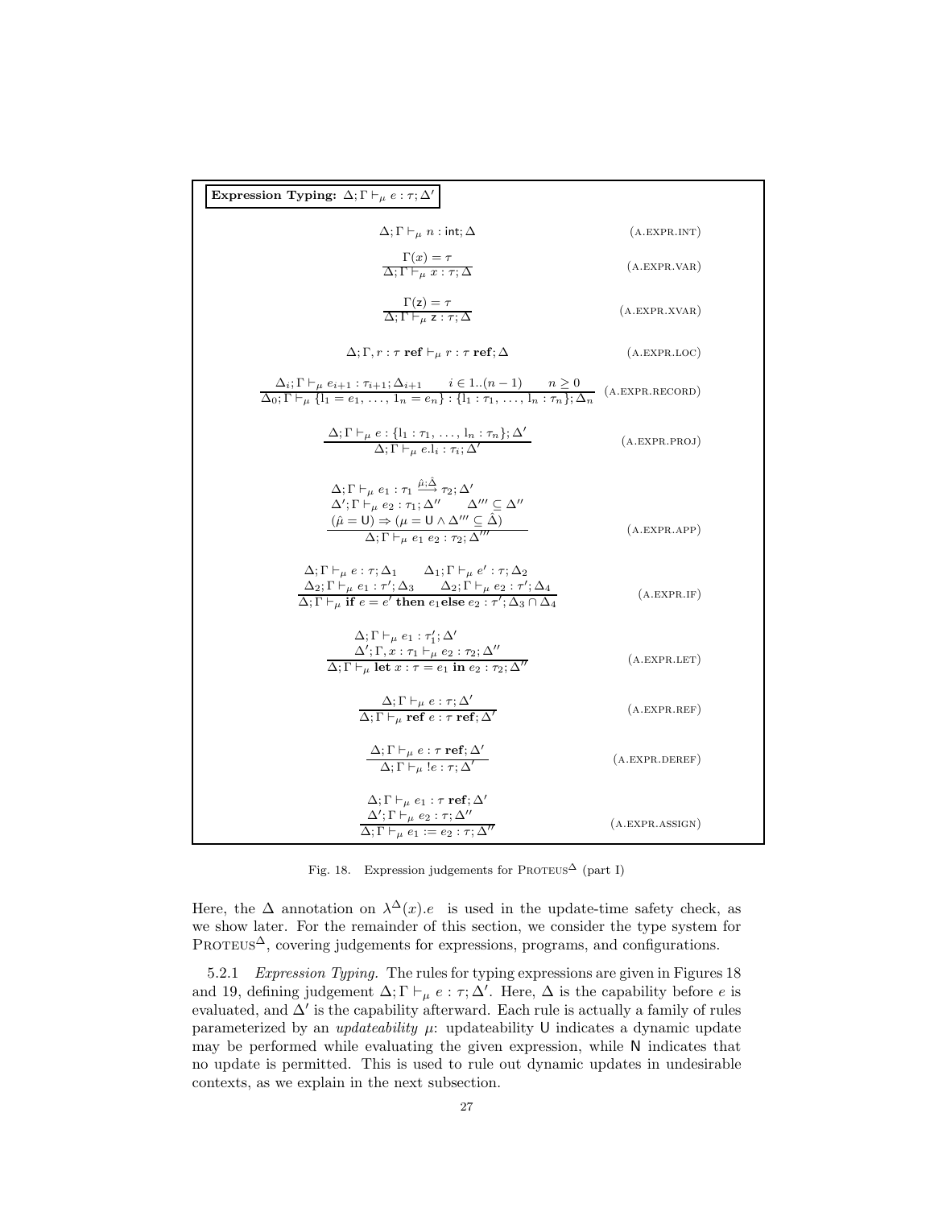**Expression Typing:** $\Delta; \Gamma \vdash_\mu e : \tau; \Delta'$

$$\Delta; \Gamma \vdash_\mu n : \mathsf{int}; \Delta \qquad \text{(A.EXPR.INT)}$$

$$\frac{\Gamma(x) = \tau}{\Delta; \Gamma \vdash_\mu x : \tau; \Delta} \qquad \text{(A.EXPR.VAR)}$$

$$\frac{\Gamma(\mathsf{z}) = \tau}{\Delta; \Gamma \vdash_\mu \mathsf{z} : \tau; \Delta} \qquad \text{(A.EXPR.XVAR)}$$

$$\Delta; \Gamma, r : \tau \ \mathbf{ref} \vdash_\mu r : \tau \ \mathbf{ref}; \Delta \qquad \text{(A.EXPR.LOC)}$$

$$\frac{\Delta_i; \Gamma \vdash_\mu e_{i+1} : \tau_{i+1}; \Delta_{i+1} \qquad i \in 1..(n-1) \qquad n \geq 0}{\Delta_0; \Gamma \vdash_\mu \{l_1 = e_1, \ldots, l_n = e_n\} : \{l_1 : \tau_1, \ldots, l_n : \tau_n\}; \Delta_n} \qquad \text{(A.EXPR.RECORD)}$$

$$\frac{\Delta; \Gamma \vdash_\mu e : \{l_1 : \tau_1, \ldots, l_n : \tau_n\}; \Delta'}{\Delta; \Gamma \vdash_\mu e.l_i : \tau_i; \Delta'} \qquad \text{(A.EXPR.PROJ)}$$

$$\frac{\begin{array}{l} \Delta; \Gamma \vdash_\mu e_1 : \tau_1 \xrightarrow{\hat{\mu}; \hat{\Delta}} \tau_2; \Delta' \\ \Delta'; \Gamma \vdash_\mu e_2 : \tau_1; \Delta'' \qquad \Delta''' \subseteq \Delta'' \\ (\hat{\mu} = \mathsf{U}) \Rightarrow (\mu = \mathsf{U} \wedge \Delta''' \subseteq \hat{\Delta}) \end{array}}{\Delta; \Gamma \vdash_\mu e_1 \ e_2 : \tau_2; \Delta'''} \qquad \text{(A.EXPR.APP)}$$

$$\frac{\begin{array}{l} \Delta; \Gamma \vdash_\mu e : \tau; \Delta_1 \qquad \Delta_1; \Gamma \vdash_\mu e' : \tau; \Delta_2 \\ \Delta_2; \Gamma \vdash_\mu e_1 : \tau'; \Delta_3 \qquad \Delta_2; \Gamma \vdash_\mu e_2 : \tau'; \Delta_4 \end{array}}{\Delta; \Gamma \vdash_\mu \mathbf{if}\ e = e' \ \mathbf{then}\ e_1 \mathbf{else}\ e_2 : \tau'; \Delta_3 \cap \Delta_4} \qquad \text{(A.EXPR.IF)}$$

$$\frac{\begin{array}{l} \Delta; \Gamma \vdash_\mu e_1 : \tau_1'; \Delta' \\ \Delta'; \Gamma, x : \tau_1 \vdash_\mu e_2 : \tau_2; \Delta'' \end{array}}{\Delta; \Gamma \vdash_\mu \mathbf{let}\ x : \tau = e_1 \ \mathbf{in}\ e_2 : \tau_2; \Delta''} \qquad \text{(A.EXPR.LET)}$$

$$\frac{\Delta; \Gamma \vdash_\mu e : \tau; \Delta'}{\Delta; \Gamma \vdash_\mu \mathbf{ref}\ e : \tau \ \mathbf{ref}; \Delta'} \qquad \text{(A.EXPR.REF)}$$

$$\frac{\Delta; \Gamma \vdash_\mu e : \tau \ \mathbf{ref}; \Delta'}{\Delta; \Gamma \vdash_\mu !e : \tau; \Delta'} \qquad \text{(A.EXPR.DEREF)}$$

$$\frac{\begin{array}{l} \Delta; \Gamma \vdash_\mu e_1 : \tau \ \mathbf{ref}; \Delta' \\ \Delta'; \Gamma \vdash_\mu e_2 : \tau; \Delta'' \end{array}}{\Delta; \Gamma \vdash_\mu e_1 := e_2 : \tau; \Delta''} \qquad \text{(A.EXPR.ASSIGN)}$$

Fig. 18. Expression judgements for PROTEUS$^\Delta$ (part I)

Here, the $\Delta$ annotation on $\lambda^\Delta(x).e$ is used in the update-time safety check, as we show later. For the remainder of this section, we consider the type system for PROTEUS$^\Delta$, covering judgements for expressions, programs, and configurations.

5.2.1 *Expression Typing.* The rules for typing expressions are given in Figures 18 and 19, defining judgement $\Delta; \Gamma \vdash_\mu e : \tau; \Delta'$. Here, $\Delta$ is the capability before $e$ is evaluated, and $\Delta'$ is the capability afterward. Each rule is actually a family of rules parameterized by an *updateability* $\mu$: updateability $\mathsf{U}$ indicates a dynamic update may be performed while evaluating the given expression, while $\mathsf{N}$ indicates that no update is permitted. This is used to rule out dynamic updates in undesirable contexts, as we explain in the next subsection.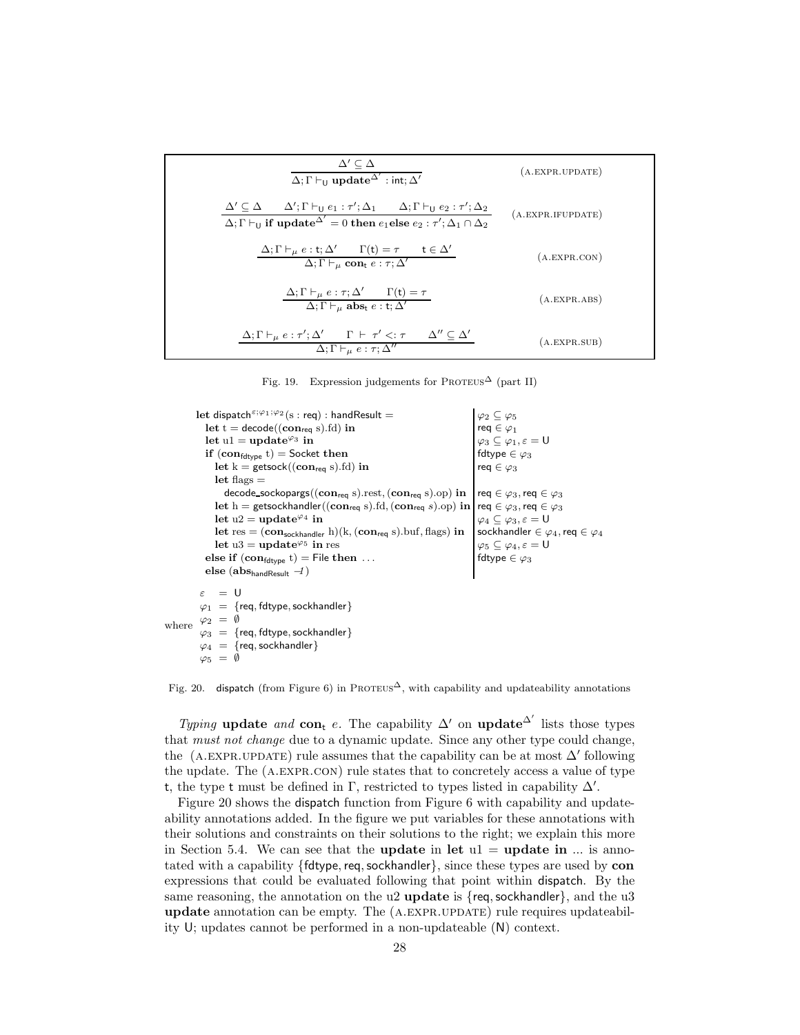$$\frac{\Delta' \subseteq \Delta}{\Delta; \Gamma \vdash_{\mathsf{U}} \mathbf{update}^{\Delta'} : \mathsf{int}; \Delta'} \quad \text{(A.EXPR.UPDATE)}$$

$$\frac{\Delta' \subseteq \Delta \qquad \Delta'; \Gamma \vdash_{\mathsf{U}} e_1 : \tau'; \Delta_1 \qquad \Delta; \Gamma \vdash_{\mathsf{U}} e_2 : \tau'; \Delta_2}{\Delta; \Gamma \vdash_{\mathsf{U}} \mathbf{if}\ \mathbf{update}^{\Delta'} = 0\ \mathbf{then}\ e_1 \mathbf{else}\ e_2 : \tau'; \Delta_1 \cap \Delta_2} \quad \text{(A.EXPR.IFUPDATE)}$$

$$\frac{\Delta; \Gamma \vdash_{\mu} e : \mathsf{t}; \Delta' \qquad \Gamma(\mathsf{t}) = \tau \qquad \mathsf{t} \in \Delta'}{\Delta; \Gamma \vdash_{\mu} \mathbf{con}_{\mathsf{t}}\ e : \tau; \Delta'} \quad \text{(A.EXPR.CON)}$$

$$\frac{\Delta; \Gamma \vdash_{\mu} e : \tau; \Delta' \qquad \Gamma(\mathsf{t}) = \tau}{\Delta; \Gamma \vdash_{\mu} \mathbf{abs}_{\mathsf{t}}\ e : \mathsf{t}; \Delta'} \quad \text{(A.EXPR.ABS)}$$

$$\frac{\Delta; \Gamma \vdash_{\mu} e : \tau'; \Delta' \qquad \Gamma \vdash \tau' <: \tau \qquad \Delta'' \subseteq \Delta'}{\Delta; \Gamma \vdash_{\mu} e : \tau; \Delta''} \quad \text{(A.EXPR.SUB)}$$

Fig. 19. Expression judgements for PROTEUS$^{\Delta}$ (part II)

```
let dispatch^{ε;φ1;φ2}(s : req) : handResult =                          | φ2 ⊆ φ5
  let t = decode((con_req s).fd) in                                     | req ∈ φ1
  let u1 = update^{φ3} in                                               | φ3 ⊆ φ1, ε = U
  if (con_fdtype t) = Socket then                                       | fdtype ∈ φ3
    let k = getsock((con_req s).fd) in                                  | req ∈ φ3
    let flags =
      decode_sockopargs((con_req s).rest, (con_req s).op) in            | req ∈ φ3, req ∈ φ3
    let h = getsockhandler((con_req s).fd, (con_req s).op) in           | req ∈ φ3, req ∈ φ3
    let u2 = update^{φ4} in                                             | φ4 ⊆ φ3, ε = U
    let res = (con_sockhandler h)(k, (con_req s).buf, flags) in         | sockhandler ∈ φ4, req ∈ φ4
    let u3 = update^{φ5} in res                                         | φ5 ⊆ φ4, ε = U
  else if (con_fdtype t) = File then ...                                | fdtype ∈ φ3
  else (abs_handResult -1)
```

where
$$\begin{aligned}
\varepsilon &= \mathsf{U} \\
\varphi_1 &= \{\mathsf{req}, \mathsf{fdtype}, \mathsf{sockhandler}\} \\
\varphi_2 &= \emptyset \\
\varphi_3 &= \{\mathsf{req}, \mathsf{fdtype}, \mathsf{sockhandler}\} \\
\varphi_4 &= \{\mathsf{req}, \mathsf{sockhandler}\} \\
\varphi_5 &= \emptyset
\end{aligned}$$

Fig. 20. dispatch (from Figure 6) in PROTEUS$^{\Delta}$, with capability and updateability annotations

*Typing* **update** *and* $\mathbf{con}_{\mathsf{t}}\ e$. The capability $\Delta'$ on $\mathbf{update}^{\Delta'}$ lists those types that *must not change* due to a dynamic update. Since any other type could change, the (A.EXPR.UPDATE) rule assumes that the capability can be at most $\Delta'$ following the update. The (A.EXPR.CON) rule states that to concretely access a value of type $\mathsf{t}$, the type $\mathsf{t}$ must be defined in $\Gamma$, restricted to types listed in capability $\Delta'$.

Figure 20 shows the dispatch function from Figure 6 with capability and updateability annotations added. In the figure we put variables for these annotations with their solutions and constraints on their solutions to the right; we explain this more in Section 5.4. We can see that the **update** in **let** u1 = **update in** ... is annotated with a capability $\{\mathsf{fdtype}, \mathsf{req}, \mathsf{sockhandler}\}$, since these types are used by **con** expressions that could be evaluated following that point within dispatch. By the same reasoning, the annotation on the u2 **update** is $\{\mathsf{req}, \mathsf{sockhandler}\}$, and the u3 **update** annotation can be empty. The (A.EXPR.UPDATE) rule requires updateability U; updates cannot be performed in a non-updateable (N) context.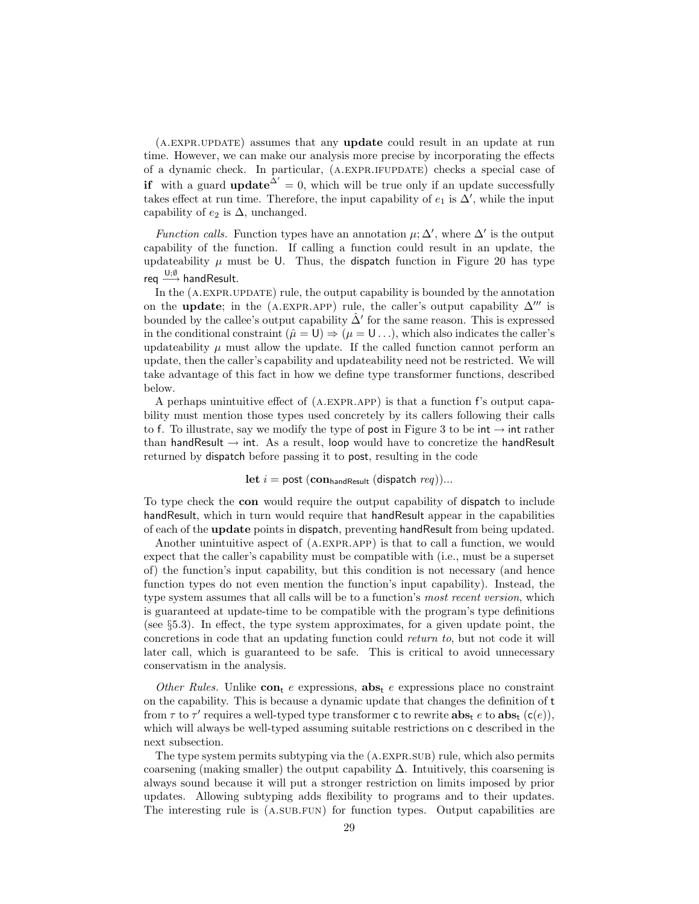(A.EXPR.UPDATE) assumes that any **update** could result in an update at run time. However, we can make our analysis more precise by incorporating the effects of a dynamic check. In particular, (A.EXPR.IFUPDATE) checks a special case of **if** with a guard $\mathbf{update}^{\Delta'} = 0$, which will be true only if an update successfully takes effect at run time. Therefore, the input capability of $e_1$ is $\Delta'$, while the input capability of $e_2$ is $\Delta$, unchanged.

*Function calls.* Function types have an annotation $\mu; \Delta'$, where $\Delta'$ is the output capability of the function. If calling a function could result in an update, the updateability $\mu$ must be $\mathsf{U}$. Thus, the dispatch function in Figure 20 has type $\mathsf{req} \xrightarrow{\mathsf{U};\emptyset} \mathsf{handResult}$.

In the (A.EXPR.UPDATE) rule, the output capability is bounded by the annotation on the **update**; in the (A.EXPR.APP) rule, the caller's output capability $\Delta'''$ is bounded by the callee's output capability $\hat{\Delta}'$ for the same reason. This is expressed in the conditional constraint $(\hat{\mu} = \mathsf{U}) \Rightarrow (\mu = \mathsf{U} \ldots)$, which also indicates the caller's updateability $\mu$ must allow the update. If the called function cannot perform an update, then the caller's capability and updateability need not be restricted. We will take advantage of this fact in how we define type transformer functions, described below.

A perhaps unintuitive effect of (A.EXPR.APP) is that a function f's output capability must mention those types used concretely by its callers following their calls to f. To illustrate, say we modify the type of post in Figure 3 to be $\mathsf{int} \rightarrow \mathsf{int}$ rather than $\mathsf{handResult} \rightarrow \mathsf{int}$. As a result, loop would have to concretize the handResult returned by dispatch before passing it to post, resulting in the code

$$\mathbf{let}\ i = \mathsf{post}\ (\mathbf{con}_{\mathsf{handResult}}\ (\mathsf{dispatch}\ req))...$$

To type check the **con** would require the output capability of dispatch to include handResult, which in turn would require that handResult appear in the capabilities of each of the **update** points in dispatch, preventing handResult from being updated.

Another unintuitive aspect of (A.EXPR.APP) is that to call a function, we would expect that the caller's capability must be compatible with (i.e., must be a superset of) the function's input capability, but this condition is not necessary (and hence function types do not even mention the function's input capability). Instead, the type system assumes that all calls will be to a function's *most recent version*, which is guaranteed at update-time to be compatible with the program's type definitions (see §5.3). In effect, the type system approximates, for a given update point, the concretions in code that an updating function could *return to*, but not code it will later call, which is guaranteed to be safe. This is critical to avoid unnecessary conservatism in the analysis.

*Other Rules.* Unlike $\mathbf{con}_{\mathsf{t}}\ e$ expressions, $\mathbf{abs}_{\mathsf{t}}\ e$ expressions place no constraint on the capability. This is because a dynamic update that changes the definition of t from $\tau$ to $\tau'$ requires a well-typed type transformer c to rewrite $\mathbf{abs}_{\mathsf{t}}\ e$ to $\mathbf{abs}_{\mathsf{t}}\ (\mathsf{c}(e))$, which will always be well-typed assuming suitable restrictions on c described in the next subsection.

The type system permits subtyping via the (A.EXPR.SUB) rule, which also permits coarsening (making smaller) the output capability $\Delta$. Intuitively, this coarsening is always sound because it will put a stronger restriction on limits imposed by prior updates. Allowing subtyping adds flexibility to programs and to their updates. The interesting rule is (A.SUB.FUN) for function types. Output capabilities are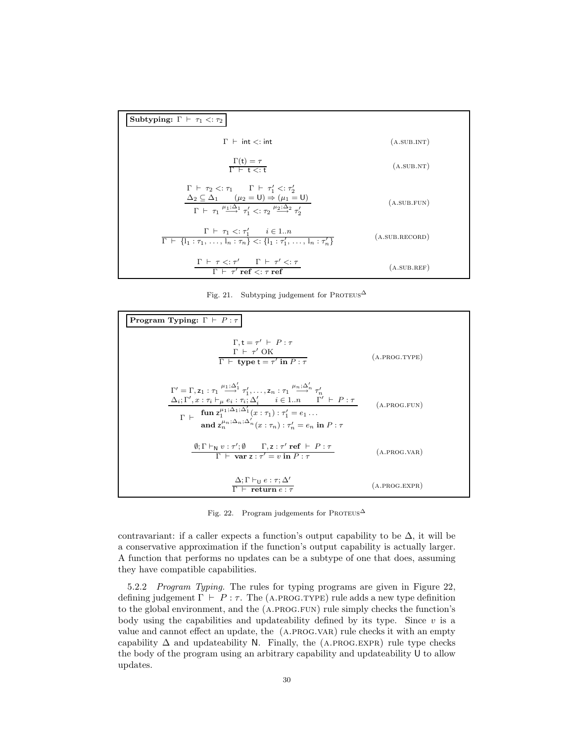**Subtyping: $\Gamma \vdash \tau_1 <: \tau_2$**

$$\Gamma \vdash \mathsf{int} <: \mathsf{int} \qquad \text{(A.SUB.INT)}$$

$$\frac{\Gamma(\mathsf{t}) = \tau}{\Gamma \vdash \mathsf{t} <: \mathsf{t}} \qquad \text{(A.SUB.NT)}$$

$$\frac{\begin{array}{c}\Gamma \vdash \tau_2 <: \tau_1 \qquad \Gamma \vdash \tau_1' <: \tau_2' \\ \Delta_2 \subseteq \Delta_1 \qquad (\mu_2 = \mathsf{U}) \Rightarrow (\mu_1 = \mathsf{U})\end{array}}{\Gamma \vdash \tau_1 \stackrel{\mu_1;\Delta_1}{\longrightarrow} \tau_1' <: \tau_2 \stackrel{\mu_2;\Delta_2}{\longrightarrow} \tau_2'} \qquad \text{(A.SUB.FUN)}$$

$$\frac{\Gamma \vdash \tau_1 <: \tau_1' \qquad i \in 1..n}{\Gamma \vdash \{\mathsf{l}_1 : \tau_1, \ldots, \mathsf{l}_n : \tau_n\} <: \{\mathsf{l}_1 : \tau_1', \ldots, \mathsf{l}_n : \tau_n'\}} \qquad \text{(A.SUB.RECORD)}$$

$$\frac{\Gamma \vdash \tau <: \tau' \qquad \Gamma \vdash \tau' <: \tau}{\Gamma \vdash \tau' \ \mathbf{ref} <: \tau \ \mathbf{ref}} \qquad \text{(A.SUB.REF)}$$

Fig. 21. Subtyping judgement for PROTEUS$^\Delta$

**Program Typing: $\Gamma \vdash P : \tau$**

$$\frac{\begin{array}{c}\Gamma, \mathsf{t} = \tau' \vdash P : \tau \\ \Gamma \vdash \tau' \ \text{OK}\end{array}}{\Gamma \vdash \mathbf{type}\ \mathsf{t} = \tau' \ \mathbf{in}\ P : \tau} \qquad \text{(A.PROG.TYPE)}$$

$$\frac{\begin{array}{c}\Gamma' = \Gamma, \mathsf{z}_1 : \tau_1 \stackrel{\mu_1;\Delta_1'}{\longrightarrow} \tau_1', \ldots, \mathsf{z}_n : \tau_1 \stackrel{\mu_n;\Delta_n'}{\longrightarrow} \tau_n' \\ \Delta_i; \Gamma', x : \tau_i \vdash_\mu e_i : \tau_i; \Delta_i' \qquad i \in 1..n \qquad \Gamma' \vdash P : \tau\end{array}}{\Gamma \vdash \begin{array}{l}\mathbf{fun}\ \mathsf{z}_1^{\mu_1;\Delta_1;\Delta_1'}(x : \tau_1) : \tau_1' = e_1 \ldots \\ \mathbf{and}\ \mathsf{z}_n^{\mu_n;\Delta_n;\Delta_n'}(x : \tau_n) : \tau_n' = e_n \ \mathbf{in}\ P : \tau\end{array}} \qquad \text{(A.PROG.FUN)}$$

$$\frac{\emptyset; \Gamma \vdash_{\mathsf{N}} v : \tau'; \emptyset \qquad \Gamma, \mathsf{z} : \tau' \ \mathbf{ref} \vdash P : \tau}{\Gamma \vdash \mathbf{var}\ \mathsf{z} : \tau' = v \ \mathbf{in}\ P : \tau} \qquad \text{(A.PROG.VAR)}$$

$$\frac{\Delta; \Gamma \vdash_{\mathsf{U}} e : \tau; \Delta'}{\Gamma \vdash \mathbf{return}\ e : \tau} \qquad \text{(A.PROG.EXPR)}$$

Fig. 22. Program judgements for PROTEUS$^\Delta$

contravariant: if a caller expects a function's output capability to be $\Delta$, it will be a conservative approximation if the function's output capability is actually larger. A function that performs no updates can be a subtype of one that does, assuming they have compatible capabilities.

5.2.2 *Program Typing.* The rules for typing programs are given in Figure 22, defining judgement $\Gamma \vdash P : \tau$. The (A.PROG.TYPE) rule adds a new type definition to the global environment, and the (A.PROG.FUN) rule simply checks the function's body using the capabilities and updateability defined by its type. Since $v$ is a value and cannot effect an update, the (A.PROG.VAR) rule checks it with an empty capability $\Delta$ and updateability $\mathsf{N}$. Finally, the (A.PROG.EXPR) rule type checks the body of the program using an arbitrary capability and updateability $\mathsf{U}$ to allow updates.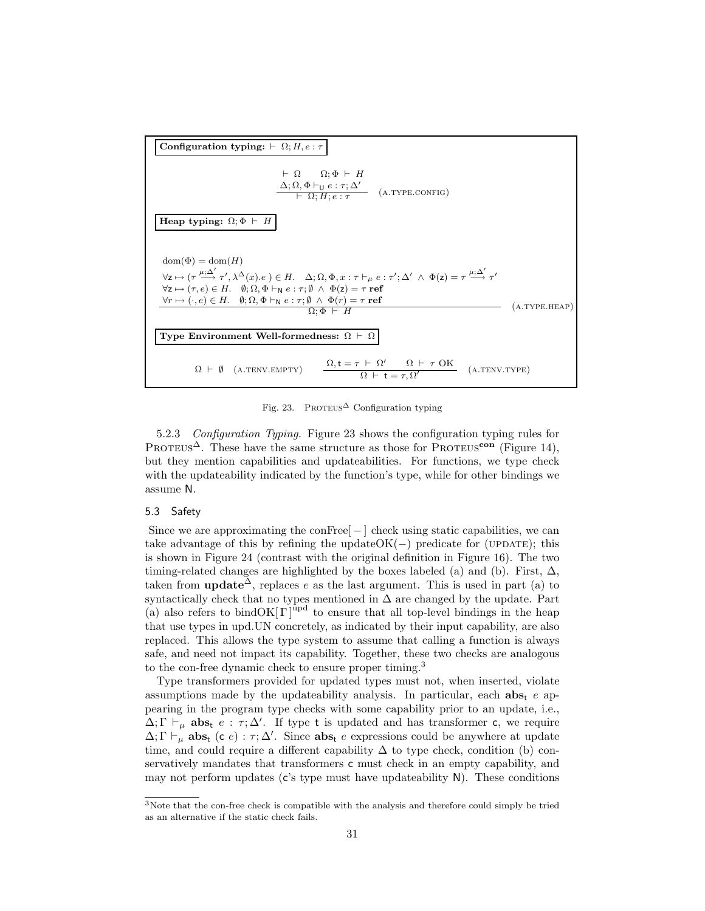**Configuration typing:** $\vdash \Omega; H, e : \tau$

$$\frac{\vdash \Omega \qquad \Omega; \Phi \vdash H \qquad \Delta; \Omega, \Phi \vdash_{\mathsf{U}} e : \tau; \Delta'}{\vdash \Omega; H; e : \tau} \quad \text{(A.TYPE.CONFIG)}$$

**Heap typing:** $\Omega; \Phi \vdash H$

$$\frac{\begin{array}{l} \mathrm{dom}(\Phi) = \mathrm{dom}(H) \\ \forall \mathsf{z} \mapsto (\tau \xrightarrow{\mu;\Delta'} \tau', \lambda^{\Delta}(x).e\ ) \in H. \quad \Delta; \Omega, \Phi, x : \tau \vdash_{\mu} e : \tau'; \Delta' \ \wedge \ \Phi(\mathsf{z}) = \tau \xrightarrow{\mu;\Delta'} \tau' \\ \forall \mathsf{z} \mapsto (\tau, e) \in H. \quad \emptyset; \Omega, \Phi \vdash_{\mathsf{N}} e : \tau; \emptyset \ \wedge \ \Phi(\mathsf{z}) = \tau \ \mathbf{ref} \\ \forall r \mapsto (\cdot, e) \in H. \quad \emptyset; \Omega, \Phi \vdash_{\mathsf{N}} e : \tau; \emptyset \ \wedge \ \Phi(r) = \tau \ \mathbf{ref} \end{array}}{\Omega; \Phi \vdash H} \quad \text{(A.TYPE.HEAP)}$$

**Type Environment Well-formedness:** $\Omega \vdash \Omega$

$$\Omega \vdash \emptyset \quad \text{(A.TENV.EMPTY)} \qquad \frac{\Omega, \mathsf{t} = \tau \vdash \Omega' \qquad \Omega \vdash \tau \ \mathrm{OK}}{\Omega \vdash \mathsf{t} = \tau, \Omega'} \quad \text{(A.TENV.TYPE)}$$

Fig. 23. PROTEUS$^{\Delta}$ Configuration typing

5.2.3 *Configuration Typing.* Figure 23 shows the configuration typing rules for PROTEUS$^{\Delta}$. These have the same structure as those for PROTEUS$^{\mathbf{con}}$ (Figure 14), but they mention capabilities and updateabilities. For functions, we type check with the updateability indicated by the function's type, while for other bindings we assume N.

### 5.3 Safety

Since we are approximating the conFree$[-]$ check using static capabilities, we can take advantage of this by refining the updateOK$(-)$ predicate for (UPDATE); this is shown in Figure 24 (contrast with the original definition in Figure 16). The two timing-related changes are highlighted by the boxes labeled (a) and (b). First, $\Delta$, taken from $\mathbf{update}^{\Delta}$, replaces $e$ as the last argument. This is used in part (a) to syntactically check that no types mentioned in $\Delta$ are changed by the update. Part (a) also refers to bindOK$[\Gamma]^{\mathrm{upd}}$ to ensure that all top-level bindings in the heap that use types in upd.UN concretely, as indicated by their input capability, are also replaced. This allows the type system to assume that calling a function is always safe, and need not impact its capability. Together, these two checks are analogous to the con-free dynamic check to ensure proper timing.[3]

Type transformers provided for updated types must not, when inserted, violate assumptions made by the updateability analysis. In particular, each $\mathbf{abs}_{\mathsf{t}}\ e$ appearing in the program type checks with some capability prior to an update, i.e., $\Delta; \Gamma \vdash_{\mu} \mathbf{abs}_{\mathsf{t}}\ e : \tau; \Delta'$. If type $\mathsf{t}$ is updated and has transformer $\mathsf{c}$, we require $\Delta; \Gamma \vdash_{\mu} \mathbf{abs}_{\mathsf{t}}\ (\mathsf{c}\ e) : \tau; \Delta'$. Since $\mathbf{abs}_{\mathsf{t}}\ e$ expressions could be anywhere at update time, and could require a different capability $\Delta$ to type check, condition (b) conservatively mandates that transformers $\mathsf{c}$ must check in an empty capability, and may not perform updates ($\mathsf{c}$'s type must have updateability N). These conditions

[3] Note that the con-free check is compatible with the analysis and therefore could simply be tried as an alternative if the static check fails.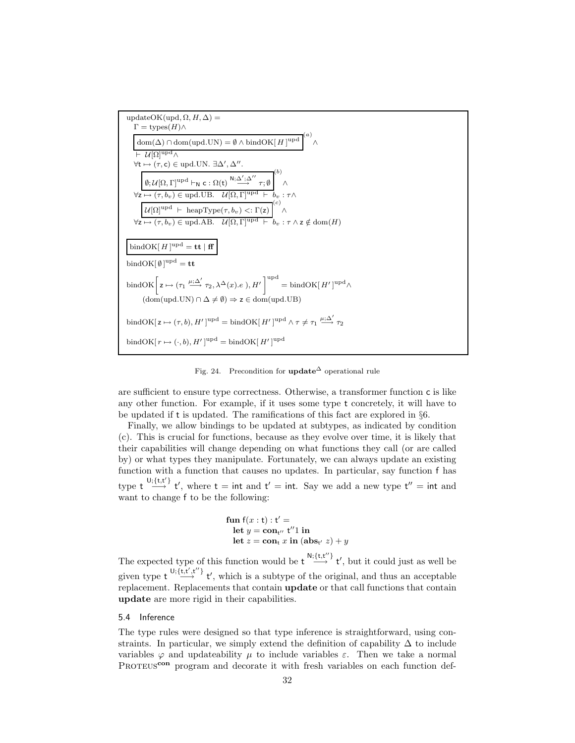$$
\begin{array}{l}
\text{updateOK}(\text{upd}, \Omega, H, \Delta) = \\
\quad \Gamma = \text{types}(H) \wedge \\
\quad \boxed{\text{dom}(\Delta) \cap \text{dom}(\text{upd.UN}) = \emptyset \wedge \text{bindOK}[\, H\,]^{\text{upd}}}^{(a)} \wedge \\
\quad \vdash \mathcal{U}[\Omega]^{\text{upd}} \wedge \\
\quad \forall \mathsf{t} \mapsto (\tau, \mathsf{c}) \in \text{upd.UN}.\ \exists \Delta', \Delta''. \\
\qquad \boxed{\emptyset; \mathcal{U}[\Omega, \Gamma]^{\text{upd}} \vdash_{\mathsf{N}} \mathsf{c} : \Omega(\mathsf{t}) \stackrel{\mathsf{N};\Delta';\Delta''}{\longrightarrow} \tau; \emptyset}^{(b)} \wedge \\
\quad \forall \mathsf{z} \mapsto (\tau, b_v) \in \text{upd.UB}.\ \ \mathcal{U}[\Omega, \Gamma]^{\text{upd}} \vdash b_v : \tau \wedge \\
\qquad \boxed{\mathcal{U}[\Omega]^{\text{upd}} \vdash \text{heapType}(\tau, b_v) <: \Gamma(\mathsf{z})}^{(c)} \wedge \\
\quad \forall \mathsf{z} \mapsto (\tau, b_v) \in \text{upd.AB}.\ \ \mathcal{U}[\Omega, \Gamma]^{\text{upd}} \vdash b_v : \tau \wedge \mathsf{z} \notin \text{dom}(H)
\end{array}
$$

$$
\boxed{\text{bindOK}[\, H\,]^{\text{upd}} = \mathbf{tt} \mid \mathbf{ff}}
$$

$$
\text{bindOK}[\, \emptyset\,]^{\text{upd}} = \mathbf{tt}
$$

$$
\begin{array}{l}
\text{bindOK}\left[\, \mathsf{z} \mapsto (\tau_1 \stackrel{\mu;\Delta'}{\longrightarrow} \tau_2, \lambda^{\Delta}(x).e\ ), H'\,\right]^{\text{upd}} = \text{bindOK}[\, H'\,]^{\text{upd}} \wedge \\
\qquad (\text{dom}(\text{upd.UN}) \cap \Delta \neq \emptyset) \Rightarrow \mathsf{z} \in \text{dom}(\text{upd.UB})
\end{array}
$$

$$
\text{bindOK}[\, \mathsf{z} \mapsto (\tau, b), H'\,]^{\text{upd}} = \text{bindOK}[\, H'\,]^{\text{upd}} \wedge \tau \neq \tau_1 \stackrel{\mu;\Delta'}{\longrightarrow} \tau_2
$$

$$
\text{bindOK}[\, r \mapsto (\cdot, b), H'\,]^{\text{upd}} = \text{bindOK}[\, H'\,]^{\text{upd}}
$$

Fig. 24. Precondition for $\mathbf{update}^{\Delta}$ operational rule

are sufficient to ensure type correctness. Otherwise, a transformer function $\mathsf{c}$ is like any other function. For example, if it uses some type $\mathsf{t}$ concretely, it will have to be updated if $\mathsf{t}$ is updated. The ramifications of this fact are explored in §6.

Finally, we allow bindings to be updated at subtypes, as indicated by condition (c). This is crucial for functions, because as they evolve over time, it is likely that their capabilities will change depending on what functions they call (or are called by) or what types they manipulate. Fortunately, we can always update an existing function with a function that causes no updates. In particular, say function $\mathsf{f}$ has type $\mathsf{t} \stackrel{\mathsf{U};\{\mathsf{t},\mathsf{t}'\}}{\longrightarrow} \mathsf{t}'$, where $\mathsf{t} = \mathsf{int}$ and $\mathsf{t}' = \mathsf{int}$. Say we add a new type $\mathsf{t}'' = \mathsf{int}$ and want to change $\mathsf{f}$ to be the following:

$$
\begin{array}{l}
\textbf{fun}\ \mathsf{f}(x : \mathsf{t}) : \mathsf{t}' = \\
\quad \textbf{let}\ y = \textbf{con}_{\mathsf{t}''}\ \mathsf{t}''1\ \textbf{in} \\
\quad \textbf{let}\ z = \textbf{con}_{\mathsf{t}}\ x\ \textbf{in}\ (\textbf{abs}_{\mathsf{t}'}\ z) + y
\end{array}
$$

The expected type of this function would be $\mathsf{t} \stackrel{\mathsf{N};\{\mathsf{t},\mathsf{t}''\}}{\longrightarrow} \mathsf{t}'$, but it could just as well be given type $\mathsf{t} \stackrel{\mathsf{U};\{\mathsf{t},\mathsf{t}',\mathsf{t}''\}}{\longrightarrow} \mathsf{t}'$, which is a subtype of the original, and thus an acceptable replacement. Replacements that contain **update** or that call functions that contain **update** are more rigid in their capabilities.

### 5.4 Inference

The type rules were designed so that type inference is straightforward, using constraints. In particular, we simply extend the definition of capability $\Delta$ to include variables $\varphi$ and updateability $\mu$ to include variables $\varepsilon$. Then we take a normal Proteus$^{\mathbf{con}}$ program and decorate it with fresh variables on each function def-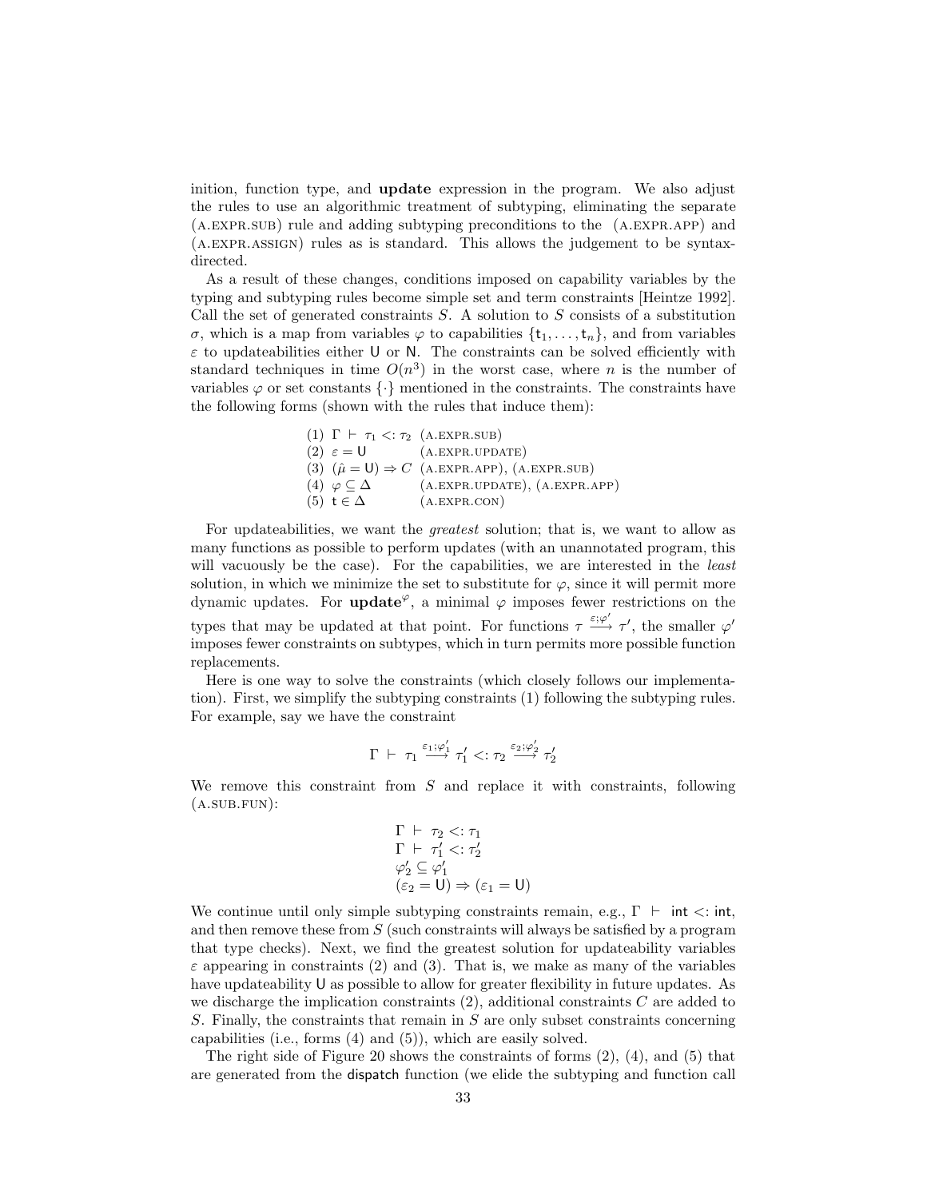inition, function type, and **update** expression in the program. We also adjust the rules to use an algorithmic treatment of subtyping, eliminating the separate (A.EXPR.SUB) rule and adding subtyping preconditions to the (A.EXPR.APP) and (A.EXPR.ASSIGN) rules as is standard. This allows the judgement to be syntax-directed.

As a result of these changes, conditions imposed on capability variables by the typing and subtyping rules become simple set and term constraints [Heintze 1992]. Call the set of generated constraints $S$. A solution to $S$ consists of a substitution $\sigma$, which is a map from variables $\varphi$ to capabilities $\{\mathsf{t}_1, \ldots, \mathsf{t}_n\}$, and from variables $\varepsilon$ to updateabilities either $\mathsf{U}$ or $\mathsf{N}$. The constraints can be solved efficiently with standard techniques in time $O(n^3)$ in the worst case, where $n$ is the number of variables $\varphi$ or set constants $\{\cdot\}$ mentioned in the constraints. The constraints have the following forms (shown with the rules that induce them):

| | |
|---|---|
| (1) $\Gamma \vdash \tau_1 <: \tau_2$ | (A.EXPR.SUB) |
| (2) $\varepsilon = \mathsf{U}$ | (A.EXPR.UPDATE) |
| (3) $(\hat{\mu} = \mathsf{U}) \Rightarrow C$ | (A.EXPR.APP), (A.EXPR.SUB) |
| (4) $\varphi \subseteq \Delta$ | (A.EXPR.UPDATE), (A.EXPR.APP) |
| (5) $\mathsf{t} \in \Delta$ | (A.EXPR.CON) |

For updateabilities, we want the *greatest* solution; that is, we want to allow as many functions as possible to perform updates (with an unannotated program, this will vacuously be the case). For the capabilities, we are interested in the *least* solution, in which we minimize the set to substitute for $\varphi$, since it will permit more dynamic updates. For $\mathbf{update}^{\varphi}$, a minimal $\varphi$ imposes fewer restrictions on the types that may be updated at that point. For functions $\tau \xrightarrow{\varepsilon;\varphi'} \tau'$, the smaller $\varphi'$ imposes fewer constraints on subtypes, which in turn permits more possible function replacements.

Here is one way to solve the constraints (which closely follows our implementation). First, we simplify the subtyping constraints (1) following the subtyping rules. For example, say we have the constraint

$$\Gamma \vdash \tau_1 \xrightarrow{\varepsilon_1;\varphi_1'} \tau_1' <: \tau_2 \xrightarrow{\varepsilon_2;\varphi_2'} \tau_2'$$

We remove this constraint from $S$ and replace it with constraints, following (A.SUB.FUN):

$$\begin{array}{l} \Gamma \vdash \tau_2 <: \tau_1 \\ \Gamma \vdash \tau_1' <: \tau_2' \\ \varphi_2' \subseteq \varphi_1' \\ (\varepsilon_2 = \mathsf{U}) \Rightarrow (\varepsilon_1 = \mathsf{U}) \end{array}$$

We continue until only simple subtyping constraints remain, e.g., $\Gamma \vdash \mathsf{int} <: \mathsf{int}$, and then remove these from $S$ (such constraints will always be satisfied by a program that type checks). Next, we find the greatest solution for updateability variables $\varepsilon$ appearing in constraints (2) and (3). That is, we make as many of the variables have updateability $\mathsf{U}$ as possible to allow for greater flexibility in future updates. As we discharge the implication constraints (2), additional constraints $C$ are added to $S$. Finally, the constraints that remain in $S$ are only subset constraints concerning capabilities (i.e., forms (4) and (5)), which are easily solved.

The right side of Figure 20 shows the constraints of forms (2), (4), and (5) that are generated from the dispatch function (we elide the subtyping and function call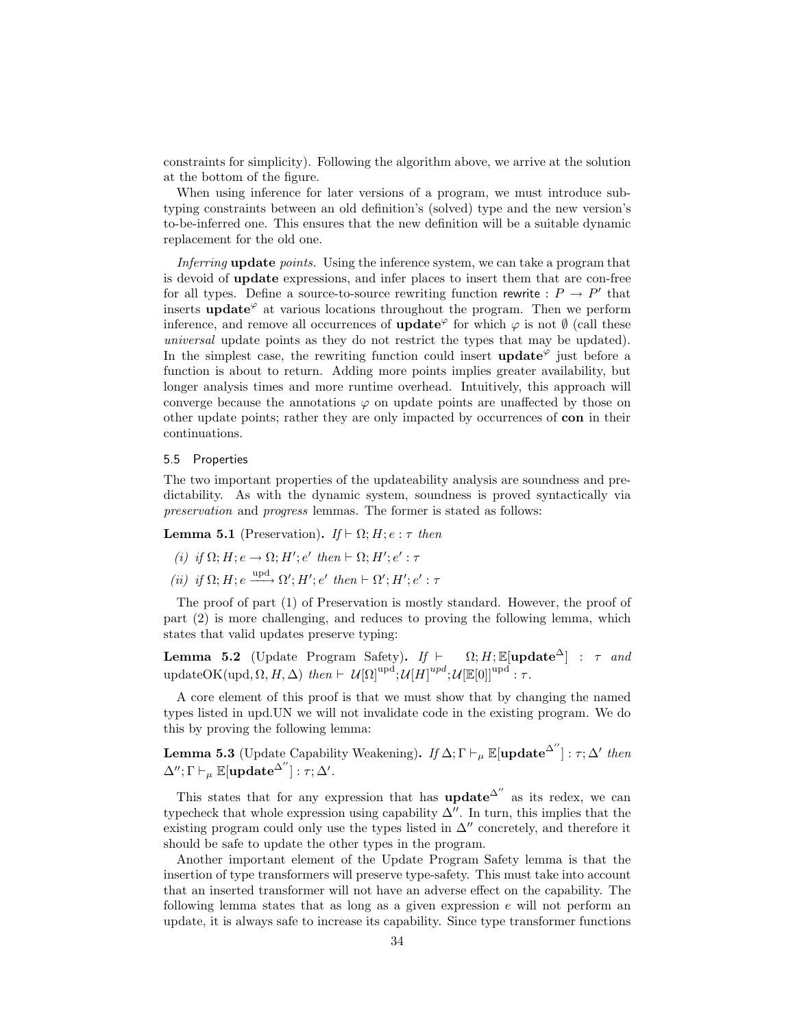constraints for simplicity). Following the algorithm above, we arrive at the solution at the bottom of the figure.

When using inference for later versions of a program, we must introduce subtyping constraints between an old definition's (solved) type and the new version's to-be-inferred one. This ensures that the new definition will be a suitable dynamic replacement for the old one.

*Inferring* **update** *points.* Using the inference system, we can take a program that is devoid of **update** expressions, and infer places to insert them that are con-free for all types. Define a source-to-source rewriting function rewrite : $P \rightarrow P'$ that inserts $\mathbf{update}^{\varphi}$ at various locations throughout the program. Then we perform inference, and remove all occurrences of $\mathbf{update}^{\varphi}$ for which $\varphi$ is not $\emptyset$ (call these *universal* update points as they do not restrict the types that may be updated). In the simplest case, the rewriting function could insert $\mathbf{update}^{\varphi}$ just before a function is about to return. Adding more points implies greater availability, but longer analysis times and more runtime overhead. Intuitively, this approach will converge because the annotations $\varphi$ on update points are unaffected by those on other update points; rather they are only impacted by occurrences of **con** in their continuations.

### 5.5 Properties

The two important properties of the updateability analysis are soundness and predictability. As with the dynamic system, soundness is proved syntactically via *preservation* and *progress* lemmas. The former is stated as follows:

**Lemma 5.1** (Preservation)**.** *If* $\vdash \Omega; H; e : \tau$ *then*

*(i) if* $\Omega; H; e \rightarrow \Omega; H'; e'$ *then* $\vdash \Omega; H'; e' : \tau$

*(ii) if* $\Omega; H; e \xrightarrow{\text{upd}} \Omega'; H'; e'$ *then* $\vdash \Omega'; H'; e' : \tau$

The proof of part (1) of Preservation is mostly standard. However, the proof of part (2) is more challenging, and reduces to proving the following lemma, which states that valid updates preserve typing:

**Lemma 5.2** (Update Program Safety)**.** *If* $\vdash \Omega; H; \mathbb{E}[\mathbf{update}^{\Delta}] : \tau$ *and* $\text{updateOK}(\text{upd}, \Omega, H, \Delta)$ *then* $\vdash \mathcal{U}[\Omega]^{\text{upd}}; \mathcal{U}[H]^{upd}; \mathcal{U}[\mathbb{E}[0]]^{\text{upd}} : \tau$.

A core element of this proof is that we must show that by changing the named types listed in upd.UN we will not invalidate code in the existing program. We do this by proving the following lemma:

**Lemma 5.3** (Update Capability Weakening)**.** *If* $\Delta; \Gamma \vdash_{\mu} \mathbb{E}[\mathbf{update}^{\Delta''}] : \tau; \Delta'$ *then* $\Delta''; \Gamma \vdash_{\mu} \mathbb{E}[\mathbf{update}^{\Delta''}] : \tau; \Delta'$.

This states that for any expression that has $\mathbf{update}^{\Delta''}$ as its redex, we can typecheck that whole expression using capability $\Delta''$. In turn, this implies that the existing program could only use the types listed in $\Delta''$ concretely, and therefore it should be safe to update the other types in the program.

Another important element of the Update Program Safety lemma is that the insertion of type transformers will preserve type-safety. This must take into account that an inserted transformer will not have an adverse effect on the capability. The following lemma states that as long as a given expression $e$ will not perform an update, it is always safe to increase its capability. Since type transformer functions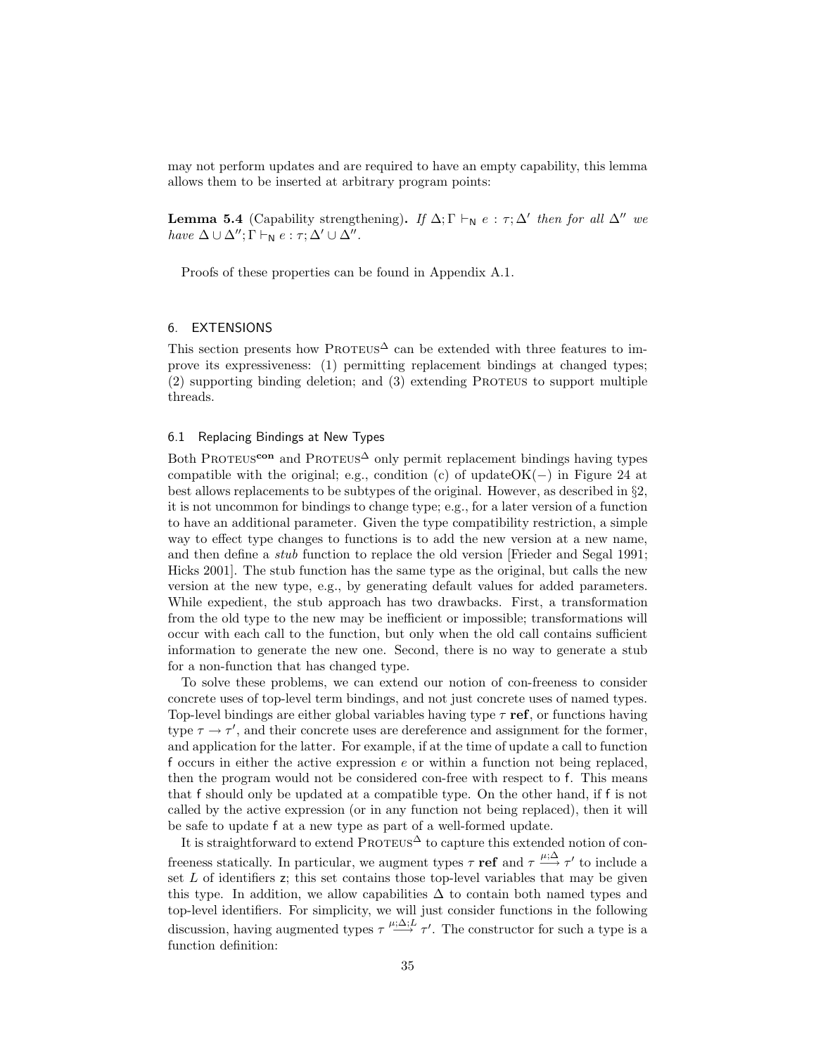may not perform updates and are required to have an empty capability, this lemma allows them to be inserted at arbitrary program points:

**Lemma 5.4** (Capability strengthening)**.** *If* $\Delta; \Gamma \vdash_{\mathsf{N}} e : \tau; \Delta'$ *then for all* $\Delta''$ *we have* $\Delta \cup \Delta''; \Gamma \vdash_{\mathsf{N}} e : \tau; \Delta' \cup \Delta''$.

Proofs of these properties can be found in Appendix A.1.

## 6. EXTENSIONS

This section presents how PROTEUS$^{\Delta}$ can be extended with three features to improve its expressiveness: (1) permitting replacement bindings at changed types; (2) supporting binding deletion; and (3) extending PROTEUS to support multiple threads.

### 6.1 Replacing Bindings at New Types

Both PROTEUS$^{\mathbf{con}}$ and PROTEUS$^{\Delta}$ only permit replacement bindings having types compatible with the original; e.g., condition (c) of updateOK(−) in Figure 24 at best allows replacements to be subtypes of the original. However, as described in §2, it is not uncommon for bindings to change type; e.g., for a later version of a function to have an additional parameter. Given the type compatibility restriction, a simple way to effect type changes to functions is to add the new version at a new name, and then define a *stub* function to replace the old version [Frieder and Segal 1991; Hicks 2001]. The stub function has the same type as the original, but calls the new version at the new type, e.g., by generating default values for added parameters. While expedient, the stub approach has two drawbacks. First, a transformation from the old type to the new may be inefficient or impossible; transformations will occur with each call to the function, but only when the old call contains sufficient information to generate the new one. Second, there is no way to generate a stub for a non-function that has changed type.

To solve these problems, we can extend our notion of con-freeness to consider concrete uses of top-level term bindings, and not just concrete uses of named types. Top-level bindings are either global variables having type $\tau$ **ref**, or functions having type $\tau \rightarrow \tau'$, and their concrete uses are dereference and assignment for the former, and application for the latter. For example, if at the time of update a call to function f occurs in either the active expression $e$ or within a function not being replaced, then the program would not be considered con-free with respect to f. This means that f should only be updated at a compatible type. On the other hand, if f is not called by the active expression (or in any function not being replaced), then it will be safe to update f at a new type as part of a well-formed update.

It is straightforward to extend PROTEUS$^{\Delta}$ to capture this extended notion of con-freeness statically. In particular, we augment types $\tau$ **ref** and $\tau \xrightarrow{\mu;\Delta} \tau'$ to include a set $L$ of identifiers z; this set contains those top-level variables that may be given this type. In addition, we allow capabilities $\Delta$ to contain both named types and top-level identifiers. For simplicity, we will just consider functions in the following discussion, having augmented types $\tau \xrightarrow{\mu;\Delta;L} \tau'$. The constructor for such a type is a function definition: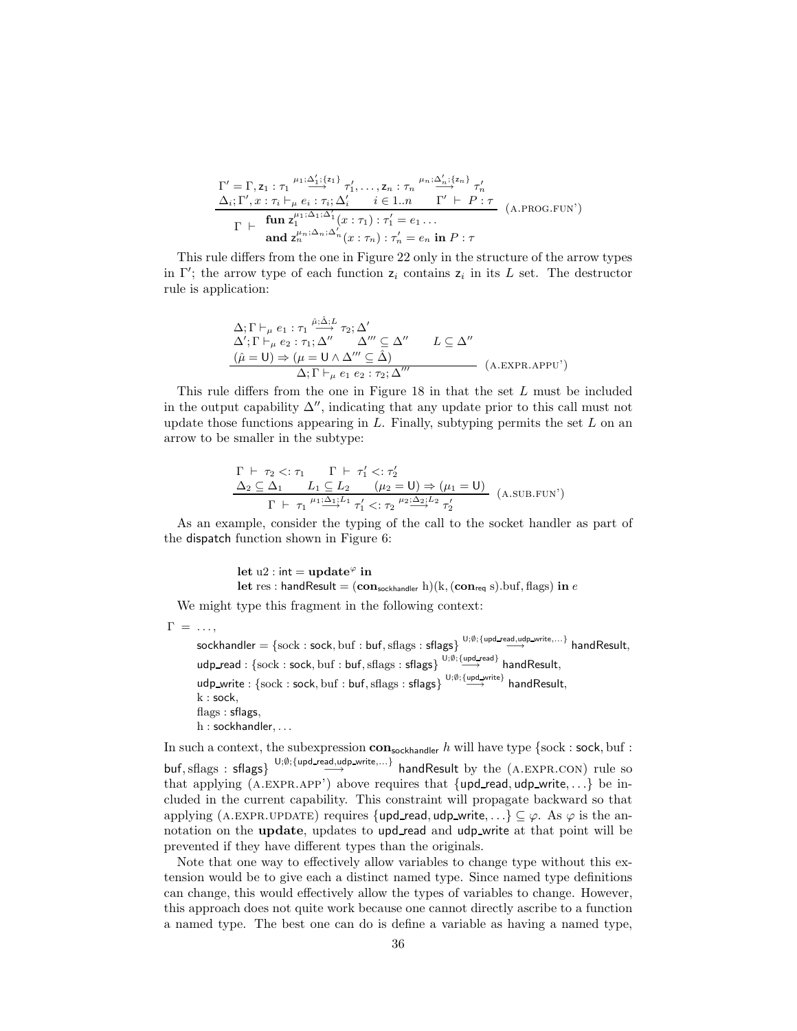$$\frac{\begin{array}{c}\Gamma' = \Gamma, \mathsf{z}_1 : \tau_1 \overset{\mu_1;\Delta_1';\{\mathsf{z}_1\}}{\longrightarrow} \tau_1', \ldots, \mathsf{z}_n : \tau_n \overset{\mu_n;\Delta_n';\{\mathsf{z}_n\}}{\longrightarrow} \tau_n' \\ \Delta_i; \Gamma', x : \tau_i \vdash_\mu e_i : \tau_i; \Delta_i' \qquad i \in 1..n \qquad \Gamma' \vdash P : \tau\end{array}}{\Gamma \vdash \begin{array}{l}\mathbf{fun}\ \mathsf{z}_1^{\mu_1;\Delta_1;\Delta_1'}(x : \tau_1) : \tau_1' = e_1 \ldots \\ \mathbf{and}\ \mathsf{z}_n^{\mu_n;\Delta_n;\Delta_n'}(x : \tau_n) : \tau_n' = e_n\ \mathbf{in}\ P : \tau\end{array}} \quad \text{(A.PROG.FUN')}$$

This rule differs from the one in Figure 22 only in the structure of the arrow types in $\Gamma'$; the arrow type of each function $\mathsf{z}_i$ contains $\mathsf{z}_i$ in its $L$ set. The destructor rule is application:

$$\frac{\begin{array}{l}\Delta; \Gamma \vdash_\mu e_1 : \tau_1 \overset{\hat{\mu};\hat{\Delta};L}{\longrightarrow} \tau_2; \Delta' \\ \Delta'; \Gamma \vdash_\mu e_2 : \tau_1; \Delta'' \qquad \Delta''' \subseteq \Delta'' \qquad L \subseteq \Delta'' \\ (\hat{\mu} = \mathsf{U}) \Rightarrow (\mu = \mathsf{U} \wedge \Delta''' \subseteq \hat{\Delta})\end{array}}{\Delta; \Gamma \vdash_\mu e_1\ e_2 : \tau_2; \Delta'''} \quad \text{(A.EXPR.APPU')}$$

This rule differs from the one in Figure 18 in that the set $L$ must be included in the output capability $\Delta''$, indicating that any update prior to this call must not update those functions appearing in $L$. Finally, subtyping permits the set $L$ on an arrow to be smaller in the subtype:

$$\frac{\begin{array}{l}\Gamma \vdash \tau_2 <: \tau_1 \qquad \Gamma \vdash \tau_1' <: \tau_2' \\ \Delta_2 \subseteq \Delta_1 \qquad L_1 \subseteq L_2 \qquad (\mu_2 = \mathsf{U}) \Rightarrow (\mu_1 = \mathsf{U})\end{array}}{\Gamma \vdash \tau_1 \overset{\mu_1;\Delta_1;L_1}{\longrightarrow} \tau_1' <: \tau_2 \overset{\mu_2;\Delta_2;L_2}{\longrightarrow} \tau_2'} \quad \text{(A.SUB.FUN')}$$

As an example, consider the typing of the call to the socket handler as part of the dispatch function shown in Figure 6:

$$\begin{array}{l}\mathbf{let}\ \mathrm{u2} : \mathsf{int} = \mathbf{update}^{\varphi}\ \mathbf{in} \\ \mathbf{let}\ \mathrm{res} : \mathsf{handResult} = (\mathbf{con}_{\mathsf{sockhandler}}\ \mathrm{h})(\mathrm{k}, (\mathbf{con}_{\mathsf{req}}\ \mathrm{s}).\mathrm{buf}, \mathrm{flags})\ \mathbf{in}\ e\end{array}$$

We might type this fragment in the following context:

$$\begin{array}{rl}\Gamma = & \ldots, \\ & \mathsf{sockhandler} = \{\mathrm{sock} : \mathsf{sock}, \mathrm{buf} : \mathsf{buf}, \mathrm{sflags} : \mathsf{sflags}\} \overset{\mathsf{U};\emptyset;\{\mathsf{upd\_read},\mathsf{udp\_write},\ldots\}}{\longrightarrow} \mathsf{handResult}, \\ & \mathsf{udp\_read} : \{\mathrm{sock} : \mathsf{sock}, \mathrm{buf} : \mathsf{buf}, \mathrm{sflags} : \mathsf{sflags}\} \overset{\mathsf{U};\emptyset;\{\mathsf{upd\_read}\}}{\longrightarrow} \mathsf{handResult}, \\ & \mathsf{udp\_write} : \{\mathrm{sock} : \mathsf{sock}, \mathrm{buf} : \mathsf{buf}, \mathrm{sflags} : \mathsf{sflags}\} \overset{\mathsf{U};\emptyset;\{\mathsf{upd\_write}\}}{\longrightarrow} \mathsf{handResult}, \\ & \mathrm{k} : \mathsf{sock}, \\ & \mathrm{flags} : \mathsf{sflags}, \\ & \mathrm{h} : \mathsf{sockhandler}, \ldots\end{array}$$

In such a context, the subexpression $\mathbf{con}_{\mathsf{sockhandler}}\ h$ will have type $\{\mathrm{sock} : \mathsf{sock}, \mathrm{buf} : \mathsf{buf}, \mathrm{sflags} : \mathsf{sflags}\} \overset{\mathsf{U};\emptyset;\{\mathsf{upd\_read},\mathsf{udp\_write},\ldots\}}{\longrightarrow} \mathsf{handResult}$ by the (A.EXPR.CON) rule so that applying (A.EXPR.APP') above requires that $\{\mathsf{upd\_read}, \mathsf{udp\_write}, \ldots\}$ be included in the current capability. This constraint will propagate backward so that applying (A.EXPR.UPDATE) requires $\{\mathsf{upd\_read}, \mathsf{udp\_write}, \ldots\} \subseteq \varphi$. As $\varphi$ is the annotation on the **update**, updates to upd_read and udp_write at that point will be prevented if they have different types than the originals.

Note that one way to effectively allow variables to change type without this extension would be to give each a distinct named type. Since named type definitions can change, this would effectively allow the types of variables to change. However, this approach does not quite work because one cannot directly ascribe to a function a named type. The best one can do is define a variable as having a named type,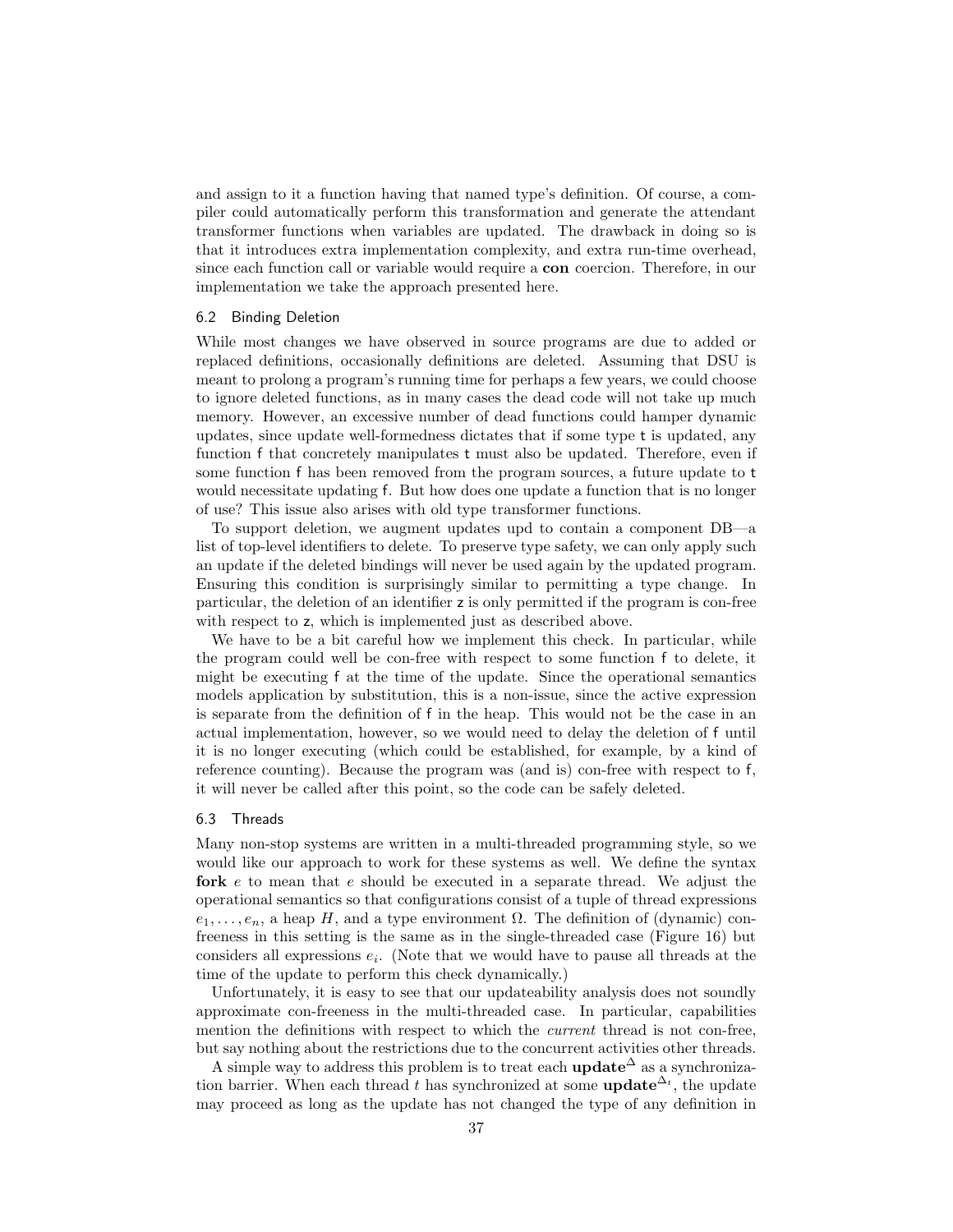and assign to it a function having that named type's definition. Of course, a compiler could automatically perform this transformation and generate the attendant transformer functions when variables are updated. The drawback in doing so is that it introduces extra implementation complexity, and extra run-time overhead, since each function call or variable would require a **con** coercion. Therefore, in our implementation we take the approach presented here.

### 6.2 Binding Deletion

While most changes we have observed in source programs are due to added or replaced definitions, occasionally definitions are deleted. Assuming that DSU is meant to prolong a program's running time for perhaps a few years, we could choose to ignore deleted functions, as in many cases the dead code will not take up much memory. However, an excessive number of dead functions could hamper dynamic updates, since update well-formedness dictates that if some type t is updated, any function f that concretely manipulates t must also be updated. Therefore, even if some function f has been removed from the program sources, a future update to t would necessitate updating f. But how does one update a function that is no longer of use? This issue also arises with old type transformer functions.

To support deletion, we augment updates upd to contain a component DB—a list of top-level identifiers to delete. To preserve type safety, we can only apply such an update if the deleted bindings will never be used again by the updated program. Ensuring this condition is surprisingly similar to permitting a type change. In particular, the deletion of an identifier z is only permitted if the program is con-free with respect to z, which is implemented just as described above.

We have to be a bit careful how we implement this check. In particular, while the program could well be con-free with respect to some function f to delete, it might be executing f at the time of the update. Since the operational semantics models application by substitution, this is a non-issue, since the active expression is separate from the definition of f in the heap. This would not be the case in an actual implementation, however, so we would need to delay the deletion of f until it is no longer executing (which could be established, for example, by a kind of reference counting). Because the program was (and is) con-free with respect to f, it will never be called after this point, so the code can be safely deleted.

### 6.3 Threads

Many non-stop systems are written in a multi-threaded programming style, so we would like our approach to work for these systems as well. We define the syntax **fork** $e$ to mean that $e$ should be executed in a separate thread. We adjust the operational semantics so that configurations consist of a tuple of thread expressions $e_1, \ldots, e_n$, a heap $H$, and a type environment $\Omega$. The definition of (dynamic) con-freeness in this setting is the same as in the single-threaded case (Figure 16) but considers all expressions $e_i$. (Note that we would have to pause all threads at the time of the update to perform this check dynamically.)

Unfortunately, it is easy to see that our updateability analysis does not soundly approximate con-freeness in the multi-threaded case. In particular, capabilities mention the definitions with respect to which the *current* thread is not con-free, but say nothing about the restrictions due to the concurrent activities other threads.

A simple way to address this problem is to treat each $\mathbf{update}^{\Delta}$ as a synchronization barrier. When each thread $t$ has synchronized at some $\mathbf{update}^{\Delta_t}$, the update may proceed as long as the update has not changed the type of any definition in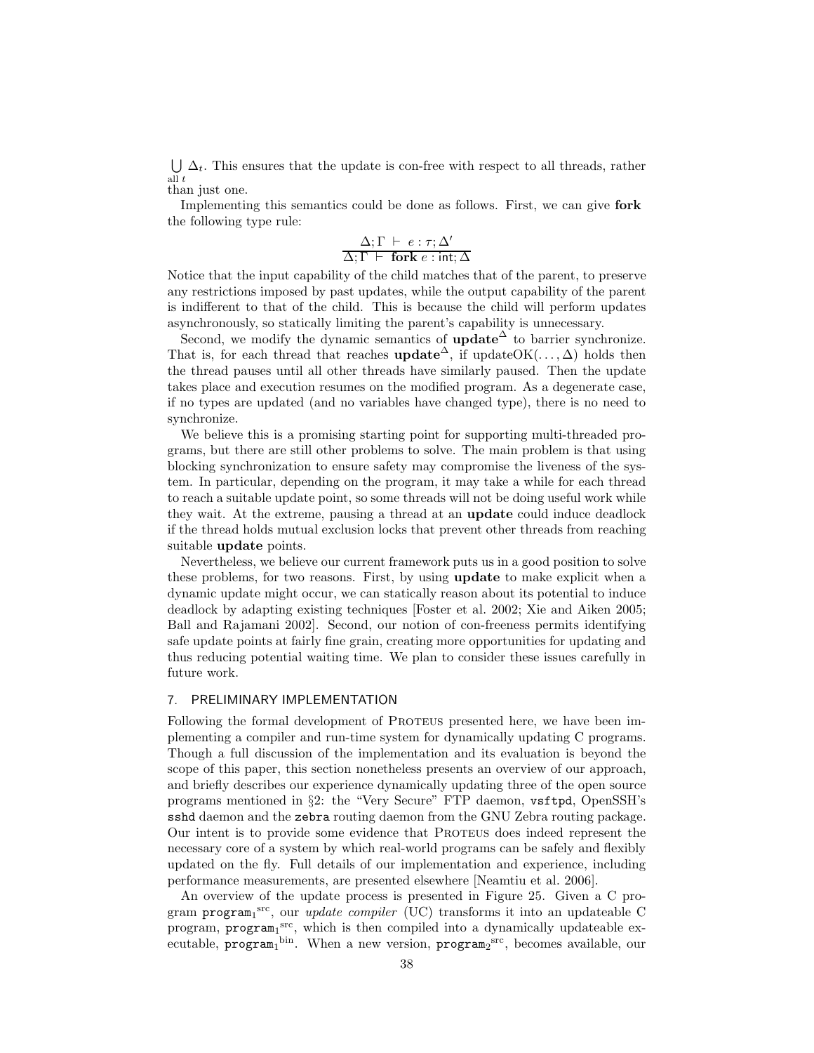$\bigcup_{\text{all } t} \Delta_t$. This ensures that the update is con-free with respect to all threads, rather than just one.

Implementing this semantics could be done as follows. First, we can give **fork** the following type rule:

$$\frac{\Delta; \Gamma \vdash e : \tau; \Delta'}{\Delta; \Gamma \vdash \textbf{fork}\ e : \mathsf{int}; \Delta}$$

Notice that the input capability of the child matches that of the parent, to preserve any restrictions imposed by past updates, while the output capability of the parent is indifferent to that of the child. This is because the child will perform updates asynchronously, so statically limiting the parent's capability is unnecessary.

Second, we modify the dynamic semantics of $\textbf{update}^{\Delta}$ to barrier synchronize. That is, for each thread that reaches $\textbf{update}^{\Delta}$, if updateOK$(\ldots, \Delta)$ holds then the thread pauses until all other threads have similarly paused. Then the update takes place and execution resumes on the modified program. As a degenerate case, if no types are updated (and no variables have changed type), there is no need to synchronize.

We believe this is a promising starting point for supporting multi-threaded programs, but there are still other problems to solve. The main problem is that using blocking synchronization to ensure safety may compromise the liveness of the system. In particular, depending on the program, it may take a while for each thread to reach a suitable update point, so some threads will not be doing useful work while they wait. At the extreme, pausing a thread at an **update** could induce deadlock if the thread holds mutual exclusion locks that prevent other threads from reaching suitable **update** points.

Nevertheless, we believe our current framework puts us in a good position to solve these problems, for two reasons. First, by using **update** to make explicit when a dynamic update might occur, we can statically reason about its potential to induce deadlock by adapting existing techniques [Foster et al. 2002; Xie and Aiken 2005; Ball and Rajamani 2002]. Second, our notion of con-freeness permits identifying safe update points at fairly fine grain, creating more opportunities for updating and thus reducing potential waiting time. We plan to consider these issues carefully in future work.

## 7. PRELIMINARY IMPLEMENTATION

Following the formal development of PROTEUS presented here, we have been implementing a compiler and run-time system for dynamically updating C programs. Though a full discussion of the implementation and its evaluation is beyond the scope of this paper, this section nonetheless presents an overview of our approach, and briefly describes our experience dynamically updating three of the open source programs mentioned in §2: the "Very Secure" FTP daemon, `vsftpd`, OpenSSH's `sshd` daemon and the `zebra` routing daemon from the GNU Zebra routing package. Our intent is to provide some evidence that PROTEUS does indeed represent the necessary core of a system by which real-world programs can be safely and flexibly updated on the fly. Full details of our implementation and experience, including performance measurements, are presented elsewhere [Neamtiu et al. 2006].

An overview of the update process is presented in Figure 25. Given a C program $\texttt{program}_1^{\text{src}}$, our *update compiler* (UC) transforms it into an updateable C program, $\texttt{program}_1^{\text{src}}$, which is then compiled into a dynamically updateable executable, $\texttt{program}_1^{\text{bin}}$. When a new version, $\texttt{program}_2^{\text{src}}$, becomes available, our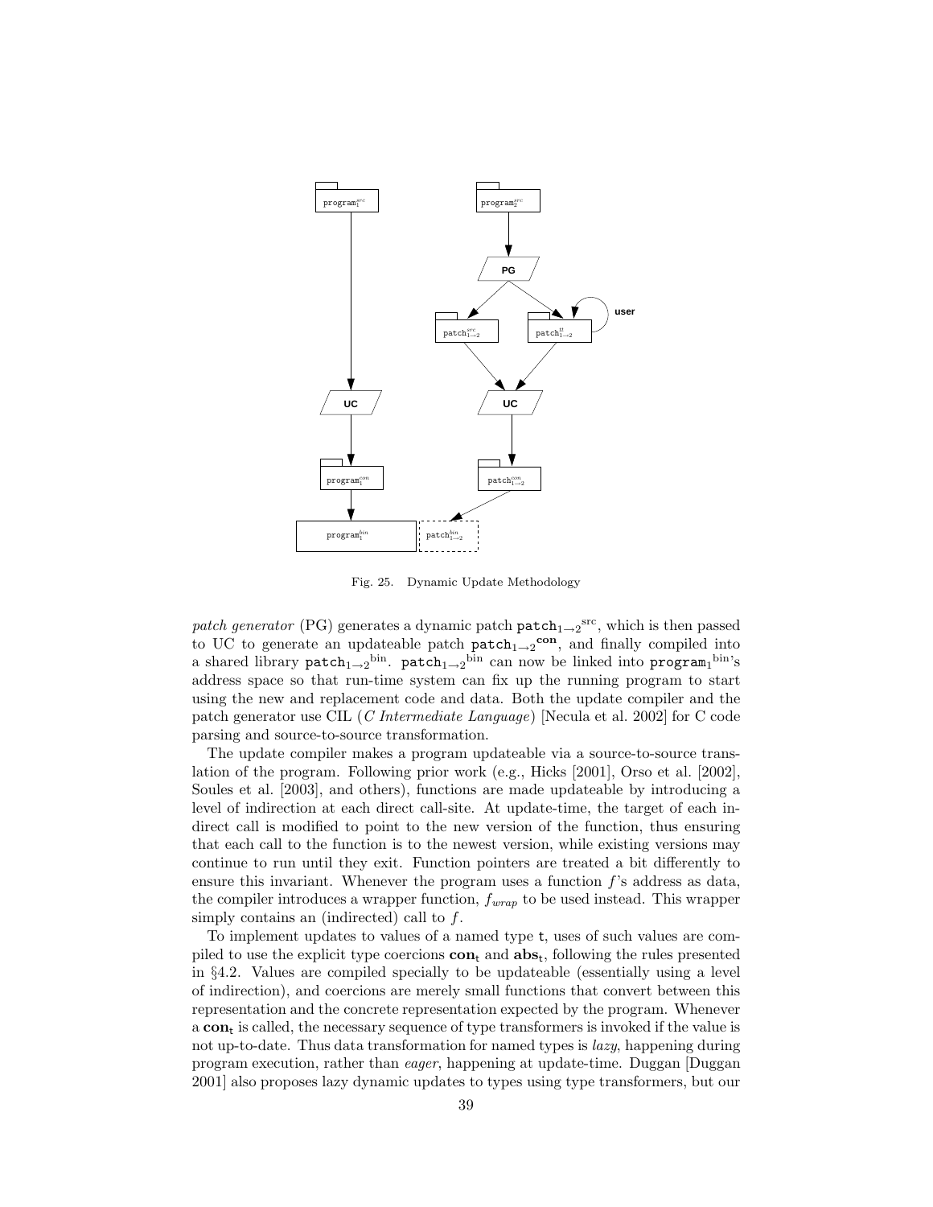Fig. 25. Dynamic Update Methodology

*patch generator* (PG) generates a dynamic patch $\texttt{patch}_{1\rightarrow 2}{}^{\mathrm{src}}$, which is then passed to UC to generate an updateable patch $\texttt{patch}_{1\rightarrow 2}{}^{\mathbf{con}}$, and finally compiled into a shared library $\texttt{patch}_{1\rightarrow 2}{}^{\mathrm{bin}}$. $\texttt{patch}_{1\rightarrow 2}{}^{\mathrm{bin}}$ can now be linked into $\texttt{program}_1{}^{\mathrm{bin}}$'s address space so that run-time system can fix up the running program to start using the new and replacement code and data. Both the update compiler and the patch generator use CIL (*C Intermediate Language*) [Necula et al. 2002] for C code parsing and source-to-source transformation.

The update compiler makes a program updateable via a source-to-source translation of the program. Following prior work (e.g., Hicks [2001], Orso et al. [2002], Soules et al. [2003], and others), functions are made updateable by introducing a level of indirection at each direct call-site. At update-time, the target of each indirect call is modified to point to the new version of the function, thus ensuring that each call to the function is to the newest version, while existing versions may continue to run until they exit. Function pointers are treated a bit differently to ensure this invariant. Whenever the program uses a function $f$'s address as data, the compiler introduces a wrapper function, $f_{wrap}$ to be used instead. This wrapper simply contains an (indirected) call to $f$.

To implement updates to values of a named type t, uses of such values are compiled to use the explicit type coercions $\mathbf{con}_{\mathtt{t}}$ and $\mathbf{abs}_{\mathtt{t}}$, following the rules presented in §4.2. Values are compiled specially to be updateable (essentially using a level of indirection), and coercions are merely small functions that convert between this representation and the concrete representation expected by the program. Whenever a $\mathbf{con}_{\mathtt{t}}$ is called, the necessary sequence of type transformers is invoked if the value is not up-to-date. Thus data transformation for named types is *lazy*, happening during program execution, rather than *eager*, happening at update-time. Duggan [Duggan 2001] also proposes lazy dynamic updates to types using type transformers, but our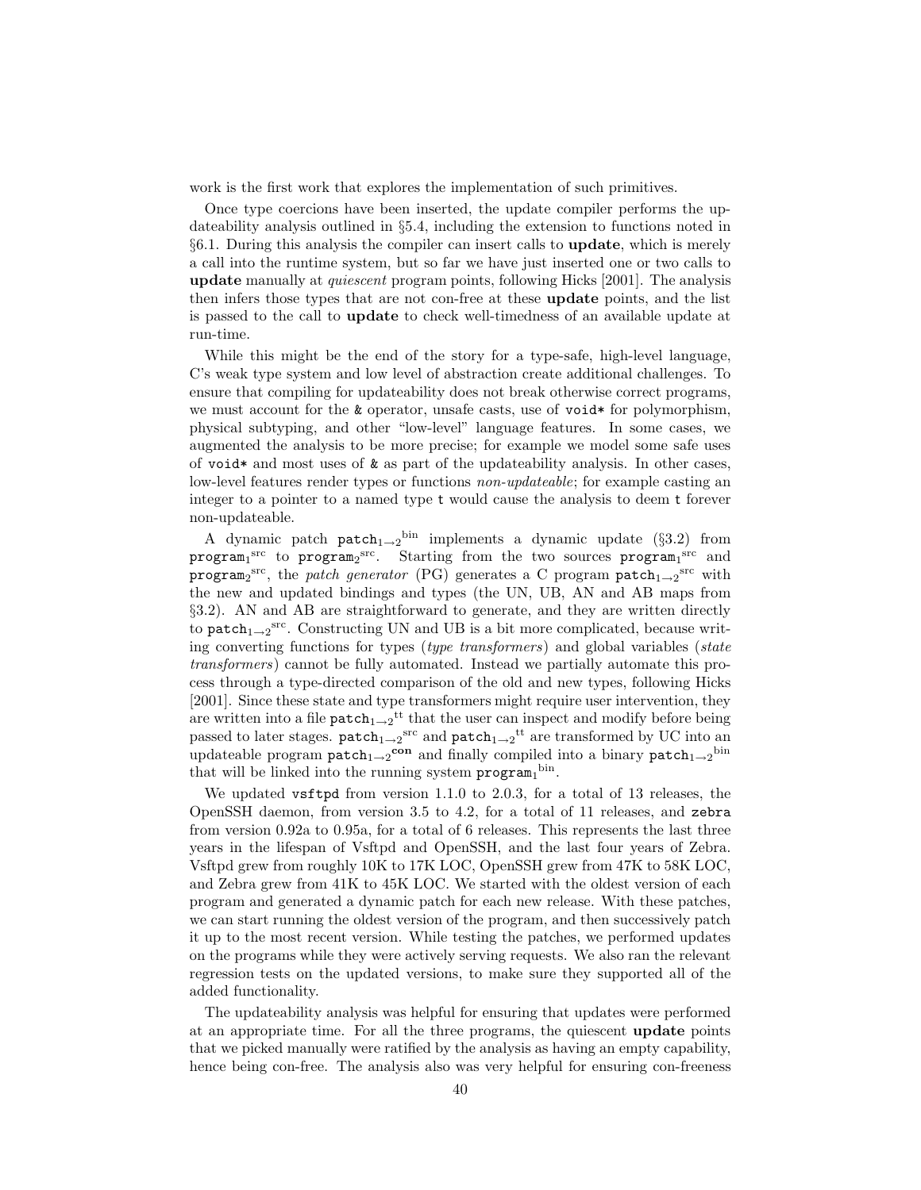work is the first work that explores the implementation of such primitives.

Once type coercions have been inserted, the update compiler performs the updateability analysis outlined in §5.4, including the extension to functions noted in §6.1. During this analysis the compiler can insert calls to **update**, which is merely a call into the runtime system, but so far we have just inserted one or two calls to **update** manually at *quiescent* program points, following Hicks [2001]. The analysis then infers those types that are not con-free at these **update** points, and the list is passed to the call to **update** to check well-timedness of an available update at run-time.

While this might be the end of the story for a type-safe, high-level language, C's weak type system and low level of abstraction create additional challenges. To ensure that compiling for updateability does not break otherwise correct programs, we must account for the `&` operator, unsafe casts, use of `void*` for polymorphism, physical subtyping, and other "low-level" language features. In some cases, we augmented the analysis to be more precise; for example we model some safe uses of `void*` and most uses of `&` as part of the updateability analysis. In other cases, low-level features render types or functions *non-updateable*; for example casting an integer to a pointer to a named type `t` would cause the analysis to deem `t` forever non-updateable.

A dynamic patch $\texttt{patch}_{1\to 2}{}^{\text{bin}}$ implements a dynamic update (§3.2) from $\texttt{program}_1{}^{\text{src}}$ to $\texttt{program}_2{}^{\text{src}}$. Starting from the two sources $\texttt{program}_1{}^{\text{src}}$ and $\texttt{program}_2{}^{\text{src}}$, the *patch generator* (PG) generates a C program $\texttt{patch}_{1\to 2}{}^{\text{src}}$ with the new and updated bindings and types (the UN, UB, AN and AB maps from §3.2). AN and AB are straightforward to generate, and they are written directly to $\texttt{patch}_{1\to 2}{}^{\text{src}}$. Constructing UN and UB is a bit more complicated, because writing converting functions for types (*type transformers*) and global variables (*state transformers*) cannot be fully automated. Instead we partially automate this process through a type-directed comparison of the old and new types, following Hicks [2001]. Since these state and type transformers might require user intervention, they are written into a file $\texttt{patch}_{1\to 2}{}^{\text{tt}}$ that the user can inspect and modify before being passed to later stages. $\texttt{patch}_{1\to 2}{}^{\text{src}}$ and $\texttt{patch}_{1\to 2}{}^{\text{tt}}$ are transformed by UC into an updateable program $\texttt{patch}_{1\to 2}{}^{\textbf{con}}$ and finally compiled into a binary $\texttt{patch}_{1\to 2}{}^{\text{bin}}$ that will be linked into the running system $\texttt{program}_1{}^{\text{bin}}$.

We updated `vsftpd` from version 1.1.0 to 2.0.3, for a total of 13 releases, the OpenSSH daemon, from version 3.5 to 4.2, for a total of 11 releases, and `zebra` from version 0.92a to 0.95a, for a total of 6 releases. This represents the last three years in the lifespan of Vsftpd and OpenSSH, and the last four years of Zebra. Vsftpd grew from roughly 10K to 17K LOC, OpenSSH grew from 47K to 58K LOC, and Zebra grew from 41K to 45K LOC. We started with the oldest version of each program and generated a dynamic patch for each new release. With these patches, we can start running the oldest version of the program, and then successively patch it up to the most recent version. While testing the patches, we performed updates on the programs while they were actively serving requests. We also ran the relevant regression tests on the updated versions, to make sure they supported all of the added functionality.

The updateability analysis was helpful for ensuring that updates were performed at an appropriate time. For all the three programs, the quiescent **update** points that we picked manually were ratified by the analysis as having an empty capability, hence being con-free. The analysis also was very helpful for ensuring con-freeness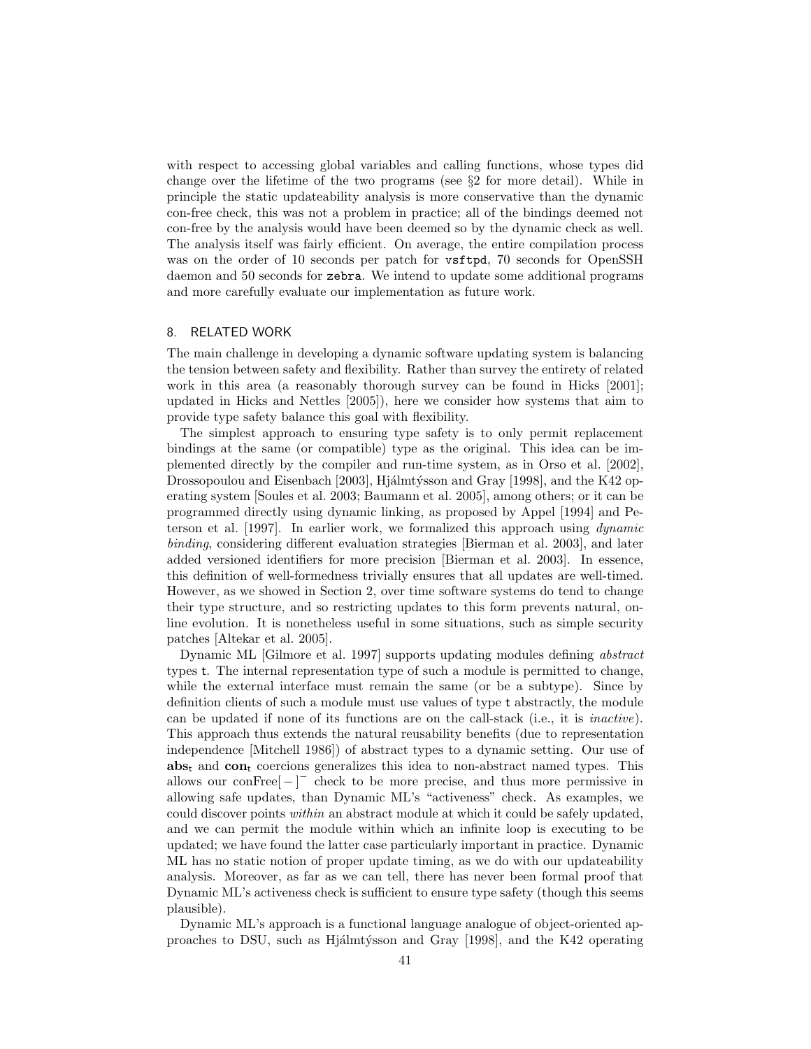with respect to accessing global variables and calling functions, whose types did change over the lifetime of the two programs (see §2 for more detail). While in principle the static updateability analysis is more conservative than the dynamic con-free check, this was not a problem in practice; all of the bindings deemed not con-free by the analysis would have been deemed so by the dynamic check as well. The analysis itself was fairly efficient. On average, the entire compilation process was on the order of 10 seconds per patch for `vsftpd`, 70 seconds for OpenSSH daemon and 50 seconds for `zebra`. We intend to update some additional programs and more carefully evaluate our implementation as future work.

## 8. RELATED WORK

The main challenge in developing a dynamic software updating system is balancing the tension between safety and flexibility. Rather than survey the entirety of related work in this area (a reasonably thorough survey can be found in Hicks [2001]; updated in Hicks and Nettles [2005]), here we consider how systems that aim to provide type safety balance this goal with flexibility.

The simplest approach to ensuring type safety is to only permit replacement bindings at the same (or compatible) type as the original. This idea can be implemented directly by the compiler and run-time system, as in Orso et al. [2002], Drossopoulou and Eisenbach [2003], Hjálmtýsson and Gray [1998], and the K42 operating system [Soules et al. 2003; Baumann et al. 2005], among others; or it can be programmed directly using dynamic linking, as proposed by Appel [1994] and Peterson et al. [1997]. In earlier work, we formalized this approach using *dynamic binding*, considering different evaluation strategies [Bierman et al. 2003], and later added versioned identifiers for more precision [Bierman et al. 2003]. In essence, this definition of well-formedness trivially ensures that all updates are well-timed. However, as we showed in Section 2, over time software systems do tend to change their type structure, and so restricting updates to this form prevents natural, online evolution. It is nonetheless useful in some situations, such as simple security patches [Altekar et al. 2005].

Dynamic ML [Gilmore et al. 1997] supports updating modules defining *abstract* types `t`. The internal representation type of such a module is permitted to change, while the external interface must remain the same (or be a subtype). Since by definition clients of such a module must use values of type `t` abstractly, the module can be updated if none of its functions are on the call-stack (i.e., it is *inactive*). This approach thus extends the natural reusability benefits (due to representation independence [Mitchell 1986]) of abstract types to a dynamic setting. Our use of $\mathbf{abs}_{\mathtt{t}}$ and $\mathbf{con}_{\mathtt{t}}$ coercions generalizes this idea to non-abstract named types. This allows our $\text{conFree}[-]^{-}$ check to be more precise, and thus more permissive in allowing safe updates, than Dynamic ML's "activeness" check. As examples, we could discover points *within* an abstract module at which it could be safely updated, and we can permit the module within which an infinite loop is executing to be updated; we have found the latter case particularly important in practice. Dynamic ML has no static notion of proper update timing, as we do with our updateability analysis. Moreover, as far as we can tell, there has never been formal proof that Dynamic ML's activeness check is sufficient to ensure type safety (though this seems plausible).

Dynamic ML's approach is a functional language analogue of object-oriented approaches to DSU, such as Hjálmtýsson and Gray [1998], and the K42 operating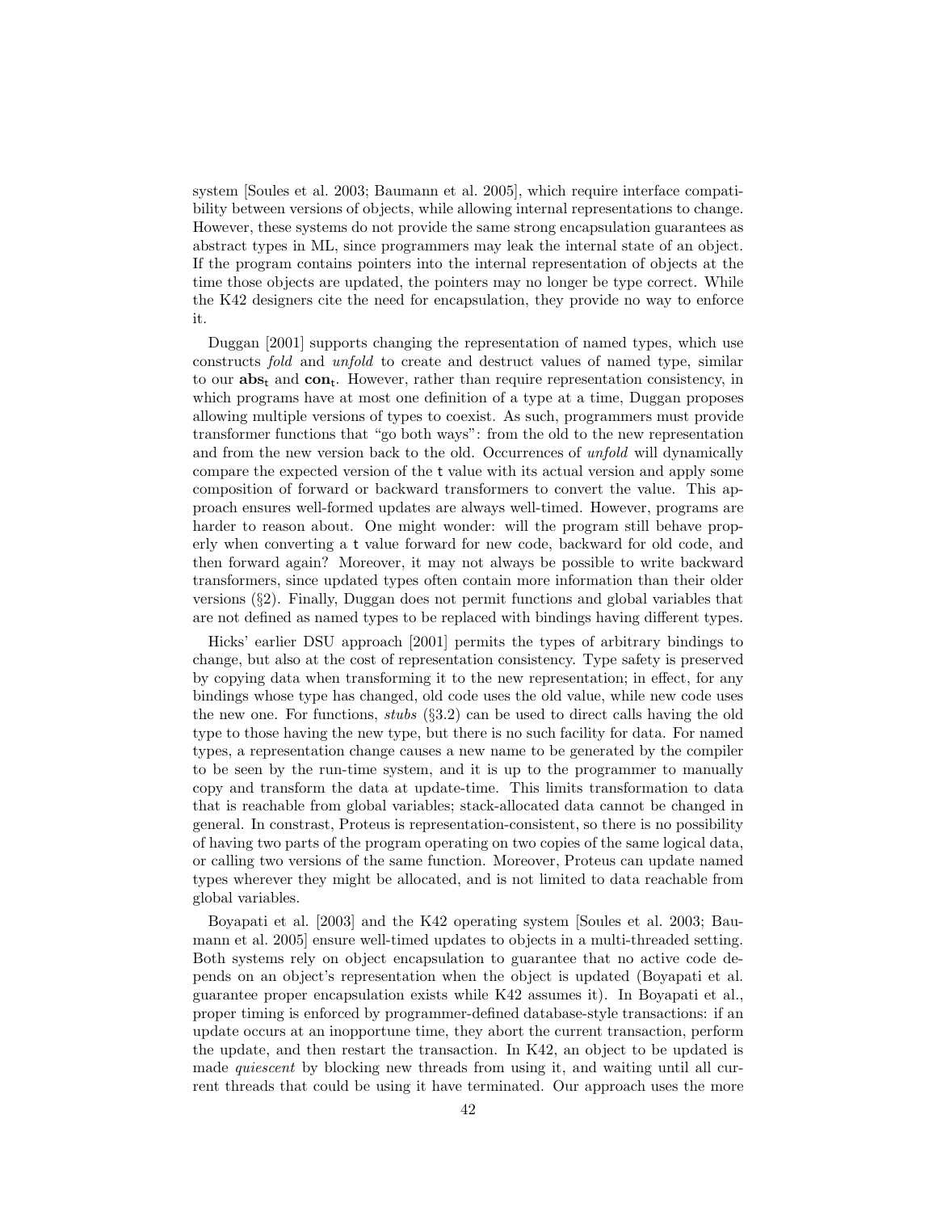system [Soules et al. 2003; Baumann et al. 2005], which require interface compatibility between versions of objects, while allowing internal representations to change. However, these systems do not provide the same strong encapsulation guarantees as abstract types in ML, since programmers may leak the internal state of an object. If the program contains pointers into the internal representation of objects at the time those objects are updated, the pointers may no longer be type correct. While the K42 designers cite the need for encapsulation, they provide no way to enforce it.

Duggan [2001] supports changing the representation of named types, which use constructs *fold* and *unfold* to create and destruct values of named type, similar to our $\mathbf{abs}_\mathrm{t}$ and $\mathbf{con}_\mathrm{t}$. However, rather than require representation consistency, in which programs have at most one definition of a type at a time, Duggan proposes allowing multiple versions of types to coexist. As such, programmers must provide transformer functions that "go both ways": from the old to the new representation and from the new version back to the old. Occurrences of *unfold* will dynamically compare the expected version of the `t` value with its actual version and apply some composition of forward or backward transformers to convert the value. This approach ensures well-formed updates are always well-timed. However, programs are harder to reason about. One might wonder: will the program still behave properly when converting a `t` value forward for new code, backward for old code, and then forward again? Moreover, it may not always be possible to write backward transformers, since updated types often contain more information than their older versions (§2). Finally, Duggan does not permit functions and global variables that are not defined as named types to be replaced with bindings having different types.

Hicks' earlier DSU approach [2001] permits the types of arbitrary bindings to change, but also at the cost of representation consistency. Type safety is preserved by copying data when transforming it to the new representation; in effect, for any bindings whose type has changed, old code uses the old value, while new code uses the new one. For functions, *stubs* (§3.2) can be used to direct calls having the old type to those having the new type, but there is no such facility for data. For named types, a representation change causes a new name to be generated by the compiler to be seen by the run-time system, and it is up to the programmer to manually copy and transform the data at update-time. This limits transformation to data that is reachable from global variables; stack-allocated data cannot be changed in general. In constrast, Proteus is representation-consistent, so there is no possibility of having two parts of the program operating on two copies of the same logical data, or calling two versions of the same function. Moreover, Proteus can update named types wherever they might be allocated, and is not limited to data reachable from global variables.

Boyapati et al. [2003] and the K42 operating system [Soules et al. 2003; Baumann et al. 2005] ensure well-timed updates to objects in a multi-threaded setting. Both systems rely on object encapsulation to guarantee that no active code depends on an object's representation when the object is updated (Boyapati et al. guarantee proper encapsulation exists while K42 assumes it). In Boyapati et al., proper timing is enforced by programmer-defined database-style transactions: if an update occurs at an inopportune time, they abort the current transaction, perform the update, and then restart the transaction. In K42, an object to be updated is made *quiescent* by blocking new threads from using it, and waiting until all current threads that could be using it have terminated. Our approach uses the more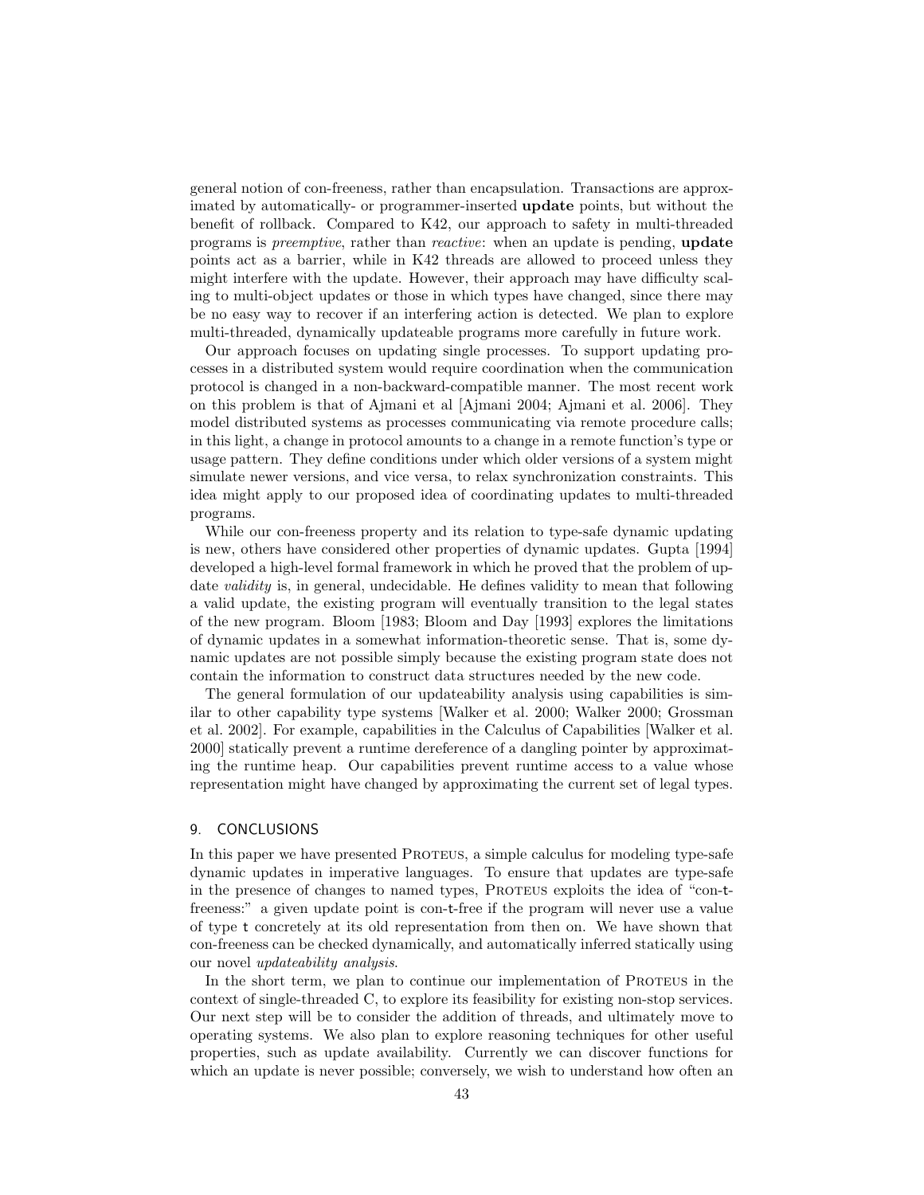general notion of con-freeness, rather than encapsulation. Transactions are approximated by automatically- or programmer-inserted **update** points, but without the benefit of rollback. Compared to K42, our approach to safety in multi-threaded programs is *preemptive*, rather than *reactive*: when an update is pending, **update** points act as a barrier, while in K42 threads are allowed to proceed unless they might interfere with the update. However, their approach may have difficulty scaling to multi-object updates or those in which types have changed, since there may be no easy way to recover if an interfering action is detected. We plan to explore multi-threaded, dynamically updateable programs more carefully in future work.

Our approach focuses on updating single processes. To support updating processes in a distributed system would require coordination when the communication protocol is changed in a non-backward-compatible manner. The most recent work on this problem is that of Ajmani et al [Ajmani 2004; Ajmani et al. 2006]. They model distributed systems as processes communicating via remote procedure calls; in this light, a change in protocol amounts to a change in a remote function's type or usage pattern. They define conditions under which older versions of a system might simulate newer versions, and vice versa, to relax synchronization constraints. This idea might apply to our proposed idea of coordinating updates to multi-threaded programs.

While our con-freeness property and its relation to type-safe dynamic updating is new, others have considered other properties of dynamic updates. Gupta [1994] developed a high-level formal framework in which he proved that the problem of update *validity* is, in general, undecidable. He defines validity to mean that following a valid update, the existing program will eventually transition to the legal states of the new program. Bloom [1983; Bloom and Day [1993] explores the limitations of dynamic updates in a somewhat information-theoretic sense. That is, some dynamic updates are not possible simply because the existing program state does not contain the information to construct data structures needed by the new code.

The general formulation of our updateability analysis using capabilities is similar to other capability type systems [Walker et al. 2000; Walker 2000; Grossman et al. 2002]. For example, capabilities in the Calculus of Capabilities [Walker et al. 2000] statically prevent a runtime dereference of a dangling pointer by approximating the runtime heap. Our capabilities prevent runtime access to a value whose representation might have changed by approximating the current set of legal types.

## 9. CONCLUSIONS

In this paper we have presented Proteus, a simple calculus for modeling type-safe dynamic updates in imperative languages. To ensure that updates are type-safe in the presence of changes to named types, Proteus exploits the idea of "con-t-freeness:" a given update point is con-t-free if the program will never use a value of type t concretely at its old representation from then on. We have shown that con-freeness can be checked dynamically, and automatically inferred statically using our novel *updateability analysis*.

In the short term, we plan to continue our implementation of Proteus in the context of single-threaded C, to explore its feasibility for existing non-stop services. Our next step will be to consider the addition of threads, and ultimately move to operating systems. We also plan to explore reasoning techniques for other useful properties, such as update availability. Currently we can discover functions for which an update is never possible; conversely, we wish to understand how often an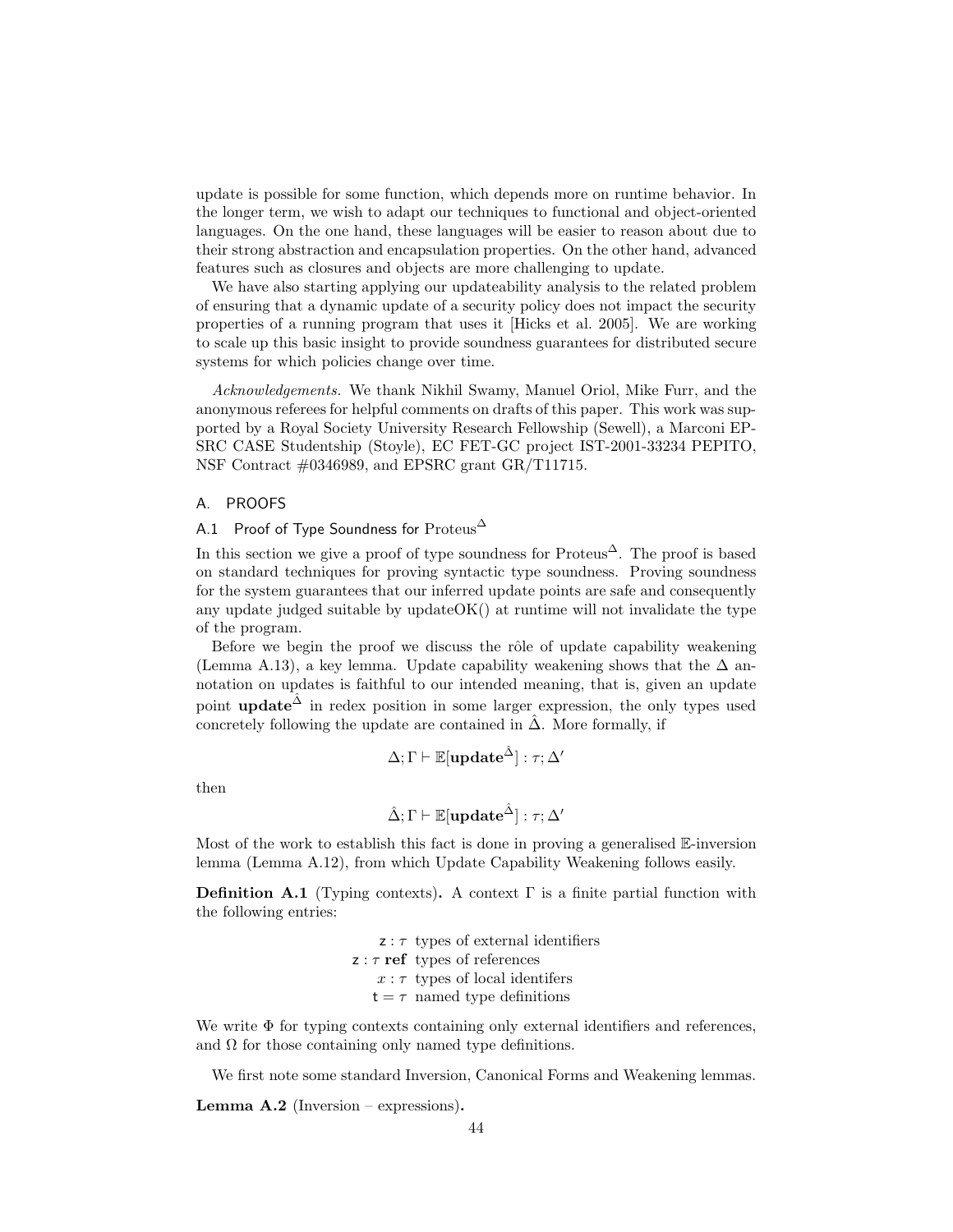update is possible for some function, which depends more on runtime behavior. In the longer term, we wish to adapt our techniques to functional and object-oriented languages. On the one hand, these languages will be easier to reason about due to their strong abstraction and encapsulation properties. On the other hand, advanced features such as closures and objects are more challenging to update.

We have also starting applying our updateability analysis to the related problem of ensuring that a dynamic update of a security policy does not impact the security properties of a running program that uses it [Hicks et al. 2005]. We are working to scale up this basic insight to provide soundness guarantees for distributed secure systems for which policies change over time.

*Acknowledgements.* We thank Nikhil Swamy, Manuel Oriol, Mike Furr, and the anonymous referees for helpful comments on drafts of this paper. This work was supported by a Royal Society University Research Fellowship (Sewell), a Marconi EPSRC CASE Studentship (Stoyle), EC FET-GC project IST-2001-33234 PEPITO, NSF Contract #0346989, and EPSRC grant GR/T11715.

## A. PROOFS

### A.1 Proof of Type Soundness for Proteus$^\Delta$

In this section we give a proof of type soundness for Proteus$^\Delta$. The proof is based on standard techniques for proving syntactic type soundness. Proving soundness for the system guarantees that our inferred update points are safe and consequently any update judged suitable by updateOK() at runtime will not invalidate the type of the program.

Before we begin the proof we discuss the rôle of update capability weakening (Lemma A.13), a key lemma. Update capability weakening shows that the $\Delta$ annotation on updates is faithful to our intended meaning, that is, given an update point $\mathbf{update}^{\hat{\Delta}}$ in redex position in some larger expression, the only types used concretely following the update are contained in $\hat{\Delta}$. More formally, if

$$\Delta; \Gamma \vdash \mathbb{E}[\mathbf{update}^{\hat{\Delta}}] : \tau; \Delta'$$

then

$$\hat{\Delta}; \Gamma \vdash \mathbb{E}[\mathbf{update}^{\hat{\Delta}}] : \tau; \Delta'$$

Most of the work to establish this fact is done in proving a generalised $\mathbb{E}$-inversion lemma (Lemma A.12), from which Update Capability Weakening follows easily.

**Definition A.1** (Typing contexts)**.** A context $\Gamma$ is a finite partial function with the following entries:

| | |
|---|---|
| $\mathsf{z} : \tau$ | types of external identifiers |
| $\mathsf{z} : \tau\ \mathbf{ref}$ | types of references |
| $x : \tau$ | types of local identifers |
| $\mathsf{t} = \tau$ | named type definitions |

We write $\Phi$ for typing contexts containing only external identifiers and references, and $\Omega$ for those containing only named type definitions.

We first note some standard Inversion, Canonical Forms and Weakening lemmas.

**Lemma A.2** (Inversion – expressions)**.**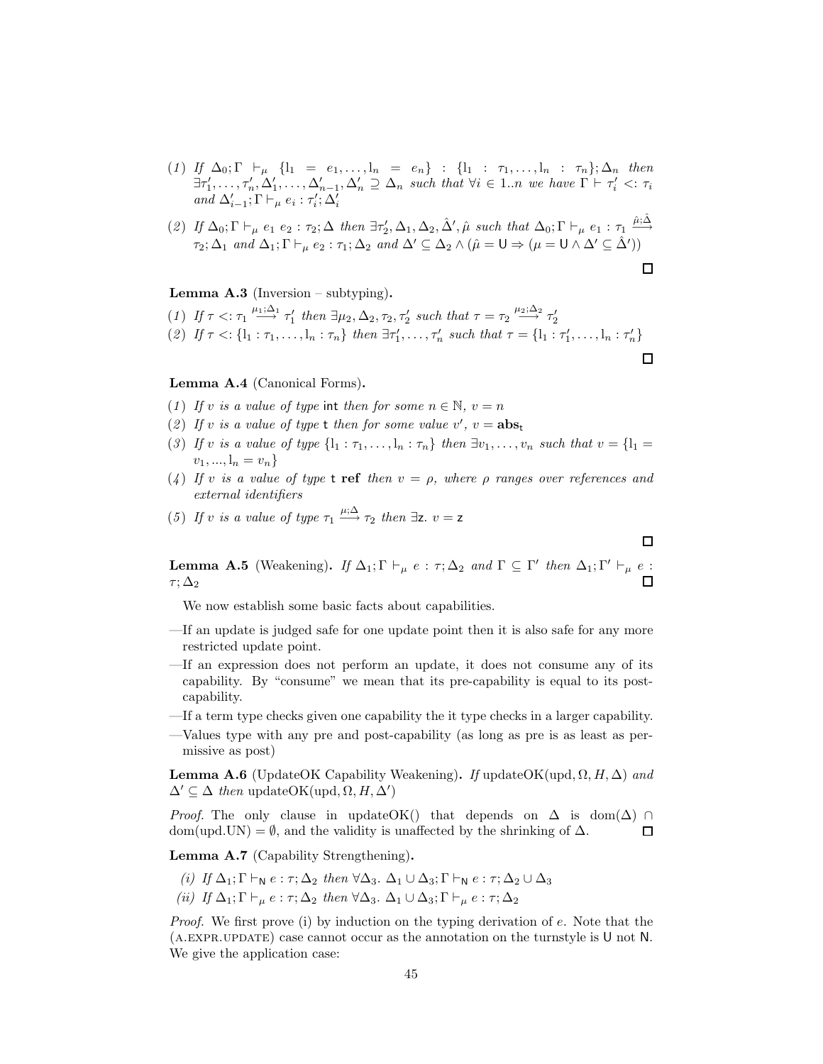(1) If $\Delta_0; \Gamma \vdash_\mu \{l_1 = e_1, \ldots, l_n = e_n\} : \{l_1 : \tau_1, \ldots, l_n : \tau_n\}; \Delta_n$ then $\exists \tau'_1, \ldots, \tau'_n, \Delta'_1, \ldots, \Delta'_{n-1}, \Delta'_n \supseteq \Delta_n$ such that $\forall i \in 1..n$ we have $\Gamma \vdash \tau'_i <: \tau_i$ and $\Delta'_{i-1}; \Gamma \vdash_\mu e_i : \tau'_i; \Delta'_i$

(2) If $\Delta_0; \Gamma \vdash_\mu e_1\ e_2 : \tau_2; \Delta$ then $\exists \tau'_2, \Delta_1, \Delta_2, \hat{\Delta}', \hat{\mu}$ such that $\Delta_0; \Gamma \vdash_\mu e_1 : \tau_1 \xrightarrow{\hat{\mu}; \hat{\Delta}} \tau_2; \Delta_1$ and $\Delta_1; \Gamma \vdash_\mu e_2 : \tau_1; \Delta_2$ and $\Delta' \subseteq \Delta_2 \wedge (\hat{\mu} = \mathsf{U} \Rightarrow (\mu = \mathsf{U} \wedge \Delta' \subseteq \hat{\Delta}'))$

□

**Lemma A.3** (Inversion – subtyping).

(1) If $\tau <: \tau_1 \xrightarrow{\mu_1; \Delta_1} \tau'_1$ then $\exists \mu_2, \Delta_2, \tau_2, \tau'_2$ such that $\tau = \tau_2 \xrightarrow{\mu_2; \Delta_2} \tau'_2$

(2) If $\tau <: \{l_1 : \tau_1, \ldots, l_n : \tau_n\}$ then $\exists \tau'_1, \ldots, \tau'_n$ such that $\tau = \{l_1 : \tau'_1, \ldots, l_n : \tau'_n\}$

□

**Lemma A.4** (Canonical Forms).

(1) If $v$ is a value of type $\mathsf{int}$ then for some $n \in \mathbb{N}$, $v = n$

(2) If $v$ is a value of type $\mathsf{t}$ then for some value $v'$, $v = \mathbf{abs}_\mathsf{t}$

(3) If $v$ is a value of type $\{l_1 : \tau_1, \ldots, l_n : \tau_n\}$ then $\exists v_1, \ldots, v_n$ such that $v = \{l_1 = v_1, \ldots, l_n = v_n\}$

(4) If $v$ is a value of type $\mathsf{t}\ \mathbf{ref}$ then $v = \rho$, where $\rho$ ranges over references and external identifiers

(5) If $v$ is a value of type $\tau_1 \xrightarrow{\mu; \Delta} \tau_2$ then $\exists \mathsf{z}.\ v = \mathsf{z}$

□

**Lemma A.5** (Weakening). *If $\Delta_1; \Gamma \vdash_\mu e : \tau; \Delta_2$ and $\Gamma \subseteq \Gamma'$ then $\Delta_1; \Gamma' \vdash_\mu e : \tau; \Delta_2$* □

We now establish some basic facts about capabilities.

—If an update is judged safe for one update point then it is also safe for any more restricted update point.

—If an expression does not perform an update, it does not consume any of its capability. By "consume" we mean that its pre-capability is equal to its post-capability.

—If a term type checks given one capability the it type checks in a larger capability.

—Values type with any pre and post-capability (as long as pre is as least as permissive as post)

**Lemma A.6** (UpdateOK Capability Weakening). *If* updateOK(upd, $\Omega$, $H$, $\Delta$) *and* $\Delta' \subseteq \Delta$ *then* updateOK(upd, $\Omega$, $H$, $\Delta'$)

*Proof.* The only clause in updateOK() that depends on $\Delta$ is $\mathrm{dom}(\Delta) \cap \mathrm{dom}(\mathrm{upd.UN}) = \emptyset$, and the validity is unaffected by the shrinking of $\Delta$. □

**Lemma A.7** (Capability Strengthening).

*(i) If $\Delta_1; \Gamma \vdash_\mathsf{N} e : \tau; \Delta_2$ then $\forall \Delta_3.\ \Delta_1 \cup \Delta_3; \Gamma \vdash_\mathsf{N} e : \tau; \Delta_2 \cup \Delta_3$*

*(ii) If $\Delta_1; \Gamma \vdash_\mu e : \tau; \Delta_2$ then $\forall \Delta_3.\ \Delta_1 \cup \Delta_3; \Gamma \vdash_\mu e : \tau; \Delta_2$*

*Proof.* We first prove (i) by induction on the typing derivation of $e$. Note that the (A.EXPR.UPDATE) case cannot occur as the annotation on the turnstyle is $\mathsf{U}$ not $\mathsf{N}$. We give the application case: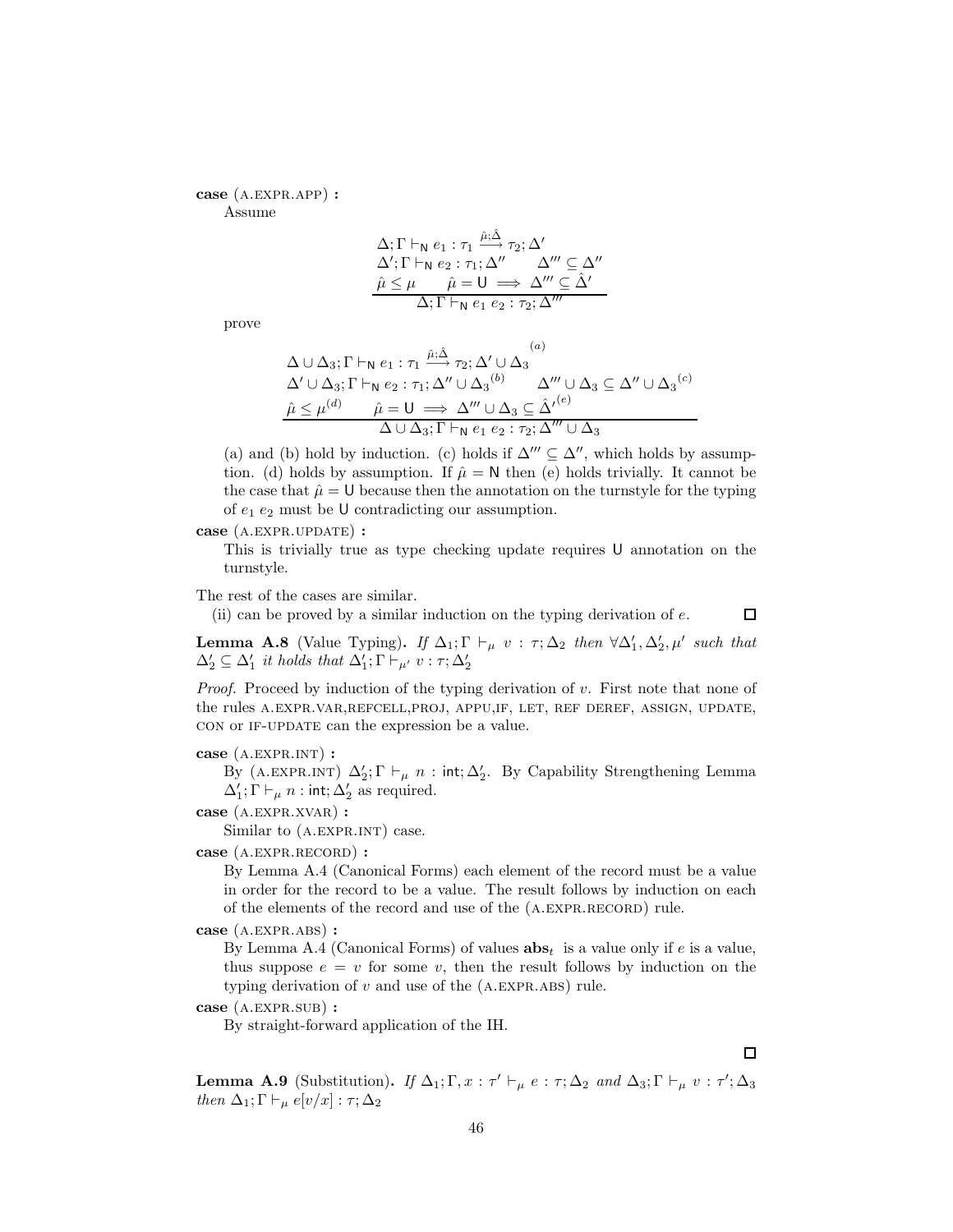**case** (A.EXPR.APP) **:**

Assume

$$\frac{\begin{array}{c}\Delta; \Gamma \vdash_{\mathsf{N}} e_1 : \tau_1 \xrightarrow{\hat{\mu};\hat{\Delta}} \tau_2; \Delta' \\ \Delta'; \Gamma \vdash_{\mathsf{N}} e_2 : \tau_1; \Delta'' \qquad \Delta''' \subseteq \Delta'' \\ \hat{\mu} \leq \mu \qquad \hat{\mu} = \mathsf{U} \implies \Delta''' \subseteq \hat{\Delta}'\end{array}}{\Delta; \Gamma \vdash_{\mathsf{N}} e_1\ e_2 : \tau_2; \Delta'''}$$

prove

$$\frac{\begin{array}{c}\Delta \cup \Delta_3; \Gamma \vdash_{\mathsf{N}} e_1 : \tau_1 \xrightarrow{\hat{\mu};\hat{\Delta}} \tau_2; \Delta' \cup \Delta_3{}^{(a)} \\ \Delta' \cup \Delta_3; \Gamma \vdash_{\mathsf{N}} e_2 : \tau_1; \Delta'' \cup \Delta_3{}^{(b)} \qquad \Delta''' \cup \Delta_3 \subseteq \Delta'' \cup \Delta_3{}^{(c)} \\ \hat{\mu} \leq \mu^{(d)} \qquad \hat{\mu} = \mathsf{U} \implies \Delta''' \cup \Delta_3 \subseteq \hat{\Delta}'^{(e)}\end{array}}{\Delta \cup \Delta_3; \Gamma \vdash_{\mathsf{N}} e_1\ e_2 : \tau_2; \Delta''' \cup \Delta_3}$$

(a) and (b) hold by induction. (c) holds if $\Delta''' \subseteq \Delta''$, which holds by assumption. (d) holds by assumption. If $\hat{\mu} = \mathsf{N}$ then (e) holds trivially. It cannot be the case that $\hat{\mu} = \mathsf{U}$ because then the annotation on the turnstyle for the typing of $e_1\ e_2$ must be $\mathsf{U}$ contradicting our assumption.

**case** (A.EXPR.UPDATE) **:**

This is trivially true as type checking update requires $\mathsf{U}$ annotation on the turnstyle.

The rest of the cases are similar.

(ii) can be proved by a similar induction on the typing derivation of $e$. □

**Lemma A.8** (Value Typing)**.** *If $\Delta_1; \Gamma \vdash_\mu v : \tau; \Delta_2$ then $\forall \Delta_1', \Delta_2', \mu'$ such that $\Delta_2' \subseteq \Delta_1'$ it holds that $\Delta_1'; \Gamma \vdash_{\mu'} v : \tau; \Delta_2'$*

*Proof.* Proceed by induction of the typing derivation of $v$. First note that none of the rules A.EXPR.VAR,REFCELL,PROJ, APPU,IF, LET, REF DEREF, ASSIGN, UPDATE, CON or IF-UPDATE can the expression be a value.

**case** (A.EXPR.INT) **:**

By (A.EXPR.INT) $\Delta_2'; \Gamma \vdash_\mu n : \mathsf{int}; \Delta_2'$. By Capability Strengthening Lemma $\Delta_1'; \Gamma \vdash_\mu n : \mathsf{int}; \Delta_2'$ as required.

**case** (A.EXPR.XVAR) **:**

Similar to (A.EXPR.INT) case.

**case** (A.EXPR.RECORD) **:**

By Lemma A.4 (Canonical Forms) each element of the record must be a value in order for the record to be a value. The result follows by induction on each of the elements of the record and use of the (A.EXPR.RECORD) rule.

**case** (A.EXPR.ABS) **:**

By Lemma A.4 (Canonical Forms) of values $\mathbf{abs}_t$ is a value only if $e$ is a value, thus suppose $e = v$ for some $v$, then the result follows by induction on the typing derivation of $v$ and use of the (A.EXPR.ABS) rule.

**case** (A.EXPR.SUB) **:**

By straight-forward application of the IH.

□

**Lemma A.9** (Substitution)**.** *If $\Delta_1; \Gamma, x : \tau' \vdash_\mu e : \tau; \Delta_2$ and $\Delta_3; \Gamma \vdash_\mu v : \tau'; \Delta_3$ then $\Delta_1; \Gamma \vdash_\mu e[v/x] : \tau; \Delta_2$*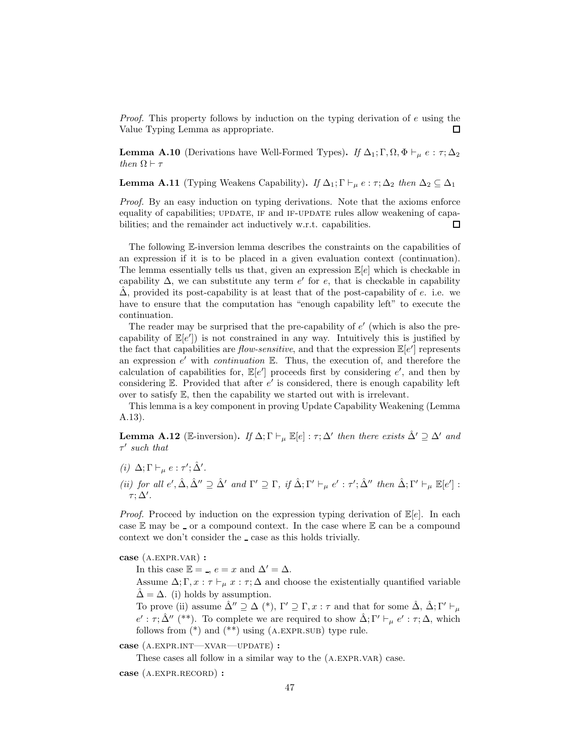*Proof.* This property follows by induction on the typing derivation of $e$ using the Value Typing Lemma as appropriate. $\square$

**Lemma A.10** (Derivations have Well-Formed Types)**.** *If* $\Delta_1; \Gamma, \Omega, \Phi \vdash_\mu e : \tau; \Delta_2$ *then* $\Omega \vdash \tau$

**Lemma A.11** (Typing Weakens Capability)**.** *If* $\Delta_1; \Gamma \vdash_\mu e : \tau; \Delta_2$ *then* $\Delta_2 \subseteq \Delta_1$

*Proof.* By an easy induction on typing derivations. Note that the axioms enforce equality of capabilities; UPDATE, IF and IF-UPDATE rules allow weakening of capabilities; and the remainder act inductively w.r.t. capabilities. $\square$

The following $\mathbb{E}$-inversion lemma describes the constraints on the capabilities of an expression if it is to be placed in a given evaluation context (continuation). The lemma essentially tells us that, given an expression $\mathbb{E}[e]$ which is checkable in capability $\Delta$, we can substitute any term $e'$ for $e$, that is checkable in capability $\hat{\Delta}$, provided its post-capability is at least that of the post-capability of $e$. i.e. we have to ensure that the computation has "enough capability left" to execute the continuation.

The reader may be surprised that the pre-capability of $e'$ (which is also the pre-capability of $\mathbb{E}[e']$) is not constrained in any way. Intuitively this is justified by the fact that capabilities are *flow-sensitive*, and that the expression $\mathbb{E}[e']$ represents an expression $e'$ with *continuation* $\mathbb{E}$. Thus, the execution of, and therefore the calculation of capabilities for, $\mathbb{E}[e']$ proceeds first by considering $e'$, and then by considering $\mathbb{E}$. Provided that after $e'$ is considered, there is enough capability left over to satisfy $\mathbb{E}$, then the capability we started out with is irrelevant.

This lemma is a key component in proving Update Capability Weakening (Lemma A.13).

**Lemma A.12** ($\mathbb{E}$-inversion)**.** *If* $\Delta; \Gamma \vdash_\mu \mathbb{E}[e] : \tau; \Delta'$ *then there exists* $\hat{\Delta}' \supseteq \Delta'$ *and* $\tau'$ *such that*

*(i)* $\Delta; \Gamma \vdash_\mu e : \tau'; \hat{\Delta}'$.

*(ii) for all* $e', \hat{\Delta}, \hat{\Delta}'' \supseteq \hat{\Delta}'$ *and* $\Gamma' \supseteq \Gamma$*, if* $\hat{\Delta}; \Gamma' \vdash_\mu e' : \tau'; \hat{\Delta}''$ *then* $\hat{\Delta}; \Gamma' \vdash_\mu \mathbb{E}[e'] : \tau; \Delta'$.

*Proof.* Proceed by induction on the expression typing derivation of $\mathbb{E}[e]$. In each case $\mathbb{E}$ may be $\_$ or a compound context. In the case where $\mathbb{E}$ can be a compound context we don't consider the $\_$ case as this holds trivially.

**case** (A.EXPR.VAR) **:**
In this case $\mathbb{E} = \_$, $e = x$ and $\Delta' = \Delta$.
Assume $\Delta; \Gamma, x : \tau \vdash_\mu x : \tau; \Delta$ and choose the existentially quantified variable $\hat{\Delta} = \Delta$. (i) holds by assumption.
To prove (ii) assume $\hat{\Delta}'' \supseteq \Delta$ (\*), $\Gamma' \supseteq \Gamma, x : \tau$ and that for some $\hat{\Delta}$, $\hat{\Delta}; \Gamma' \vdash_\mu e' : \tau; \hat{\Delta}''$ (\*\*). To complete we are required to show $\hat{\Delta}; \Gamma' \vdash_\mu e' : \tau; \Delta$, which follows from (\*) and (\*\*) using (A.EXPR.SUB) type rule.

**case** (A.EXPR.INT—XVAR—UPDATE) **:**
These cases all follow in a similar way to the (A.EXPR.VAR) case.

**case** (A.EXPR.RECORD) **:**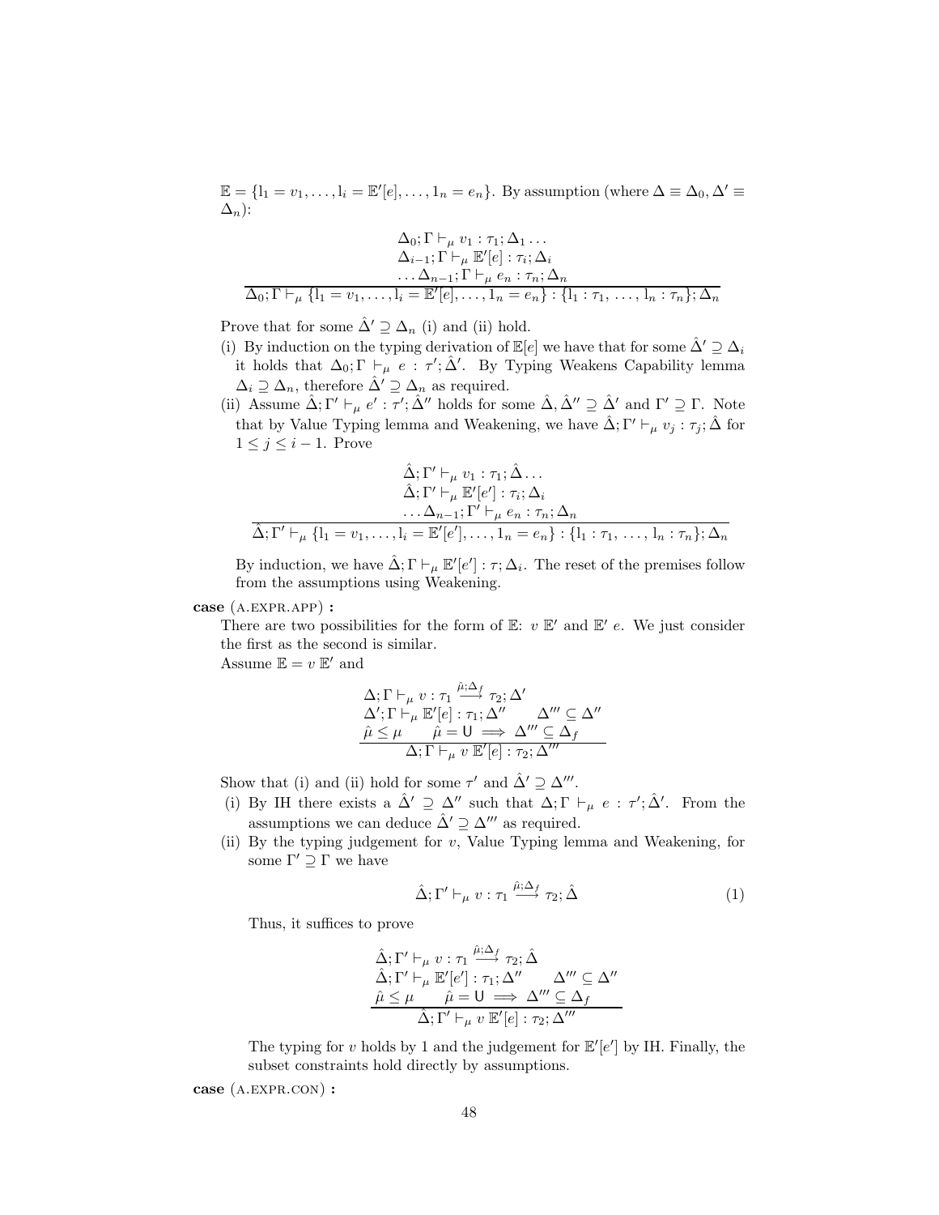$\mathbb{E} = \{\mathrm{l}_1 = v_1, \ldots, \mathrm{l}_i = \mathbb{E}'[e], \ldots, 1_n = e_n\}$. By assumption (where $\Delta \equiv \Delta_0, \Delta' \equiv \Delta_n$):

$$\frac{\begin{array}{c}\Delta_0; \Gamma \vdash_\mu v_1 : \tau_1; \Delta_1 \ldots \\ \Delta_{i-1}; \Gamma \vdash_\mu \mathbb{E}'[e] : \tau_i; \Delta_i \\ \ldots \Delta_{n-1}; \Gamma \vdash_\mu e_n : \tau_n; \Delta_n\end{array}}{\Delta_0; \Gamma \vdash_\mu \{\mathrm{l}_1 = v_1, \ldots, \mathrm{l}_i = \mathbb{E}'[e], \ldots, 1_n = e_n\} : \{\mathrm{l}_1 : \tau_1, \ldots, \mathrm{l}_n : \tau_n\}; \Delta_n}$$

Prove that for some $\hat{\Delta}' \supseteq \Delta_n$ (i) and (ii) hold.

(i) By induction on the typing derivation of $\mathbb{E}[e]$ we have that for some $\hat{\Delta}' \supseteq \Delta_i$ it holds that $\Delta_0; \Gamma \vdash_\mu e : \tau'; \hat{\Delta}'$. By Typing Weakens Capability lemma $\Delta_i \supseteq \Delta_n$, therefore $\hat{\Delta}' \supseteq \Delta_n$ as required.

(ii) Assume $\hat{\Delta}; \Gamma' \vdash_\mu e' : \tau'; \hat{\Delta}''$ holds for some $\hat{\Delta}, \hat{\Delta}'' \supseteq \hat{\Delta}'$ and $\Gamma' \supseteq \Gamma$. Note that by Value Typing lemma and Weakening, we have $\hat{\Delta}; \Gamma' \vdash_\mu v_j : \tau_j; \hat{\Delta}$ for $1 \leq j \leq i-1$. Prove

$$\frac{\begin{array}{c}\hat{\Delta}; \Gamma' \vdash_\mu v_1 : \tau_1; \hat{\Delta} \ldots \\ \hat{\Delta}; \Gamma' \vdash_\mu \mathbb{E}'[e'] : \tau_i; \Delta_i \\ \ldots \Delta_{n-1}; \Gamma' \vdash_\mu e_n : \tau_n; \Delta_n\end{array}}{\hat{\Delta}; \Gamma' \vdash_\mu \{\mathrm{l}_1 = v_1, \ldots, \mathrm{l}_i = \mathbb{E}'[e'], \ldots, 1_n = e_n\} : \{\mathrm{l}_1 : \tau_1, \ldots, \mathrm{l}_n : \tau_n\}; \Delta_n}$$

By induction, we have $\hat{\Delta}; \Gamma \vdash_\mu \mathbb{E}'[e'] : \tau; \Delta_i$. The reset of the premises follow from the assumptions using Weakening.

**case** (A.EXPR.APP) **:**

There are two possibilities for the form of $\mathbb{E}$: $v\ \mathbb{E}'$ and $\mathbb{E}'\ e$. We just consider the first as the second is similar.

Assume $\mathbb{E} = v\ \mathbb{E}'$ and

$$\frac{\begin{array}{c}\Delta; \Gamma \vdash_\mu v : \tau_1 \xrightarrow{\hat{\mu}; \Delta_f} \tau_2; \Delta' \\ \Delta'; \Gamma \vdash_\mu \mathbb{E}'[e] : \tau_1; \Delta'' \qquad \Delta''' \subseteq \Delta'' \\ \hat{\mu} \leq \mu \qquad \hat{\mu} = \mathsf{U} \implies \Delta''' \subseteq \Delta_f\end{array}}{\Delta; \Gamma \vdash_\mu v\ \mathbb{E}'[e] : \tau_2; \Delta'''}$$

Show that (i) and (ii) hold for some $\tau'$ and $\hat{\Delta}' \supseteq \Delta'''$.

(i) By IH there exists a $\hat{\Delta}' \supseteq \Delta''$ such that $\Delta; \Gamma \vdash_\mu e : \tau'; \hat{\Delta}'$. From the assumptions we can deduce $\hat{\Delta}' \supseteq \Delta'''$ as required.

(ii) By the typing judgement for $v$, Value Typing lemma and Weakening, for some $\Gamma' \supseteq \Gamma$ we have

$$\hat{\Delta}; \Gamma' \vdash_\mu v : \tau_1 \xrightarrow{\hat{\mu}; \Delta_f} \tau_2; \hat{\Delta} \tag{1}$$

Thus, it suffices to prove

$$\frac{\begin{array}{c}\hat{\Delta}; \Gamma' \vdash_\mu v : \tau_1 \xrightarrow{\hat{\mu}; \Delta_f} \tau_2; \hat{\Delta} \\ \hat{\Delta}; \Gamma' \vdash_\mu \mathbb{E}'[e'] : \tau_1; \Delta'' \qquad \Delta''' \subseteq \Delta'' \\ \hat{\mu} \leq \mu \qquad \hat{\mu} = \mathsf{U} \implies \Delta''' \subseteq \Delta_f\end{array}}{\hat{\Delta}; \Gamma' \vdash_\mu v\ \mathbb{E}'[e] : \tau_2; \Delta'''}$$

The typing for $v$ holds by 1 and the judgement for $\mathbb{E}'[e']$ by IH. Finally, the subset constraints hold directly by assumptions.

**case** (A.EXPR.CON) **:**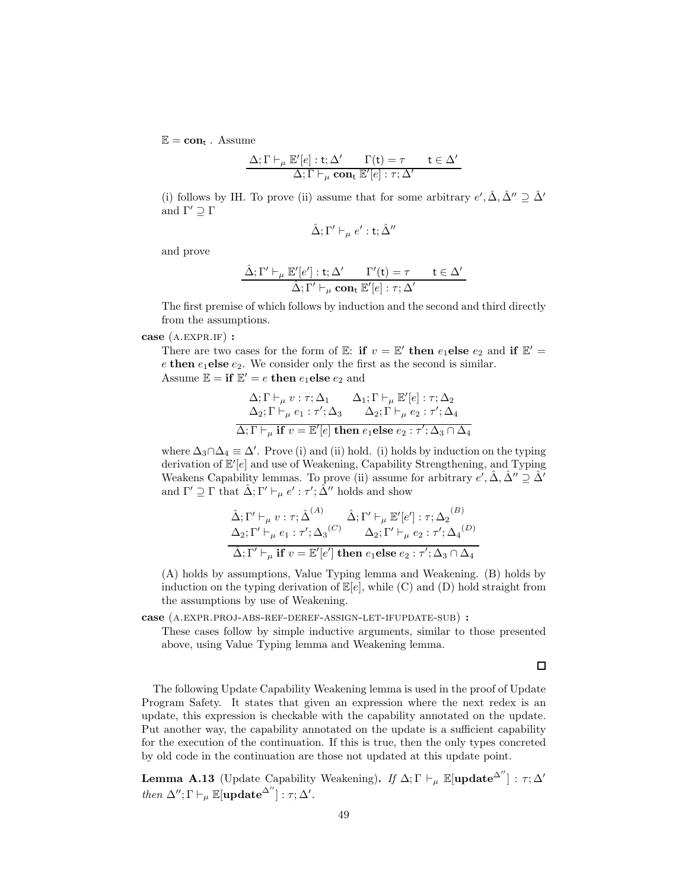$\mathbb{E} = \mathbf{con}_\mathsf{t}$ . Assume

$$\frac{\Delta;\Gamma \vdash_\mu \mathbb{E}'[e] : \mathsf{t};\Delta' \qquad \Gamma(\mathsf{t}) = \tau \qquad \mathsf{t} \in \Delta'}{\Delta;\Gamma \vdash_\mu \mathbf{con}_\mathsf{t}\ \mathbb{E}'[e] : \tau;\Delta'}$$

(i) follows by IH. To prove (ii) assume that for some arbitrary $e', \hat{\Delta}, \hat{\Delta}'' \supseteq \hat{\Delta}'$ and $\Gamma' \supseteq \Gamma$

$$\hat{\Delta};\Gamma' \vdash_\mu e' : \mathsf{t};\hat{\Delta}''$$

and prove

$$\frac{\hat{\Delta};\Gamma' \vdash_\mu \mathbb{E}'[e'] : \mathsf{t};\Delta' \qquad \Gamma'(\mathsf{t}) = \tau \qquad \mathsf{t} \in \Delta'}{\hat{\Delta};\Gamma' \vdash_\mu \mathbf{con}_\mathsf{t}\ \mathbb{E}'[e] : \tau;\Delta'}$$

The first premise of which follows by induction and the second and third directly from the assumptions.

**case** (A.EXPR.IF) **:**

There are two cases for the form of $\mathbb{E}$: **if** $v = \mathbb{E}'$ **then** $e_1$**else** $e_2$ and **if** $\mathbb{E}' = e$ **then** $e_1$**else** $e_2$. We consider only the first as the second is similar.
Assume $\mathbb{E} =$ **if** $\mathbb{E}' = e$ **then** $e_1$**else** $e_2$ and

$$\frac{\begin{array}{cc}\Delta;\Gamma \vdash_\mu v : \tau;\Delta_1 & \Delta_1;\Gamma \vdash_\mu \mathbb{E}'[e] : \tau;\Delta_2 \\ \Delta_2;\Gamma \vdash_\mu e_1 : \tau';\Delta_3 & \Delta_2;\Gamma \vdash_\mu e_2 : \tau';\Delta_4\end{array}}{\Delta;\Gamma \vdash_\mu \mathbf{if}\ v = \mathbb{E}'[e]\ \mathbf{then}\ e_1\mathbf{else}\ e_2 : \tau';\Delta_3 \cap \Delta_4}$$

where $\Delta_3 \cap \Delta_4 \equiv \Delta'$. Prove (i) and (ii) hold. (i) holds by induction on the typing derivation of $\mathbb{E}'[e]$ and use of Weakening, Capability Strengthening, and Typing Weakens Capability lemmas. To prove (ii) assume for arbitrary $e', \hat{\Delta}, \hat{\Delta}'' \supseteq \hat{\Delta}'$ and $\Gamma' \supseteq \Gamma$ that $\hat{\Delta};\Gamma' \vdash_\mu e' : \tau';\hat{\Delta}''$ holds and show

$$\frac{\begin{array}{cc}\hat{\Delta};\Gamma' \vdash_\mu v : \tau;\hat{\Delta}^{(A)} & \hat{\Delta};\Gamma' \vdash_\mu \mathbb{E}'[e'] : \tau;\Delta_2{}^{(B)} \\ \Delta_2;\Gamma' \vdash_\mu e_1 : \tau';\Delta_3{}^{(C)} & \Delta_2;\Gamma' \vdash_\mu e_2 : \tau';\Delta_4{}^{(D)}\end{array}}{\hat{\Delta};\Gamma' \vdash_\mu \mathbf{if}\ v = \mathbb{E}'[e']\ \mathbf{then}\ e_1\mathbf{else}\ e_2 : \tau';\Delta_3 \cap \Delta_4}$$

(A) holds by assumptions, Value Typing lemma and Weakening. (B) holds by induction on the typing derivation of $\mathbb{E}[e]$, while (C) and (D) hold straight from the assumptions by use of Weakening.

**case** (A.EXPR.PROJ-ABS-REF-DEREF-ASSIGN-LET-IFUPDATE-SUB) **:**

These cases follow by simple inductive arguments, similar to those presented above, using Value Typing lemma and Weakening lemma.

∎

The following Update Capability Weakening lemma is used in the proof of Update Program Safety. It states that given an expression where the next redex is an update, this expression is checkable with the capability annotated on the update. Put another way, the capability annotated on the update is a sufficient capability for the execution of the continuation. If this is true, then the only types concreted by old code in the continuation are those not updated at this update point.

**Lemma A.13** (Update Capability Weakening)**.** *If* $\Delta;\Gamma \vdash_\mu \mathbb{E}[\mathbf{update}^{\Delta''}] : \tau;\Delta'$ *then* $\Delta'';\Gamma \vdash_\mu \mathbb{E}[\mathbf{update}^{\Delta''}] : \tau;\Delta'$.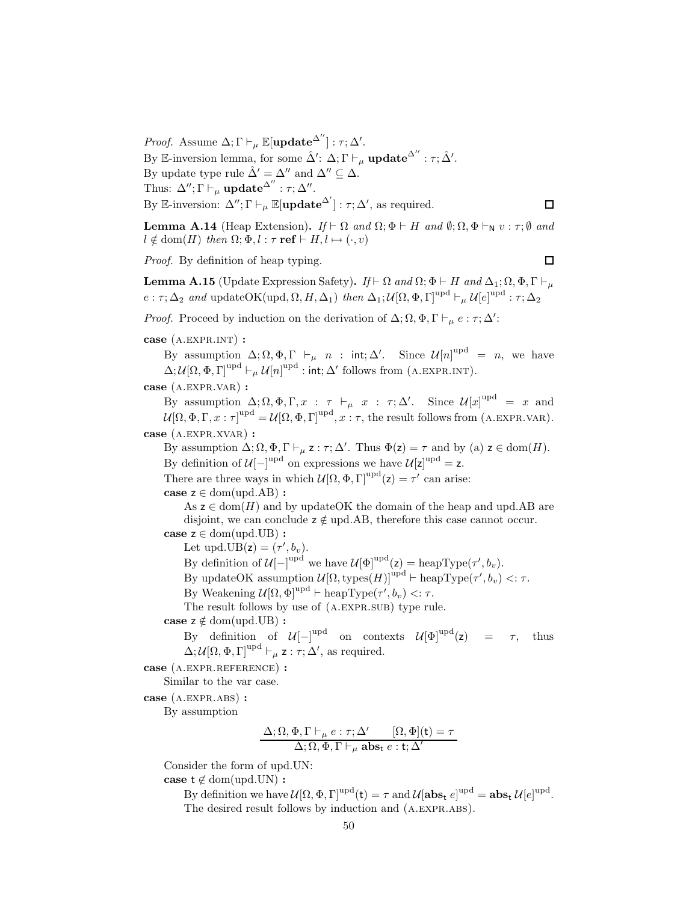*Proof.* Assume $\Delta; \Gamma \vdash_\mu \mathbb{E}[\mathbf{update}^{\Delta''}] : \tau; \Delta'$.
By $\mathbb{E}$-inversion lemma, for some $\hat{\Delta}'$: $\Delta; \Gamma \vdash_\mu \mathbf{update}^{\Delta''} : \tau; \hat{\Delta}'$.
By update type rule $\hat{\Delta}' = \Delta''$ and $\Delta'' \subseteq \Delta$.
Thus: $\Delta''; \Gamma \vdash_\mu \mathbf{update}^{\Delta''} : \tau; \Delta''$.
By $\mathbb{E}$-inversion: $\Delta''; \Gamma \vdash_\mu \mathbb{E}[\mathbf{update}^{\Delta'}] : \tau; \Delta'$, as required. □

**Lemma A.14** (Heap Extension)**.** *If* $\vdash \Omega$ *and* $\Omega; \Phi \vdash H$ *and* $\emptyset; \Omega, \Phi \vdash_{\mathsf{N}} v : \tau; \emptyset$ *and* $l \notin \mathrm{dom}(H)$ *then* $\Omega; \Phi, l : \tau\ \mathbf{ref} \vdash H, l \mapsto (\cdot, v)$

*Proof.* By definition of heap typing. □

**Lemma A.15** (Update Expression Safety)**.** *If* $\vdash \Omega$ *and* $\Omega; \Phi \vdash H$ *and* $\Delta_1; \Omega, \Phi, \Gamma \vdash_\mu e : \tau; \Delta_2$ *and* $\mathrm{updateOK}(\mathrm{upd}, \Omega, H, \Delta_1)$ *then* $\Delta_1; \mathcal{U}[\Omega, \Phi, \Gamma]^{\mathrm{upd}} \vdash_\mu \mathcal{U}[e]^{\mathrm{upd}} : \tau; \Delta_2$

*Proof.* Proceed by induction on the derivation of $\Delta; \Omega, \Phi, \Gamma \vdash_\mu e : \tau; \Delta'$:

**case** (A.EXPR.INT) **:**
By assumption $\Delta; \Omega, \Phi, \Gamma \vdash_\mu n : \mathsf{int}; \Delta'$. Since $\mathcal{U}[n]^{\mathrm{upd}} = n$, we have $\Delta; \mathcal{U}[\Omega, \Phi, \Gamma]^{\mathrm{upd}} \vdash_\mu \mathcal{U}[n]^{\mathrm{upd}} : \mathsf{int}; \Delta'$ follows from (A.EXPR.INT).

**case** (A.EXPR.VAR) **:**
By assumption $\Delta; \Omega, \Phi, \Gamma, x : \tau \vdash_\mu x : \tau; \Delta'$. Since $\mathcal{U}[x]^{\mathrm{upd}} = x$ and $\mathcal{U}[\Omega, \Phi, \Gamma, x : \tau]^{\mathrm{upd}} = \mathcal{U}[\Omega, \Phi, \Gamma]^{\mathrm{upd}}, x : \tau$, the result follows from (A.EXPR.VAR).

**case** (A.EXPR.XVAR) **:**
By assumption $\Delta; \Omega, \Phi, \Gamma \vdash_\mu \mathsf{z} : \tau; \Delta'$. Thus $\Phi(\mathsf{z}) = \tau$ and by (a) $\mathsf{z} \in \mathrm{dom}(H)$.
By definition of $\mathcal{U}[-]^{\mathrm{upd}}$ on expressions we have $\mathcal{U}[\mathsf{z}]^{\mathrm{upd}} = \mathsf{z}$.
There are three ways in which $\mathcal{U}[\Omega, \Phi, \Gamma]^{\mathrm{upd}}(\mathsf{z}) = \tau'$ can arise:

**case** $\mathsf{z} \in \mathrm{dom}(\mathrm{upd.AB})$ **:**
As $\mathsf{z} \in \mathrm{dom}(H)$ and by updateOK the domain of the heap and upd.AB are disjoint, we can conclude $\mathsf{z} \notin \mathrm{upd.AB}$, therefore this case cannot occur.

**case** $\mathsf{z} \in \mathrm{dom}(\mathrm{upd.UB})$ **:**
Let $\mathrm{upd.UB}(\mathsf{z}) = (\tau', b_v)$.
By definition of $\mathcal{U}[-]^{\mathrm{upd}}$ we have $\mathcal{U}[\Phi]^{\mathrm{upd}}(\mathsf{z}) = \mathrm{heapType}(\tau', b_v)$.
By updateOK assumption $\mathcal{U}[\Omega, \mathrm{types}(H)]^{\mathrm{upd}} \vdash \mathrm{heapType}(\tau', b_v) <: \tau$.
By Weakening $\mathcal{U}[\Omega, \Phi]^{\mathrm{upd}} \vdash \mathrm{heapType}(\tau', b_v) <: \tau$.
The result follows by use of (A.EXPR.SUB) type rule.

**case** $\mathsf{z} \notin \mathrm{dom}(\mathrm{upd.UB})$ **:**
By definition of $\mathcal{U}[-]^{\mathrm{upd}}$ on contexts $\mathcal{U}[\Phi]^{\mathrm{upd}}(\mathsf{z}) = \tau$, thus $\Delta; \mathcal{U}[\Omega, \Phi, \Gamma]^{\mathrm{upd}} \vdash_\mu \mathsf{z} : \tau; \Delta'$, as required.

**case** (A.EXPR.REFERENCE) **:**
Similar to the var case.

**case** (A.EXPR.ABS) **:**
By assumption

$$\frac{\Delta; \Omega, \Phi, \Gamma \vdash_\mu e : \tau; \Delta' \qquad [\Omega, \Phi](\mathsf{t}) = \tau}{\Delta; \Omega, \Phi, \Gamma \vdash_\mu \mathbf{abs}_{\mathsf{t}}\ e : \mathsf{t}; \Delta'}$$

Consider the form of upd.UN:

**case** $\mathsf{t} \notin \mathrm{dom}(\mathrm{upd.UN})$ **:**
By definition we have $\mathcal{U}[\Omega, \Phi, \Gamma]^{\mathrm{upd}}(\mathsf{t}) = \tau$ and $\mathcal{U}[\mathbf{abs}_{\mathsf{t}}\ e]^{\mathrm{upd}} = \mathbf{abs}_{\mathsf{t}}\ \mathcal{U}[e]^{\mathrm{upd}}$.
The desired result follows by induction and (A.EXPR.ABS).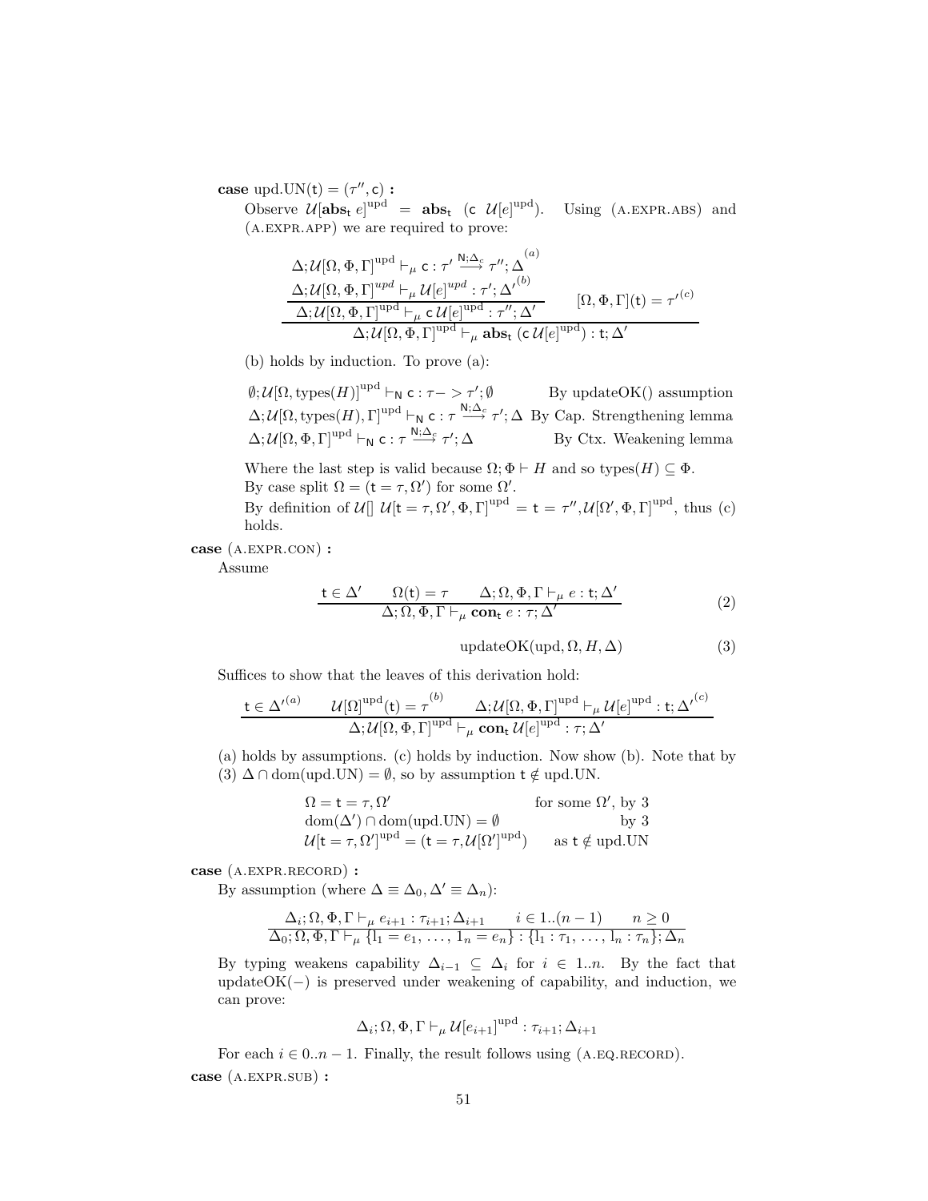**case** upd.UN(t) $= (\tau'', \mathsf{c})$ **:**

Observe $\mathcal{U}[\mathbf{abs}_\mathsf{t}\ e]^{\mathrm{upd}} = \mathbf{abs}_\mathsf{t}\ (\mathsf{c}\ \mathcal{U}[e]^{\mathrm{upd}})$. Using (A.EXPR.ABS) and (A.EXPR.APP) we are required to prove:

$$\dfrac{\dfrac{\Delta;\mathcal{U}[\Omega,\Phi,\Gamma]^{\mathrm{upd}} \vdash_\mu \mathsf{c} : \tau' \xrightarrow{\mathsf{N};\Delta_c} \tau''; \Delta^{(a)} \qquad \Delta;\mathcal{U}[\Omega,\Phi,\Gamma]^{upd} \vdash_\mu \mathcal{U}[e]^{upd} : \tau'; \Delta'^{(b)}}{\Delta;\mathcal{U}[\Omega,\Phi,\Gamma]^{\mathrm{upd}} \vdash_\mu \mathsf{c}\,\mathcal{U}[e]^{\mathrm{upd}} : \tau''; \Delta'} \qquad [\Omega,\Phi,\Gamma](\mathsf{t}) = \tau'^{(c)}}{\Delta;\mathcal{U}[\Omega,\Phi,\Gamma]^{\mathrm{upd}} \vdash_\mu \mathbf{abs}_\mathsf{t}\ (\mathsf{c}\,\mathcal{U}[e]^{\mathrm{upd}}) : \mathsf{t}; \Delta'}$$

(b) holds by induction. To prove (a):

| | |
|---|---|
| $\emptyset;\mathcal{U}[\Omega,\mathrm{types}(H)]^{\mathrm{upd}} \vdash_\mathsf{N} \mathsf{c} : \tau{-}{>}\tau'; \emptyset$ | By updateOK() assumption |
| $\Delta;\mathcal{U}[\Omega,\mathrm{types}(H),\Gamma]^{\mathrm{upd}} \vdash_\mathsf{N} \mathsf{c} : \tau \xrightarrow{\mathsf{N};\Delta_c} \tau'; \Delta$ | By Cap. Strengthening lemma |
| $\Delta;\mathcal{U}[\Omega,\Phi,\Gamma]^{\mathrm{upd}} \vdash_\mathsf{N} \mathsf{c} : \tau \xrightarrow{\mathsf{N};\Delta_c} \tau'; \Delta$ | By Ctx. Weakening lemma |

Where the last step is valid because $\Omega;\Phi \vdash H$ and so $\mathrm{types}(H) \subseteq \Phi$.
By case split $\Omega = (\mathsf{t} = \tau, \Omega')$ for some $\Omega'$.
By definition of $\mathcal{U}[]$ $\mathcal{U}[\mathsf{t} = \tau, \Omega', \Phi, \Gamma]^{\mathrm{upd}} = \mathsf{t} = \tau'', \mathcal{U}[\Omega', \Phi, \Gamma]^{\mathrm{upd}}$, thus (c) holds.

**case** (A.EXPR.CON) **:**

Assume

$$\dfrac{\mathsf{t} \in \Delta' \qquad \Omega(\mathsf{t}) = \tau \qquad \Delta;\Omega,\Phi,\Gamma \vdash_\mu e : \mathsf{t}; \Delta'}{\Delta;\Omega,\Phi,\Gamma \vdash_\mu \mathbf{con}_\mathsf{t}\ e : \tau; \Delta'} \tag{2}$$

$$\mathrm{updateOK}(\mathrm{upd}, \Omega, H, \Delta) \tag{3}$$

Suffices to show that the leaves of this derivation hold:

$$\dfrac{\mathsf{t} \in \Delta'^{(a)} \qquad \mathcal{U}[\Omega]^{\mathrm{upd}}(\mathsf{t}) = \tau^{(b)} \qquad \Delta;\mathcal{U}[\Omega,\Phi,\Gamma]^{\mathrm{upd}} \vdash_\mu \mathcal{U}[e]^{\mathrm{upd}} : \mathsf{t}; \Delta'^{(c)}}{\Delta;\mathcal{U}[\Omega,\Phi,\Gamma]^{\mathrm{upd}} \vdash_\mu \mathbf{con}_\mathsf{t}\ \mathcal{U}[e]^{\mathrm{upd}} : \tau; \Delta'}$$

(a) holds by assumptions. (c) holds by induction. Now show (b). Note that by (3) $\Delta \cap \mathrm{dom}(\mathrm{upd.UN}) = \emptyset$, so by assumption $\mathsf{t} \notin \mathrm{upd.UN}$.

| | |
|---|---|
| $\Omega = \mathsf{t} = \tau, \Omega'$ | for some $\Omega'$, by 3 |
| $\mathrm{dom}(\Delta') \cap \mathrm{dom}(\mathrm{upd.UN}) = \emptyset$ | by 3 |
| $\mathcal{U}[\mathsf{t} = \tau, \Omega']^{\mathrm{upd}} = (\mathsf{t} = \tau, \mathcal{U}[\Omega']^{\mathrm{upd}})$ | as $\mathsf{t} \notin \mathrm{upd.UN}$ |

**case** (A.EXPR.RECORD) **:**

By assumption (where $\Delta \equiv \Delta_0, \Delta' \equiv \Delta_n$):

$$\dfrac{\Delta_i;\Omega,\Phi,\Gamma \vdash_\mu e_{i+1} : \tau_{i+1}; \Delta_{i+1} \qquad i \in 1..(n-1) \qquad n \geq 0}{\Delta_0;\Omega,\Phi,\Gamma \vdash_\mu \{\mathrm{l}_1 = e_1, \ldots, \mathrm{l}_n = e_n\} : \{\mathrm{l}_1 : \tau_1, \ldots, \mathrm{l}_n : \tau_n\}; \Delta_n}$$

By typing weakens capability $\Delta_{i-1} \subseteq \Delta_i$ for $i \in 1..n$. By the fact that updateOK($-$) is preserved under weakening of capability, and induction, we can prove:

$$\Delta_i;\Omega,\Phi,\Gamma \vdash_\mu \mathcal{U}[e_{i+1}]^{\mathrm{upd}} : \tau_{i+1}; \Delta_{i+1}$$

For each $i \in 0..n-1$. Finally, the result follows using (A.EQ.RECORD).

**case** (A.EXPR.SUB) **:**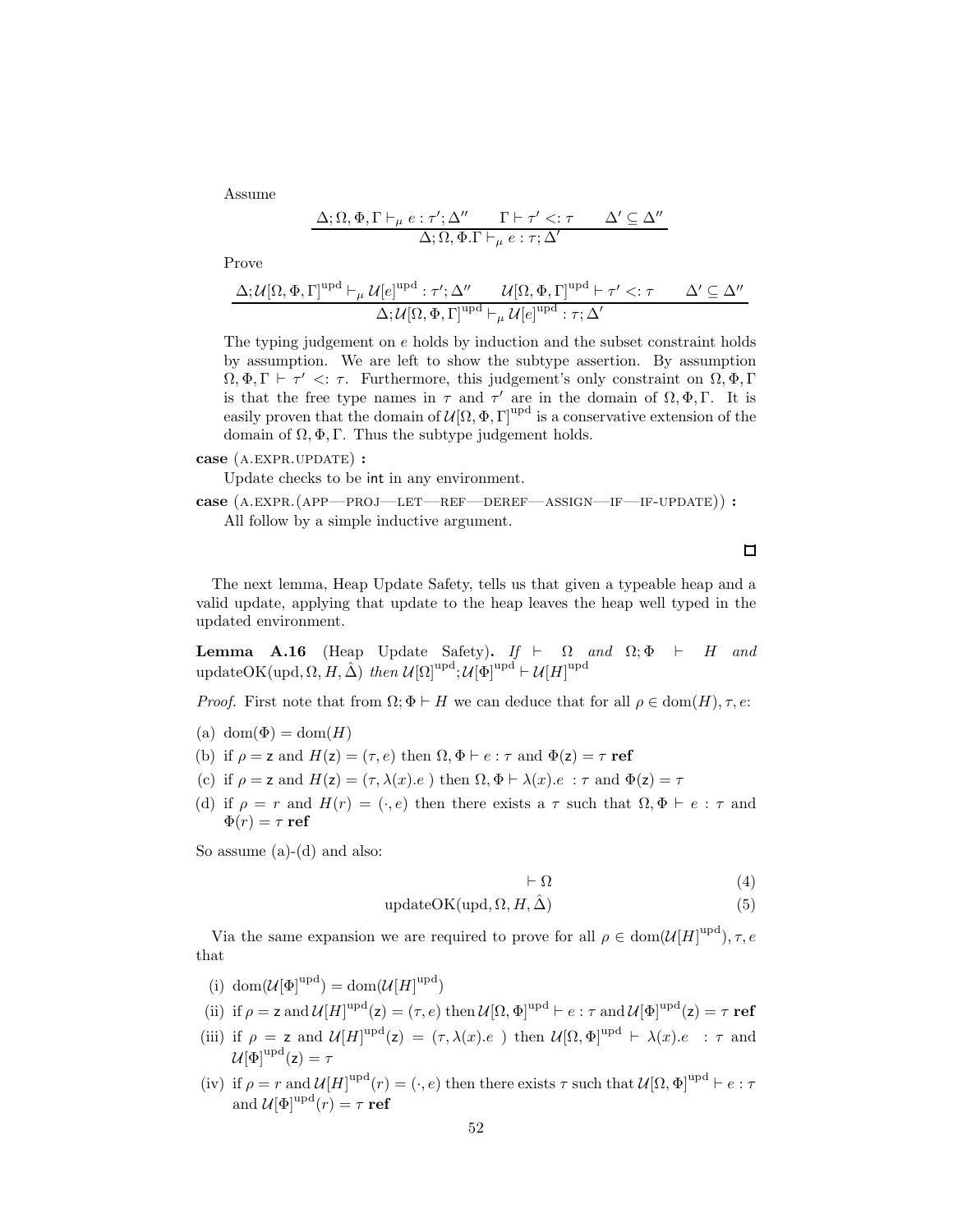Assume

$$\frac{\Delta; \Omega, \Phi, \Gamma \vdash_\mu e : \tau'; \Delta'' \qquad \Gamma \vdash \tau' <: \tau \qquad \Delta' \subseteq \Delta''}{\Delta; \Omega, \Phi . \Gamma \vdash_\mu e : \tau; \Delta'}$$

Prove

$$\frac{\Delta; \mathcal{U}[\Omega, \Phi, \Gamma]^{\text{upd}} \vdash_\mu \mathcal{U}[e]^{\text{upd}} : \tau'; \Delta'' \qquad \mathcal{U}[\Omega, \Phi, \Gamma]^{\text{upd}} \vdash \tau' <: \tau \qquad \Delta' \subseteq \Delta''}{\Delta; \mathcal{U}[\Omega, \Phi, \Gamma]^{\text{upd}} \vdash_\mu \mathcal{U}[e]^{\text{upd}} : \tau; \Delta'}$$

The typing judgement on $e$ holds by induction and the subset constraint holds by assumption. We are left to show the subtype assertion. By assumption $\Omega, \Phi, \Gamma \vdash \tau' <: \tau$. Furthermore, this judgement's only constraint on $\Omega, \Phi, \Gamma$ is that the free type names in $\tau$ and $\tau'$ are in the domain of $\Omega, \Phi, \Gamma$. It is easily proven that the domain of $\mathcal{U}[\Omega, \Phi, \Gamma]^{\text{upd}}$ is a conservative extension of the domain of $\Omega, \Phi, \Gamma$. Thus the subtype judgement holds.

**case** (A.EXPR.UPDATE) **:**
Update checks to be $\mathsf{int}$ in any environment.

**case** (A.EXPR.(APP—PROJ—LET—REF—DEREF—ASSIGN—IF—IF-UPDATE)) **:**
All follow by a simple inductive argument.

□

The next lemma, Heap Update Safety, tells us that given a typeable heap and a valid update, applying that update to the heap leaves the heap well typed in the updated environment.

**Lemma A.16** (Heap Update Safety)**.** *If* $\vdash \Omega$ *and* $\Omega; \Phi \vdash H$ *and* $\text{updateOK}(\text{upd}, \Omega, H, \hat{\Delta})$ *then* $\mathcal{U}[\Omega]^{\text{upd}}; \mathcal{U}[\Phi]^{\text{upd}} \vdash \mathcal{U}[H]^{\text{upd}}$

*Proof.* First note that from $\Omega; \Phi \vdash H$ we can deduce that for all $\rho \in \text{dom}(H), \tau, e$:

(a) $\text{dom}(\Phi) = \text{dom}(H)$

(b) if $\rho = \mathsf{z}$ and $H(\mathsf{z}) = (\tau, e)$ then $\Omega, \Phi \vdash e : \tau$ and $\Phi(\mathsf{z}) = \tau\ \mathbf{ref}$

(c) if $\rho = \mathsf{z}$ and $H(\mathsf{z}) = (\tau, \lambda(x).e\ )$ then $\Omega, \Phi \vdash \lambda(x).e\ : \tau$ and $\Phi(\mathsf{z}) = \tau$

(d) if $\rho = r$ and $H(r) = (\cdot, e)$ then there exists a $\tau$ such that $\Omega, \Phi \vdash e : \tau$ and $\Phi(r) = \tau\ \mathbf{ref}$

So assume (a)-(d) and also:

$$\vdash \Omega \tag{4}$$

$$\text{updateOK}(\text{upd}, \Omega, H, \hat{\Delta}) \tag{5}$$

Via the same expansion we are required to prove for all $\rho \in \text{dom}(\mathcal{U}[H]^{\text{upd}}), \tau, e$ that

(i) $\text{dom}(\mathcal{U}[\Phi]^{\text{upd}}) = \text{dom}(\mathcal{U}[H]^{\text{upd}})$

(ii) if $\rho = \mathsf{z}$ and $\mathcal{U}[H]^{\text{upd}}(\mathsf{z}) = (\tau, e)$ then $\mathcal{U}[\Omega, \Phi]^{\text{upd}} \vdash e : \tau$ and $\mathcal{U}[\Phi]^{\text{upd}}(\mathsf{z}) = \tau\ \mathbf{ref}$

(iii) if $\rho = \mathsf{z}$ and $\mathcal{U}[H]^{\text{upd}}(\mathsf{z}) = (\tau, \lambda(x).e\ )$ then $\mathcal{U}[\Omega, \Phi]^{\text{upd}} \vdash \lambda(x).e\ : \tau$ and $\mathcal{U}[\Phi]^{\text{upd}}(\mathsf{z}) = \tau$

(iv) if $\rho = r$ and $\mathcal{U}[H]^{\text{upd}}(r) = (\cdot, e)$ then there exists $\tau$ such that $\mathcal{U}[\Omega, \Phi]^{\text{upd}} \vdash e : \tau$ and $\mathcal{U}[\Phi]^{\text{upd}}(r) = \tau\ \mathbf{ref}$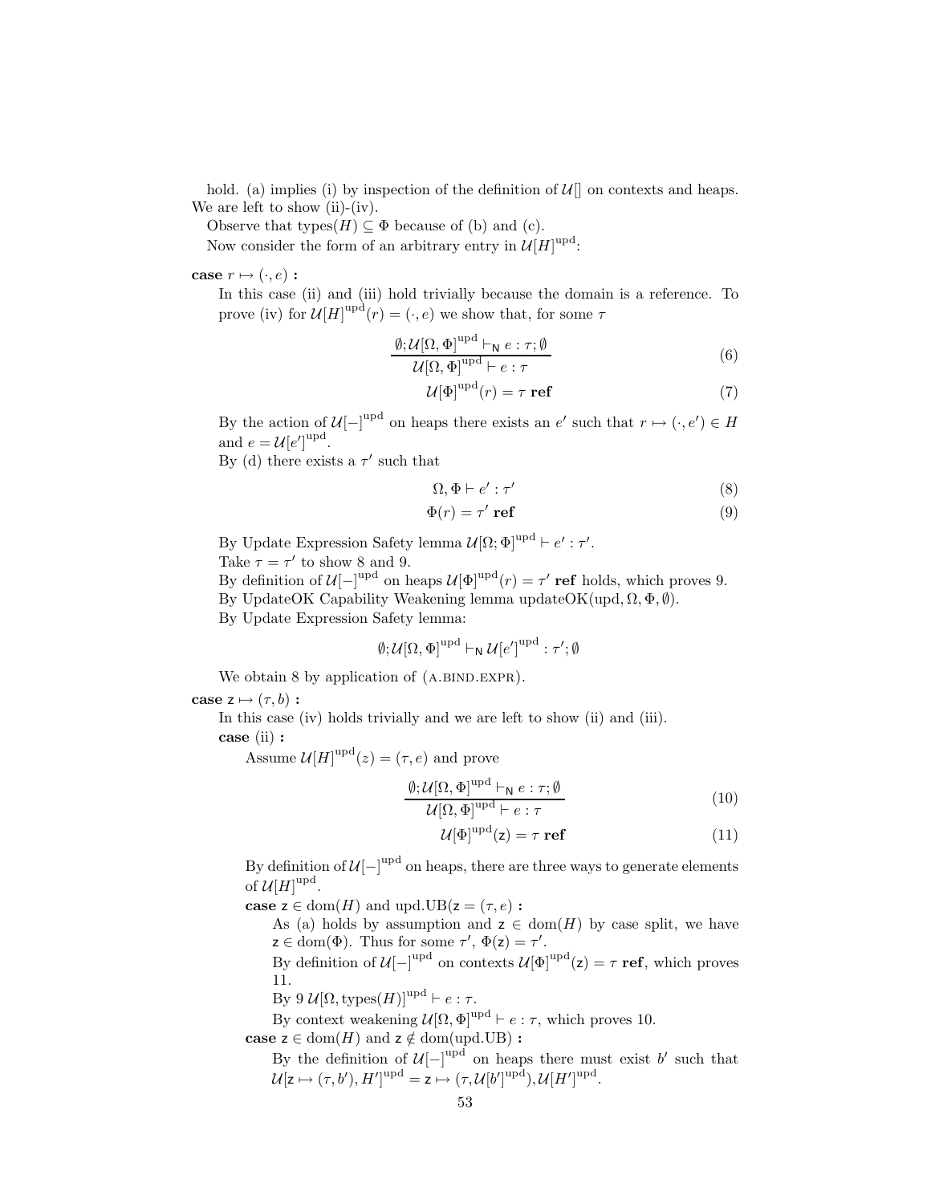hold. (a) implies (i) by inspection of the definition of $\mathcal{U}[]$ on contexts and heaps. We are left to show (ii)-(iv).

Observe that $\text{types}(H) \subseteq \Phi$ because of (b) and (c).

Now consider the form of an arbitrary entry in $\mathcal{U}[H]^{\text{upd}}$:

**case** $r \mapsto (\cdot, e)$ **:**

In this case (ii) and (iii) hold trivially because the domain is a reference. To prove (iv) for $\mathcal{U}[H]^{\text{upd}}(r) = (\cdot, e)$ we show that, for some $\tau$

$$\frac{\emptyset; \mathcal{U}[\Omega, \Phi]^{\text{upd}} \vdash_{\mathsf{N}} e : \tau; \emptyset}{\mathcal{U}[\Omega, \Phi]^{\text{upd}} \vdash e : \tau} \tag{6}$$

$$\mathcal{U}[\Phi]^{\text{upd}}(r) = \tau \ \mathbf{ref} \tag{7}$$

By the action of $\mathcal{U}[-]^{\text{upd}}$ on heaps there exists an $e'$ such that $r \mapsto (\cdot, e') \in H$ and $e = \mathcal{U}[e']^{\text{upd}}$.

By (d) there exists a $\tau'$ such that

$$\Omega, \Phi \vdash e' : \tau' \tag{8}$$

$$\Phi(r) = \tau' \ \mathbf{ref} \tag{9}$$

By Update Expression Safety lemma $\mathcal{U}[\Omega; \Phi]^{\text{upd}} \vdash e' : \tau'$.

Take $\tau = \tau'$ to show 8 and 9.

By definition of $\mathcal{U}[-]^{\text{upd}}$ on heaps $\mathcal{U}[\Phi]^{\text{upd}}(r) = \tau' \ \mathbf{ref}$ holds, which proves 9.

By UpdateOK Capability Weakening lemma updateOK(upd, $\Omega, \Phi, \emptyset$).

By Update Expression Safety lemma:

$$\emptyset; \mathcal{U}[\Omega, \Phi]^{\text{upd}} \vdash_{\mathsf{N}} \mathcal{U}[e']^{\text{upd}} : \tau'; \emptyset$$

We obtain 8 by application of (A.BIND.EXPR).

**case** $\mathsf{z} \mapsto (\tau, b)$ **:**

In this case (iv) holds trivially and we are left to show (ii) and (iii).

**case** (ii) **:**

Assume $\mathcal{U}[H]^{\text{upd}}(z) = (\tau, e)$ and prove

$$\frac{\emptyset; \mathcal{U}[\Omega, \Phi]^{\text{upd}} \vdash_{\mathsf{N}} e : \tau; \emptyset}{\mathcal{U}[\Omega, \Phi]^{\text{upd}} \vdash e : \tau} \tag{10}$$

$$\mathcal{U}[\Phi]^{\text{upd}}(\mathsf{z}) = \tau \ \mathbf{ref} \tag{11}$$

By definition of $\mathcal{U}[-]^{\text{upd}}$ on heaps, there are three ways to generate elements of $\mathcal{U}[H]^{\text{upd}}$.

**case** $\mathsf{z} \in \text{dom}(H)$ and upd.UB$(\mathsf{z} = (\tau, e)$ **:**

As (a) holds by assumption and $\mathsf{z} \in \text{dom}(H)$ by case split, we have $\mathsf{z} \in \text{dom}(\Phi)$. Thus for some $\tau'$, $\Phi(\mathsf{z}) = \tau'$.

By definition of $\mathcal{U}[-]^{\text{upd}}$ on contexts $\mathcal{U}[\Phi]^{\text{upd}}(\mathsf{z}) = \tau \ \mathbf{ref}$, which proves 11.

By 9 $\mathcal{U}[\Omega, \text{types}(H)]^{\text{upd}} \vdash e : \tau$.

By context weakening $\mathcal{U}[\Omega, \Phi]^{\text{upd}} \vdash e : \tau$, which proves 10.

**case** $\mathsf{z} \in \text{dom}(H)$ and $\mathsf{z} \notin \text{dom}(\text{upd.UB})$ **:**

By the definition of $\mathcal{U}[-]^{\text{upd}}$ on heaps there must exist $b'$ such that $\mathcal{U}[\mathsf{z} \mapsto (\tau, b'), H']^{\text{upd}} = \mathsf{z} \mapsto (\tau, \mathcal{U}[b']^{\text{upd}}), \mathcal{U}[H']^{\text{upd}}$.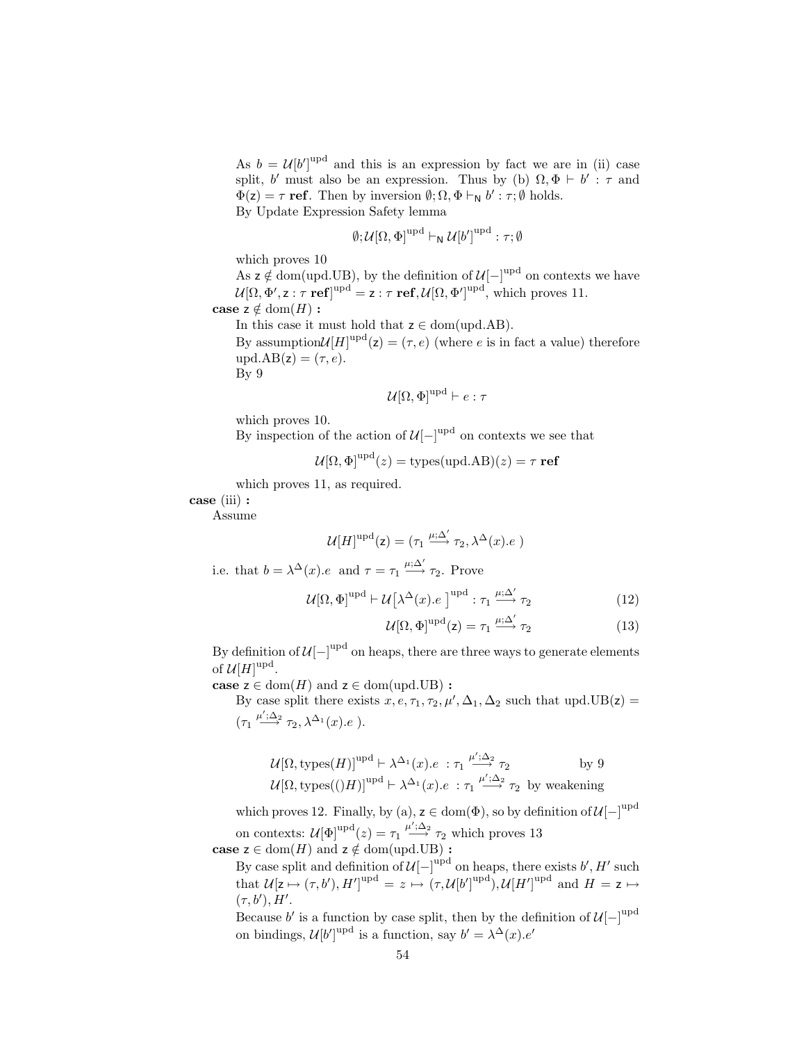As $b = \mathcal{U}[b']^{\text{upd}}$ and this is an expression by fact we are in (ii) case split, $b'$ must also be an expression. Thus by (b) $\Omega, \Phi \vdash b' : \tau$ and $\Phi(\mathsf{z}) = \tau\ \textbf{ref}$. Then by inversion $\emptyset; \Omega, \Phi \vdash_{\mathsf{N}} b' : \tau; \emptyset$ holds.

By Update Expression Safety lemma

$$\emptyset; \mathcal{U}[\Omega, \Phi]^{\text{upd}} \vdash_{\mathsf{N}} \mathcal{U}[b']^{\text{upd}} : \tau; \emptyset$$

which proves 10

As $\mathsf{z} \notin \text{dom}(\text{upd.UB})$, by the definition of $\mathcal{U}[-]^{\text{upd}}$ on contexts we have $\mathcal{U}[\Omega, \Phi', \mathsf{z} : \tau\ \textbf{ref}]^{\text{upd}} = \mathsf{z} : \tau\ \textbf{ref}, \mathcal{U}[\Omega, \Phi']^{\text{upd}}$, which proves 11.

**case** $\mathsf{z} \notin \text{dom}(H)$ **:**

In this case it must hold that $\mathsf{z} \in \text{dom}(\text{upd.AB})$.

By assumption $\mathcal{U}[H]^{\text{upd}}(\mathsf{z}) = (\tau, e)$ (where $e$ is in fact a value) therefore $\text{upd.AB}(\mathsf{z}) = (\tau, e)$.

By 9

$$\mathcal{U}[\Omega, \Phi]^{\text{upd}} \vdash e : \tau$$

which proves 10.

By inspection of the action of $\mathcal{U}[-]^{\text{upd}}$ on contexts we see that

$$\mathcal{U}[\Omega, \Phi]^{\text{upd}}(z) = \text{types}(\text{upd.AB})(z) = \tau\ \textbf{ref}$$

which proves 11, as required.

**case** (iii) **:**

Assume

$$\mathcal{U}[H]^{\text{upd}}(\mathsf{z}) = (\tau_1 \xrightarrow{\mu;\Delta'} \tau_2, \lambda^{\Delta}(x).e\ )$$

i.e. that $b = \lambda^{\Delta}(x).e$ and $\tau = \tau_1 \xrightarrow{\mu;\Delta'} \tau_2$. Prove

$$\mathcal{U}[\Omega, \Phi]^{\text{upd}} \vdash \mathcal{U}\big[\lambda^{\Delta}(x).e\ \big]^{\text{upd}} : \tau_1 \xrightarrow{\mu;\Delta'} \tau_2 \qquad (12)$$

$$\mathcal{U}[\Omega, \Phi]^{\text{upd}}(\mathsf{z}) = \tau_1 \xrightarrow{\mu;\Delta'} \tau_2 \qquad (13)$$

By definition of $\mathcal{U}[-]^{\text{upd}}$ on heaps, there are three ways to generate elements of $\mathcal{U}[H]^{\text{upd}}$.

**case** $\mathsf{z} \in \text{dom}(H)$ and $\mathsf{z} \in \text{dom}(\text{upd.UB})$ **:**

By case split there exists $x, e, \tau_1, \tau_2, \mu', \Delta_1, \Delta_2$ such that $\text{upd.UB}(\mathsf{z}) = (\tau_1 \xrightarrow{\mu';\Delta_2} \tau_2, \lambda^{\Delta_1}(x).e\ )$.

$$\mathcal{U}[\Omega, \text{types}(H)]^{\text{upd}} \vdash \lambda^{\Delta_1}(x).e\ : \tau_1 \xrightarrow{\mu';\Delta_2} \tau_2 \qquad \text{by 9}$$

$$\mathcal{U}[\Omega, \text{types}(()H)]^{\text{upd}} \vdash \lambda^{\Delta_1}(x).e\ : \tau_1 \xrightarrow{\mu';\Delta_2} \tau_2 \quad \text{by weakening}$$

which proves 12. Finally, by (a), $\mathsf{z} \in \text{dom}(\Phi)$, so by definition of $\mathcal{U}[-]^{\text{upd}}$ on contexts: $\mathcal{U}[\Phi]^{\text{upd}}(z) = \tau_1 \xrightarrow{\mu';\Delta_2} \tau_2$ which proves 13

**case** $\mathsf{z} \in \text{dom}(H)$ and $\mathsf{z} \notin \text{dom}(\text{upd.UB})$ **:**

By case split and definition of $\mathcal{U}[-]^{\text{upd}}$ on heaps, there exists $b', H'$ such that $\mathcal{U}[\mathsf{z} \mapsto (\tau, b'), H']^{\text{upd}} = z \mapsto (\tau, \mathcal{U}[b']^{\text{upd}}), \mathcal{U}[H']^{\text{upd}}$ and $H = \mathsf{z} \mapsto (\tau, b'), H'$.

Because $b'$ is a function by case split, then by the definition of $\mathcal{U}[-]^{\text{upd}}$ on bindings, $\mathcal{U}[b']^{\text{upd}}$ is a function, say $b' = \lambda^{\Delta}(x).e'$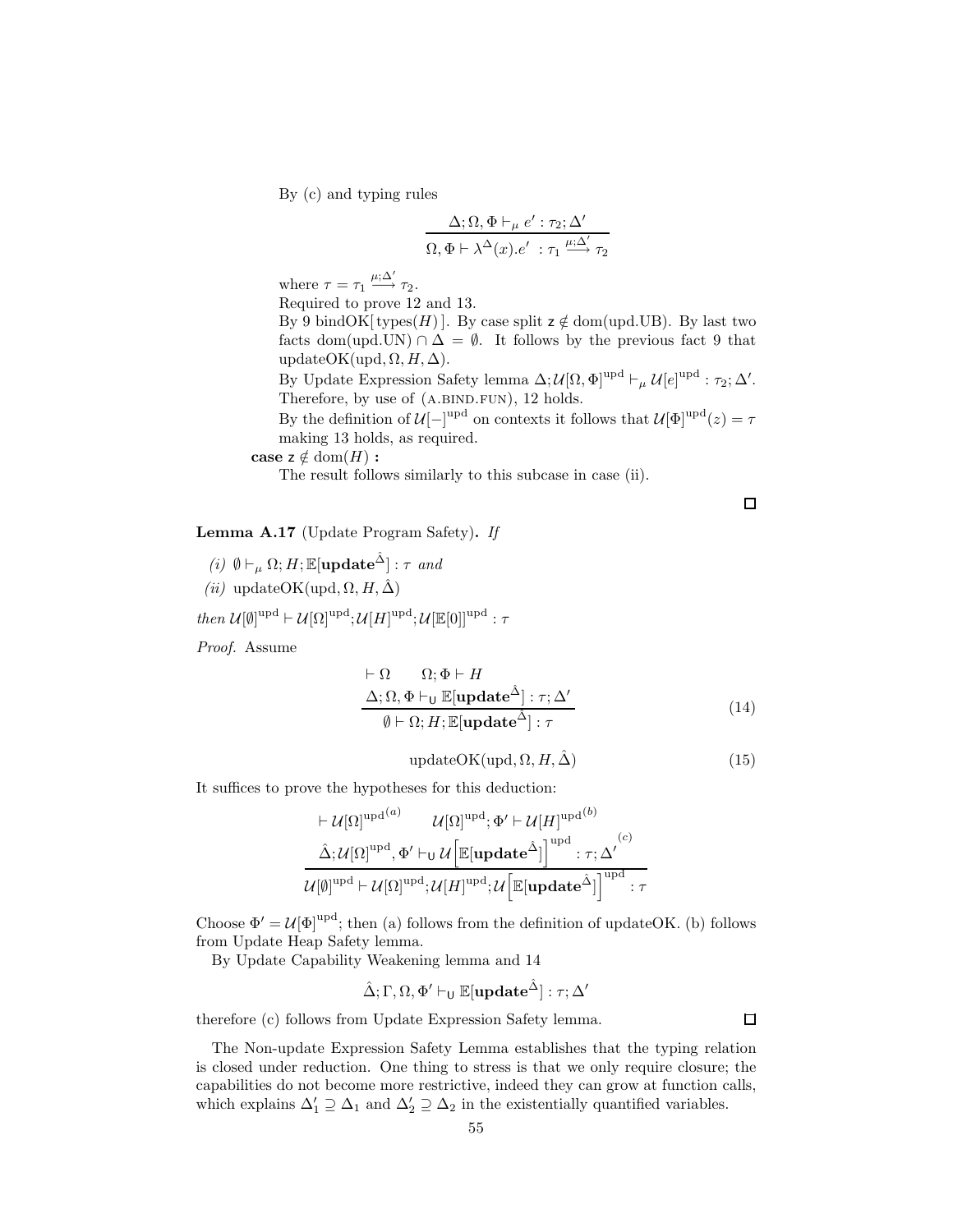By (c) and typing rules

$$\frac{\Delta; \Omega, \Phi \vdash_\mu e' : \tau_2; \Delta'}{\Omega, \Phi \vdash \lambda^\Delta(x).e' \ : \tau_1 \xrightarrow{\mu;\Delta'} \tau_2}$$

where $\tau = \tau_1 \xrightarrow{\mu;\Delta'} \tau_2$.

Required to prove 12 and 13.

By 9 bindOK[ types($H$) ]. By case split $\mathsf{z} \notin \mathrm{dom}(\mathrm{upd.UB})$. By last two facts $\mathrm{dom}(\mathrm{upd.UN}) \cap \Delta = \emptyset$. It follows by the previous fact 9 that updateOK(upd, $\Omega, H, \Delta$).

By Update Expression Safety lemma $\Delta; \mathcal{U}[\Omega, \Phi]^{\mathrm{upd}} \vdash_\mu \mathcal{U}[e]^{\mathrm{upd}} : \tau_2; \Delta'$. Therefore, by use of (A.BIND.FUN), 12 holds.

By the definition of $\mathcal{U}[-]^{\mathrm{upd}}$ on contexts it follows that $\mathcal{U}[\Phi]^{\mathrm{upd}}(z) = \tau$ making 13 holds, as required.

**case** $\mathsf{z} \notin \mathrm{dom}(H)$ **:**

The result follows similarly to this subcase in case (ii).

□

**Lemma A.17** (Update Program Safety)**.** *If*

*(i)* $\emptyset \vdash_\mu \Omega; H; \mathbb{E}[\mathbf{update}^{\hat{\Delta}}] : \tau$ *and*

*(ii)* updateOK(upd, $\Omega, H, \hat{\Delta}$)

*then* $\mathcal{U}[\emptyset]^{\mathrm{upd}} \vdash \mathcal{U}[\Omega]^{\mathrm{upd}}; \mathcal{U}[H]^{\mathrm{upd}}; \mathcal{U}[\mathbb{E}[0]]^{\mathrm{upd}} : \tau$

*Proof.* Assume

$$\frac{\vdash \Omega \qquad \Omega; \Phi \vdash H \qquad \Delta; \Omega, \Phi \vdash_{\mathsf{U}} \mathbb{E}[\mathbf{update}^{\hat{\Delta}}] : \tau; \Delta'}{\emptyset \vdash \Omega; H; \mathbb{E}[\mathbf{update}^{\hat{\Delta}}] : \tau} \tag{14}$$

$$\mathrm{updateOK}(\mathrm{upd}, \Omega, H, \hat{\Delta}) \tag{15}$$

It suffices to prove the hypotheses for this deduction:

$$\frac{\vdash \mathcal{U}[\Omega]^{\mathrm{upd}\,(a)} \qquad \mathcal{U}[\Omega]^{\mathrm{upd}}; \Phi' \vdash \mathcal{U}[H]^{\mathrm{upd}\,(b)} \qquad \hat{\Delta}; \mathcal{U}[\Omega]^{\mathrm{upd}}, \Phi' \vdash_{\mathsf{U}} \mathcal{U}\left[\mathbb{E}[\mathbf{update}^{\hat{\Delta}}]\right]^{\mathrm{upd}} : \tau; \Delta'^{(c)}}{\mathcal{U}[\emptyset]^{\mathrm{upd}} \vdash \mathcal{U}[\Omega]^{\mathrm{upd}}; \mathcal{U}[H]^{\mathrm{upd}}; \mathcal{U}\left[\mathbb{E}[\mathbf{update}^{\hat{\Delta}}]\right]^{\mathrm{upd}} : \tau}$$

Choose $\Phi' = \mathcal{U}[\Phi]^{\mathrm{upd}}$; then (a) follows from the definition of updateOK. (b) follows from Update Heap Safety lemma.

By Update Capability Weakening lemma and 14

$$\hat{\Delta}; \Gamma, \Omega, \Phi' \vdash_{\mathsf{U}} \mathbb{E}[\mathbf{update}^{\hat{\Delta}}] : \tau; \Delta'$$

therefore (c) follows from Update Expression Safety lemma. □

The Non-update Expression Safety Lemma establishes that the typing relation is closed under reduction. One thing to stress is that we only require closure; the capabilities do not become more restrictive, indeed they can grow at function calls, which explains $\Delta_1' \supseteq \Delta_1$ and $\Delta_2' \supseteq \Delta_2$ in the existentially quantified variables.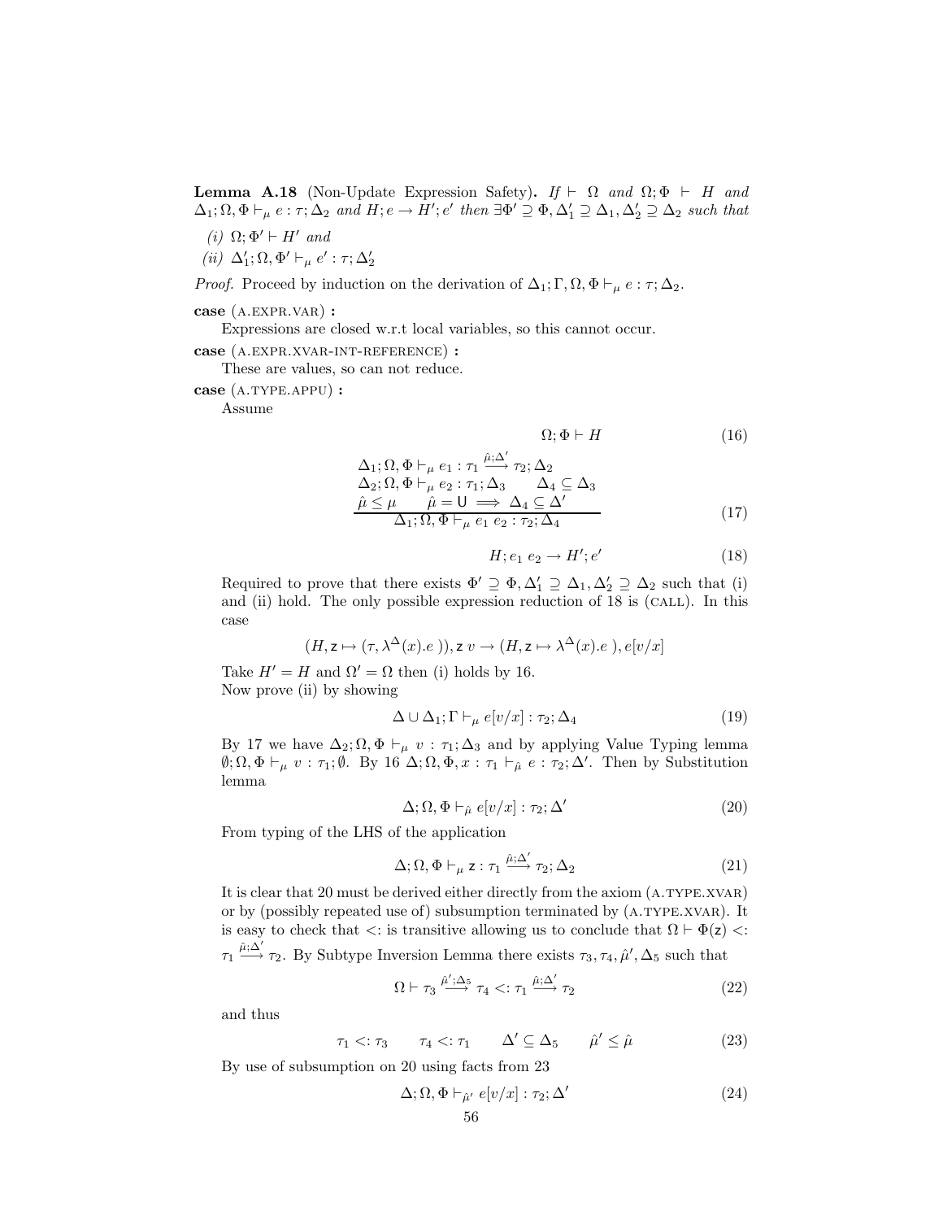**Lemma A.18** (Non-Update Expression Safety)**.** *If* $\vdash \Omega$ *and* $\Omega; \Phi \vdash H$ *and* $\Delta_1; \Omega, \Phi \vdash_\mu e : \tau; \Delta_2$ *and* $H; e \rightarrow H'; e'$ *then* $\exists \Phi' \supseteq \Phi, \Delta_1' \supseteq \Delta_1, \Delta_2' \supseteq \Delta_2$ *such that*

*(i)* $\Omega; \Phi' \vdash H'$ *and*

*(ii)* $\Delta_1'; \Omega, \Phi' \vdash_\mu e' : \tau; \Delta_2'$

*Proof.* Proceed by induction on the derivation of $\Delta_1; \Gamma, \Omega, \Phi \vdash_\mu e : \tau; \Delta_2$.

**case** (A.EXPR.VAR) **:**
Expressions are closed w.r.t local variables, so this cannot occur.

**case** (A.EXPR.XVAR-INT-REFERENCE) **:**
These are values, so can not reduce.

**case** (A.TYPE.APPU) **:**
Assume

$$\Omega; \Phi \vdash H \tag{16}$$

$$\frac{\begin{array}{l}\Delta_1; \Omega, \Phi \vdash_\mu e_1 : \tau_1 \xrightarrow{\hat{\mu};\Delta'} \tau_2; \Delta_2 \\ \Delta_2; \Omega, \Phi \vdash_\mu e_2 : \tau_1; \Delta_3 \qquad \Delta_4 \subseteq \Delta_3 \\ \hat{\mu} \leq \mu \qquad \hat{\mu} = \mathsf{U} \implies \Delta_4 \subseteq \Delta'\end{array}}{\Delta_1; \Omega, \Phi \vdash_\mu e_1\ e_2 : \tau_2; \Delta_4} \tag{17}$$

$$H; e_1\ e_2 \rightarrow H'; e' \tag{18}$$

Required to prove that there exists $\Phi' \supseteq \Phi, \Delta_1' \supseteq \Delta_1, \Delta_2' \supseteq \Delta_2$ such that (i) and (ii) hold. The only possible expression reduction of 18 is (CALL). In this case

$$(H, \mathsf{z} \mapsto (\tau, \lambda^{\Delta}(x).e\ )), \mathsf{z}\ v \rightarrow (H, \mathsf{z} \mapsto \lambda^{\Delta}(x).e\ ), e[v/x]$$

Take $H' = H$ and $\Omega' = \Omega$ then (i) holds by 16.
Now prove (ii) by showing

$$\Delta \cup \Delta_1; \Gamma \vdash_\mu e[v/x] : \tau_2; \Delta_4 \tag{19}$$

By 17 we have $\Delta_2; \Omega, \Phi \vdash_\mu v : \tau_1; \Delta_3$ and by applying Value Typing lemma $\emptyset; \Omega, \Phi \vdash_\mu v : \tau_1; \emptyset$. By 16 $\Delta; \Omega, \Phi, x : \tau_1 \vdash_{\hat{\mu}} e : \tau_2; \Delta'$. Then by Substitution lemma

$$\Delta; \Omega, \Phi \vdash_{\hat{\mu}} e[v/x] : \tau_2; \Delta' \tag{20}$$

From typing of the LHS of the application

$$\Delta; \Omega, \Phi \vdash_\mu \mathsf{z} : \tau_1 \xrightarrow{\hat{\mu};\Delta'} \tau_2; \Delta_2 \tag{21}$$

It is clear that 20 must be derived either directly from the axiom (A.TYPE.XVAR) or by (possibly repeated use of) subsumption terminated by (A.TYPE.XVAR). It is easy to check that $<:$ is transitive allowing us to conclude that $\Omega \vdash \Phi(\mathsf{z}) <: \tau_1 \xrightarrow{\hat{\mu};\Delta'} \tau_2$. By Subtype Inversion Lemma there exists $\tau_3, \tau_4, \hat{\mu}', \Delta_5$ such that

$$\Omega \vdash \tau_3 \xrightarrow{\hat{\mu}';\Delta_5} \tau_4 <: \tau_1 \xrightarrow{\hat{\mu};\Delta'} \tau_2 \tag{22}$$

and thus

$$\tau_1 <: \tau_3 \qquad \tau_4 <: \tau_1 \qquad \Delta' \subseteq \Delta_5 \qquad \hat{\mu}' \leq \hat{\mu} \tag{23}$$

By use of subsumption on 20 using facts from 23

$$\Delta; \Omega, \Phi \vdash_{\hat{\mu}'} e[v/x] : \tau_2; \Delta' \tag{24}$$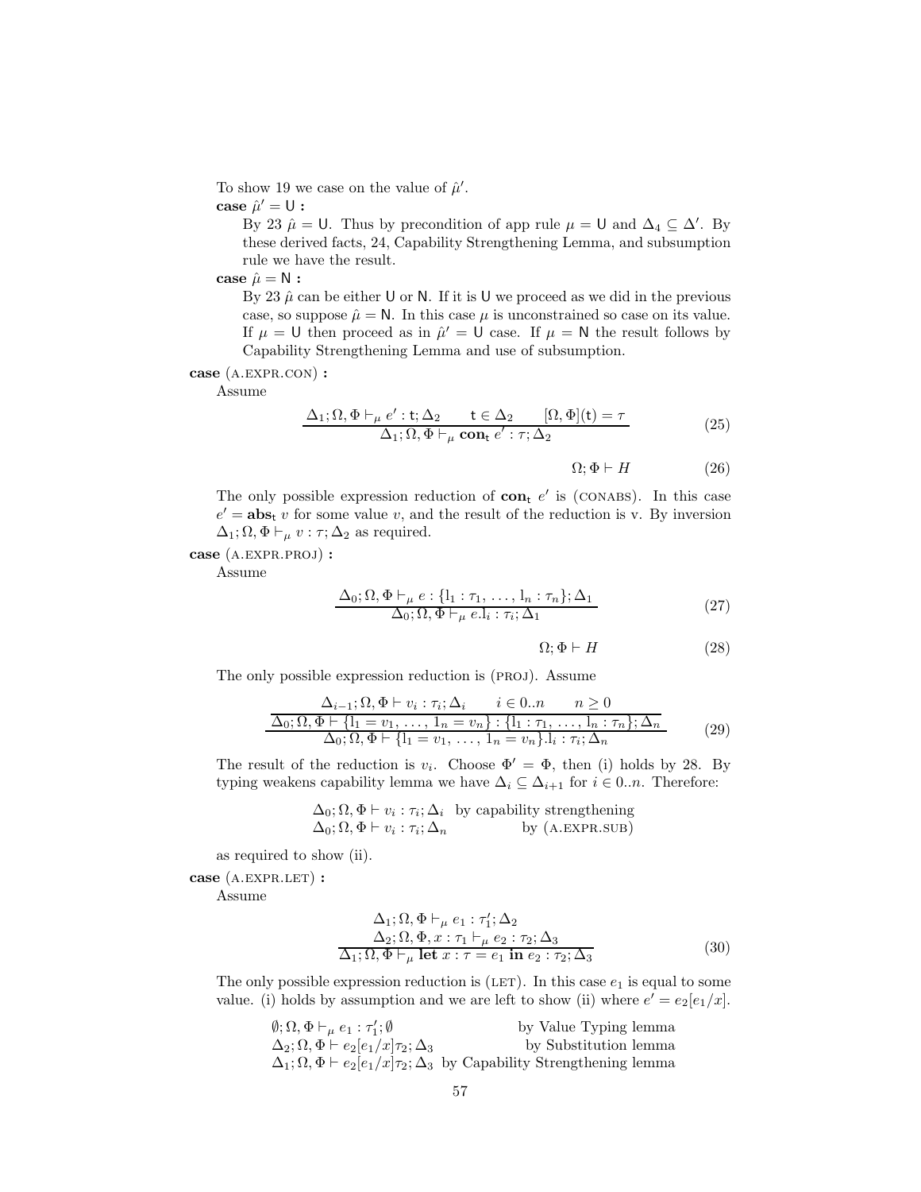To show 19 we case on the value of $\hat{\mu}'$.

**case** $\hat{\mu}' = \mathsf{U}$ **:**

By 23 $\hat{\mu} = \mathsf{U}$. Thus by precondition of app rule $\mu = \mathsf{U}$ and $\Delta_4 \subseteq \Delta'$. By these derived facts, 24, Capability Strengthening Lemma, and subsumption rule we have the result.

**case** $\hat{\mu} = \mathsf{N}$ **:**

By 23 $\hat{\mu}$ can be either $\mathsf{U}$ or $\mathsf{N}$. If it is $\mathsf{U}$ we proceed as we did in the previous case, so suppose $\hat{\mu} = \mathsf{N}$. In this case $\mu$ is unconstrained so case on its value. If $\mu = \mathsf{U}$ then proceed as in $\hat{\mu}' = \mathsf{U}$ case. If $\mu = \mathsf{N}$ the result follows by Capability Strengthening Lemma and use of subsumption.

**case** (A.EXPR.CON) **:**

Assume

$$\frac{\Delta_1; \Omega, \Phi \vdash_\mu e' : \mathsf{t}; \Delta_2 \qquad \mathsf{t} \in \Delta_2 \qquad [\Omega, \Phi](\mathsf{t}) = \tau}{\Delta_1; \Omega, \Phi \vdash_\mu \mathbf{con}_\mathsf{t}\ e' : \tau; \Delta_2} \tag{25}$$

$$\Omega; \Phi \vdash H \tag{26}$$

The only possible expression reduction of $\mathbf{con}_\mathsf{t}\ e'$ is (CONABS). In this case $e' = \mathbf{abs}_\mathsf{t}\ v$ for some value $v$, and the result of the reduction is v. By inversion $\Delta_1; \Omega, \Phi \vdash_\mu v : \tau; \Delta_2$ as required.

**case** (A.EXPR.PROJ) **:**

Assume

$$\frac{\Delta_0; \Omega, \Phi \vdash_\mu e : \{\mathrm{l}_1 : \tau_1, \ldots, \mathrm{l}_n : \tau_n\}; \Delta_1}{\Delta_0; \Omega, \Phi \vdash_\mu e.\mathrm{l}_i : \tau_i; \Delta_1} \tag{27}$$

$$\Omega; \Phi \vdash H \tag{28}$$

The only possible expression reduction is (PROJ). Assume

$$\frac{\dfrac{\Delta_{i-1}; \Omega, \Phi \vdash v_i : \tau_i; \Delta_i \qquad i \in 0..n \qquad n \geq 0}{\Delta_0; \Omega, \Phi \vdash \{\mathrm{l}_1 = v_1, \ldots, \mathrm{l}_n = v_n\} : \{\mathrm{l}_1 : \tau_1, \ldots, \mathrm{l}_n : \tau_n\}; \Delta_n}}{\Delta_0; \Omega, \Phi \vdash \{\mathrm{l}_1 = v_1, \ldots, \mathrm{l}_n = v_n\}.\mathrm{l}_i : \tau_i; \Delta_n} \tag{29}$$

The result of the reduction is $v_i$. Choose $\Phi' = \Phi$, then (i) holds by 28. By typing weakens capability lemma we have $\Delta_i \subseteq \Delta_{i+1}$ for $i \in 0..n$. Therefore:

$\Delta_0; \Omega, \Phi \vdash v_i : \tau_i; \Delta_i$ by capability strengthening
$\Delta_0; \Omega, \Phi \vdash v_i : \tau_i; \Delta_n$ by (A.EXPR.SUB)

as required to show (ii).

**case** (A.EXPR.LET) **:**

Assume

$$\frac{\begin{array}{c}\Delta_1; \Omega, \Phi \vdash_\mu e_1 : \tau_1'; \Delta_2 \\ \Delta_2; \Omega, \Phi, x : \tau_1 \vdash_\mu e_2 : \tau_2; \Delta_3\end{array}}{\Delta_1; \Omega, \Phi \vdash_\mu \mathbf{let}\ x : \tau = e_1\ \mathbf{in}\ e_2 : \tau_2; \Delta_3} \tag{30}$$

The only possible expression reduction is (LET). In this case $e_1$ is equal to some value. (i) holds by assumption and we are left to show (ii) where $e' = e_2[e_1/x]$.

$\emptyset; \Omega, \Phi \vdash_\mu e_1 : \tau_1'; \emptyset$ by Value Typing lemma
$\Delta_2; \Omega, \Phi \vdash e_2[e_1/x]\tau_2; \Delta_3$ by Substitution lemma
$\Delta_1; \Omega, \Phi \vdash e_2[e_1/x]\tau_2; \Delta_3$ by Capability Strengthening lemma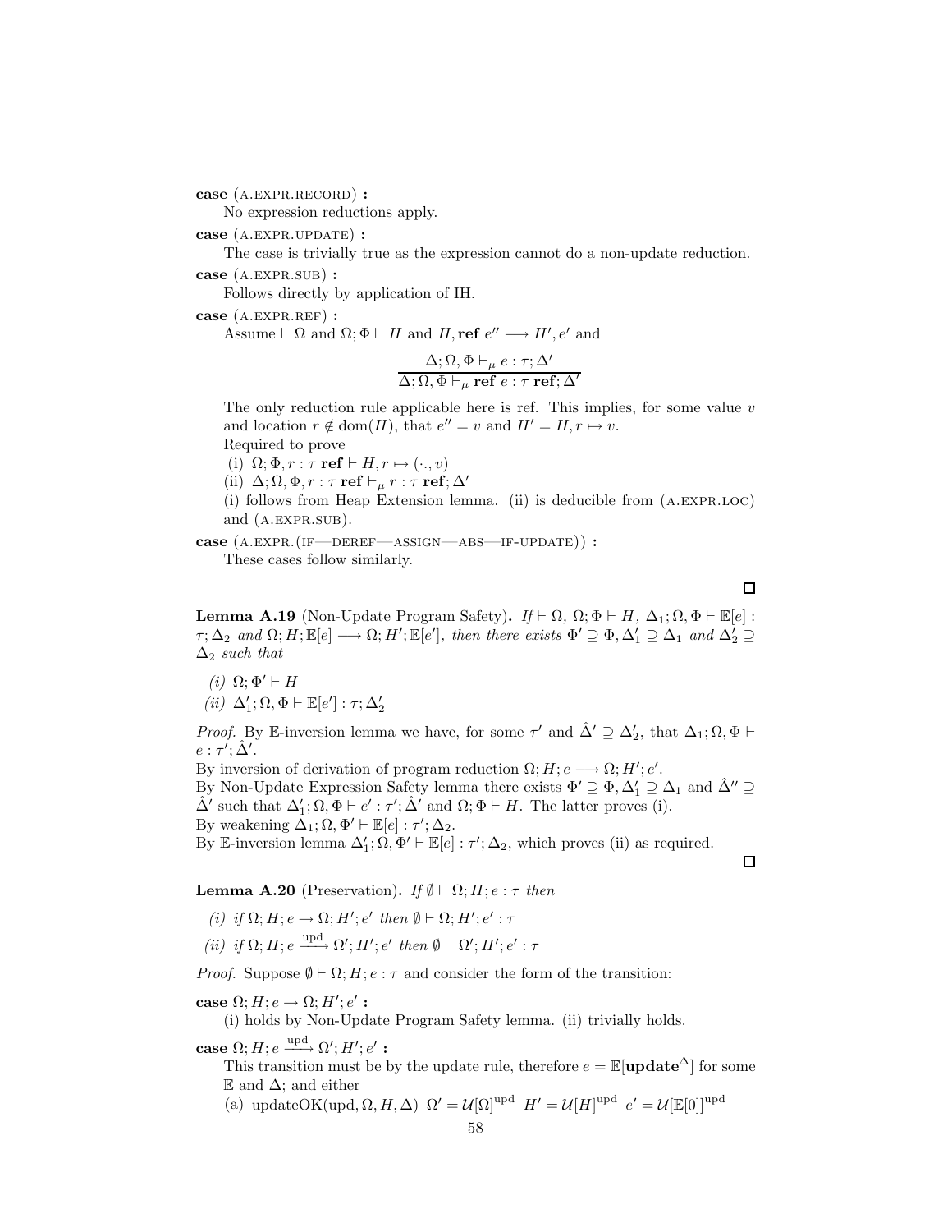**case** (A.EXPR.RECORD) **:**
No expression reductions apply.

**case** (A.EXPR.UPDATE) **:**
The case is trivially true as the expression cannot do a non-update reduction.

**case** (A.EXPR.SUB) **:**
Follows directly by application of IH.

**case** (A.EXPR.REF) **:**
Assume $\vdash \Omega$ and $\Omega; \Phi \vdash H$ and $H, \mathbf{ref}\ e'' \longrightarrow H', e'$ and

$$\frac{\Delta; \Omega, \Phi \vdash_\mu e : \tau; \Delta'}{\Delta; \Omega, \Phi \vdash_\mu \mathbf{ref}\ e : \tau\ \mathbf{ref}; \Delta'}$$

The only reduction rule applicable here is ref. This implies, for some value $v$ and location $r \notin \mathrm{dom}(H)$, that $e'' = v$ and $H' = H, r \mapsto v$.
Required to prove
(i) $\Omega; \Phi, r : \tau\ \mathbf{ref} \vdash H, r \mapsto (\cdot, v)$
(ii) $\Delta; \Omega, \Phi, r : \tau\ \mathbf{ref} \vdash_\mu r : \tau\ \mathbf{ref}; \Delta'$
(i) follows from Heap Extension lemma. (ii) is deducible from (A.EXPR.LOC) and (A.EXPR.SUB).

**case** (A.EXPR.(IF—DEREF—ASSIGN—ABS—IF-UPDATE)) **:**
These cases follow similarly.

□

**Lemma A.19** (Non-Update Program Safety)**.** *If* $\vdash \Omega$*,* $\Omega; \Phi \vdash H$*,* $\Delta_1; \Omega, \Phi \vdash \mathbb{E}[e] : \tau; \Delta_2$ *and* $\Omega; H; \mathbb{E}[e] \longrightarrow \Omega; H'; \mathbb{E}[e']$*, then there exists* $\Phi' \supseteq \Phi, \Delta'_1 \supseteq \Delta_1$ *and* $\Delta'_2 \supseteq \Delta_2$ *such that*

*(i)* $\Omega; \Phi' \vdash H$

*(ii)* $\Delta'_1; \Omega, \Phi \vdash \mathbb{E}[e'] : \tau; \Delta'_2$

*Proof.* By $\mathbb{E}$-inversion lemma we have, for some $\tau'$ and $\hat{\Delta}' \supseteq \Delta'_2$, that $\Delta_1; \Omega, \Phi \vdash e : \tau'; \hat{\Delta}'$.
By inversion of derivation of program reduction $\Omega; H; e \longrightarrow \Omega; H'; e'$.
By Non-Update Expression Safety lemma there exists $\Phi' \supseteq \Phi, \Delta'_1 \supseteq \Delta_1$ and $\hat{\Delta}'' \supseteq \hat{\Delta}'$ such that $\Delta'_1; \Omega, \Phi \vdash e' : \tau'; \hat{\Delta}'$ and $\Omega; \Phi \vdash H$. The latter proves (i).
By weakening $\Delta_1; \Omega, \Phi' \vdash \mathbb{E}[e] : \tau'; \Delta_2$.
By $\mathbb{E}$-inversion lemma $\Delta'_1; \Omega, \Phi' \vdash \mathbb{E}[e] : \tau'; \Delta_2$, which proves (ii) as required.

□

**Lemma A.20** (Preservation)**.** *If* $\emptyset \vdash \Omega; H; e : \tau$ *then*

*(i) if* $\Omega; H; e \to \Omega; H'; e'$ *then* $\emptyset \vdash \Omega; H'; e' : \tau$

*(ii) if* $\Omega; H; e \xrightarrow{\text{upd}} \Omega'; H'; e'$ *then* $\emptyset \vdash \Omega'; H'; e' : \tau$

*Proof.* Suppose $\emptyset \vdash \Omega; H; e : \tau$ and consider the form of the transition:

**case** $\Omega; H; e \to \Omega; H'; e'$ **:**
(i) holds by Non-Update Program Safety lemma. (ii) trivially holds.

**case** $\Omega; H; e \xrightarrow{\text{upd}} \Omega'; H'; e'$ **:**
This transition must be by the update rule, therefore $e = \mathbb{E}[\mathbf{update}^\Delta]$ for some $\mathbb{E}$ and $\Delta$; and either
(a) updateOK(upd, $\Omega, H, \Delta$) $\Omega' = \mathcal{U}[\Omega]^{\text{upd}}$ $H' = \mathcal{U}[H]^{\text{upd}}$ $e' = \mathcal{U}[\mathbb{E}[0]]^{\text{upd}}$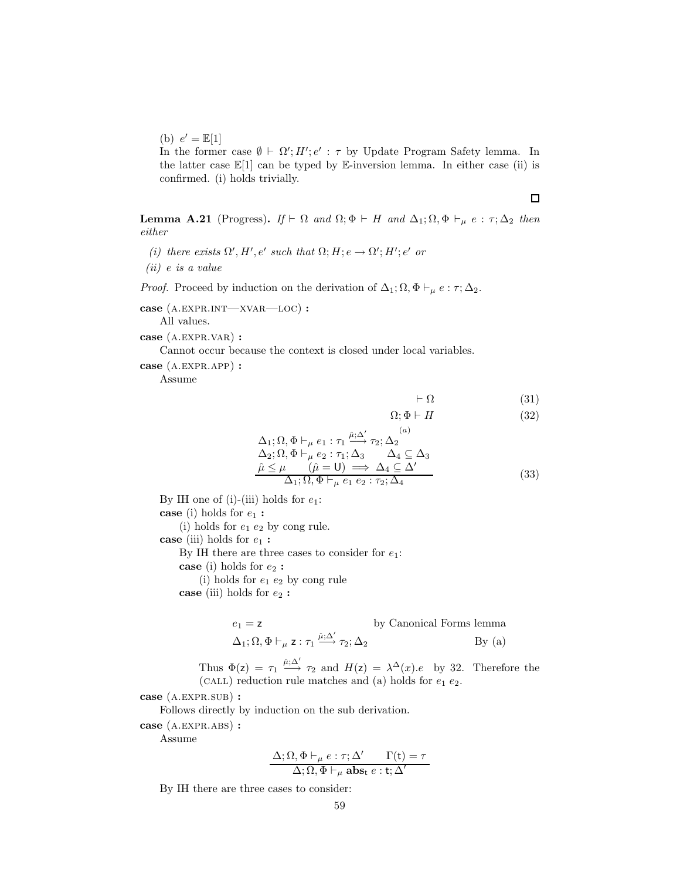(b) $e' = \mathbb{E}[1]$

In the former case $\emptyset \vdash \Omega'; H'; e' : \tau$ by Update Program Safety lemma. In the latter case $\mathbb{E}[1]$ can be typed by $\mathbb{E}$-inversion lemma. In either case (ii) is confirmed. (i) holds trivially.

□

**Lemma A.21** (Progress)**.** *If* $\vdash \Omega$ *and* $\Omega; \Phi \vdash H$ *and* $\Delta_1; \Omega, \Phi \vdash_\mu e : \tau; \Delta_2$ *then either*

*(i) there exists* $\Omega', H', e'$ *such that* $\Omega; H; e \to \Omega'; H'; e'$ *or*

*(ii)* $e$ *is a value*

*Proof.* Proceed by induction on the derivation of $\Delta_1; \Omega, \Phi \vdash_\mu e : \tau; \Delta_2$.

**case** (A.EXPR.INT—XVAR—LOC) **:**
All values.

**case** (A.EXPR.VAR) **:**
Cannot occur because the context is closed under local variables.

**case** (A.EXPR.APP) **:**
Assume

$$\vdash \Omega \tag{31}$$

$$\Omega; \Phi \vdash H \tag{32}$$

$$\frac{\begin{array}{l}\Delta_1; \Omega, \Phi \vdash_\mu e_1 : \tau_1 \xrightarrow{\hat{\mu}; \Delta'} \tau_2; \Delta_2 \quad ^{(a)} \\ \Delta_2; \Omega, \Phi \vdash_\mu e_2 : \tau_1; \Delta_3 \qquad \Delta_4 \subseteq \Delta_3 \\ \hat{\mu} \le \mu \qquad (\hat{\mu} = \mathsf{U}) \implies \Delta_4 \subseteq \Delta'\end{array}}{\Delta_1; \Omega, \Phi \vdash_\mu e_1\ e_2 : \tau_2; \Delta_4} \tag{33}$$

By IH one of (i)-(iii) holds for $e_1$:

**case** (i) holds for $e_1$ **:**
(i) holds for $e_1\ e_2$ by cong rule.

**case** (iii) holds for $e_1$ **:**
By IH there are three cases to consider for $e_1$:

**case** (i) holds for $e_2$ **:**
(i) holds for $e_1\ e_2$ by cong rule

**case** (iii) holds for $e_2$ **:**

$$e_1 = \mathsf{z} \qquad \text{by Canonical Forms lemma}$$

$$\Delta_1; \Omega, \Phi \vdash_\mu \mathsf{z} : \tau_1 \xrightarrow{\hat{\mu}; \Delta'} \tau_2; \Delta_2 \qquad \text{By (a)}$$

Thus $\Phi(\mathsf{z}) = \tau_1 \xrightarrow{\hat{\mu}; \Delta'} \tau_2$ and $H(\mathsf{z}) = \lambda^\Delta(x).e$ by 32. Therefore the (CALL) reduction rule matches and (a) holds for $e_1\ e_2$.

**case** (A.EXPR.SUB) **:**
Follows directly by induction on the sub derivation.

**case** (A.EXPR.ABS) **:**
Assume

$$\frac{\Delta; \Omega, \Phi \vdash_\mu e : \tau; \Delta' \qquad \Gamma(\mathsf{t}) = \tau}{\Delta; \Omega, \Phi \vdash_\mu \mathbf{abs}_\mathsf{t}\ e : \mathsf{t}; \Delta'}$$

By IH there are three cases to consider: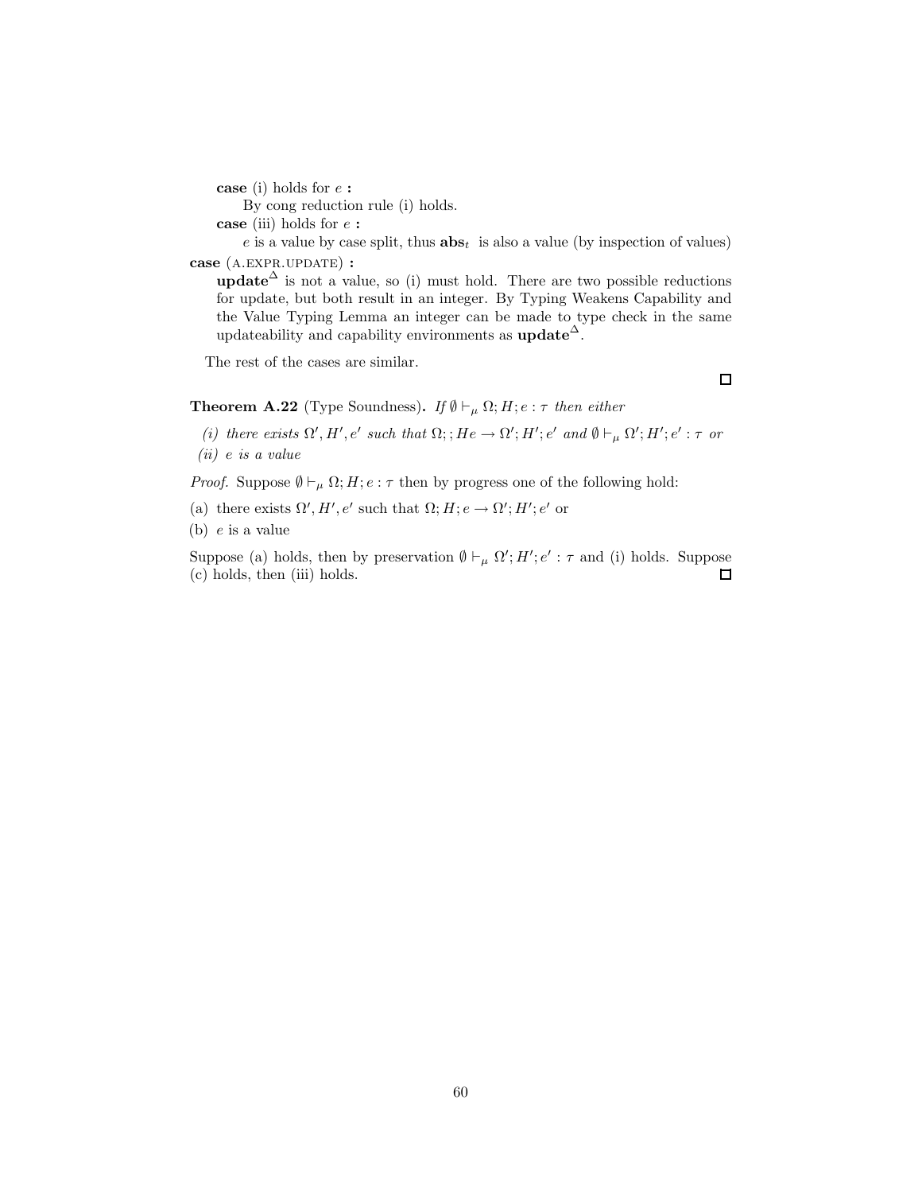**case** (i) holds for $e$ **:**

By cong reduction rule (i) holds.

**case** (iii) holds for $e$ **:**

$e$ is a value by case split, thus $\mathbf{abs}_t$ is also a value (by inspection of values)

**case** (A.EXPR.UPDATE) **:**

$\mathbf{update}^{\Delta}$ is not a value, so (i) must hold. There are two possible reductions for update, but both result in an integer. By Typing Weakens Capability and the Value Typing Lemma an integer can be made to type check in the same updateability and capability environments as $\mathbf{update}^{\Delta}$.

The rest of the cases are similar.

□

**Theorem A.22** (Type Soundness)**.** *If $\emptyset \vdash_{\mu} \Omega; H; e : \tau$ then either*

*(i) there exists $\Omega', H', e'$ such that $\Omega;; He \rightarrow \Omega'; H'; e'$ and $\emptyset \vdash_{\mu} \Omega'; H'; e' : \tau$ or*

*(ii) $e$ is a value*

*Proof.* Suppose $\emptyset \vdash_{\mu} \Omega; H; e : \tau$ then by progress one of the following hold:

(a) there exists $\Omega', H', e'$ such that $\Omega; H; e \rightarrow \Omega'; H'; e'$ or

(b) $e$ is a value

Suppose (a) holds, then by preservation $\emptyset \vdash_{\mu} \Omega'; H'; e' : \tau$ and (i) holds. Suppose (c) holds, then (iii) holds. □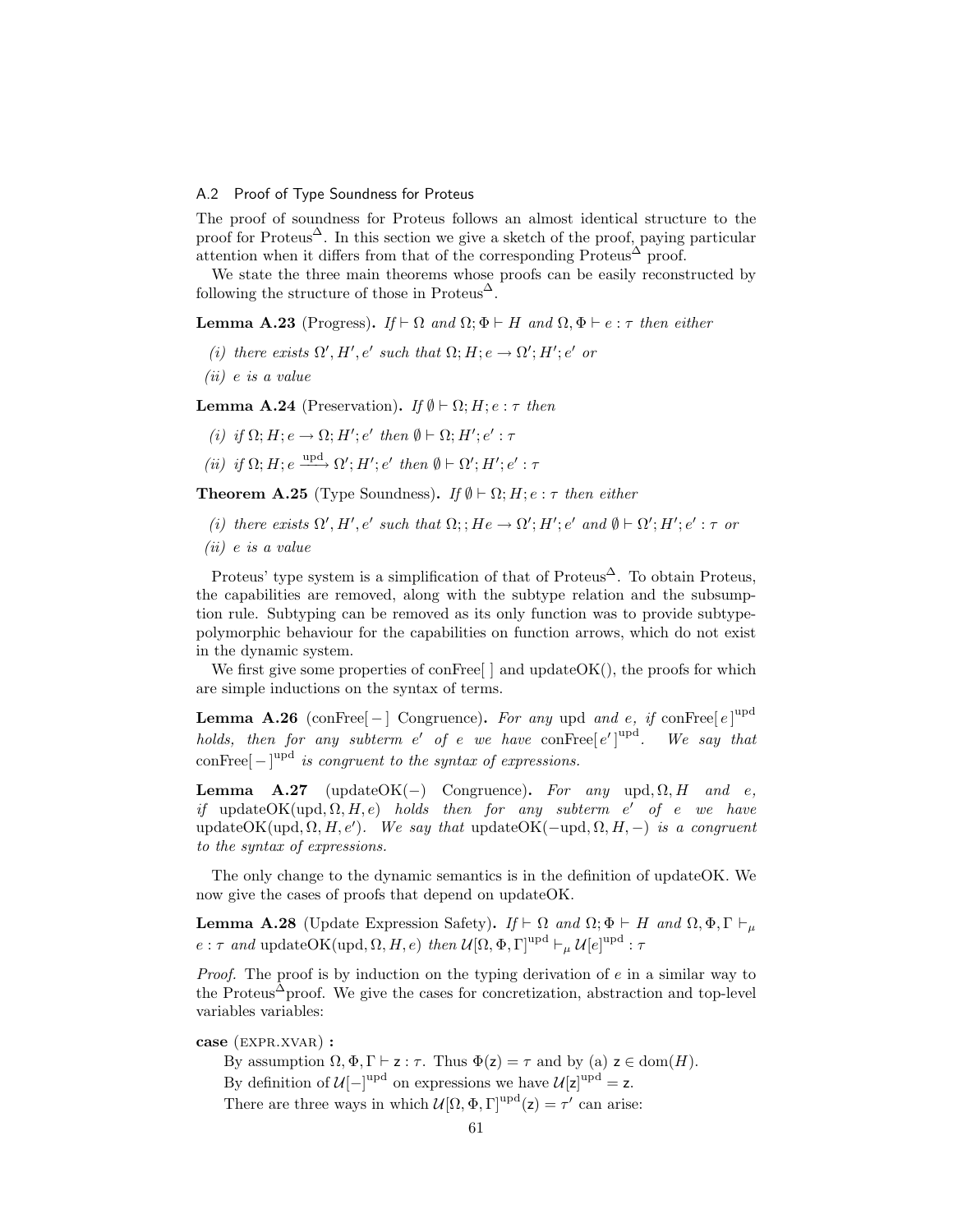### A.2 Proof of Type Soundness for Proteus

The proof of soundness for Proteus follows an almost identical structure to the proof for Proteus$^\Delta$. In this section we give a sketch of the proof, paying particular attention when it differs from that of the corresponding Proteus$^\Delta$ proof.

We state the three main theorems whose proofs can be easily reconstructed by following the structure of those in Proteus$^\Delta$.

**Lemma A.23** (Progress). *If $\vdash \Omega$ and $\Omega; \Phi \vdash H$ and $\Omega, \Phi \vdash e : \tau$ then either*

*(i) there exists $\Omega', H', e'$ such that $\Omega; H; e \rightarrow \Omega'; H'; e'$ or*

*(ii) $e$ is a value*

**Lemma A.24** (Preservation). *If $\emptyset \vdash \Omega; H; e : \tau$ then*

*(i) if $\Omega; H; e \rightarrow \Omega; H'; e'$ then $\emptyset \vdash \Omega; H'; e' : \tau$*

*(ii) if $\Omega; H; e \xrightarrow{\text{upd}} \Omega'; H'; e'$ then $\emptyset \vdash \Omega'; H'; e' : \tau$*

**Theorem A.25** (Type Soundness). *If $\emptyset \vdash \Omega; H; e : \tau$ then either*

*(i) there exists $\Omega', H', e'$ such that $\Omega; ; He \rightarrow \Omega'; H'; e'$ and $\emptyset \vdash \Omega'; H'; e' : \tau$ or*

*(ii) $e$ is a value*

Proteus' type system is a simplification of that of Proteus$^\Delta$. To obtain Proteus, the capabilities are removed, along with the subtype relation and the subsumption rule. Subtyping can be removed as its only function was to provide subtype-polymorphic behaviour for the capabilities on function arrows, which do not exist in the dynamic system.

We first give some properties of conFree[ ] and updateOK(), the proofs for which are simple inductions on the syntax of terms.

**Lemma A.26** (conFree[ − ] Congruence). *For any* upd *and $e$, if $\text{conFree}[\,e\,]^{\text{upd}}$ holds, then for any subterm $e'$ of $e$ we have $\text{conFree}[\,e'\,]^{\text{upd}}$. We say that $\text{conFree}[\,-\,]^{\text{upd}}$ is congruent to the syntax of expressions.*

**Lemma A.27** (updateOK(−) Congruence). *For any upd, $\Omega, H$ and $e$, if $\text{updateOK}(\text{upd}, \Omega, H, e)$ holds then for any subterm $e'$ of $e$ we have $\text{updateOK}(\text{upd}, \Omega, H, e')$. We say that $\text{updateOK}(-\text{upd}, \Omega, H, -)$ is a congruent to the syntax of expressions.*

The only change to the dynamic semantics is in the definition of updateOK. We now give the cases of proofs that depend on updateOK.

**Lemma A.28** (Update Expression Safety). *If $\vdash \Omega$ and $\Omega; \Phi \vdash H$ and $\Omega, \Phi, \Gamma \vdash_\mu e : \tau$ and $\text{updateOK}(\text{upd}, \Omega, H, e)$ then $\mathcal{U}[\Omega, \Phi, \Gamma]^{\text{upd}} \vdash_\mu \mathcal{U}[e]^{\text{upd}} : \tau$*

*Proof.* The proof is by induction on the typing derivation of $e$ in a similar way to the Proteus$^\Delta$proof. We give the cases for concretization, abstraction and top-level variables variables:

**case** (EXPR.XVAR) **:**

By assumption $\Omega, \Phi, \Gamma \vdash \mathsf{z} : \tau$. Thus $\Phi(\mathsf{z}) = \tau$ and by (a) $\mathsf{z} \in \text{dom}(H)$.

By definition of $\mathcal{U}[-]^{\text{upd}}$ on expressions we have $\mathcal{U}[\mathsf{z}]^{\text{upd}} = \mathsf{z}$.

There are three ways in which $\mathcal{U}[\Omega, \Phi, \Gamma]^{\text{upd}}(\mathsf{z}) = \tau'$ can arise: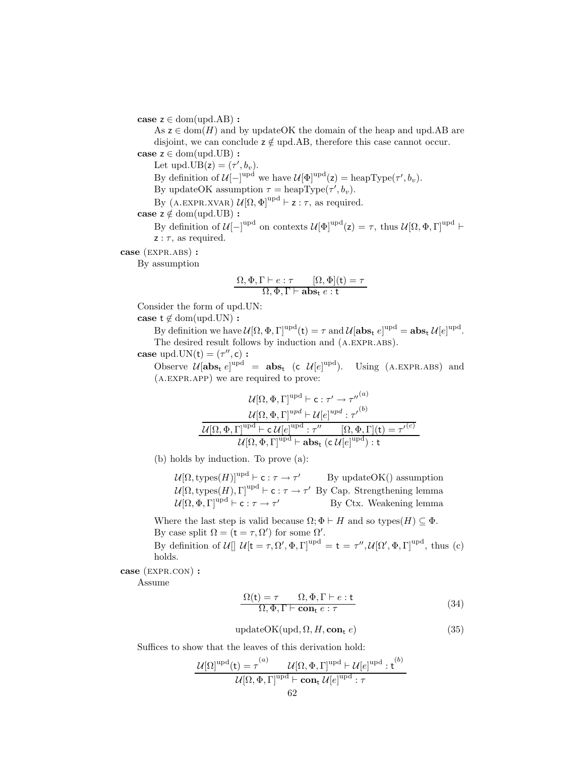**case** $\mathsf{z} \in \mathrm{dom}(\mathrm{upd.AB})$ **:**

As $\mathsf{z} \in \mathrm{dom}(H)$ and by updateOK the domain of the heap and upd.AB are disjoint, we can conclude $\mathsf{z} \notin \mathrm{upd.AB}$, therefore this case cannot occur.

**case** $\mathsf{z} \in \mathrm{dom}(\mathrm{upd.UB})$ **:**

Let $\mathrm{upd.UB}(\mathsf{z}) = (\tau', b_v)$.

By definition of $\mathcal{U}[-]^{\mathrm{upd}}$ we have $\mathcal{U}[\Phi]^{\mathrm{upd}}(\mathsf{z}) = \mathrm{heapType}(\tau', b_v)$.

By updateOK assumption $\tau = \mathrm{heapType}(\tau', b_v)$.

By (A.EXPR.XVAR) $\mathcal{U}[\Omega, \Phi]^{\mathrm{upd}} \vdash \mathsf{z} : \tau$, as required.

**case** $\mathsf{z} \notin \mathrm{dom}(\mathrm{upd.UB})$ **:**

By definition of $\mathcal{U}[-]^{\mathrm{upd}}$ on contexts $\mathcal{U}[\Phi]^{\mathrm{upd}}(\mathsf{z}) = \tau$, thus $\mathcal{U}[\Omega, \Phi, \Gamma]^{\mathrm{upd}} \vdash \mathsf{z} : \tau$, as required.

**case** (EXPR.ABS) **:**

By assumption

$$\frac{\Omega, \Phi, \Gamma \vdash e : \tau \qquad [\Omega, \Phi](\mathsf{t}) = \tau}{\Omega, \Phi, \Gamma \vdash \mathbf{abs}_{\mathsf{t}}\ e : \mathsf{t}}$$

Consider the form of upd.UN:

**case** $\mathsf{t} \notin \mathrm{dom}(\mathrm{upd.UN})$ **:**

By definition we have $\mathcal{U}[\Omega, \Phi, \Gamma]^{\mathrm{upd}}(\mathsf{t}) = \tau$ and $\mathcal{U}[\mathbf{abs}_{\mathsf{t}}\ e]^{\mathrm{upd}} = \mathbf{abs}_{\mathsf{t}}\ \mathcal{U}[e]^{\mathrm{upd}}$. The desired result follows by induction and (A.EXPR.ABS).

**case** $\mathrm{upd.UN}(\mathsf{t}) = (\tau'', \mathsf{c})$ **:**

Observe $\mathcal{U}[\mathbf{abs}_{\mathsf{t}}\ e]^{\mathrm{upd}} = \mathbf{abs}_{\mathsf{t}}\ (\mathsf{c}\ \mathcal{U}[e]^{\mathrm{upd}})$. Using (A.EXPR.ABS) and (A.EXPR.APP) we are required to prove:

$$\frac{\dfrac{\mathcal{U}[\Omega, \Phi, \Gamma]^{\mathrm{upd}} \vdash \mathsf{c} : \tau' \to \tau''^{(a)} \qquad \mathcal{U}[\Omega, \Phi, \Gamma]^{upd} \vdash \mathcal{U}[e]^{upd} : \tau'^{(b)}}{\mathcal{U}[\Omega, \Phi, \Gamma]^{\mathrm{upd}} \vdash \mathsf{c}\,\mathcal{U}[e]^{\mathrm{upd}} : \tau''} \qquad [\Omega, \Phi, \Gamma](\mathsf{t}) = \tau'^{(c)}}{\mathcal{U}[\Omega, \Phi, \Gamma]^{\mathrm{upd}} \vdash \mathbf{abs}_{\mathsf{t}}\ (\mathsf{c}\,\mathcal{U}[e]^{\mathrm{upd}}) : \mathsf{t}}$$

(b) holds by induction. To prove (a):

$$\begin{array}{ll}
\mathcal{U}[\Omega, \mathrm{types}(H)]^{\mathrm{upd}} \vdash \mathsf{c} : \tau \to \tau' & \text{By updateOK() assumption} \\
\mathcal{U}[\Omega, \mathrm{types}(H), \Gamma]^{\mathrm{upd}} \vdash \mathsf{c} : \tau \to \tau' & \text{By Cap. Strengthening lemma} \\
\mathcal{U}[\Omega, \Phi, \Gamma]^{\mathrm{upd}} \vdash \mathsf{c} : \tau \to \tau' & \text{By Ctx. Weakening lemma}
\end{array}$$

Where the last step is valid because $\Omega; \Phi \vdash H$ and so $\mathrm{types}(H) \subseteq \Phi$.

By case split $\Omega = (\mathsf{t} = \tau, \Omega')$ for some $\Omega'$.

By definition of $\mathcal{U}[]$ $\mathcal{U}[\mathsf{t} = \tau, \Omega', \Phi, \Gamma]^{\mathrm{upd}} = \mathsf{t} = \tau'', \mathcal{U}[\Omega', \Phi, \Gamma]^{\mathrm{upd}}$, thus (c) holds.

**case** (EXPR.CON) **:**

Assume

$$\frac{\Omega(\mathsf{t}) = \tau \qquad \Omega, \Phi, \Gamma \vdash e : \mathsf{t}}{\Omega, \Phi, \Gamma \vdash \mathbf{con}_{\mathsf{t}}\ e : \tau} \tag{34}$$

$$\mathrm{updateOK}(\mathrm{upd}, \Omega, H, \mathbf{con}_{\mathsf{t}}\ e) \tag{35}$$

Suffices to show that the leaves of this derivation hold:

$$\frac{\mathcal{U}[\Omega]^{\mathrm{upd}}(\mathsf{t}) = \tau^{(a)} \qquad \mathcal{U}[\Omega, \Phi, \Gamma]^{\mathrm{upd}} \vdash \mathcal{U}[e]^{\mathrm{upd}} : \mathsf{t}^{(b)}}{\mathcal{U}[\Omega, \Phi, \Gamma]^{\mathrm{upd}} \vdash \mathbf{con}_{\mathsf{t}}\ \mathcal{U}[e]^{\mathrm{upd}} : \tau}$$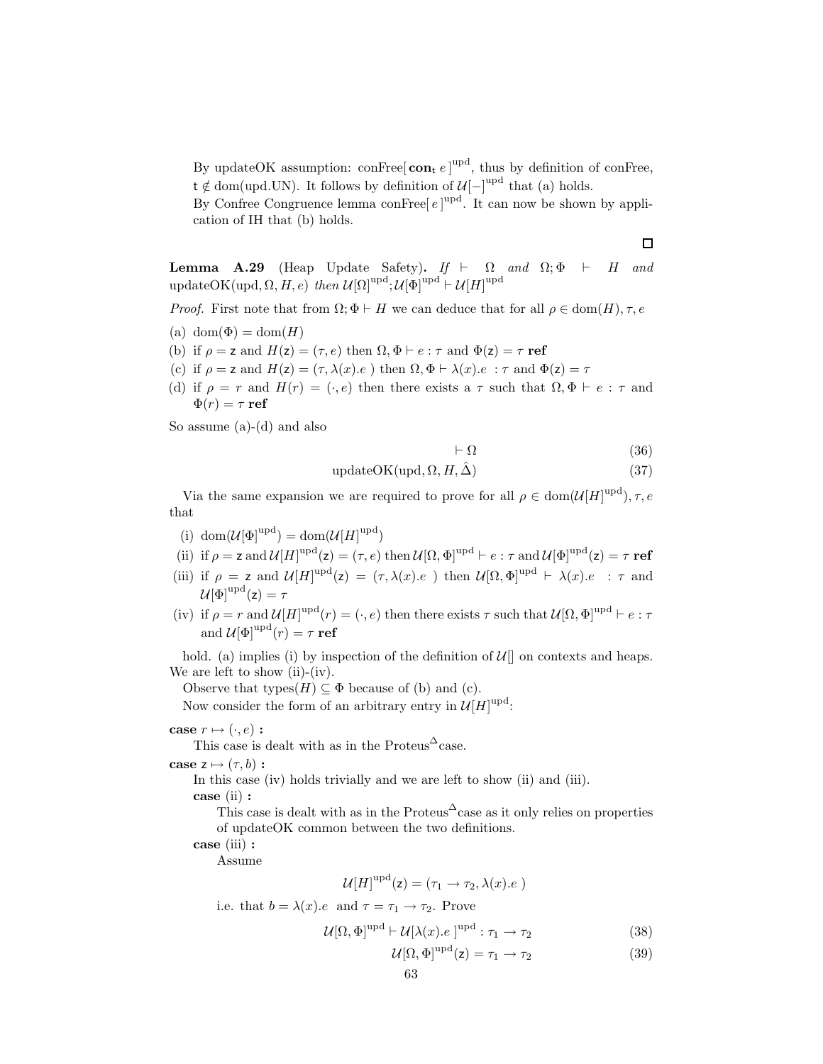By updateOK assumption: conFree$[\,\mathbf{con}_\mathsf{t}\; e\,]^{\text{upd}}$, thus by definition of conFree, $\mathsf{t} \notin \text{dom}(\text{upd.UN})$. It follows by definition of $\mathcal{U}[-]^{\text{upd}}$ that (a) holds.
By Confree Congruence lemma conFree$[\,e\,]^{\text{upd}}$. It can now be shown by application of IH that (b) holds.

□

**Lemma A.29** (Heap Update Safety)**.** *If* $\vdash \Omega$ *and* $\Omega; \Phi \vdash H$ *and* updateOK(upd, $\Omega, H, e$) *then* $\mathcal{U}[\Omega]^{\text{upd}}; \mathcal{U}[\Phi]^{\text{upd}} \vdash \mathcal{U}[H]^{\text{upd}}$

*Proof.* First note that from $\Omega; \Phi \vdash H$ we can deduce that for all $\rho \in \text{dom}(H), \tau, e$

(a) $\text{dom}(\Phi) = \text{dom}(H)$

(b) if $\rho = \mathsf{z}$ and $H(\mathsf{z}) = (\tau, e)$ then $\Omega, \Phi \vdash e : \tau$ and $\Phi(\mathsf{z}) = \tau\ \mathbf{ref}$

(c) if $\rho = \mathsf{z}$ and $H(\mathsf{z}) = (\tau, \lambda(x).e\ )$ then $\Omega, \Phi \vdash \lambda(x).e\ : \tau$ and $\Phi(\mathsf{z}) = \tau$

(d) if $\rho = r$ and $H(r) = (\cdot, e)$ then there exists a $\tau$ such that $\Omega, \Phi \vdash e : \tau$ and $\Phi(r) = \tau\ \mathbf{ref}$

So assume (a)-(d) and also

$$\vdash \Omega \tag{36}$$

$$\text{updateOK}(\text{upd}, \Omega, H, \hat{\Delta}) \tag{37}$$

Via the same expansion we are required to prove for all $\rho \in \text{dom}(\mathcal{U}[H]^{\text{upd}}), \tau, e$ that

(i) $\text{dom}(\mathcal{U}[\Phi]^{\text{upd}}) = \text{dom}(\mathcal{U}[H]^{\text{upd}})$

(ii) if $\rho = \mathsf{z}$ and $\mathcal{U}[H]^{\text{upd}}(\mathsf{z}) = (\tau, e)$ then $\mathcal{U}[\Omega, \Phi]^{\text{upd}} \vdash e : \tau$ and $\mathcal{U}[\Phi]^{\text{upd}}(\mathsf{z}) = \tau\ \mathbf{ref}$

(iii) if $\rho = \mathsf{z}$ and $\mathcal{U}[H]^{\text{upd}}(\mathsf{z}) = (\tau, \lambda(x).e\ )$ then $\mathcal{U}[\Omega, \Phi]^{\text{upd}} \vdash \lambda(x).e\ : \tau$ and $\mathcal{U}[\Phi]^{\text{upd}}(\mathsf{z}) = \tau$

(iv) if $\rho = r$ and $\mathcal{U}[H]^{\text{upd}}(r) = (\cdot, e)$ then there exists $\tau$ such that $\mathcal{U}[\Omega, \Phi]^{\text{upd}} \vdash e : \tau$ and $\mathcal{U}[\Phi]^{\text{upd}}(r) = \tau\ \mathbf{ref}$

hold. (a) implies (i) by inspection of the definition of $\mathcal{U}[]$ on contexts and heaps. We are left to show (ii)-(iv).

Observe that types$(H) \subseteq \Phi$ because of (b) and (c).

Now consider the form of an arbitrary entry in $\mathcal{U}[H]^{\text{upd}}$:

**case** $r \mapsto (\cdot, e)$ **:**
This case is dealt with as in the Proteus$^{\Delta}$case.

**case** $\mathsf{z} \mapsto (\tau, b)$ **:**
In this case (iv) holds trivially and we are left to show (ii) and (iii).

**case** (ii) **:**
This case is dealt with as in the Proteus$^{\Delta}$case as it only relies on properties of updateOK common between the two definitions.

**case** (iii) **:**
Assume

$$\mathcal{U}[H]^{\text{upd}}(\mathsf{z}) = (\tau_1 \to \tau_2, \lambda(x).e\ )$$

i.e. that $b = \lambda(x).e\ $ and $\tau = \tau_1 \to \tau_2$. Prove

$$\mathcal{U}[\Omega, \Phi]^{\text{upd}} \vdash \mathcal{U}[\lambda(x).e\ ]^{\text{upd}} : \tau_1 \to \tau_2 \tag{38}$$

$$\mathcal{U}[\Omega, \Phi]^{\text{upd}}(\mathsf{z}) = \tau_1 \to \tau_2 \tag{39}$$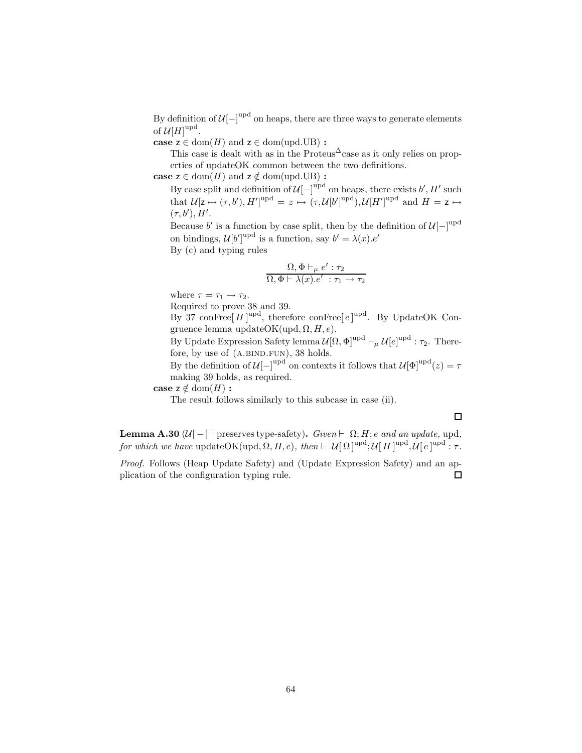By definition of $\mathcal{U}[-]^{\text{upd}}$ on heaps, there are three ways to generate elements of $\mathcal{U}[H]^{\text{upd}}$.

**case** $\mathsf{z} \in \text{dom}(H)$ and $\mathsf{z} \in \text{dom}(\text{upd.UB})$ **:**

This case is dealt with as in the Proteus$^\Delta$case as it only relies on properties of updateOK common between the two definitions.

**case** $\mathsf{z} \in \text{dom}(H)$ and $\mathsf{z} \notin \text{dom}(\text{upd.UB})$ **:**

By case split and definition of $\mathcal{U}[-]^{\text{upd}}$ on heaps, there exists $b', H'$ such that $\mathcal{U}[\mathsf{z} \mapsto (\tau, b'), H']^{\text{upd}} = z \mapsto (\tau, \mathcal{U}[b']^{\text{upd}}), \mathcal{U}[H']^{\text{upd}}$ and $H = \mathsf{z} \mapsto (\tau, b'), H'$.

Because $b'$ is a function by case split, then by the definition of $\mathcal{U}[-]^{\text{upd}}$ on bindings, $\mathcal{U}[b']^{\text{upd}}$ is a function, say $b' = \lambda(x).e'$

By (c) and typing rules

$$\frac{\Omega, \Phi \vdash_\mu e' : \tau_2}{\Omega, \Phi \vdash \lambda(x).e' \ : \tau_1 \rightarrow \tau_2}$$

where $\tau = \tau_1 \rightarrow \tau_2$.

Required to prove 38 and 39.

By 37 conFree$[\,H\,]^{\text{upd}}$, therefore conFree$[\,e\,]^{\text{upd}}$. By UpdateOK Congruence lemma updateOK$(\text{upd}, \Omega, H, e)$.

By Update Expression Safety lemma $\mathcal{U}[\Omega, \Phi]^{\text{upd}} \vdash_\mu \mathcal{U}[e]^{\text{upd}} : \tau_2$. Therefore, by use of (A.BIND.FUN), 38 holds.

By the definition of $\mathcal{U}[-]^{\text{upd}}$ on contexts it follows that $\mathcal{U}[\Phi]^{\text{upd}}(z) = \tau$ making 39 holds, as required.

**case** $\mathsf{z} \notin \text{dom}(H)$ **:**

The result follows similarly to this subcase in case (ii).

□

**Lemma A.30** ($\mathcal{U}[\,-\,]^{-}$ preserves type-safety)**.** *Given* $\vdash\ \Omega; H; e$ *and an update,* upd*, for which we have* updateOK$(\text{upd}, \Omega, H, e)$*, then* $\vdash\ \mathcal{U}[\,\Omega\,]^{\text{upd}};\mathcal{U}[\,H\,]^{\text{upd}},\mathcal{U}[\,e\,]^{\text{upd}} : \tau$.

*Proof.* Follows (Heap Update Safety) and (Update Expression Safety) and an application of the configuration typing rule. □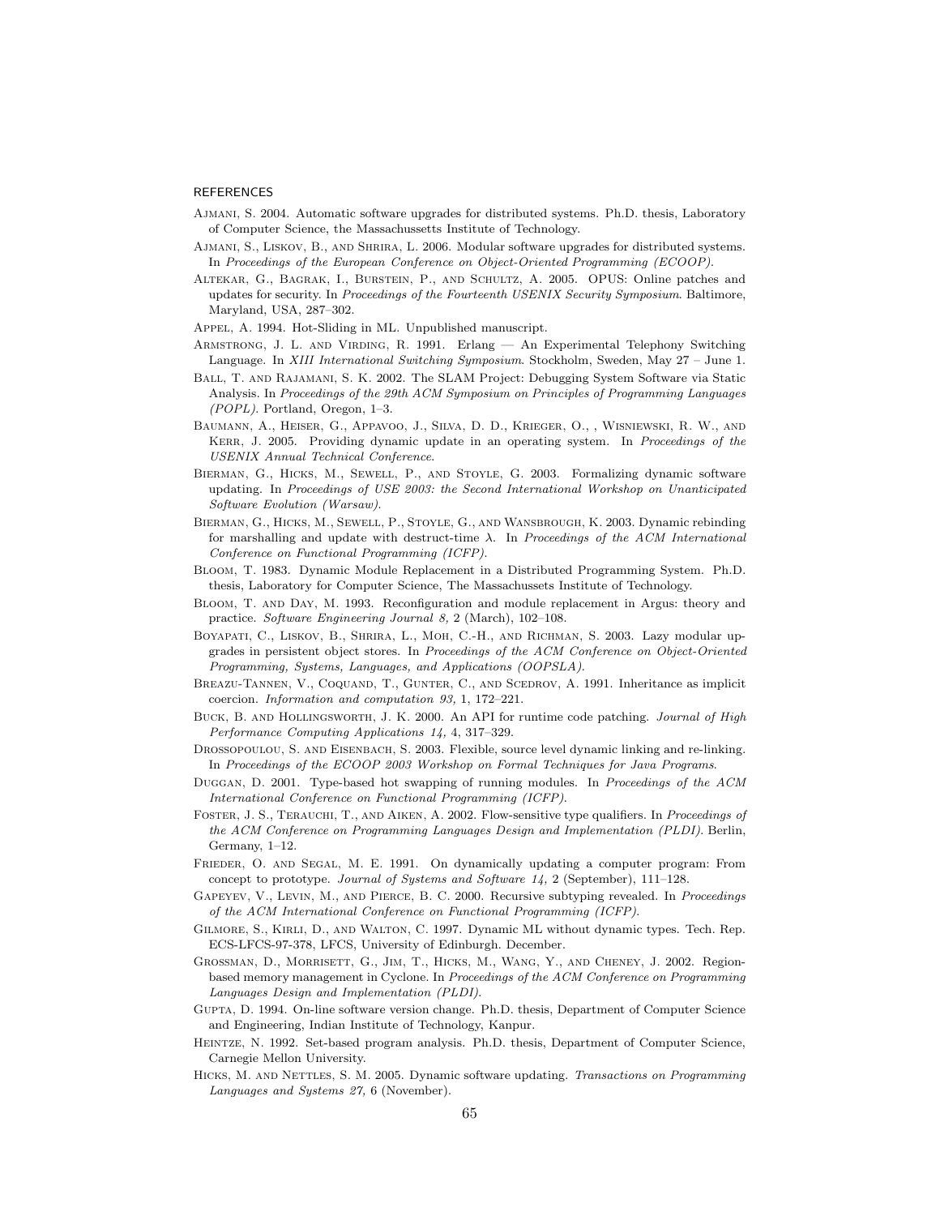## REFERENCES

Ajmani, S. 2004. Automatic software upgrades for distributed systems. Ph.D. thesis, Laboratory of Computer Science, the Massachussetts Institute of Technology.

Ajmani, S., Liskov, B., and Shrira, L. 2006. Modular software upgrades for distributed systems. In *Proceedings of the European Conference on Object-Oriented Programming (ECOOP)*.

Altekar, G., Bagrak, I., Burstein, P., and Schultz, A. 2005. OPUS: Online patches and updates for security. In *Proceedings of the Fourteenth USENIX Security Symposium*. Baltimore, Maryland, USA, 287–302.

Appel, A. 1994. Hot-Sliding in ML. Unpublished manuscript.

Armstrong, J. L. and Virding, R. 1991. Erlang — An Experimental Telephony Switching Language. In *XIII International Switching Symposium*. Stockholm, Sweden, May 27 – June 1.

Ball, T. and Rajamani, S. K. 2002. The SLAM Project: Debugging System Software via Static Analysis. In *Proceedings of the 29th ACM Symposium on Principles of Programming Languages (POPL)*. Portland, Oregon, 1–3.

Baumann, A., Heiser, G., Appavoo, J., Silva, D. D., Krieger, O., , Wisniewski, R. W., and Kerr, J. 2005. Providing dynamic update in an operating system. In *Proceedings of the USENIX Annual Technical Conference*.

Bierman, G., Hicks, M., Sewell, P., and Stoyle, G. 2003. Formalizing dynamic software updating. In *Proceedings of USE 2003: the Second International Workshop on Unanticipated Software Evolution (Warsaw)*.

Bierman, G., Hicks, M., Sewell, P., Stoyle, G., and Wansbrough, K. 2003. Dynamic rebinding for marshalling and update with destruct-time λ. In *Proceedings of the ACM International Conference on Functional Programming (ICFP)*.

Bloom, T. 1983. Dynamic Module Replacement in a Distributed Programming System. Ph.D. thesis, Laboratory for Computer Science, The Massachussets Institute of Technology.

Bloom, T. and Day, M. 1993. Reconfiguration and module replacement in Argus: theory and practice. *Software Engineering Journal 8,* 2 (March), 102–108.

Boyapati, C., Liskov, B., Shrira, L., Moh, C.-H., and Richman, S. 2003. Lazy modular upgrades in persistent object stores. In *Proceedings of the ACM Conference on Object-Oriented Programming, Systems, Languages, and Applications (OOPSLA)*.

Breazu-Tannen, V., Coquand, T., Gunter, C., and Scedrov, A. 1991. Inheritance as implicit coercion. *Information and computation 93,* 1, 172–221.

Buck, B. and Hollingsworth, J. K. 2000. An API for runtime code patching. *Journal of High Performance Computing Applications 14,* 4, 317–329.

Drossopoulou, S. and Eisenbach, S. 2003. Flexible, source level dynamic linking and re-linking. In *Proceedings of the ECOOP 2003 Workshop on Formal Techniques for Java Programs*.

Duggan, D. 2001. Type-based hot swapping of running modules. In *Proceedings of the ACM International Conference on Functional Programming (ICFP)*.

Foster, J. S., Terauchi, T., and Aiken, A. 2002. Flow-sensitive type qualifiers. In *Proceedings of the ACM Conference on Programming Languages Design and Implementation (PLDI)*. Berlin, Germany, 1–12.

Frieder, O. and Segal, M. E. 1991. On dynamically updating a computer program: From concept to prototype. *Journal of Systems and Software 14,* 2 (September), 111–128.

Gapeyev, V., Levin, M., and Pierce, B. C. 2000. Recursive subtyping revealed. In *Proceedings of the ACM International Conference on Functional Programming (ICFP)*.

Gilmore, S., Kirli, D., and Walton, C. 1997. Dynamic ML without dynamic types. Tech. Rep. ECS-LFCS-97-378, LFCS, University of Edinburgh. December.

Grossman, D., Morrisett, G., Jim, T., Hicks, M., Wang, Y., and Cheney, J. 2002. Region-based memory management in Cyclone. In *Proceedings of the ACM Conference on Programming Languages Design and Implementation (PLDI)*.

Gupta, D. 1994. On-line software version change. Ph.D. thesis, Department of Computer Science and Engineering, Indian Institute of Technology, Kanpur.

Heintze, N. 1992. Set-based program analysis. Ph.D. thesis, Department of Computer Science, Carnegie Mellon University.

Hicks, M. and Nettles, S. M. 2005. Dynamic software updating. *Transactions on Programming Languages and Systems 27,* 6 (November).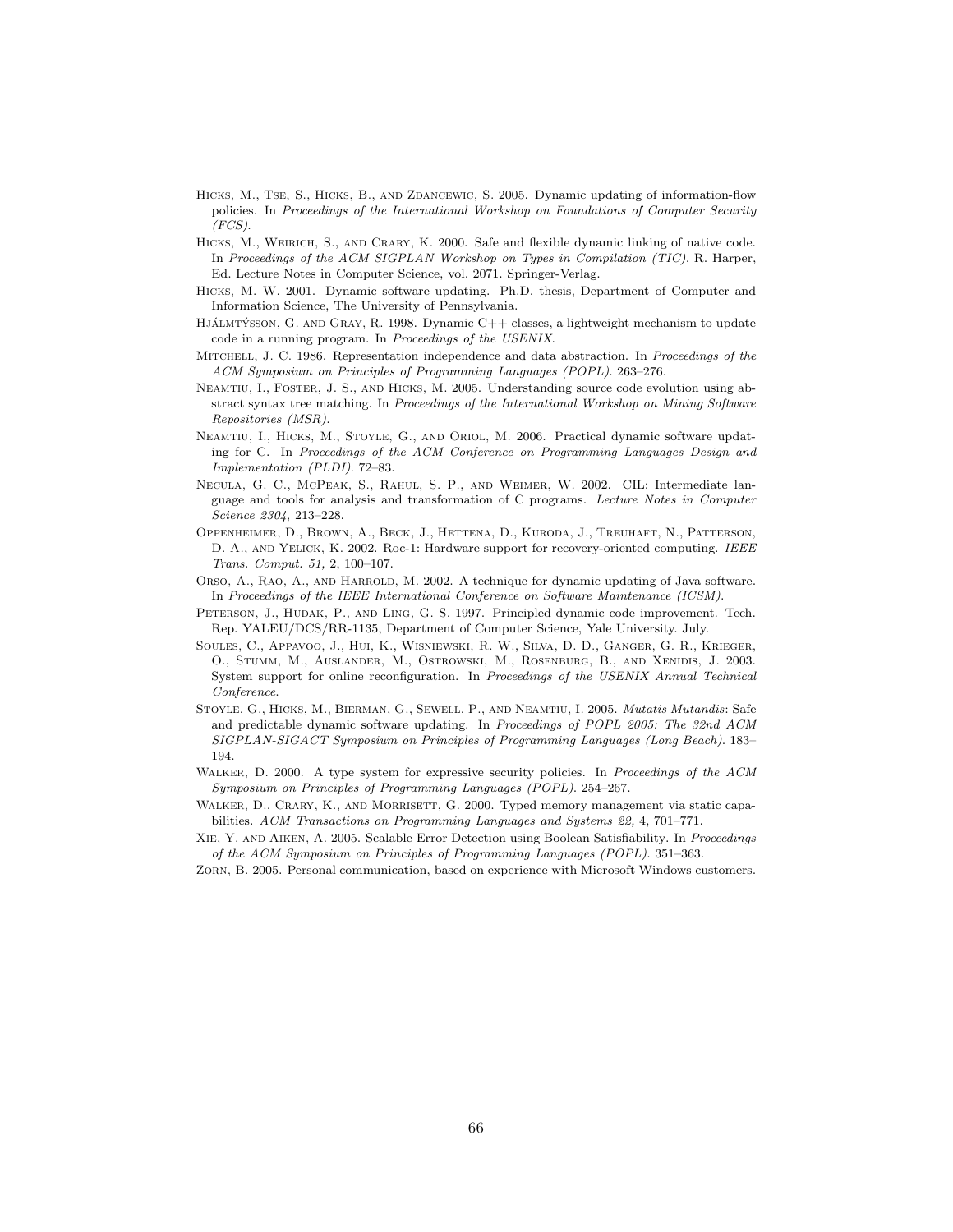Hicks, M., Tse, S., Hicks, B., and Zdancewic, S. 2005. Dynamic updating of information-flow policies. In *Proceedings of the International Workshop on Foundations of Computer Security (FCS)*.

Hicks, M., Weirich, S., and Crary, K. 2000. Safe and flexible dynamic linking of native code. In *Proceedings of the ACM SIGPLAN Workshop on Types in Compilation (TIC)*, R. Harper, Ed. Lecture Notes in Computer Science, vol. 2071. Springer-Verlag.

Hicks, M. W. 2001. Dynamic software updating. Ph.D. thesis, Department of Computer and Information Science, The University of Pennsylvania.

Hjálmtýsson, G. and Gray, R. 1998. Dynamic C++ classes, a lightweight mechanism to update code in a running program. In *Proceedings of the USENIX*.

Mitchell, J. C. 1986. Representation independence and data abstraction. In *Proceedings of the ACM Symposium on Principles of Programming Languages (POPL)*. 263–276.

Neamtiu, I., Foster, J. S., and Hicks, M. 2005. Understanding source code evolution using abstract syntax tree matching. In *Proceedings of the International Workshop on Mining Software Repositories (MSR)*.

Neamtiu, I., Hicks, M., Stoyle, G., and Oriol, M. 2006. Practical dynamic software updating for C. In *Proceedings of the ACM Conference on Programming Languages Design and Implementation (PLDI)*. 72–83.

Necula, G. C., McPeak, S., Rahul, S. P., and Weimer, W. 2002. CIL: Intermediate language and tools for analysis and transformation of C programs. *Lecture Notes in Computer Science 2304*, 213–228.

Oppenheimer, D., Brown, A., Beck, J., Hettena, D., Kuroda, J., Treuhaft, N., Patterson, D. A., and Yelick, K. 2002. Roc-1: Hardware support for recovery-oriented computing. *IEEE Trans. Comput. 51,* 2, 100–107.

Orso, A., Rao, A., and Harrold, M. 2002. A technique for dynamic updating of Java software. In *Proceedings of the IEEE International Conference on Software Maintenance (ICSM)*.

Peterson, J., Hudak, P., and Ling, G. S. 1997. Principled dynamic code improvement. Tech. Rep. YALEU/DCS/RR-1135, Department of Computer Science, Yale University. July.

Soules, C., Appavoo, J., Hui, K., Wisniewski, R. W., Silva, D. D., Ganger, G. R., Krieger, O., Stumm, M., Auslander, M., Ostrowski, M., Rosenburg, B., and Xenidis, J. 2003. System support for online reconfiguration. In *Proceedings of the USENIX Annual Technical Conference*.

Stoyle, G., Hicks, M., Bierman, G., Sewell, P., and Neamtiu, I. 2005. *Mutatis Mutandis*: Safe and predictable dynamic software updating. In *Proceedings of POPL 2005: The 32nd ACM SIGPLAN-SIGACT Symposium on Principles of Programming Languages (Long Beach)*. 183–194.

Walker, D. 2000. A type system for expressive security policies. In *Proceedings of the ACM Symposium on Principles of Programming Languages (POPL)*. 254–267.

Walker, D., Crary, K., and Morrisett, G. 2000. Typed memory management via static capabilities. *ACM Transactions on Programming Languages and Systems 22,* 4, 701–771.

Xie, Y. and Aiken, A. 2005. Scalable Error Detection using Boolean Satisfiability. In *Proceedings of the ACM Symposium on Principles of Programming Languages (POPL)*. 351–363.

Zorn, B. 2005. Personal communication, based on experience with Microsoft Windows customers.